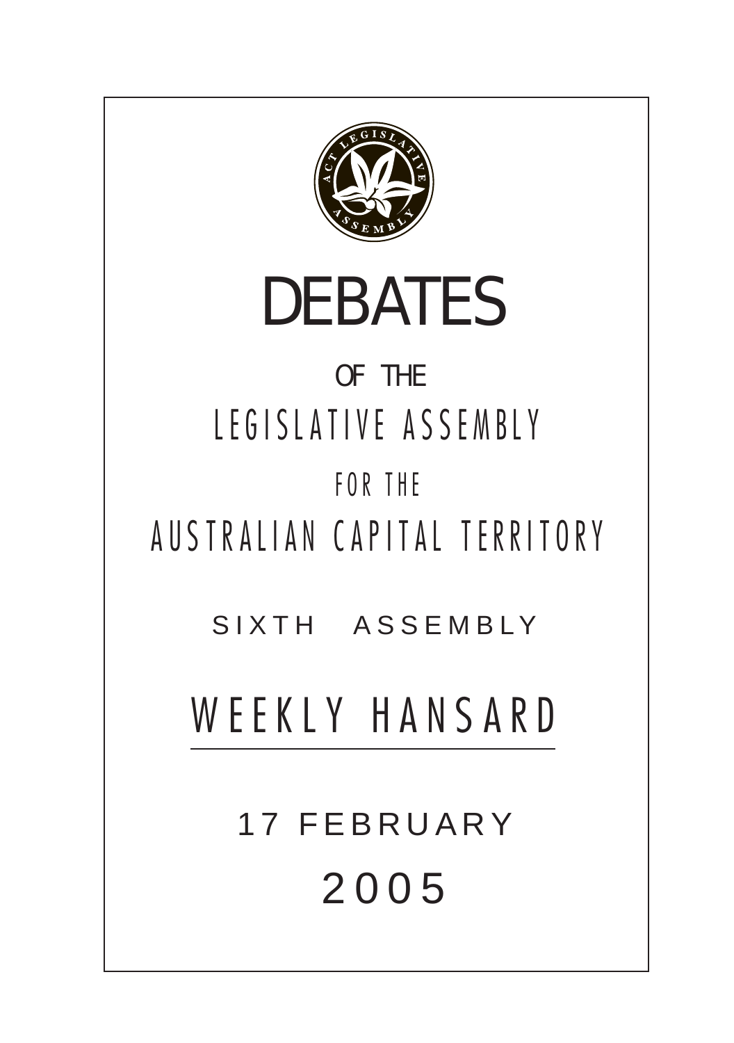# DEBATES

OF THE

LEGISLATIVE ASSEMBLY

FOR THE

AUSTRALIAN CAPITAL TERRITORY

SIXTH ASSEMBLY

## WEEKLY HANSARD

17 FEBRUARY

2005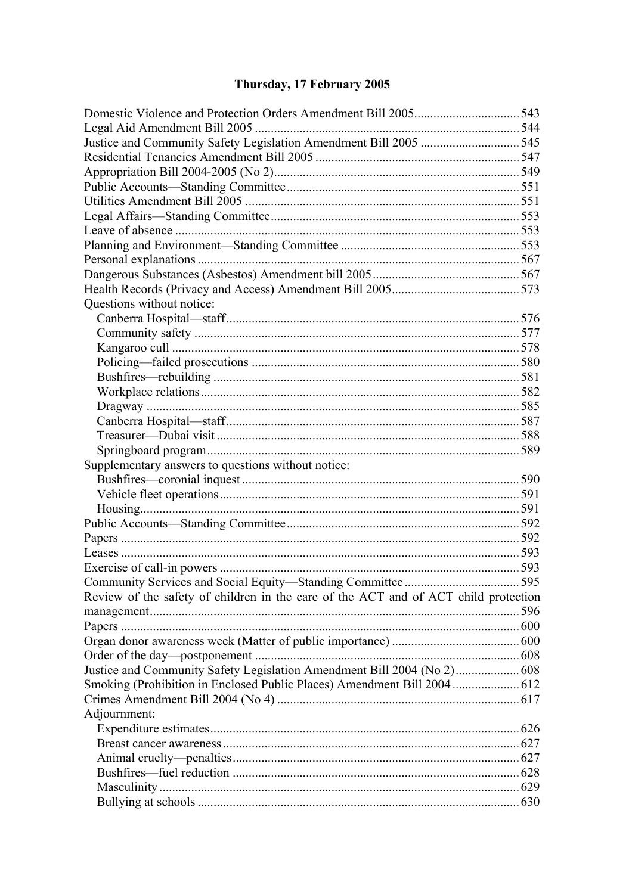## Thursday, 17 February 2005

Domestic Violence and Protection Orders Amendment Bill 2005 ....... 543
Legal Aid Amendment Bill 2005 ....... 544
Justice and Community Safety Legislation Amendment Bill 2005 ....... 545
Residential Tenancies Amendment Bill 2005 ....... 547
Appropriation Bill 2004-2005 (No 2) ....... 549
Public Accounts—Standing Committee ....... 551
Utilities Amendment Bill 2005 ....... 551
Legal Affairs—Standing Committee ....... 553
Leave of absence ....... 553
Planning and Environment—Standing Committee ....... 553
Personal explanations ....... 567
Dangerous Substances (Asbestos) Amendment bill 2005 ....... 567
Health Records (Privacy and Access) Amendment Bill 2005 ....... 573
Questions without notice:
- Canberra Hospital—staff ....... 576
- Community safety ....... 577
- Kangaroo cull ....... 578
- Policing—failed prosecutions ....... 580
- Bushfires—rebuilding ....... 581
- Workplace relations ....... 582
- Dragway ....... 585
- Canberra Hospital—staff ....... 587
- Treasurer—Dubai visit ....... 588
- Springboard program ....... 589

Supplementary answers to questions without notice:
- Bushfires—coronial inquest ....... 590
- Vehicle fleet operations ....... 591
- Housing ....... 591

Public Accounts—Standing Committee ....... 592
Papers ....... 592
Leases ....... 593
Exercise of call-in powers ....... 593
Community Services and Social Equity—Standing Committee ....... 595
Review of the safety of children in the care of the ACT and of ACT child protection management ....... 596
Papers ....... 600
Organ donor awareness week (Matter of public importance) ....... 600
Order of the day—postponement ....... 608
Justice and Community Safety Legislation Amendment Bill 2004 (No 2) ....... 608
Smoking (Prohibition in Enclosed Public Places) Amendment Bill 2004 ....... 612
Crimes Amendment Bill 2004 (No 4) ....... 617
Adjournment:
- Expenditure estimates ....... 626
- Breast cancer awareness ....... 627
- Animal cruelty—penalties ....... 627
- Bushfires—fuel reduction ....... 628
- Masculinity ....... 629
- Bullying at schools ....... 630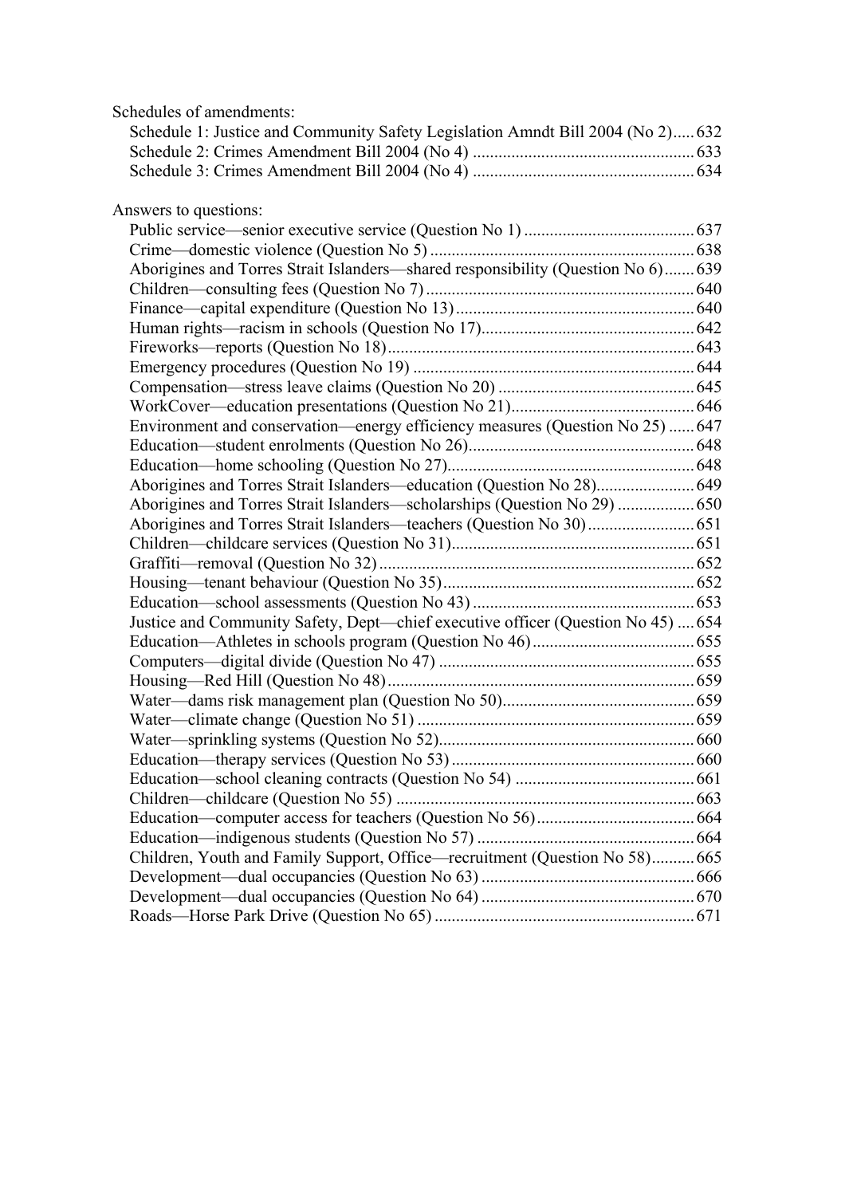Schedules of amendments:

- Schedule 1: Justice and Community Safety Legislation Amndt Bill 2004 (No 2)..... 632
- Schedule 2: Crimes Amendment Bill 2004 (No 4) .................................................... 633
- Schedule 3: Crimes Amendment Bill 2004 (No 4) .................................................... 634

Answers to questions:

- Public service—senior executive service (Question No 1) ........................................ 637
- Crime—domestic violence (Question No 5) ............................................................. 638
- Aborigines and Torres Strait Islanders—shared responsibility (Question No 6) ....... 639
- Children—consulting fees (Question No 7) .............................................................. 640
- Finance—capital expenditure (Question No 13) ........................................................ 640
- Human rights—racism in schools (Question No 17).................................................. 642
- Fireworks—reports (Question No 18) ....................................................................... 643
- Emergency procedures (Question No 19) ................................................................. 644
- Compensation—stress leave claims (Question No 20) .............................................. 645
- WorkCover—education presentations (Question No 21)........................................... 646
- Environment and conservation—energy efficiency measures (Question No 25) ...... 647
- Education—student enrolments (Question No 26)..................................................... 648
- Education—home schooling (Question No 27).......................................................... 648
- Aborigines and Torres Strait Islanders—education (Question No 28)....................... 649
- Aborigines and Torres Strait Islanders—scholarships (Question No 29) .................. 650
- Aborigines and Torres Strait Islanders—teachers (Question No 30) ......................... 651
- Children—childcare services (Question No 31)......................................................... 651
- Graffiti—removal (Question No 32) .......................................................................... 652
- Housing—tenant behaviour (Question No 35) ........................................................... 652
- Education—school assessments (Question No 43) .................................................... 653
- Justice and Community Safety, Dept—chief executive officer (Question No 45) .... 654
- Education—Athletes in schools program (Question No 46) ...................................... 655
- Computers—digital divide (Question No 47) ............................................................ 655
- Housing—Red Hill (Question No 48) ........................................................................ 659
- Water—dams risk management plan (Question No 50)............................................. 659
- Water—climate change (Question No 51) ................................................................. 659
- Water—sprinkling systems (Question No 52)............................................................ 660
- Education—therapy services (Question No 53) ......................................................... 660
- Education—school cleaning contracts (Question No 54) .......................................... 661
- Children—childcare (Question No 55) ...................................................................... 663
- Education—computer access for teachers (Question No 56)..................................... 664
- Education—indigenous students (Question No 57) ................................................... 664
- Children, Youth and Family Support, Office—recruitment (Question No 58).......... 665
- Development—dual occupancies (Question No 63) .................................................. 666
- Development—dual occupancies (Question No 64) .................................................. 670
- Roads—Horse Park Drive (Question No 65) ............................................................. 671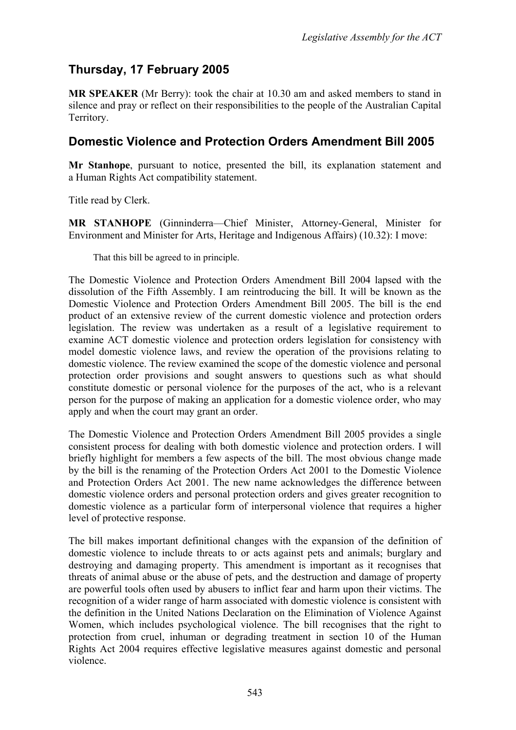# Thursday, 17 February 2005

**MR SPEAKER** (Mr Berry): took the chair at 10.30 am and asked members to stand in silence and pray or reflect on their responsibilities to the people of the Australian Capital Territory.

## Domestic Violence and Protection Orders Amendment Bill 2005

**Mr Stanhope**, pursuant to notice, presented the bill, its explanation statement and a Human Rights Act compatibility statement.

Title read by Clerk.

**MR STANHOPE** (Ginninderra—Chief Minister, Attorney-General, Minister for Environment and Minister for Arts, Heritage and Indigenous Affairs) (10.32): I move:

> That this bill be agreed to in principle.

The Domestic Violence and Protection Orders Amendment Bill 2004 lapsed with the dissolution of the Fifth Assembly. I am reintroducing the bill. It will be known as the Domestic Violence and Protection Orders Amendment Bill 2005. The bill is the end product of an extensive review of the current domestic violence and protection orders legislation. The review was undertaken as a result of a legislative requirement to examine ACT domestic violence and protection orders legislation for consistency with model domestic violence laws, and review the operation of the provisions relating to domestic violence. The review examined the scope of the domestic violence and personal protection order provisions and sought answers to questions such as what should constitute domestic or personal violence for the purposes of the act, who is a relevant person for the purpose of making an application for a domestic violence order, who may apply and when the court may grant an order.

The Domestic Violence and Protection Orders Amendment Bill 2005 provides a single consistent process for dealing with both domestic violence and protection orders. I will briefly highlight for members a few aspects of the bill. The most obvious change made by the bill is the renaming of the Protection Orders Act 2001 to the Domestic Violence and Protection Orders Act 2001. The new name acknowledges the difference between domestic violence orders and personal protection orders and gives greater recognition to domestic violence as a particular form of interpersonal violence that requires a higher level of protective response.

The bill makes important definitional changes with the expansion of the definition of domestic violence to include threats to or acts against pets and animals; burglary and destroying and damaging property. This amendment is important as it recognises that threats of animal abuse or the abuse of pets, and the destruction and damage of property are powerful tools often used by abusers to inflict fear and harm upon their victims. The recognition of a wider range of harm associated with domestic violence is consistent with the definition in the United Nations Declaration on the Elimination of Violence Against Women, which includes psychological violence. The bill recognises that the right to protection from cruel, inhuman or degrading treatment in section 10 of the Human Rights Act 2004 requires effective legislative measures against domestic and personal violence.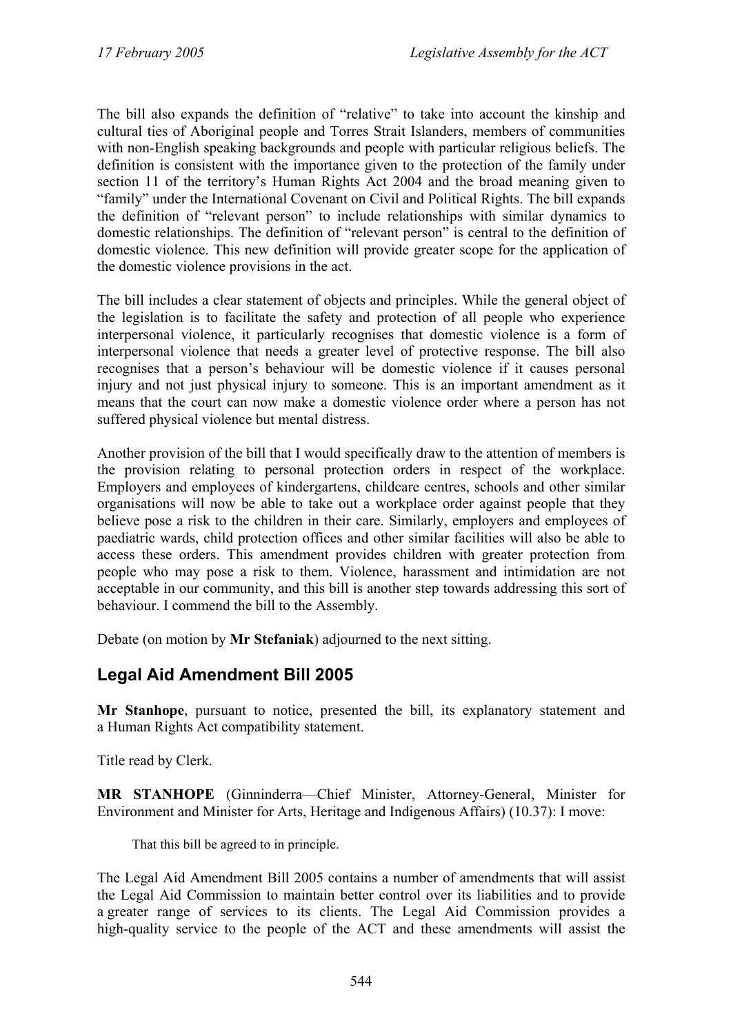The bill also expands the definition of "relative" to take into account the kinship and cultural ties of Aboriginal people and Torres Strait Islanders, members of communities with non-English speaking backgrounds and people with particular religious beliefs. The definition is consistent with the importance given to the protection of the family under section 11 of the territory's Human Rights Act 2004 and the broad meaning given to "family" under the International Covenant on Civil and Political Rights. The bill expands the definition of "relevant person" to include relationships with similar dynamics to domestic relationships. The definition of "relevant person" is central to the definition of domestic violence. This new definition will provide greater scope for the application of the domestic violence provisions in the act.

The bill includes a clear statement of objects and principles. While the general object of the legislation is to facilitate the safety and protection of all people who experience interpersonal violence, it particularly recognises that domestic violence is a form of interpersonal violence that needs a greater level of protective response. The bill also recognises that a person's behaviour will be domestic violence if it causes personal injury and not just physical injury to someone. This is an important amendment as it means that the court can now make a domestic violence order where a person has not suffered physical violence but mental distress.

Another provision of the bill that I would specifically draw to the attention of members is the provision relating to personal protection orders in respect of the workplace. Employers and employees of kindergartens, childcare centres, schools and other similar organisations will now be able to take out a workplace order against people that they believe pose a risk to the children in their care. Similarly, employers and employees of paediatric wards, child protection offices and other similar facilities will also be able to access these orders. This amendment provides children with greater protection from people who may pose a risk to them. Violence, harassment and intimidation are not acceptable in our community, and this bill is another step towards addressing this sort of behaviour. I commend the bill to the Assembly.

Debate (on motion by **Mr Stefaniak**) adjourned to the next sitting.

## Legal Aid Amendment Bill 2005

**Mr Stanhope**, pursuant to notice, presented the bill, its explanatory statement and a Human Rights Act compatibility statement.

Title read by Clerk.

**MR STANHOPE** (Ginninderra—Chief Minister, Attorney-General, Minister for Environment and Minister for Arts, Heritage and Indigenous Affairs) (10.37): I move:

> That this bill be agreed to in principle.

The Legal Aid Amendment Bill 2005 contains a number of amendments that will assist the Legal Aid Commission to maintain better control over its liabilities and to provide a greater range of services to its clients. The Legal Aid Commission provides a high-quality service to the people of the ACT and these amendments will assist the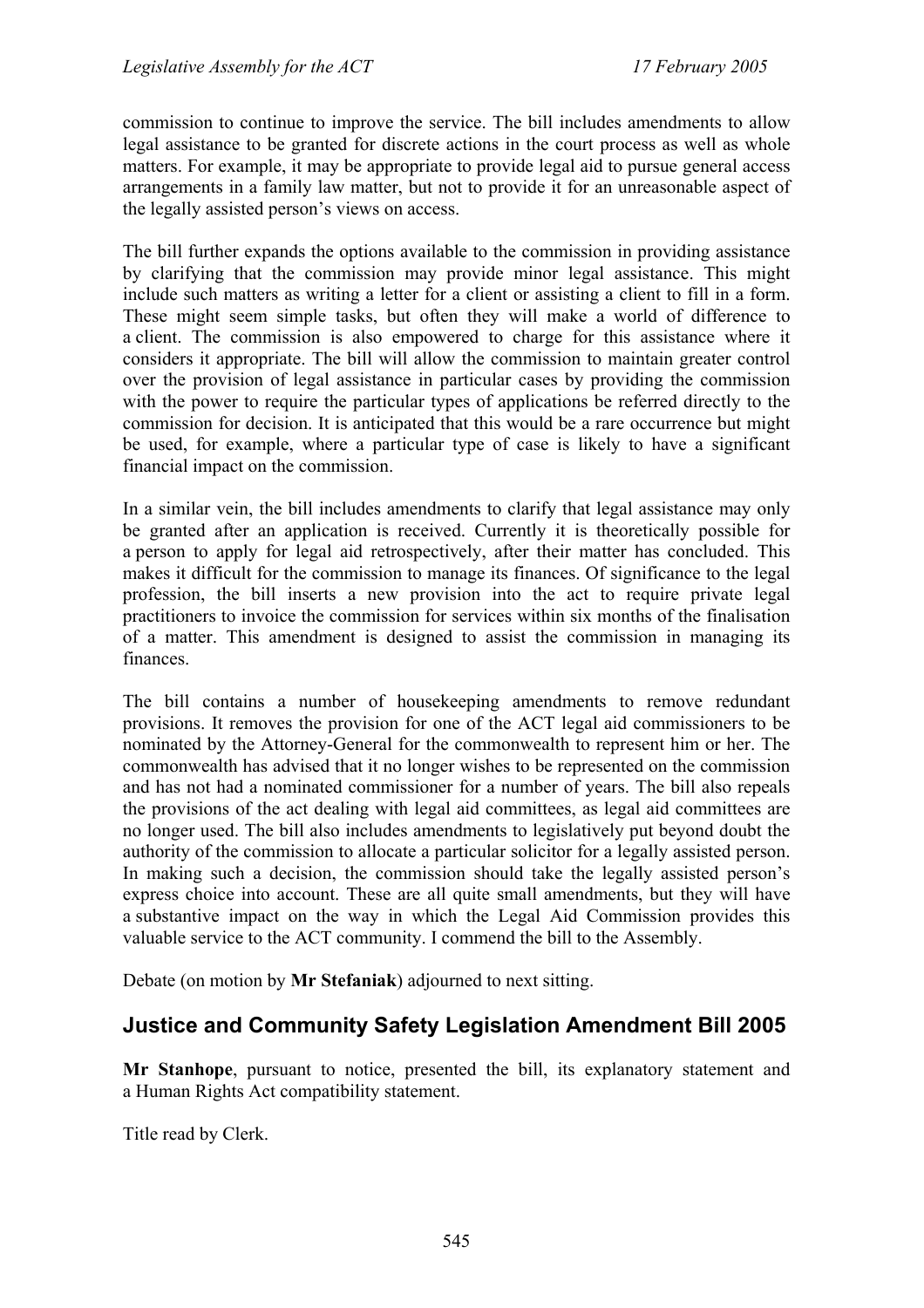commission to continue to improve the service. The bill includes amendments to allow legal assistance to be granted for discrete actions in the court process as well as whole matters. For example, it may be appropriate to provide legal aid to pursue general access arrangements in a family law matter, but not to provide it for an unreasonable aspect of the legally assisted person's views on access.

The bill further expands the options available to the commission in providing assistance by clarifying that the commission may provide minor legal assistance. This might include such matters as writing a letter for a client or assisting a client to fill in a form. These might seem simple tasks, but often they will make a world of difference to a client. The commission is also empowered to charge for this assistance where it considers it appropriate. The bill will allow the commission to maintain greater control over the provision of legal assistance in particular cases by providing the commission with the power to require the particular types of applications be referred directly to the commission for decision. It is anticipated that this would be a rare occurrence but might be used, for example, where a particular type of case is likely to have a significant financial impact on the commission.

In a similar vein, the bill includes amendments to clarify that legal assistance may only be granted after an application is received. Currently it is theoretically possible for a person to apply for legal aid retrospectively, after their matter has concluded. This makes it difficult for the commission to manage its finances. Of significance to the legal profession, the bill inserts a new provision into the act to require private legal practitioners to invoice the commission for services within six months of the finalisation of a matter. This amendment is designed to assist the commission in managing its finances.

The bill contains a number of housekeeping amendments to remove redundant provisions. It removes the provision for one of the ACT legal aid commissioners to be nominated by the Attorney-General for the commonwealth to represent him or her. The commonwealth has advised that it no longer wishes to be represented on the commission and has not had a nominated commissioner for a number of years. The bill also repeals the provisions of the act dealing with legal aid committees, as legal aid committees are no longer used. The bill also includes amendments to legislatively put beyond doubt the authority of the commission to allocate a particular solicitor for a legally assisted person. In making such a decision, the commission should take the legally assisted person's express choice into account. These are all quite small amendments, but they will have a substantive impact on the way in which the Legal Aid Commission provides this valuable service to the ACT community. I commend the bill to the Assembly.

Debate (on motion by **Mr Stefaniak**) adjourned to next sitting.

## Justice and Community Safety Legislation Amendment Bill 2005

**Mr Stanhope**, pursuant to notice, presented the bill, its explanatory statement and a Human Rights Act compatibility statement.

Title read by Clerk.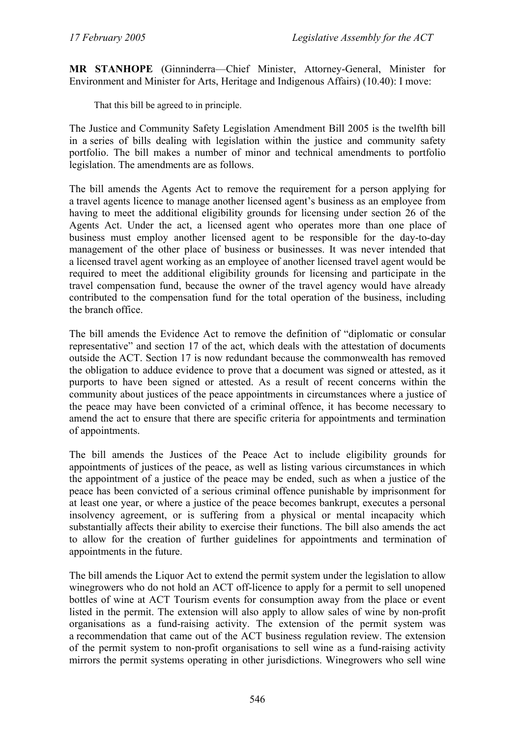**MR STANHOPE** (Ginninderra—Chief Minister, Attorney-General, Minister for Environment and Minister for Arts, Heritage and Indigenous Affairs) (10.40): I move:

> That this bill be agreed to in principle.

The Justice and Community Safety Legislation Amendment Bill 2005 is the twelfth bill in a series of bills dealing with legislation within the justice and community safety portfolio. The bill makes a number of minor and technical amendments to portfolio legislation. The amendments are as follows.

The bill amends the Agents Act to remove the requirement for a person applying for a travel agents licence to manage another licensed agent's business as an employee from having to meet the additional eligibility grounds for licensing under section 26 of the Agents Act. Under the act, a licensed agent who operates more than one place of business must employ another licensed agent to be responsible for the day-to-day management of the other place of business or businesses. It was never intended that a licensed travel agent working as an employee of another licensed travel agent would be required to meet the additional eligibility grounds for licensing and participate in the travel compensation fund, because the owner of the travel agency would have already contributed to the compensation fund for the total operation of the business, including the branch office.

The bill amends the Evidence Act to remove the definition of "diplomatic or consular representative" and section 17 of the act, which deals with the attestation of documents outside the ACT. Section 17 is now redundant because the commonwealth has removed the obligation to adduce evidence to prove that a document was signed or attested, as it purports to have been signed or attested. As a result of recent concerns within the community about justices of the peace appointments in circumstances where a justice of the peace may have been convicted of a criminal offence, it has become necessary to amend the act to ensure that there are specific criteria for appointments and termination of appointments.

The bill amends the Justices of the Peace Act to include eligibility grounds for appointments of justices of the peace, as well as listing various circumstances in which the appointment of a justice of the peace may be ended, such as when a justice of the peace has been convicted of a serious criminal offence punishable by imprisonment for at least one year, or where a justice of the peace becomes bankrupt, executes a personal insolvency agreement, or is suffering from a physical or mental incapacity which substantially affects their ability to exercise their functions. The bill also amends the act to allow for the creation of further guidelines for appointments and termination of appointments in the future.

The bill amends the Liquor Act to extend the permit system under the legislation to allow winegrowers who do not hold an ACT off-licence to apply for a permit to sell unopened bottles of wine at ACT Tourism events for consumption away from the place or event listed in the permit. The extension will also apply to allow sales of wine by non-profit organisations as a fund-raising activity. The extension of the permit system was a recommendation that came out of the ACT business regulation review. The extension of the permit system to non-profit organisations to sell wine as a fund-raising activity mirrors the permit systems operating in other jurisdictions. Winegrowers who sell wine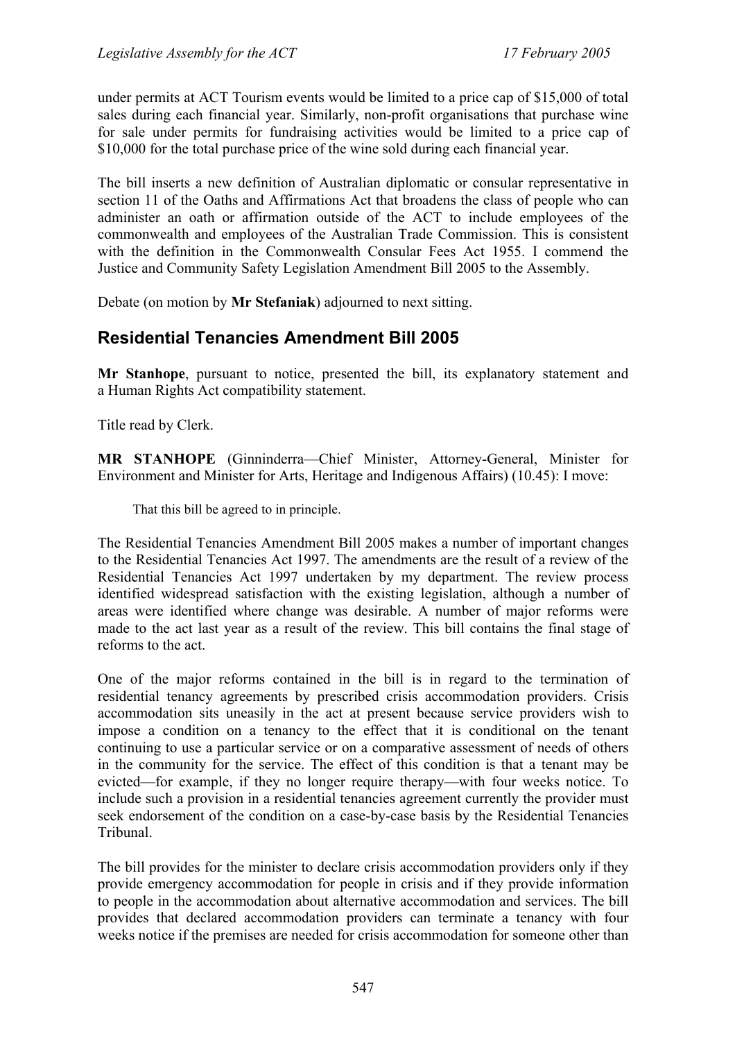under permits at ACT Tourism events would be limited to a price cap of $15,000 of total sales during each financial year. Similarly, non-profit organisations that purchase wine for sale under permits for fundraising activities would be limited to a price cap of $10,000 for the total purchase price of the wine sold during each financial year.

The bill inserts a new definition of Australian diplomatic or consular representative in section 11 of the Oaths and Affirmations Act that broadens the class of people who can administer an oath or affirmation outside of the ACT to include employees of the commonwealth and employees of the Australian Trade Commission. This is consistent with the definition in the Commonwealth Consular Fees Act 1955. I commend the Justice and Community Safety Legislation Amendment Bill 2005 to the Assembly.

Debate (on motion by **Mr Stefaniak**) adjourned to next sitting.

## Residential Tenancies Amendment Bill 2005

**Mr Stanhope**, pursuant to notice, presented the bill, its explanatory statement and a Human Rights Act compatibility statement.

Title read by Clerk.

**MR STANHOPE** (Ginninderra—Chief Minister, Attorney-General, Minister for Environment and Minister for Arts, Heritage and Indigenous Affairs) (10.45): I move:

> That this bill be agreed to in principle.

The Residential Tenancies Amendment Bill 2005 makes a number of important changes to the Residential Tenancies Act 1997. The amendments are the result of a review of the Residential Tenancies Act 1997 undertaken by my department. The review process identified widespread satisfaction with the existing legislation, although a number of areas were identified where change was desirable. A number of major reforms were made to the act last year as a result of the review. This bill contains the final stage of reforms to the act.

One of the major reforms contained in the bill is in regard to the termination of residential tenancy agreements by prescribed crisis accommodation providers. Crisis accommodation sits uneasily in the act at present because service providers wish to impose a condition on a tenancy to the effect that it is conditional on the tenant continuing to use a particular service or on a comparative assessment of needs of others in the community for the service. The effect of this condition is that a tenant may be evicted—for example, if they no longer require therapy—with four weeks notice. To include such a provision in a residential tenancies agreement currently the provider must seek endorsement of the condition on a case-by-case basis by the Residential Tenancies Tribunal.

The bill provides for the minister to declare crisis accommodation providers only if they provide emergency accommodation for people in crisis and if they provide information to people in the accommodation about alternative accommodation and services. The bill provides that declared accommodation providers can terminate a tenancy with four weeks notice if the premises are needed for crisis accommodation for someone other than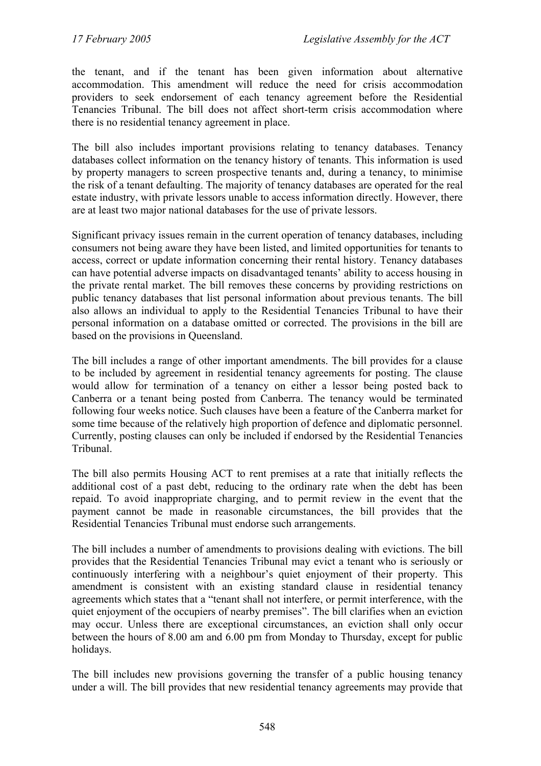the tenant, and if the tenant has been given information about alternative accommodation. This amendment will reduce the need for crisis accommodation providers to seek endorsement of each tenancy agreement before the Residential Tenancies Tribunal. The bill does not affect short-term crisis accommodation where there is no residential tenancy agreement in place.

The bill also includes important provisions relating to tenancy databases. Tenancy databases collect information on the tenancy history of tenants. This information is used by property managers to screen prospective tenants and, during a tenancy, to minimise the risk of a tenant defaulting. The majority of tenancy databases are operated for the real estate industry, with private lessors unable to access information directly. However, there are at least two major national databases for the use of private lessors.

Significant privacy issues remain in the current operation of tenancy databases, including consumers not being aware they have been listed, and limited opportunities for tenants to access, correct or update information concerning their rental history. Tenancy databases can have potential adverse impacts on disadvantaged tenants' ability to access housing in the private rental market. The bill removes these concerns by providing restrictions on public tenancy databases that list personal information about previous tenants. The bill also allows an individual to apply to the Residential Tenancies Tribunal to have their personal information on a database omitted or corrected. The provisions in the bill are based on the provisions in Queensland.

The bill includes a range of other important amendments. The bill provides for a clause to be included by agreement in residential tenancy agreements for posting. The clause would allow for termination of a tenancy on either a lessor being posted back to Canberra or a tenant being posted from Canberra. The tenancy would be terminated following four weeks notice. Such clauses have been a feature of the Canberra market for some time because of the relatively high proportion of defence and diplomatic personnel. Currently, posting clauses can only be included if endorsed by the Residential Tenancies Tribunal.

The bill also permits Housing ACT to rent premises at a rate that initially reflects the additional cost of a past debt, reducing to the ordinary rate when the debt has been repaid. To avoid inappropriate charging, and to permit review in the event that the payment cannot be made in reasonable circumstances, the bill provides that the Residential Tenancies Tribunal must endorse such arrangements.

The bill includes a number of amendments to provisions dealing with evictions. The bill provides that the Residential Tenancies Tribunal may evict a tenant who is seriously or continuously interfering with a neighbour's quiet enjoyment of their property. This amendment is consistent with an existing standard clause in residential tenancy agreements which states that a "tenant shall not interfere, or permit interference, with the quiet enjoyment of the occupiers of nearby premises". The bill clarifies when an eviction may occur. Unless there are exceptional circumstances, an eviction shall only occur between the hours of 8.00 am and 6.00 pm from Monday to Thursday, except for public holidays.

The bill includes new provisions governing the transfer of a public housing tenancy under a will. The bill provides that new residential tenancy agreements may provide that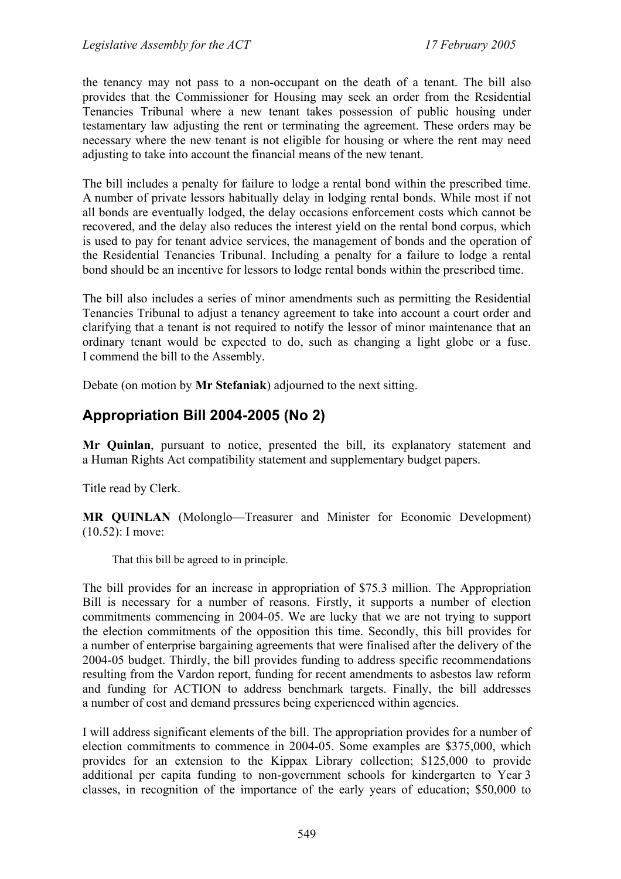the tenancy may not pass to a non-occupant on the death of a tenant. The bill also provides that the Commissioner for Housing may seek an order from the Residential Tenancies Tribunal where a new tenant takes possession of public housing under testamentary law adjusting the rent or terminating the agreement. These orders may be necessary where the new tenant is not eligible for housing or where the rent may need adjusting to take into account the financial means of the new tenant.

The bill includes a penalty for failure to lodge a rental bond within the prescribed time. A number of private lessors habitually delay in lodging rental bonds. While most if not all bonds are eventually lodged, the delay occasions enforcement costs which cannot be recovered, and the delay also reduces the interest yield on the rental bond corpus, which is used to pay for tenant advice services, the management of bonds and the operation of the Residential Tenancies Tribunal. Including a penalty for a failure to lodge a rental bond should be an incentive for lessors to lodge rental bonds within the prescribed time.

The bill also includes a series of minor amendments such as permitting the Residential Tenancies Tribunal to adjust a tenancy agreement to take into account a court order and clarifying that a tenant is not required to notify the lessor of minor maintenance that an ordinary tenant would be expected to do, such as changing a light globe or a fuse. I commend the bill to the Assembly.

Debate (on motion by **Mr Stefaniak**) adjourned to the next sitting.

## Appropriation Bill 2004-2005 (No 2)

**Mr Quinlan**, pursuant to notice, presented the bill, its explanatory statement and a Human Rights Act compatibility statement and supplementary budget papers.

Title read by Clerk.

**MR QUINLAN** (Molonglo—Treasurer and Minister for Economic Development) (10.52): I move:

> That this bill be agreed to in principle.

The bill provides for an increase in appropriation of $75.3 million. The Appropriation Bill is necessary for a number of reasons. Firstly, it supports a number of election commitments commencing in 2004-05. We are lucky that we are not trying to support the election commitments of the opposition this time. Secondly, this bill provides for a number of enterprise bargaining agreements that were finalised after the delivery of the 2004-05 budget. Thirdly, the bill provides funding to address specific recommendations resulting from the Vardon report, funding for recent amendments to asbestos law reform and funding for ACTION to address benchmark targets. Finally, the bill addresses a number of cost and demand pressures being experienced within agencies.

I will address significant elements of the bill. The appropriation provides for a number of election commitments to commence in 2004-05. Some examples are $375,000, which provides for an extension to the Kippax Library collection; $125,000 to provide additional per capita funding to non-government schools for kindergarten to Year 3 classes, in recognition of the importance of the early years of education; $50,000 to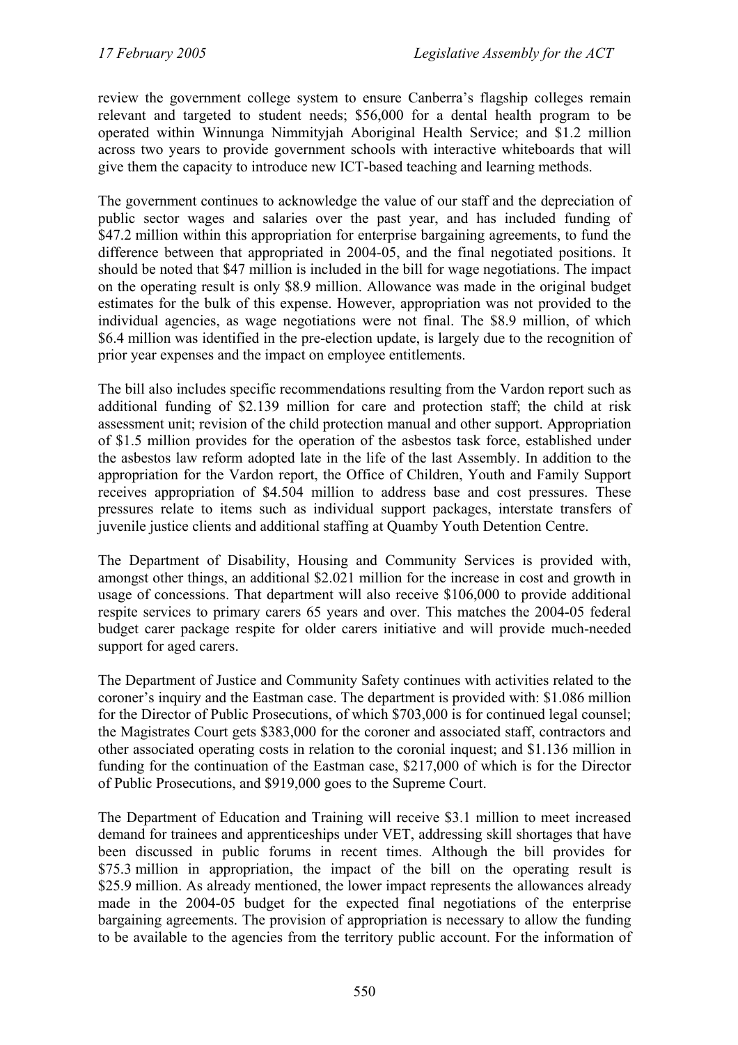review the government college system to ensure Canberra's flagship colleges remain relevant and targeted to student needs; $56,000 for a dental health program to be operated within Winnunga Nimmityjah Aboriginal Health Service; and $1.2 million across two years to provide government schools with interactive whiteboards that will give them the capacity to introduce new ICT-based teaching and learning methods.

The government continues to acknowledge the value of our staff and the depreciation of public sector wages and salaries over the past year, and has included funding of $47.2 million within this appropriation for enterprise bargaining agreements, to fund the difference between that appropriated in 2004-05, and the final negotiated positions. It should be noted that $47 million is included in the bill for wage negotiations. The impact on the operating result is only $8.9 million. Allowance was made in the original budget estimates for the bulk of this expense. However, appropriation was not provided to the individual agencies, as wage negotiations were not final. The $8.9 million, of which $6.4 million was identified in the pre-election update, is largely due to the recognition of prior year expenses and the impact on employee entitlements.

The bill also includes specific recommendations resulting from the Vardon report such as additional funding of $2.139 million for care and protection staff; the child at risk assessment unit; revision of the child protection manual and other support. Appropriation of $1.5 million provides for the operation of the asbestos task force, established under the asbestos law reform adopted late in the life of the last Assembly. In addition to the appropriation for the Vardon report, the Office of Children, Youth and Family Support receives appropriation of $4.504 million to address base and cost pressures. These pressures relate to items such as individual support packages, interstate transfers of juvenile justice clients and additional staffing at Quamby Youth Detention Centre.

The Department of Disability, Housing and Community Services is provided with, amongst other things, an additional $2.021 million for the increase in cost and growth in usage of concessions. That department will also receive $106,000 to provide additional respite services to primary carers 65 years and over. This matches the 2004-05 federal budget carer package respite for older carers initiative and will provide much-needed support for aged carers.

The Department of Justice and Community Safety continues with activities related to the coroner's inquiry and the Eastman case. The department is provided with: $1.086 million for the Director of Public Prosecutions, of which $703,000 is for continued legal counsel; the Magistrates Court gets $383,000 for the coroner and associated staff, contractors and other associated operating costs in relation to the coronial inquest; and $1.136 million in funding for the continuation of the Eastman case, $217,000 of which is for the Director of Public Prosecutions, and $919,000 goes to the Supreme Court.

The Department of Education and Training will receive $3.1 million to meet increased demand for trainees and apprenticeships under VET, addressing skill shortages that have been discussed in public forums in recent times. Although the bill provides for $75.3 million in appropriation, the impact of the bill on the operating result is $25.9 million. As already mentioned, the lower impact represents the allowances already made in the 2004-05 budget for the expected final negotiations of the enterprise bargaining agreements. The provision of appropriation is necessary to allow the funding to be available to the agencies from the territory public account. For the information of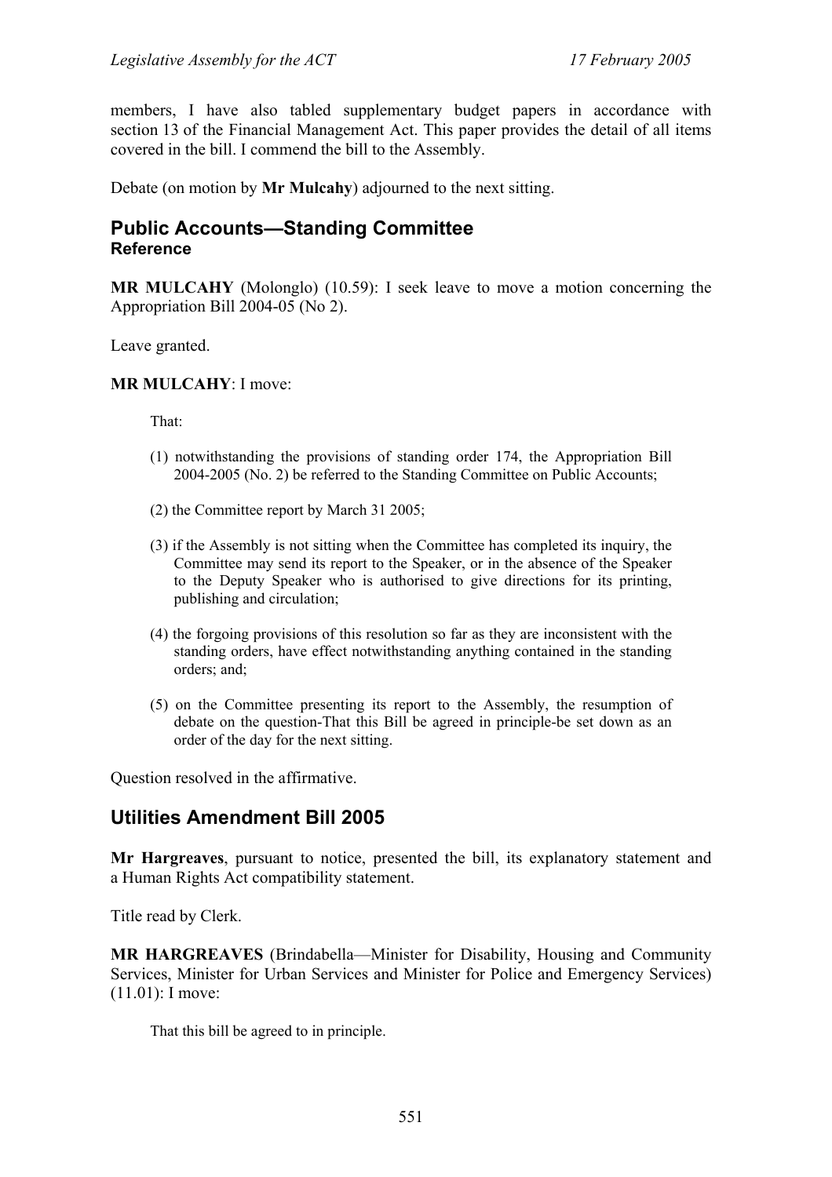members, I have also tabled supplementary budget papers in accordance with section 13 of the Financial Management Act. This paper provides the detail of all items covered in the bill. I commend the bill to the Assembly.

Debate (on motion by **Mr Mulcahy**) adjourned to the next sitting.

## Public Accounts—Standing Committee
### Reference

**MR MULCAHY** (Molonglo) (10.59): I seek leave to move a motion concerning the Appropriation Bill 2004-05 (No 2).

Leave granted.

**MR MULCAHY**: I move:

> That:
>
> (1) notwithstanding the provisions of standing order 174, the Appropriation Bill 2004-2005 (No. 2) be referred to the Standing Committee on Public Accounts;
>
> (2) the Committee report by March 31 2005;
>
> (3) if the Assembly is not sitting when the Committee has completed its inquiry, the Committee may send its report to the Speaker, or in the absence of the Speaker to the Deputy Speaker who is authorised to give directions for its printing, publishing and circulation;
>
> (4) the forgoing provisions of this resolution so far as they are inconsistent with the standing orders, have effect notwithstanding anything contained in the standing orders; and;
>
> (5) on the Committee presenting its report to the Assembly, the resumption of debate on the question-That this Bill be agreed in principle-be set down as an order of the day for the next sitting.

Question resolved in the affirmative.

## Utilities Amendment Bill 2005

**Mr Hargreaves**, pursuant to notice, presented the bill, its explanatory statement and a Human Rights Act compatibility statement.

Title read by Clerk.

**MR HARGREAVES** (Brindabella—Minister for Disability, Housing and Community Services, Minister for Urban Services and Minister for Police and Emergency Services) (11.01): I move:

> That this bill be agreed to in principle.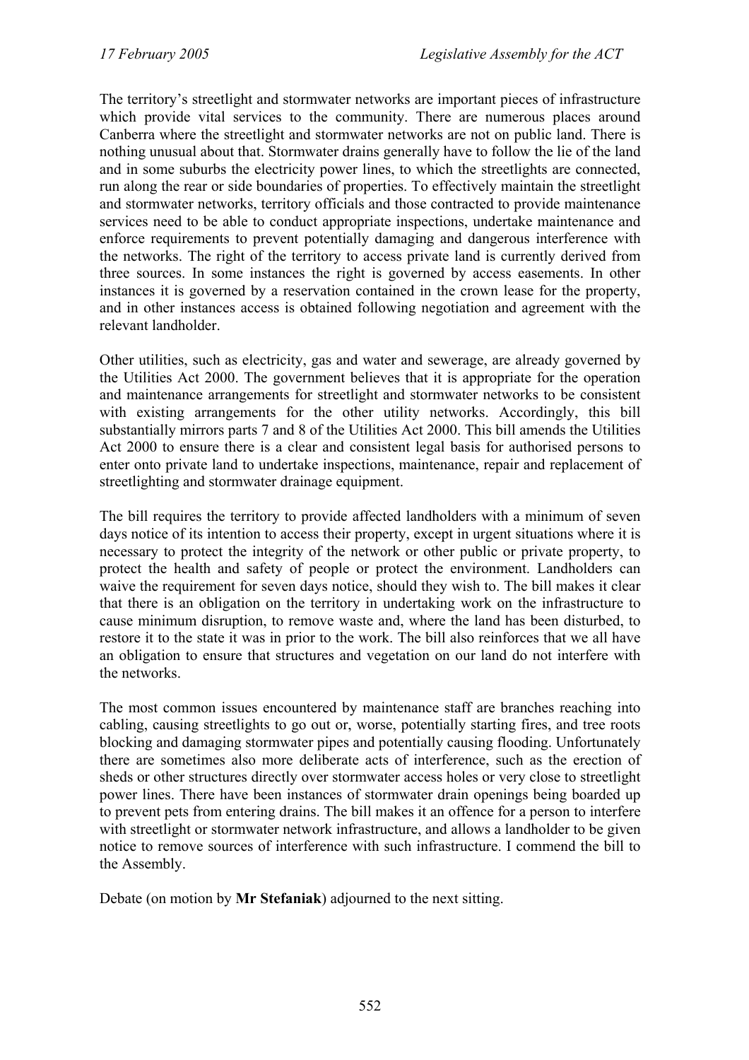The territory's streetlight and stormwater networks are important pieces of infrastructure which provide vital services to the community. There are numerous places around Canberra where the streetlight and stormwater networks are not on public land. There is nothing unusual about that. Stormwater drains generally have to follow the lie of the land and in some suburbs the electricity power lines, to which the streetlights are connected, run along the rear or side boundaries of properties. To effectively maintain the streetlight and stormwater networks, territory officials and those contracted to provide maintenance services need to be able to conduct appropriate inspections, undertake maintenance and enforce requirements to prevent potentially damaging and dangerous interference with the networks. The right of the territory to access private land is currently derived from three sources. In some instances the right is governed by access easements. In other instances it is governed by a reservation contained in the crown lease for the property, and in other instances access is obtained following negotiation and agreement with the relevant landholder.

Other utilities, such as electricity, gas and water and sewerage, are already governed by the Utilities Act 2000. The government believes that it is appropriate for the operation and maintenance arrangements for streetlight and stormwater networks to be consistent with existing arrangements for the other utility networks. Accordingly, this bill substantially mirrors parts 7 and 8 of the Utilities Act 2000. This bill amends the Utilities Act 2000 to ensure there is a clear and consistent legal basis for authorised persons to enter onto private land to undertake inspections, maintenance, repair and replacement of streetlighting and stormwater drainage equipment.

The bill requires the territory to provide affected landholders with a minimum of seven days notice of its intention to access their property, except in urgent situations where it is necessary to protect the integrity of the network or other public or private property, to protect the health and safety of people or protect the environment. Landholders can waive the requirement for seven days notice, should they wish to. The bill makes it clear that there is an obligation on the territory in undertaking work on the infrastructure to cause minimum disruption, to remove waste and, where the land has been disturbed, to restore it to the state it was in prior to the work. The bill also reinforces that we all have an obligation to ensure that structures and vegetation on our land do not interfere with the networks.

The most common issues encountered by maintenance staff are branches reaching into cabling, causing streetlights to go out or, worse, potentially starting fires, and tree roots blocking and damaging stormwater pipes and potentially causing flooding. Unfortunately there are sometimes also more deliberate acts of interference, such as the erection of sheds or other structures directly over stormwater access holes or very close to streetlight power lines. There have been instances of stormwater drain openings being boarded up to prevent pets from entering drains. The bill makes it an offence for a person to interfere with streetlight or stormwater network infrastructure, and allows a landholder to be given notice to remove sources of interference with such infrastructure. I commend the bill to the Assembly.

Debate (on motion by **Mr Stefaniak**) adjourned to the next sitting.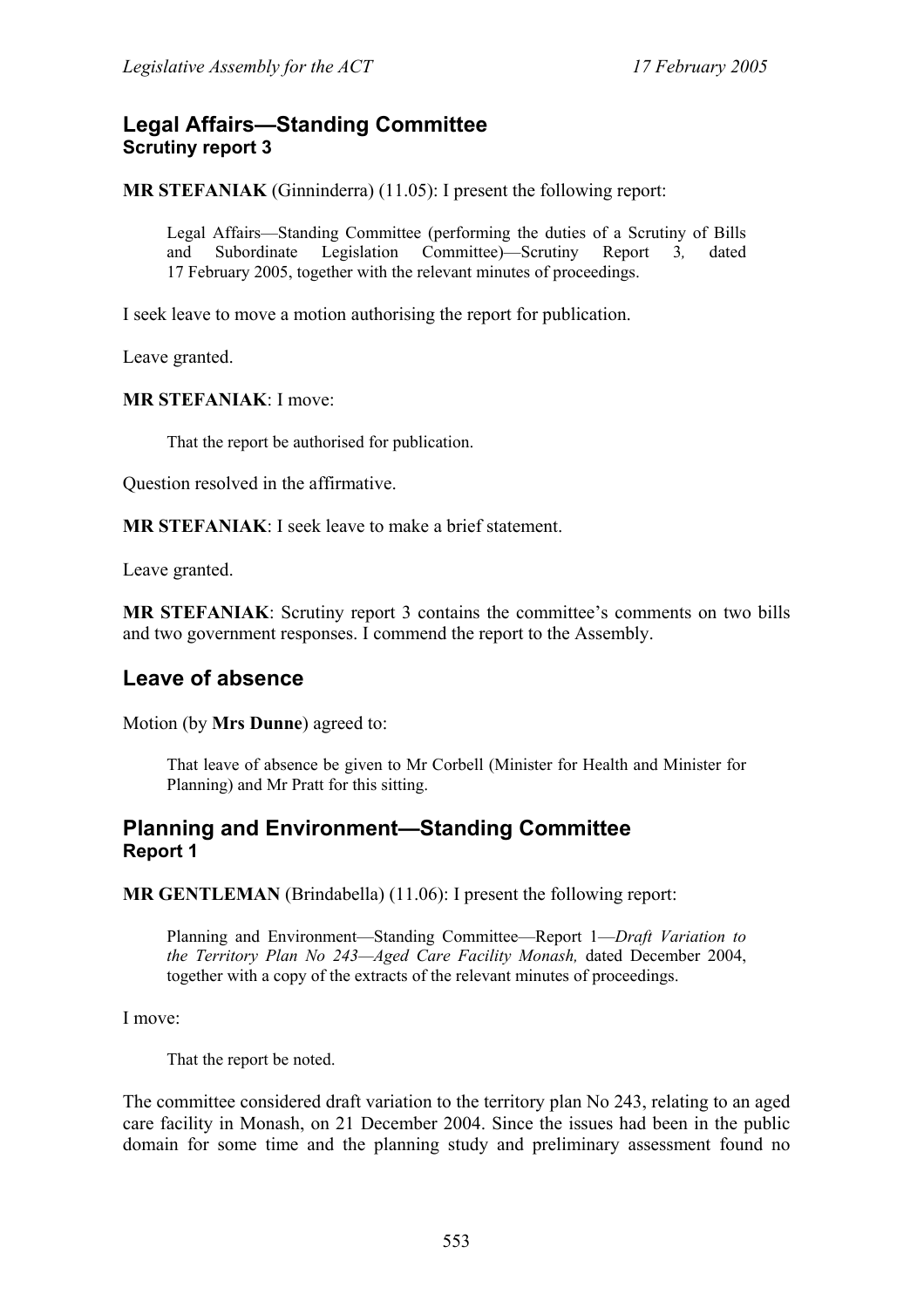## Legal Affairs—Standing Committee
### Scrutiny report 3

**MR STEFANIAK** (Ginninderra) (11.05): I present the following report:

> Legal Affairs—Standing Committee (performing the duties of a Scrutiny of Bills and Subordinate Legislation Committee)—Scrutiny Report 3, dated 17 February 2005, together with the relevant minutes of proceedings.

I seek leave to move a motion authorising the report for publication.

Leave granted.

**MR STEFANIAK**: I move:

> That the report be authorised for publication.

Question resolved in the affirmative.

**MR STEFANIAK**: I seek leave to make a brief statement.

Leave granted.

**MR STEFANIAK**: Scrutiny report 3 contains the committee's comments on two bills and two government responses. I commend the report to the Assembly.

## Leave of absence

Motion (by **Mrs Dunne**) agreed to:

> That leave of absence be given to Mr Corbell (Minister for Health and Minister for Planning) and Mr Pratt for this sitting.

## Planning and Environment—Standing Committee
### Report 1

**MR GENTLEMAN** (Brindabella) (11.06): I present the following report:

> Planning and Environment—Standing Committee—Report 1—*Draft Variation to the Territory Plan No 243—Aged Care Facility Monash,* dated December 2004, together with a copy of the extracts of the relevant minutes of proceedings.

I move:

> That the report be noted.

The committee considered draft variation to the territory plan No 243, relating to an aged care facility in Monash, on 21 December 2004. Since the issues had been in the public domain for some time and the planning study and preliminary assessment found no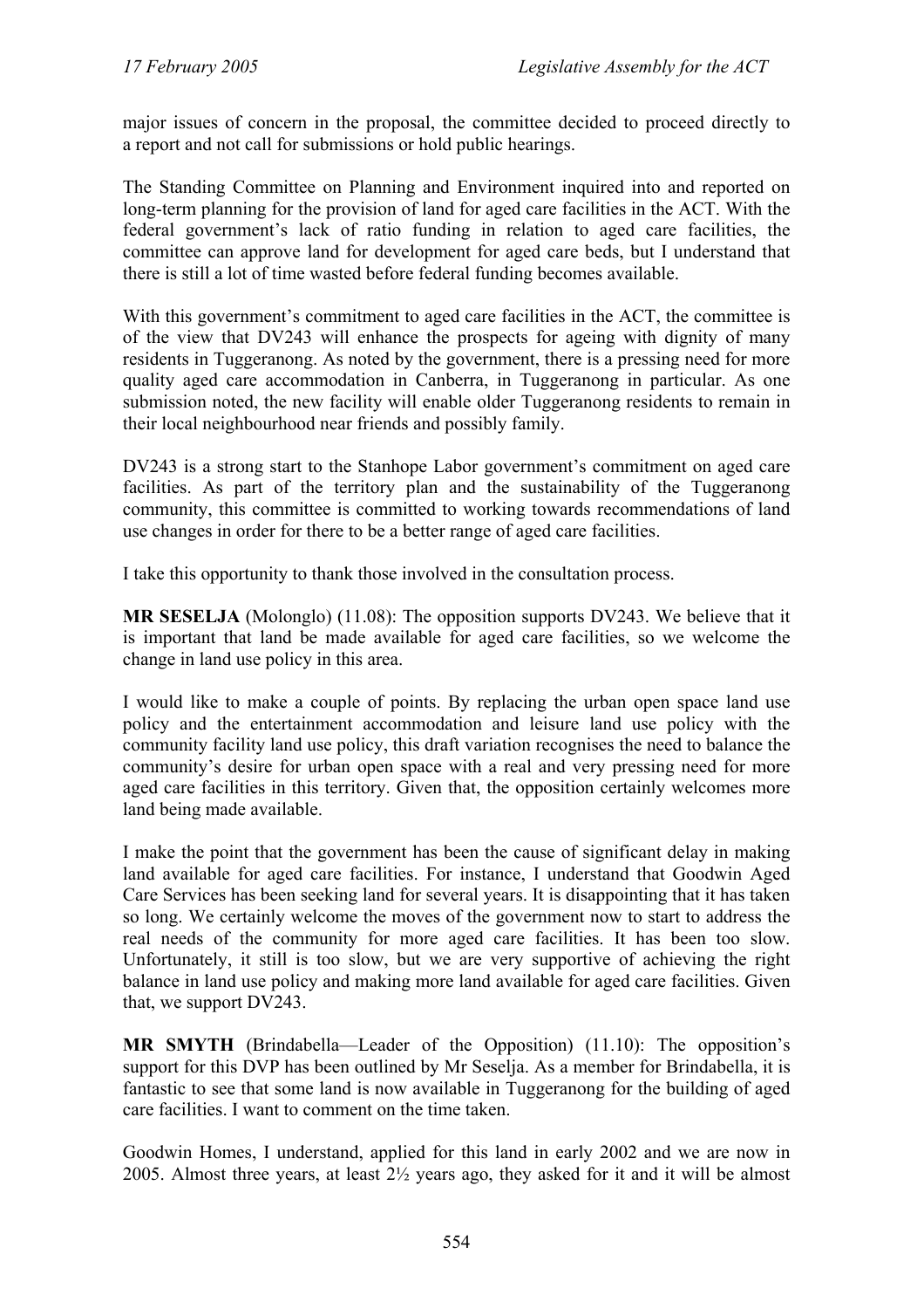major issues of concern in the proposal, the committee decided to proceed directly to a report and not call for submissions or hold public hearings.

The Standing Committee on Planning and Environment inquired into and reported on long-term planning for the provision of land for aged care facilities in the ACT. With the federal government's lack of ratio funding in relation to aged care facilities, the committee can approve land for development for aged care beds, but I understand that there is still a lot of time wasted before federal funding becomes available.

With this government's commitment to aged care facilities in the ACT, the committee is of the view that DV243 will enhance the prospects for ageing with dignity of many residents in Tuggeranong. As noted by the government, there is a pressing need for more quality aged care accommodation in Canberra, in Tuggeranong in particular. As one submission noted, the new facility will enable older Tuggeranong residents to remain in their local neighbourhood near friends and possibly family.

DV243 is a strong start to the Stanhope Labor government's commitment on aged care facilities. As part of the territory plan and the sustainability of the Tuggeranong community, this committee is committed to working towards recommendations of land use changes in order for there to be a better range of aged care facilities.

I take this opportunity to thank those involved in the consultation process.

**MR SESELJA** (Molonglo) (11.08): The opposition supports DV243. We believe that it is important that land be made available for aged care facilities, so we welcome the change in land use policy in this area.

I would like to make a couple of points. By replacing the urban open space land use policy and the entertainment accommodation and leisure land use policy with the community facility land use policy, this draft variation recognises the need to balance the community's desire for urban open space with a real and very pressing need for more aged care facilities in this territory. Given that, the opposition certainly welcomes more land being made available.

I make the point that the government has been the cause of significant delay in making land available for aged care facilities. For instance, I understand that Goodwin Aged Care Services has been seeking land for several years. It is disappointing that it has taken so long. We certainly welcome the moves of the government now to start to address the real needs of the community for more aged care facilities. It has been too slow. Unfortunately, it still is too slow, but we are very supportive of achieving the right balance in land use policy and making more land available for aged care facilities. Given that, we support DV243.

**MR SMYTH** (Brindabella—Leader of the Opposition) (11.10): The opposition's support for this DVP has been outlined by Mr Seselja. As a member for Brindabella, it is fantastic to see that some land is now available in Tuggeranong for the building of aged care facilities. I want to comment on the time taken.

Goodwin Homes, I understand, applied for this land in early 2002 and we are now in 2005. Almost three years, at least 2½ years ago, they asked for it and it will be almost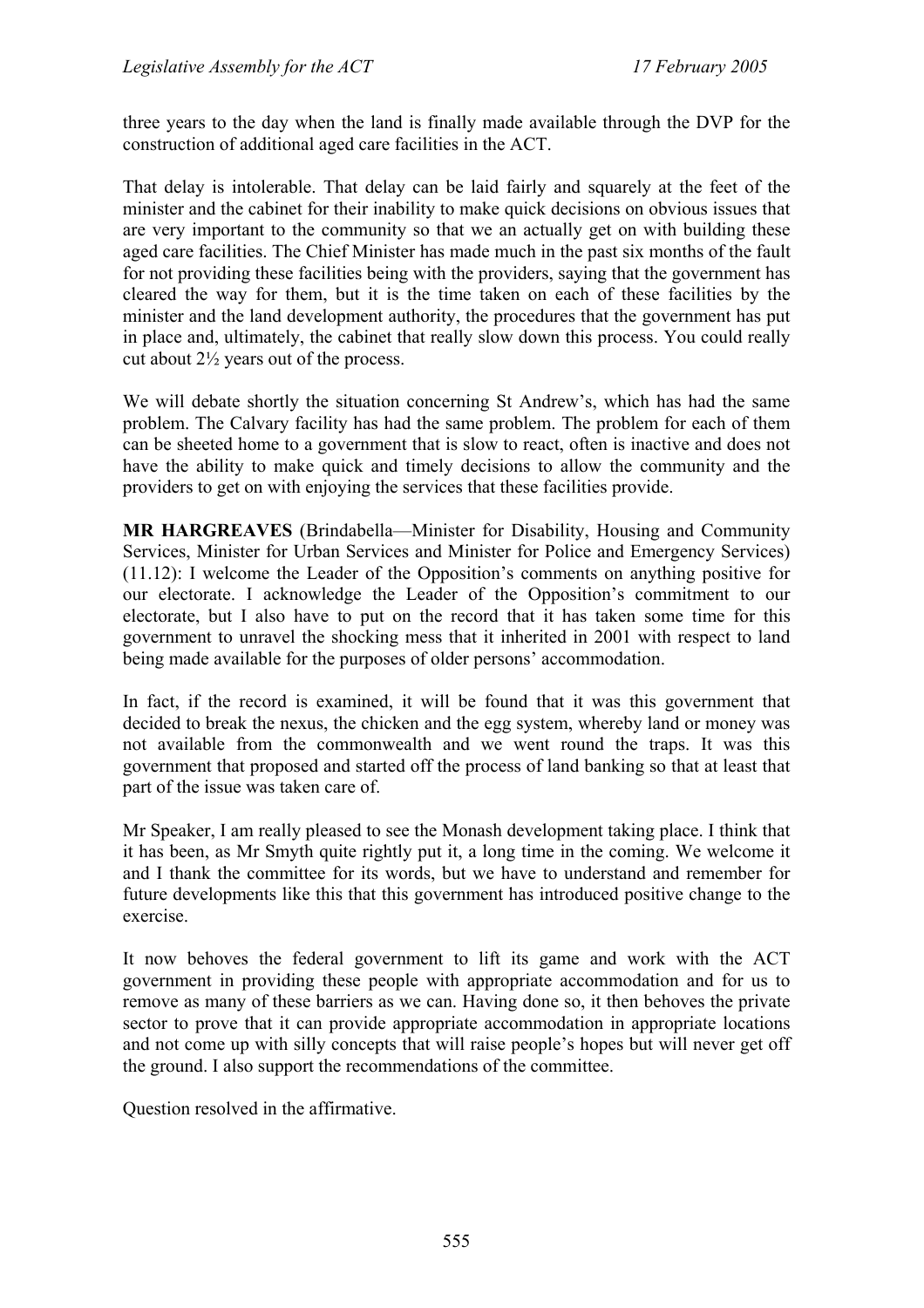three years to the day when the land is finally made available through the DVP for the construction of additional aged care facilities in the ACT.

That delay is intolerable. That delay can be laid fairly and squarely at the feet of the minister and the cabinet for their inability to make quick decisions on obvious issues that are very important to the community so that we an actually get on with building these aged care facilities. The Chief Minister has made much in the past six months of the fault for not providing these facilities being with the providers, saying that the government has cleared the way for them, but it is the time taken on each of these facilities by the minister and the land development authority, the procedures that the government has put in place and, ultimately, the cabinet that really slow down this process. You could really cut about 2½ years out of the process.

We will debate shortly the situation concerning St Andrew's, which has had the same problem. The Calvary facility has had the same problem. The problem for each of them can be sheeted home to a government that is slow to react, often is inactive and does not have the ability to make quick and timely decisions to allow the community and the providers to get on with enjoying the services that these facilities provide.

**MR HARGREAVES** (Brindabella—Minister for Disability, Housing and Community Services, Minister for Urban Services and Minister for Police and Emergency Services) (11.12): I welcome the Leader of the Opposition's comments on anything positive for our electorate. I acknowledge the Leader of the Opposition's commitment to our electorate, but I also have to put on the record that it has taken some time for this government to unravel the shocking mess that it inherited in 2001 with respect to land being made available for the purposes of older persons' accommodation.

In fact, if the record is examined, it will be found that it was this government that decided to break the nexus, the chicken and the egg system, whereby land or money was not available from the commonwealth and we went round the traps. It was this government that proposed and started off the process of land banking so that at least that part of the issue was taken care of.

Mr Speaker, I am really pleased to see the Monash development taking place. I think that it has been, as Mr Smyth quite rightly put it, a long time in the coming. We welcome it and I thank the committee for its words, but we have to understand and remember for future developments like this that this government has introduced positive change to the exercise.

It now behoves the federal government to lift its game and work with the ACT government in providing these people with appropriate accommodation and for us to remove as many of these barriers as we can. Having done so, it then behoves the private sector to prove that it can provide appropriate accommodation in appropriate locations and not come up with silly concepts that will raise people's hopes but will never get off the ground. I also support the recommendations of the committee.

Question resolved in the affirmative.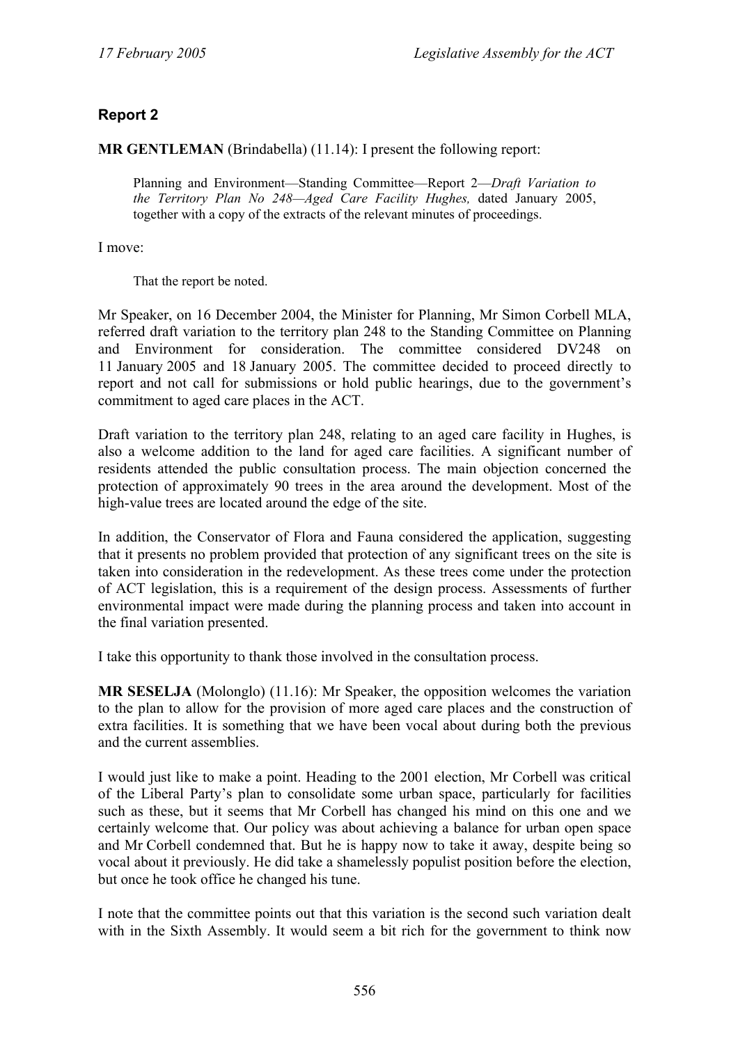## Report 2

**MR GENTLEMAN** (Brindabella) (11.14): I present the following report:

> Planning and Environment—Standing Committee—Report 2—*Draft Variation to the Territory Plan No 248—Aged Care Facility Hughes,* dated January 2005, together with a copy of the extracts of the relevant minutes of proceedings.

I move:

> That the report be noted.

Mr Speaker, on 16 December 2004, the Minister for Planning, Mr Simon Corbell MLA, referred draft variation to the territory plan 248 to the Standing Committee on Planning and Environment for consideration. The committee considered DV248 on 11 January 2005 and 18 January 2005. The committee decided to proceed directly to report and not call for submissions or hold public hearings, due to the government's commitment to aged care places in the ACT.

Draft variation to the territory plan 248, relating to an aged care facility in Hughes, is also a welcome addition to the land for aged care facilities. A significant number of residents attended the public consultation process. The main objection concerned the protection of approximately 90 trees in the area around the development. Most of the high-value trees are located around the edge of the site.

In addition, the Conservator of Flora and Fauna considered the application, suggesting that it presents no problem provided that protection of any significant trees on the site is taken into consideration in the redevelopment. As these trees come under the protection of ACT legislation, this is a requirement of the design process. Assessments of further environmental impact were made during the planning process and taken into account in the final variation presented.

I take this opportunity to thank those involved in the consultation process.

**MR SESELJA** (Molonglo) (11.16): Mr Speaker, the opposition welcomes the variation to the plan to allow for the provision of more aged care places and the construction of extra facilities. It is something that we have been vocal about during both the previous and the current assemblies.

I would just like to make a point. Heading to the 2001 election, Mr Corbell was critical of the Liberal Party's plan to consolidate some urban space, particularly for facilities such as these, but it seems that Mr Corbell has changed his mind on this one and we certainly welcome that. Our policy was about achieving a balance for urban open space and Mr Corbell condemned that. But he is happy now to take it away, despite being so vocal about it previously. He did take a shamelessly populist position before the election, but once he took office he changed his tune.

I note that the committee points out that this variation is the second such variation dealt with in the Sixth Assembly. It would seem a bit rich for the government to think now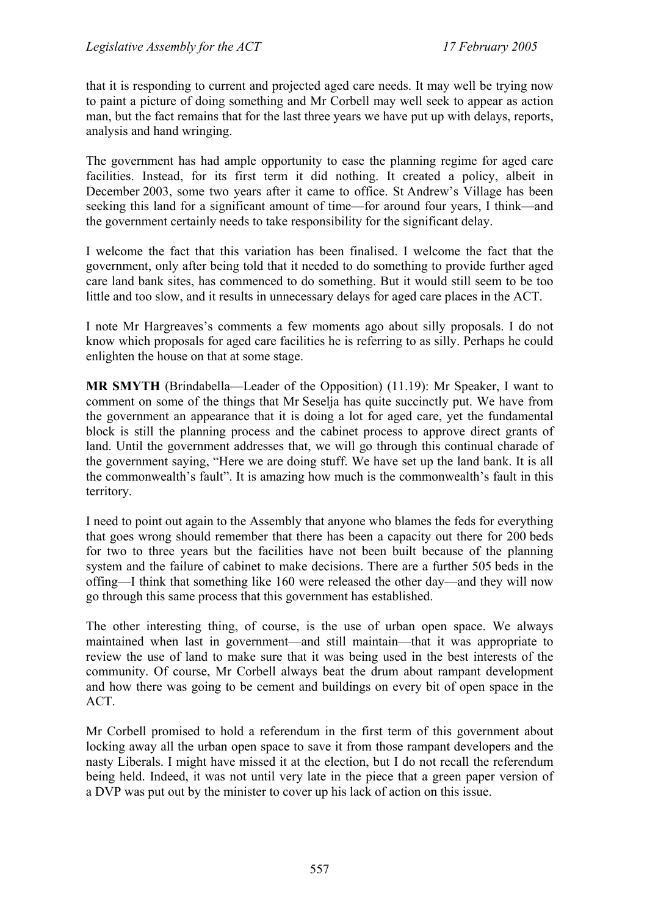that it is responding to current and projected aged care needs. It may well be trying now to paint a picture of doing something and Mr Corbell may well seek to appear as action man, but the fact remains that for the last three years we have put up with delays, reports, analysis and hand wringing.

The government has had ample opportunity to ease the planning regime for aged care facilities. Instead, for its first term it did nothing. It created a policy, albeit in December 2003, some two years after it came to office. St Andrew's Village has been seeking this land for a significant amount of time—for around four years, I think—and the government certainly needs to take responsibility for the significant delay.

I welcome the fact that this variation has been finalised. I welcome the fact that the government, only after being told that it needed to do something to provide further aged care land bank sites, has commenced to do something. But it would still seem to be too little and too slow, and it results in unnecessary delays for aged care places in the ACT.

I note Mr Hargreaves's comments a few moments ago about silly proposals. I do not know which proposals for aged care facilities he is referring to as silly. Perhaps he could enlighten the house on that at some stage.

**MR SMYTH** (Brindabella—Leader of the Opposition) (11.19): Mr Speaker, I want to comment on some of the things that Mr Seselja has quite succinctly put. We have from the government an appearance that it is doing a lot for aged care, yet the fundamental block is still the planning process and the cabinet process to approve direct grants of land. Until the government addresses that, we will go through this continual charade of the government saying, "Here we are doing stuff. We have set up the land bank. It is all the commonwealth's fault". It is amazing how much is the commonwealth's fault in this territory.

I need to point out again to the Assembly that anyone who blames the feds for everything that goes wrong should remember that there has been a capacity out there for 200 beds for two to three years but the facilities have not been built because of the planning system and the failure of cabinet to make decisions. There are a further 505 beds in the offing—I think that something like 160 were released the other day—and they will now go through this same process that this government has established.

The other interesting thing, of course, is the use of urban open space. We always maintained when last in government—and still maintain—that it was appropriate to review the use of land to make sure that it was being used in the best interests of the community. Of course, Mr Corbell always beat the drum about rampant development and how there was going to be cement and buildings on every bit of open space in the ACT.

Mr Corbell promised to hold a referendum in the first term of this government about locking away all the urban open space to save it from those rampant developers and the nasty Liberals. I might have missed it at the election, but I do not recall the referendum being held. Indeed, it was not until very late in the piece that a green paper version of a DVP was put out by the minister to cover up his lack of action on this issue.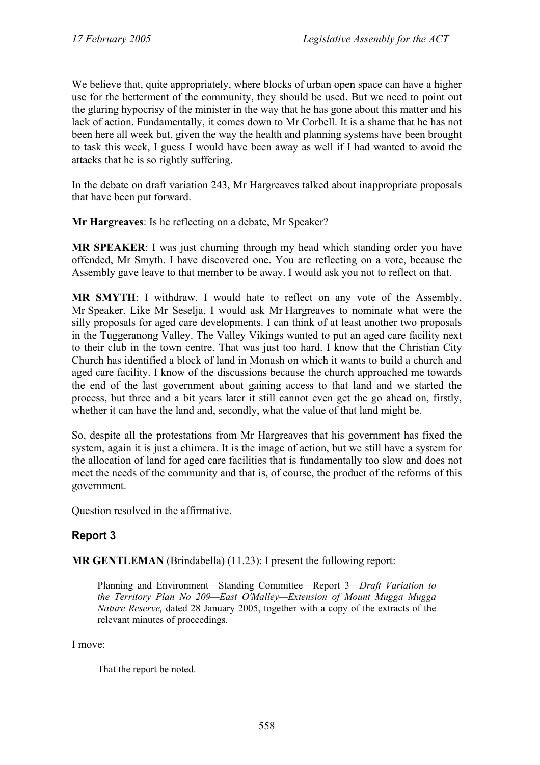We believe that, quite appropriately, where blocks of urban open space can have a higher use for the betterment of the community, they should be used. But we need to point out the glaring hypocrisy of the minister in the way that he has gone about this matter and his lack of action. Fundamentally, it comes down to Mr Corbell. It is a shame that he has not been here all week but, given the way the health and planning systems have been brought to task this week, I guess I would have been away as well if I had wanted to avoid the attacks that he is so rightly suffering.

In the debate on draft variation 243, Mr Hargreaves talked about inappropriate proposals that have been put forward.

**Mr Hargreaves**: Is he reflecting on a debate, Mr Speaker?

**MR SPEAKER**: I was just churning through my head which standing order you have offended, Mr Smyth. I have discovered one. You are reflecting on a vote, because the Assembly gave leave to that member to be away. I would ask you not to reflect on that.

**MR SMYTH**: I withdraw. I would hate to reflect on any vote of the Assembly, Mr Speaker. Like Mr Seselja, I would ask Mr Hargreaves to nominate what were the silly proposals for aged care developments. I can think of at least another two proposals in the Tuggeranong Valley. The Valley Vikings wanted to put an aged care facility next to their club in the town centre. That was just too hard. I know that the Christian City Church has identified a block of land in Monash on which it wants to build a church and aged care facility. I know of the discussions because the church approached me towards the end of the last government about gaining access to that land and we started the process, but three and a bit years later it still cannot even get the go ahead on, firstly, whether it can have the land and, secondly, what the value of that land might be.

So, despite all the protestations from Mr Hargreaves that his government has fixed the system, again it is just a chimera. It is the image of action, but we still have a system for the allocation of land for aged care facilities that is fundamentally too slow and does not meet the needs of the community and that is, of course, the product of the reforms of this government.

Question resolved in the affirmative.

## Report 3

**MR GENTLEMAN** (Brindabella) (11.23): I present the following report:

> Planning and Environment—Standing Committee—Report 3—*Draft Variation to the Territory Plan No 209—East O'Malley—Extension of Mount Mugga Mugga Nature Reserve,* dated 28 January 2005, together with a copy of the extracts of the relevant minutes of proceedings.

I move:

> That the report be noted.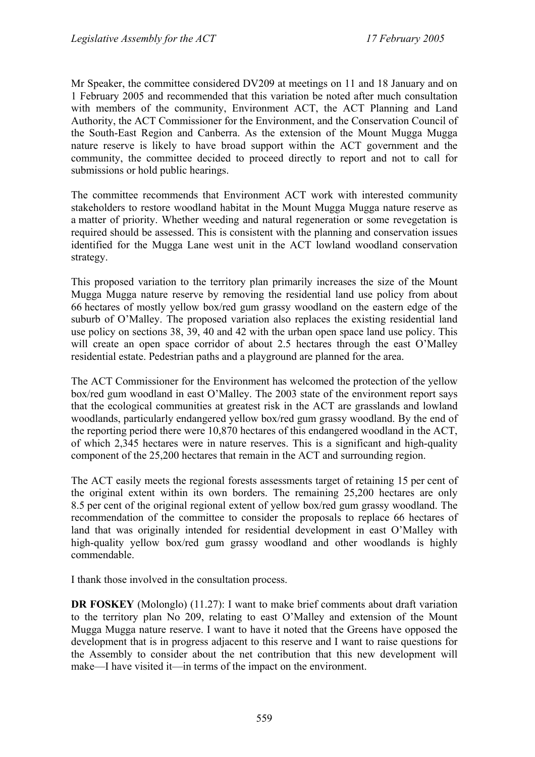Mr Speaker, the committee considered DV209 at meetings on 11 and 18 January and on 1 February 2005 and recommended that this variation be noted after much consultation with members of the community, Environment ACT, the ACT Planning and Land Authority, the ACT Commissioner for the Environment, and the Conservation Council of the South-East Region and Canberra. As the extension of the Mount Mugga Mugga nature reserve is likely to have broad support within the ACT government and the community, the committee decided to proceed directly to report and not to call for submissions or hold public hearings.

The committee recommends that Environment ACT work with interested community stakeholders to restore woodland habitat in the Mount Mugga Mugga nature reserve as a matter of priority. Whether weeding and natural regeneration or some revegetation is required should be assessed. This is consistent with the planning and conservation issues identified for the Mugga Lane west unit in the ACT lowland woodland conservation strategy.

This proposed variation to the territory plan primarily increases the size of the Mount Mugga Mugga nature reserve by removing the residential land use policy from about 66 hectares of mostly yellow box/red gum grassy woodland on the eastern edge of the suburb of O'Malley. The proposed variation also replaces the existing residential land use policy on sections 38, 39, 40 and 42 with the urban open space land use policy. This will create an open space corridor of about 2.5 hectares through the east O'Malley residential estate. Pedestrian paths and a playground are planned for the area.

The ACT Commissioner for the Environment has welcomed the protection of the yellow box/red gum woodland in east O'Malley. The 2003 state of the environment report says that the ecological communities at greatest risk in the ACT are grasslands and lowland woodlands, particularly endangered yellow box/red gum grassy woodland. By the end of the reporting period there were 10,870 hectares of this endangered woodland in the ACT, of which 2,345 hectares were in nature reserves. This is a significant and high-quality component of the 25,200 hectares that remain in the ACT and surrounding region.

The ACT easily meets the regional forests assessments target of retaining 15 per cent of the original extent within its own borders. The remaining 25,200 hectares are only 8.5 per cent of the original regional extent of yellow box/red gum grassy woodland. The recommendation of the committee to consider the proposals to replace 66 hectares of land that was originally intended for residential development in east O'Malley with high-quality yellow box/red gum grassy woodland and other woodlands is highly commendable.

I thank those involved in the consultation process.

**DR FOSKEY** (Molonglo) (11.27): I want to make brief comments about draft variation to the territory plan No 209, relating to east O'Malley and extension of the Mount Mugga Mugga nature reserve. I want to have it noted that the Greens have opposed the development that is in progress adjacent to this reserve and I want to raise questions for the Assembly to consider about the net contribution that this new development will make—I have visited it—in terms of the impact on the environment.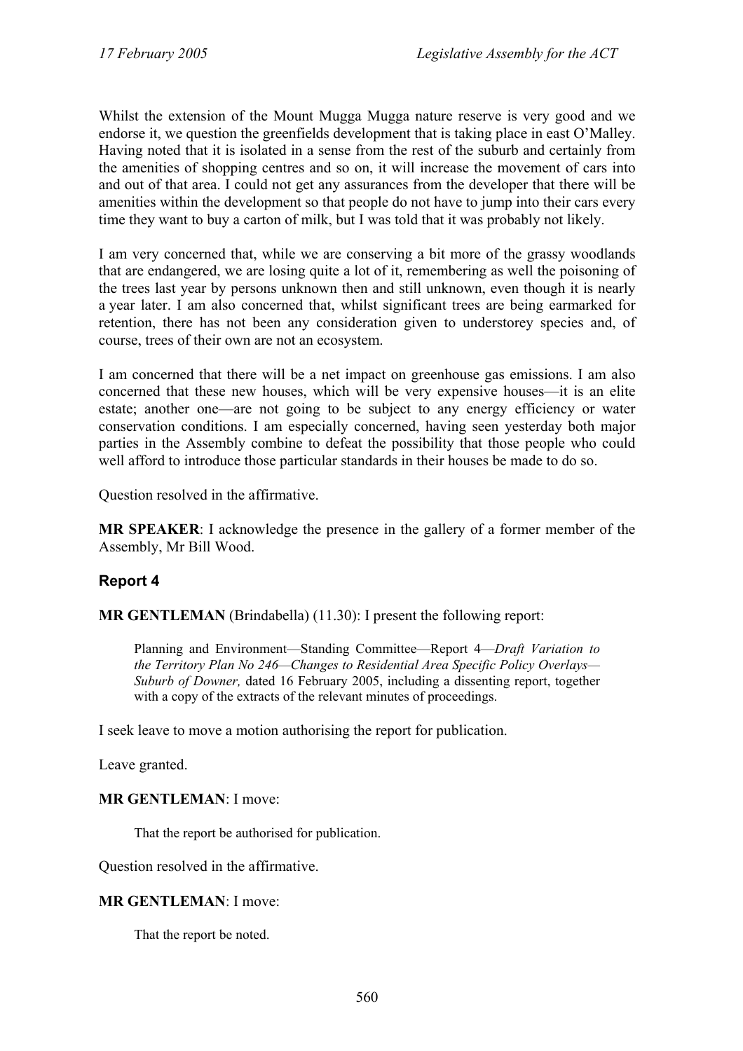Whilst the extension of the Mount Mugga Mugga nature reserve is very good and we endorse it, we question the greenfields development that is taking place in east O'Malley. Having noted that it is isolated in a sense from the rest of the suburb and certainly from the amenities of shopping centres and so on, it will increase the movement of cars into and out of that area. I could not get any assurances from the developer that there will be amenities within the development so that people do not have to jump into their cars every time they want to buy a carton of milk, but I was told that it was probably not likely.

I am very concerned that, while we are conserving a bit more of the grassy woodlands that are endangered, we are losing quite a lot of it, remembering as well the poisoning of the trees last year by persons unknown then and still unknown, even though it is nearly a year later. I am also concerned that, whilst significant trees are being earmarked for retention, there has not been any consideration given to understorey species and, of course, trees of their own are not an ecosystem.

I am concerned that there will be a net impact on greenhouse gas emissions. I am also concerned that these new houses, which will be very expensive houses—it is an elite estate; another one—are not going to be subject to any energy efficiency or water conservation conditions. I am especially concerned, having seen yesterday both major parties in the Assembly combine to defeat the possibility that those people who could well afford to introduce those particular standards in their houses be made to do so.

Question resolved in the affirmative.

**MR SPEAKER**: I acknowledge the presence in the gallery of a former member of the Assembly, Mr Bill Wood.

### Report 4

**MR GENTLEMAN** (Brindabella) (11.30): I present the following report:

> Planning and Environment—Standing Committee—Report 4—*Draft Variation to the Territory Plan No 246—Changes to Residential Area Specific Policy Overlays—Suburb of Downer,* dated 16 February 2005, including a dissenting report, together with a copy of the extracts of the relevant minutes of proceedings.

I seek leave to move a motion authorising the report for publication.

Leave granted.

**MR GENTLEMAN**: I move:

> That the report be authorised for publication.

Question resolved in the affirmative.

**MR GENTLEMAN**: I move:

> That the report be noted.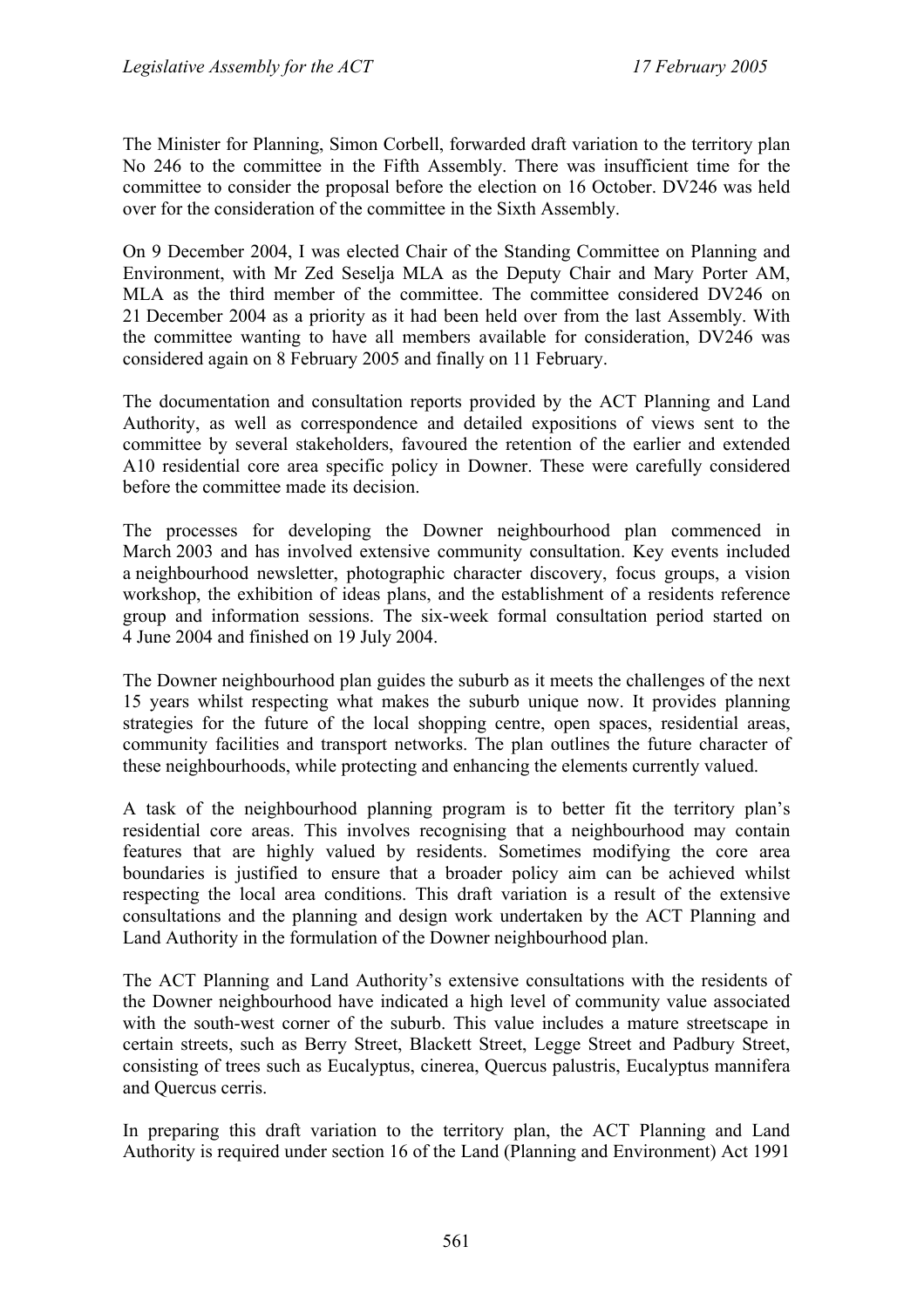The Minister for Planning, Simon Corbell, forwarded draft variation to the territory plan No 246 to the committee in the Fifth Assembly. There was insufficient time for the committee to consider the proposal before the election on 16 October. DV246 was held over for the consideration of the committee in the Sixth Assembly.

On 9 December 2004, I was elected Chair of the Standing Committee on Planning and Environment, with Mr Zed Seselja MLA as the Deputy Chair and Mary Porter AM, MLA as the third member of the committee. The committee considered DV246 on 21 December 2004 as a priority as it had been held over from the last Assembly. With the committee wanting to have all members available for consideration, DV246 was considered again on 8 February 2005 and finally on 11 February.

The documentation and consultation reports provided by the ACT Planning and Land Authority, as well as correspondence and detailed expositions of views sent to the committee by several stakeholders, favoured the retention of the earlier and extended A10 residential core area specific policy in Downer. These were carefully considered before the committee made its decision.

The processes for developing the Downer neighbourhood plan commenced in March 2003 and has involved extensive community consultation. Key events included a neighbourhood newsletter, photographic character discovery, focus groups, a vision workshop, the exhibition of ideas plans, and the establishment of a residents reference group and information sessions. The six-week formal consultation period started on 4 June 2004 and finished on 19 July 2004.

The Downer neighbourhood plan guides the suburb as it meets the challenges of the next 15 years whilst respecting what makes the suburb unique now. It provides planning strategies for the future of the local shopping centre, open spaces, residential areas, community facilities and transport networks. The plan outlines the future character of these neighbourhoods, while protecting and enhancing the elements currently valued.

A task of the neighbourhood planning program is to better fit the territory plan's residential core areas. This involves recognising that a neighbourhood may contain features that are highly valued by residents. Sometimes modifying the core area boundaries is justified to ensure that a broader policy aim can be achieved whilst respecting the local area conditions. This draft variation is a result of the extensive consultations and the planning and design work undertaken by the ACT Planning and Land Authority in the formulation of the Downer neighbourhood plan.

The ACT Planning and Land Authority's extensive consultations with the residents of the Downer neighbourhood have indicated a high level of community value associated with the south-west corner of the suburb. This value includes a mature streetscape in certain streets, such as Berry Street, Blackett Street, Legge Street and Padbury Street, consisting of trees such as Eucalyptus, cinerea, Quercus palustris, Eucalyptus mannifera and Quercus cerris.

In preparing this draft variation to the territory plan, the ACT Planning and Land Authority is required under section 16 of the Land (Planning and Environment) Act 1991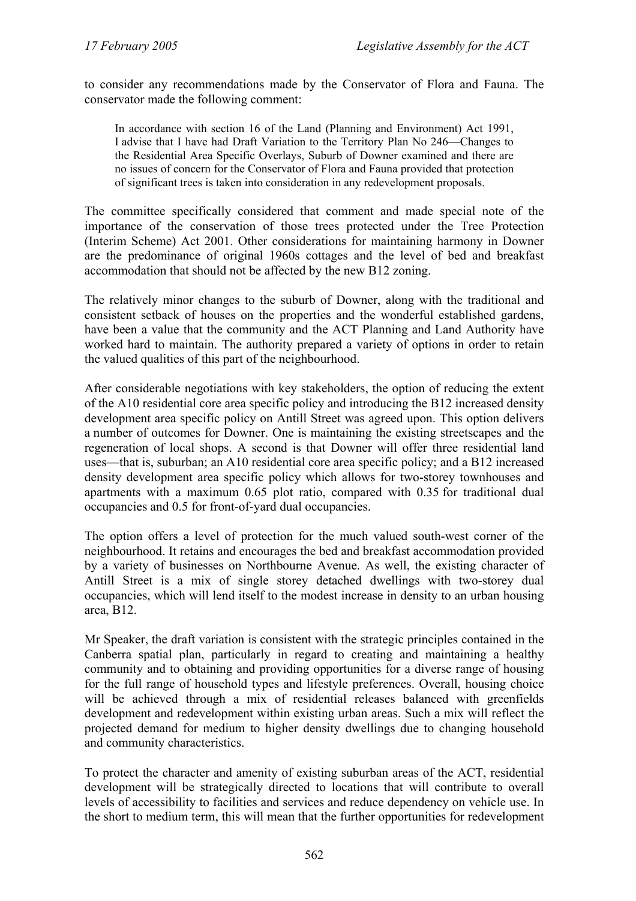to consider any recommendations made by the Conservator of Flora and Fauna. The conservator made the following comment:

> In accordance with section 16 of the Land (Planning and Environment) Act 1991, I advise that I have had Draft Variation to the Territory Plan No 246—Changes to the Residential Area Specific Overlays, Suburb of Downer examined and there are no issues of concern for the Conservator of Flora and Fauna provided that protection of significant trees is taken into consideration in any redevelopment proposals.

The committee specifically considered that comment and made special note of the importance of the conservation of those trees protected under the Tree Protection (Interim Scheme) Act 2001. Other considerations for maintaining harmony in Downer are the predominance of original 1960s cottages and the level of bed and breakfast accommodation that should not be affected by the new B12 zoning.

The relatively minor changes to the suburb of Downer, along with the traditional and consistent setback of houses on the properties and the wonderful established gardens, have been a value that the community and the ACT Planning and Land Authority have worked hard to maintain. The authority prepared a variety of options in order to retain the valued qualities of this part of the neighbourhood.

After considerable negotiations with key stakeholders, the option of reducing the extent of the A10 residential core area specific policy and introducing the B12 increased density development area specific policy on Antill Street was agreed upon. This option delivers a number of outcomes for Downer. One is maintaining the existing streetscapes and the regeneration of local shops. A second is that Downer will offer three residential land uses—that is, suburban; an A10 residential core area specific policy; and a B12 increased density development area specific policy which allows for two-storey townhouses and apartments with a maximum 0.65 plot ratio, compared with 0.35 for traditional dual occupancies and 0.5 for front-of-yard dual occupancies.

The option offers a level of protection for the much valued south-west corner of the neighbourhood. It retains and encourages the bed and breakfast accommodation provided by a variety of businesses on Northbourne Avenue. As well, the existing character of Antill Street is a mix of single storey detached dwellings with two-storey dual occupancies, which will lend itself to the modest increase in density to an urban housing area, B12.

Mr Speaker, the draft variation is consistent with the strategic principles contained in the Canberra spatial plan, particularly in regard to creating and maintaining a healthy community and to obtaining and providing opportunities for a diverse range of housing for the full range of household types and lifestyle preferences. Overall, housing choice will be achieved through a mix of residential releases balanced with greenfields development and redevelopment within existing urban areas. Such a mix will reflect the projected demand for medium to higher density dwellings due to changing household and community characteristics.

To protect the character and amenity of existing suburban areas of the ACT, residential development will be strategically directed to locations that will contribute to overall levels of accessibility to facilities and services and reduce dependency on vehicle use. In the short to medium term, this will mean that the further opportunities for redevelopment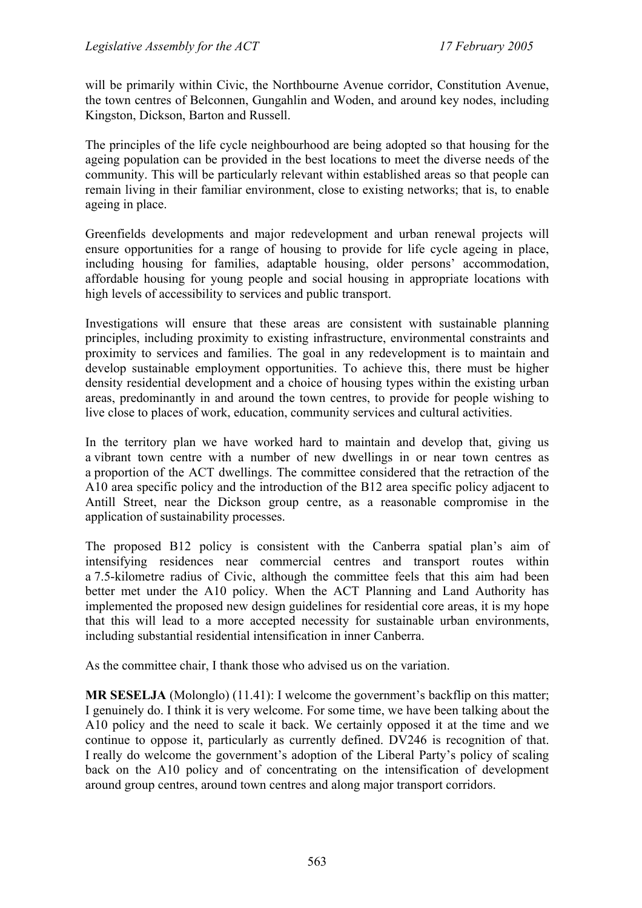will be primarily within Civic, the Northbourne Avenue corridor, Constitution Avenue, the town centres of Belconnen, Gungahlin and Woden, and around key nodes, including Kingston, Dickson, Barton and Russell.

The principles of the life cycle neighbourhood are being adopted so that housing for the ageing population can be provided in the best locations to meet the diverse needs of the community. This will be particularly relevant within established areas so that people can remain living in their familiar environment, close to existing networks; that is, to enable ageing in place.

Greenfields developments and major redevelopment and urban renewal projects will ensure opportunities for a range of housing to provide for life cycle ageing in place, including housing for families, adaptable housing, older persons' accommodation, affordable housing for young people and social housing in appropriate locations with high levels of accessibility to services and public transport.

Investigations will ensure that these areas are consistent with sustainable planning principles, including proximity to existing infrastructure, environmental constraints and proximity to services and families. The goal in any redevelopment is to maintain and develop sustainable employment opportunities. To achieve this, there must be higher density residential development and a choice of housing types within the existing urban areas, predominantly in and around the town centres, to provide for people wishing to live close to places of work, education, community services and cultural activities.

In the territory plan we have worked hard to maintain and develop that, giving us a vibrant town centre with a number of new dwellings in or near town centres as a proportion of the ACT dwellings. The committee considered that the retraction of the A10 area specific policy and the introduction of the B12 area specific policy adjacent to Antill Street, near the Dickson group centre, as a reasonable compromise in the application of sustainability processes.

The proposed B12 policy is consistent with the Canberra spatial plan's aim of intensifying residences near commercial centres and transport routes within a 7.5-kilometre radius of Civic, although the committee feels that this aim had been better met under the A10 policy. When the ACT Planning and Land Authority has implemented the proposed new design guidelines for residential core areas, it is my hope that this will lead to a more accepted necessity for sustainable urban environments, including substantial residential intensification in inner Canberra.

As the committee chair, I thank those who advised us on the variation.

**MR SESELJA** (Molonglo) (11.41): I welcome the government's backflip on this matter; I genuinely do. I think it is very welcome. For some time, we have been talking about the A10 policy and the need to scale it back. We certainly opposed it at the time and we continue to oppose it, particularly as currently defined. DV246 is recognition of that. I really do welcome the government's adoption of the Liberal Party's policy of scaling back on the A10 policy and of concentrating on the intensification of development around group centres, around town centres and along major transport corridors.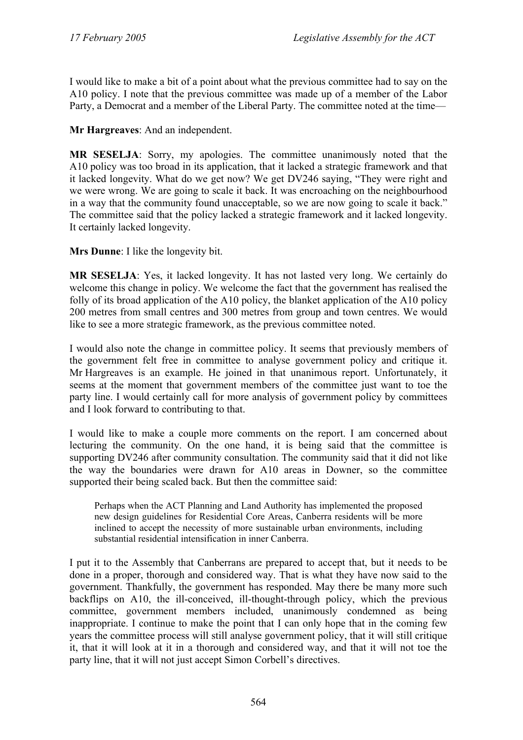I would like to make a bit of a point about what the previous committee had to say on the A10 policy. I note that the previous committee was made up of a member of the Labor Party, a Democrat and a member of the Liberal Party. The committee noted at the time—

**Mr Hargreaves**: And an independent.

**MR SESELJA**: Sorry, my apologies. The committee unanimously noted that the A10 policy was too broad in its application, that it lacked a strategic framework and that it lacked longevity. What do we get now? We get DV246 saying, "They were right and we were wrong. We are going to scale it back. It was encroaching on the neighbourhood in a way that the community found unacceptable, so we are now going to scale it back." The committee said that the policy lacked a strategic framework and it lacked longevity. It certainly lacked longevity.

**Mrs Dunne**: I like the longevity bit.

**MR SESELJA**: Yes, it lacked longevity. It has not lasted very long. We certainly do welcome this change in policy. We welcome the fact that the government has realised the folly of its broad application of the A10 policy, the blanket application of the A10 policy 200 metres from small centres and 300 metres from group and town centres. We would like to see a more strategic framework, as the previous committee noted.

I would also note the change in committee policy. It seems that previously members of the government felt free in committee to analyse government policy and critique it. Mr Hargreaves is an example. He joined in that unanimous report. Unfortunately, it seems at the moment that government members of the committee just want to toe the party line. I would certainly call for more analysis of government policy by committees and I look forward to contributing to that.

I would like to make a couple more comments on the report. I am concerned about lecturing the community. On the one hand, it is being said that the committee is supporting DV246 after community consultation. The community said that it did not like the way the boundaries were drawn for A10 areas in Downer, so the committee supported their being scaled back. But then the committee said:

> Perhaps when the ACT Planning and Land Authority has implemented the proposed new design guidelines for Residential Core Areas, Canberra residents will be more inclined to accept the necessity of more sustainable urban environments, including substantial residential intensification in inner Canberra.

I put it to the Assembly that Canberrans are prepared to accept that, but it needs to be done in a proper, thorough and considered way. That is what they have now said to the government. Thankfully, the government has responded. May there be many more such backflips on A10, the ill-conceived, ill-thought-through policy, which the previous committee, government members included, unanimously condemned as being inappropriate. I continue to make the point that I can only hope that in the coming few years the committee process will still analyse government policy, that it will still critique it, that it will look at it in a thorough and considered way, and that it will not toe the party line, that it will not just accept Simon Corbell's directives.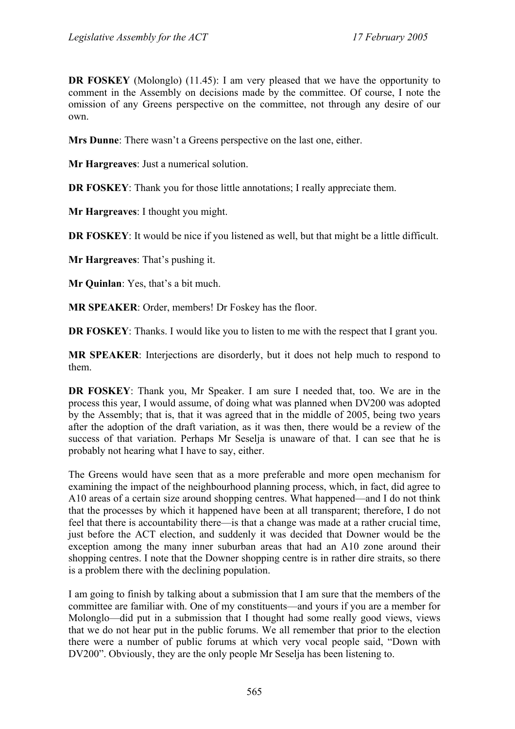**DR FOSKEY** (Molonglo) (11.45): I am very pleased that we have the opportunity to comment in the Assembly on decisions made by the committee. Of course, I note the omission of any Greens perspective on the committee, not through any desire of our own.

**Mrs Dunne**: There wasn't a Greens perspective on the last one, either.

**Mr Hargreaves**: Just a numerical solution.

**DR FOSKEY**: Thank you for those little annotations; I really appreciate them.

**Mr Hargreaves**: I thought you might.

**DR FOSKEY**: It would be nice if you listened as well, but that might be a little difficult.

**Mr Hargreaves**: That's pushing it.

**Mr Quinlan**: Yes, that's a bit much.

**MR SPEAKER**: Order, members! Dr Foskey has the floor.

**DR FOSKEY**: Thanks. I would like you to listen to me with the respect that I grant you.

**MR SPEAKER**: Interjections are disorderly, but it does not help much to respond to them.

**DR FOSKEY**: Thank you, Mr Speaker. I am sure I needed that, too. We are in the process this year, I would assume, of doing what was planned when DV200 was adopted by the Assembly; that is, that it was agreed that in the middle of 2005, being two years after the adoption of the draft variation, as it was then, there would be a review of the success of that variation. Perhaps Mr Seselja is unaware of that. I can see that he is probably not hearing what I have to say, either.

The Greens would have seen that as a more preferable and more open mechanism for examining the impact of the neighbourhood planning process, which, in fact, did agree to A10 areas of a certain size around shopping centres. What happened—and I do not think that the processes by which it happened have been at all transparent; therefore, I do not feel that there is accountability there—is that a change was made at a rather crucial time, just before the ACT election, and suddenly it was decided that Downer would be the exception among the many inner suburban areas that had an A10 zone around their shopping centres. I note that the Downer shopping centre is in rather dire straits, so there is a problem there with the declining population.

I am going to finish by talking about a submission that I am sure that the members of the committee are familiar with. One of my constituents—and yours if you are a member for Molonglo—did put in a submission that I thought had some really good views, views that we do not hear put in the public forums. We all remember that prior to the election there were a number of public forums at which very vocal people said, "Down with DV200". Obviously, they are the only people Mr Seselja has been listening to.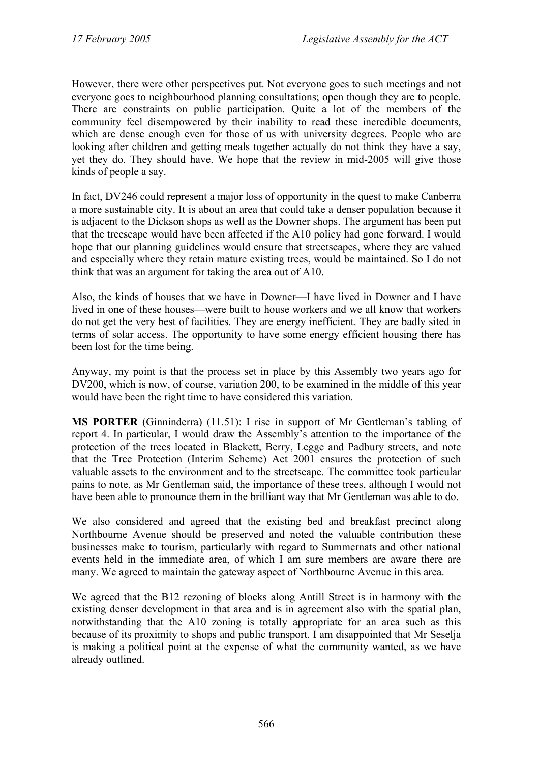However, there were other perspectives put. Not everyone goes to such meetings and not everyone goes to neighbourhood planning consultations; open though they are to people. There are constraints on public participation. Quite a lot of the members of the community feel disempowered by their inability to read these incredible documents, which are dense enough even for those of us with university degrees. People who are looking after children and getting meals together actually do not think they have a say, yet they do. They should have. We hope that the review in mid-2005 will give those kinds of people a say.

In fact, DV246 could represent a major loss of opportunity in the quest to make Canberra a more sustainable city. It is about an area that could take a denser population because it is adjacent to the Dickson shops as well as the Downer shops. The argument has been put that the treescape would have been affected if the A10 policy had gone forward. I would hope that our planning guidelines would ensure that streetscapes, where they are valued and especially where they retain mature existing trees, would be maintained. So I do not think that was an argument for taking the area out of A10.

Also, the kinds of houses that we have in Downer—I have lived in Downer and I have lived in one of these houses—were built to house workers and we all know that workers do not get the very best of facilities. They are energy inefficient. They are badly sited in terms of solar access. The opportunity to have some energy efficient housing there has been lost for the time being.

Anyway, my point is that the process set in place by this Assembly two years ago for DV200, which is now, of course, variation 200, to be examined in the middle of this year would have been the right time to have considered this variation.

**MS PORTER** (Ginninderra) (11.51): I rise in support of Mr Gentleman's tabling of report 4. In particular, I would draw the Assembly's attention to the importance of the protection of the trees located in Blackett, Berry, Legge and Padbury streets, and note that the Tree Protection (Interim Scheme) Act 2001 ensures the protection of such valuable assets to the environment and to the streetscape. The committee took particular pains to note, as Mr Gentleman said, the importance of these trees, although I would not have been able to pronounce them in the brilliant way that Mr Gentleman was able to do.

We also considered and agreed that the existing bed and breakfast precinct along Northbourne Avenue should be preserved and noted the valuable contribution these businesses make to tourism, particularly with regard to Summernats and other national events held in the immediate area, of which I am sure members are aware there are many. We agreed to maintain the gateway aspect of Northbourne Avenue in this area.

We agreed that the B12 rezoning of blocks along Antill Street is in harmony with the existing denser development in that area and is in agreement also with the spatial plan, notwithstanding that the A10 zoning is totally appropriate for an area such as this because of its proximity to shops and public transport. I am disappointed that Mr Seselja is making a political point at the expense of what the community wanted, as we have already outlined.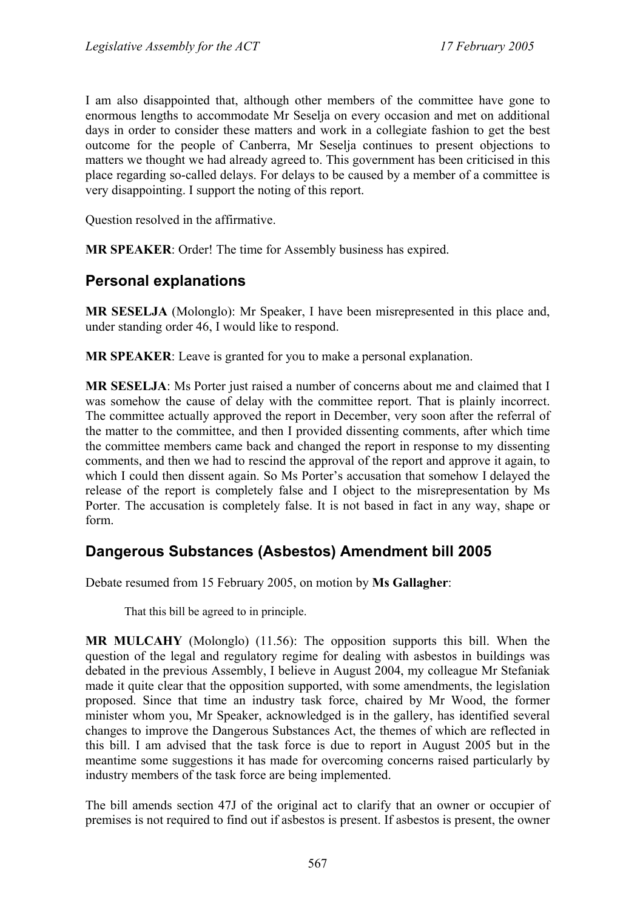I am also disappointed that, although other members of the committee have gone to enormous lengths to accommodate Mr Seselja on every occasion and met on additional days in order to consider these matters and work in a collegiate fashion to get the best outcome for the people of Canberra, Mr Seselja continues to present objections to matters we thought we had already agreed to. This government has been criticised in this place regarding so-called delays. For delays to be caused by a member of a committee is very disappointing. I support the noting of this report.

Question resolved in the affirmative.

**MR SPEAKER**: Order! The time for Assembly business has expired.

## Personal explanations

**MR SESELJA** (Molonglo): Mr Speaker, I have been misrepresented in this place and, under standing order 46, I would like to respond.

**MR SPEAKER**: Leave is granted for you to make a personal explanation.

**MR SESELJA**: Ms Porter just raised a number of concerns about me and claimed that I was somehow the cause of delay with the committee report. That is plainly incorrect. The committee actually approved the report in December, very soon after the referral of the matter to the committee, and then I provided dissenting comments, after which time the committee members came back and changed the report in response to my dissenting comments, and then we had to rescind the approval of the report and approve it again, to which I could then dissent again. So Ms Porter's accusation that somehow I delayed the release of the report is completely false and I object to the misrepresentation by Ms Porter. The accusation is completely false. It is not based in fact in any way, shape or form.

## Dangerous Substances (Asbestos) Amendment bill 2005

Debate resumed from 15 February 2005, on motion by **Ms Gallagher**:

> That this bill be agreed to in principle.

**MR MULCAHY** (Molonglo) (11.56): The opposition supports this bill. When the question of the legal and regulatory regime for dealing with asbestos in buildings was debated in the previous Assembly, I believe in August 2004, my colleague Mr Stefaniak made it quite clear that the opposition supported, with some amendments, the legislation proposed. Since that time an industry task force, chaired by Mr Wood, the former minister whom you, Mr Speaker, acknowledged is in the gallery, has identified several changes to improve the Dangerous Substances Act, the themes of which are reflected in this bill. I am advised that the task force is due to report in August 2005 but in the meantime some suggestions it has made for overcoming concerns raised particularly by industry members of the task force are being implemented.

The bill amends section 47J of the original act to clarify that an owner or occupier of premises is not required to find out if asbestos is present. If asbestos is present, the owner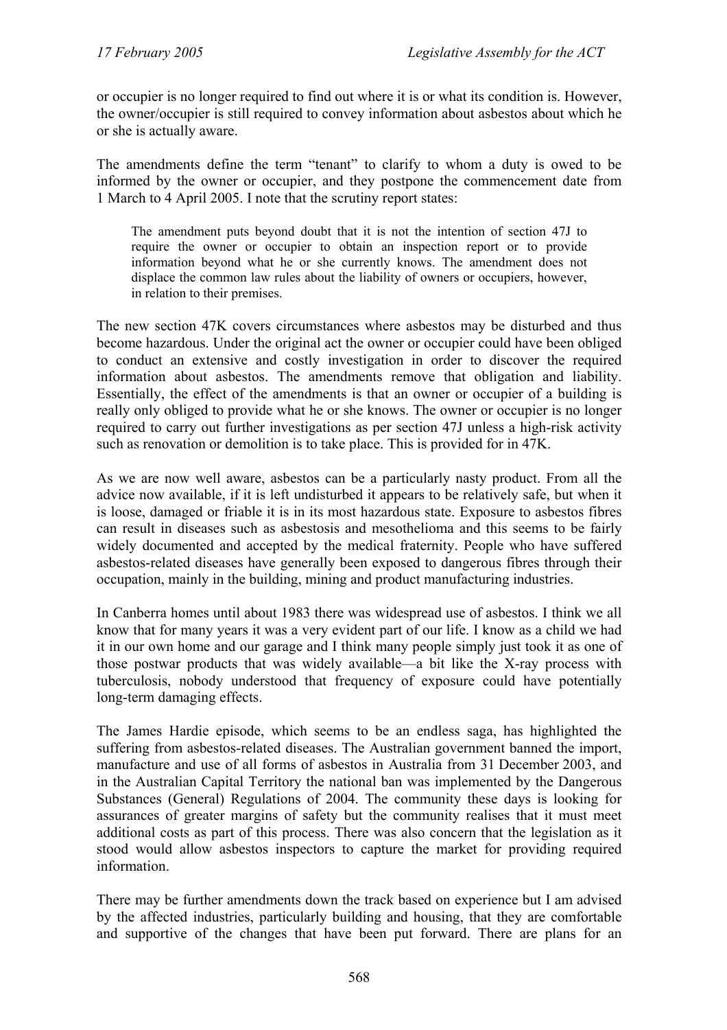or occupier is no longer required to find out where it is or what its condition is. However, the owner/occupier is still required to convey information about asbestos about which he or she is actually aware.

The amendments define the term "tenant" to clarify to whom a duty is owed to be informed by the owner or occupier, and they postpone the commencement date from 1 March to 4 April 2005. I note that the scrutiny report states:

> The amendment puts beyond doubt that it is not the intention of section 47J to require the owner or occupier to obtain an inspection report or to provide information beyond what he or she currently knows. The amendment does not displace the common law rules about the liability of owners or occupiers, however, in relation to their premises.

The new section 47K covers circumstances where asbestos may be disturbed and thus become hazardous. Under the original act the owner or occupier could have been obliged to conduct an extensive and costly investigation in order to discover the required information about asbestos. The amendments remove that obligation and liability. Essentially, the effect of the amendments is that an owner or occupier of a building is really only obliged to provide what he or she knows. The owner or occupier is no longer required to carry out further investigations as per section 47J unless a high-risk activity such as renovation or demolition is to take place. This is provided for in 47K.

As we are now well aware, asbestos can be a particularly nasty product. From all the advice now available, if it is left undisturbed it appears to be relatively safe, but when it is loose, damaged or friable it is in its most hazardous state. Exposure to asbestos fibres can result in diseases such as asbestosis and mesothelioma and this seems to be fairly widely documented and accepted by the medical fraternity. People who have suffered asbestos-related diseases have generally been exposed to dangerous fibres through their occupation, mainly in the building, mining and product manufacturing industries.

In Canberra homes until about 1983 there was widespread use of asbestos. I think we all know that for many years it was a very evident part of our life. I know as a child we had it in our own home and our garage and I think many people simply just took it as one of those postwar products that was widely available—a bit like the X-ray process with tuberculosis, nobody understood that frequency of exposure could have potentially long-term damaging effects.

The James Hardie episode, which seems to be an endless saga, has highlighted the suffering from asbestos-related diseases. The Australian government banned the import, manufacture and use of all forms of asbestos in Australia from 31 December 2003, and in the Australian Capital Territory the national ban was implemented by the Dangerous Substances (General) Regulations of 2004. The community these days is looking for assurances of greater margins of safety but the community realises that it must meet additional costs as part of this process. There was also concern that the legislation as it stood would allow asbestos inspectors to capture the market for providing required information.

There may be further amendments down the track based on experience but I am advised by the affected industries, particularly building and housing, that they are comfortable and supportive of the changes that have been put forward. There are plans for an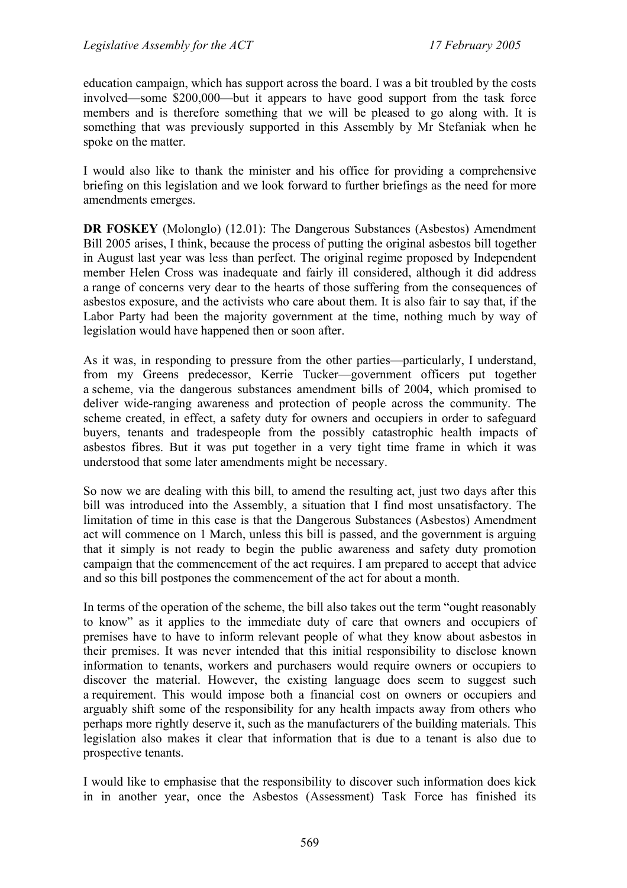education campaign, which has support across the board. I was a bit troubled by the costs involved—some $200,000—but it appears to have good support from the task force members and is therefore something that we will be pleased to go along with. It is something that was previously supported in this Assembly by Mr Stefaniak when he spoke on the matter.

I would also like to thank the minister and his office for providing a comprehensive briefing on this legislation and we look forward to further briefings as the need for more amendments emerges.

**DR FOSKEY** (Molonglo) (12.01): The Dangerous Substances (Asbestos) Amendment Bill 2005 arises, I think, because the process of putting the original asbestos bill together in August last year was less than perfect. The original regime proposed by Independent member Helen Cross was inadequate and fairly ill considered, although it did address a range of concerns very dear to the hearts of those suffering from the consequences of asbestos exposure, and the activists who care about them. It is also fair to say that, if the Labor Party had been the majority government at the time, nothing much by way of legislation would have happened then or soon after.

As it was, in responding to pressure from the other parties—particularly, I understand, from my Greens predecessor, Kerrie Tucker—government officers put together a scheme, via the dangerous substances amendment bills of 2004, which promised to deliver wide-ranging awareness and protection of people across the community. The scheme created, in effect, a safety duty for owners and occupiers in order to safeguard buyers, tenants and tradespeople from the possibly catastrophic health impacts of asbestos fibres. But it was put together in a very tight time frame in which it was understood that some later amendments might be necessary.

So now we are dealing with this bill, to amend the resulting act, just two days after this bill was introduced into the Assembly, a situation that I find most unsatisfactory. The limitation of time in this case is that the Dangerous Substances (Asbestos) Amendment act will commence on 1 March, unless this bill is passed, and the government is arguing that it simply is not ready to begin the public awareness and safety duty promotion campaign that the commencement of the act requires. I am prepared to accept that advice and so this bill postpones the commencement of the act for about a month.

In terms of the operation of the scheme, the bill also takes out the term "ought reasonably to know" as it applies to the immediate duty of care that owners and occupiers of premises have to have to inform relevant people of what they know about asbestos in their premises. It was never intended that this initial responsibility to disclose known information to tenants, workers and purchasers would require owners or occupiers to discover the material. However, the existing language does seem to suggest such a requirement. This would impose both a financial cost on owners or occupiers and arguably shift some of the responsibility for any health impacts away from others who perhaps more rightly deserve it, such as the manufacturers of the building materials. This legislation also makes it clear that information that is due to a tenant is also due to prospective tenants.

I would like to emphasise that the responsibility to discover such information does kick in in another year, once the Asbestos (Assessment) Task Force has finished its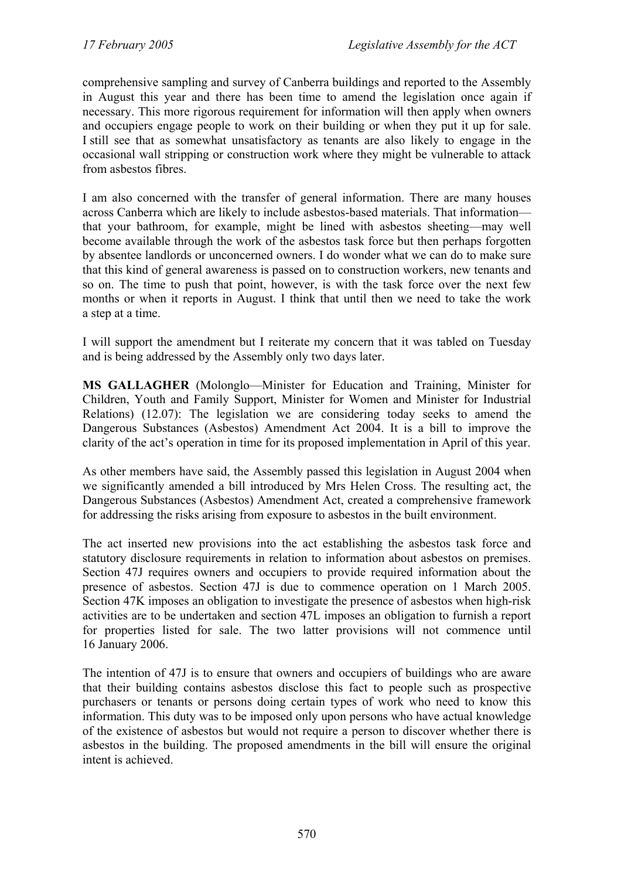comprehensive sampling and survey of Canberra buildings and reported to the Assembly in August this year and there has been time to amend the legislation once again if necessary. This more rigorous requirement for information will then apply when owners and occupiers engage people to work on their building or when they put it up for sale. I still see that as somewhat unsatisfactory as tenants are also likely to engage in the occasional wall stripping or construction work where they might be vulnerable to attack from asbestos fibres.

I am also concerned with the transfer of general information. There are many houses across Canberra which are likely to include asbestos-based materials. That information—that your bathroom, for example, might be lined with asbestos sheeting—may well become available through the work of the asbestos task force but then perhaps forgotten by absentee landlords or unconcerned owners. I do wonder what we can do to make sure that this kind of general awareness is passed on to construction workers, new tenants and so on. The time to push that point, however, is with the task force over the next few months or when it reports in August. I think that until then we need to take the work a step at a time.

I will support the amendment but I reiterate my concern that it was tabled on Tuesday and is being addressed by the Assembly only two days later.

**MS GALLAGHER** (Molonglo—Minister for Education and Training, Minister for Children, Youth and Family Support, Minister for Women and Minister for Industrial Relations) (12.07): The legislation we are considering today seeks to amend the Dangerous Substances (Asbestos) Amendment Act 2004. It is a bill to improve the clarity of the act's operation in time for its proposed implementation in April of this year.

As other members have said, the Assembly passed this legislation in August 2004 when we significantly amended a bill introduced by Mrs Helen Cross. The resulting act, the Dangerous Substances (Asbestos) Amendment Act, created a comprehensive framework for addressing the risks arising from exposure to asbestos in the built environment.

The act inserted new provisions into the act establishing the asbestos task force and statutory disclosure requirements in relation to information about asbestos on premises. Section 47J requires owners and occupiers to provide required information about the presence of asbestos. Section 47J is due to commence operation on 1 March 2005. Section 47K imposes an obligation to investigate the presence of asbestos when high-risk activities are to be undertaken and section 47L imposes an obligation to furnish a report for properties listed for sale. The two latter provisions will not commence until 16 January 2006.

The intention of 47J is to ensure that owners and occupiers of buildings who are aware that their building contains asbestos disclose this fact to people such as prospective purchasers or tenants or persons doing certain types of work who need to know this information. This duty was to be imposed only upon persons who have actual knowledge of the existence of asbestos but would not require a person to discover whether there is asbestos in the building. The proposed amendments in the bill will ensure the original intent is achieved.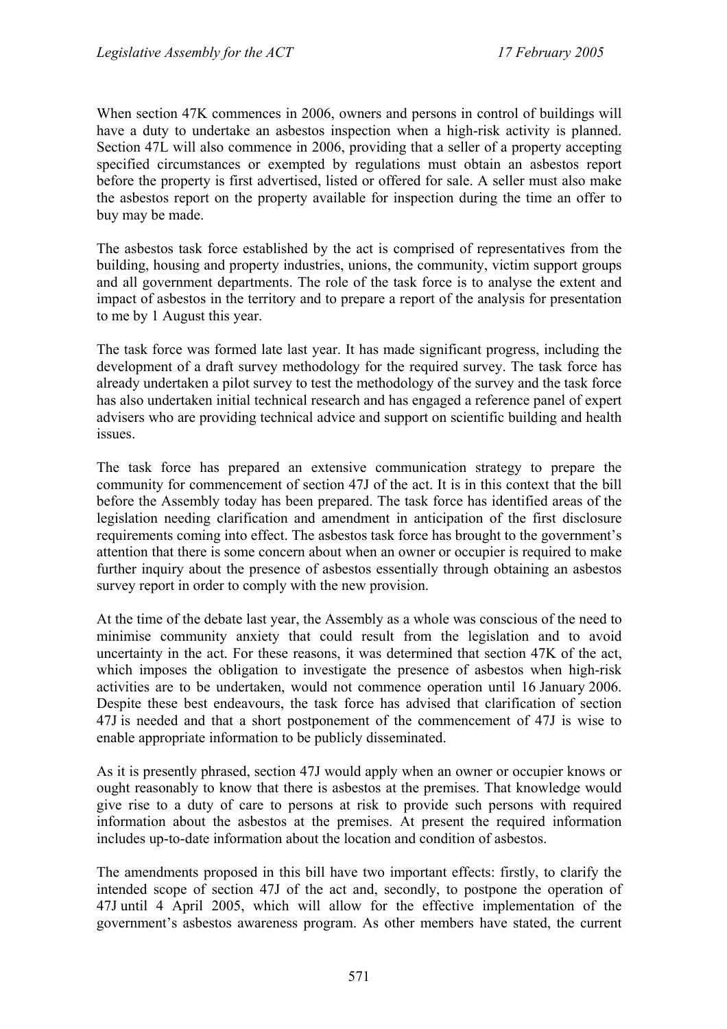When section 47K commences in 2006, owners and persons in control of buildings will have a duty to undertake an asbestos inspection when a high-risk activity is planned. Section 47L will also commence in 2006, providing that a seller of a property accepting specified circumstances or exempted by regulations must obtain an asbestos report before the property is first advertised, listed or offered for sale. A seller must also make the asbestos report on the property available for inspection during the time an offer to buy may be made.

The asbestos task force established by the act is comprised of representatives from the building, housing and property industries, unions, the community, victim support groups and all government departments. The role of the task force is to analyse the extent and impact of asbestos in the territory and to prepare a report of the analysis for presentation to me by 1 August this year.

The task force was formed late last year. It has made significant progress, including the development of a draft survey methodology for the required survey. The task force has already undertaken a pilot survey to test the methodology of the survey and the task force has also undertaken initial technical research and has engaged a reference panel of expert advisers who are providing technical advice and support on scientific building and health issues.

The task force has prepared an extensive communication strategy to prepare the community for commencement of section 47J of the act. It is in this context that the bill before the Assembly today has been prepared. The task force has identified areas of the legislation needing clarification and amendment in anticipation of the first disclosure requirements coming into effect. The asbestos task force has brought to the government's attention that there is some concern about when an owner or occupier is required to make further inquiry about the presence of asbestos essentially through obtaining an asbestos survey report in order to comply with the new provision.

At the time of the debate last year, the Assembly as a whole was conscious of the need to minimise community anxiety that could result from the legislation and to avoid uncertainty in the act. For these reasons, it was determined that section 47K of the act, which imposes the obligation to investigate the presence of asbestos when high-risk activities are to be undertaken, would not commence operation until 16 January 2006. Despite these best endeavours, the task force has advised that clarification of section 47J is needed and that a short postponement of the commencement of 47J is wise to enable appropriate information to be publicly disseminated.

As it is presently phrased, section 47J would apply when an owner or occupier knows or ought reasonably to know that there is asbestos at the premises. That knowledge would give rise to a duty of care to persons at risk to provide such persons with required information about the asbestos at the premises. At present the required information includes up-to-date information about the location and condition of asbestos.

The amendments proposed in this bill have two important effects: firstly, to clarify the intended scope of section 47J of the act and, secondly, to postpone the operation of 47J until 4 April 2005, which will allow for the effective implementation of the government's asbestos awareness program. As other members have stated, the current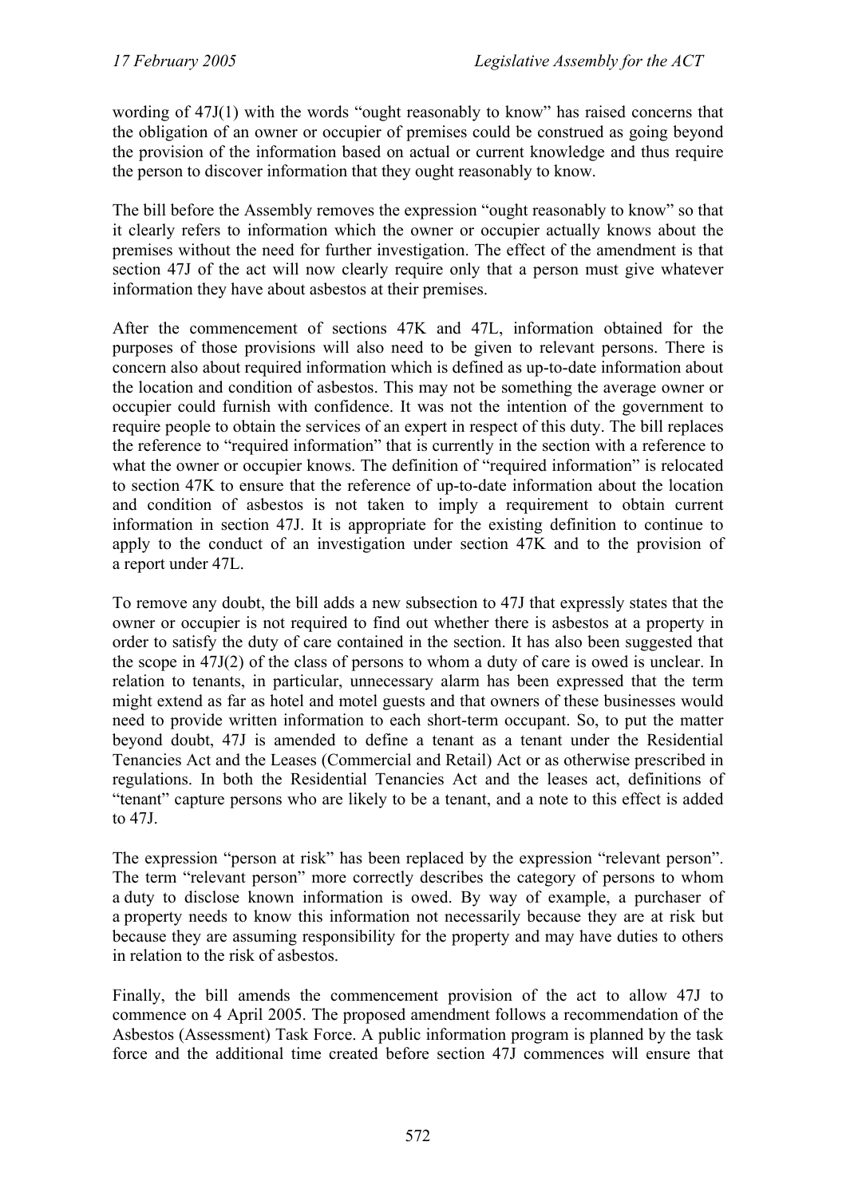wording of 47J(1) with the words "ought reasonably to know" has raised concerns that the obligation of an owner or occupier of premises could be construed as going beyond the provision of the information based on actual or current knowledge and thus require the person to discover information that they ought reasonably to know.

The bill before the Assembly removes the expression "ought reasonably to know" so that it clearly refers to information which the owner or occupier actually knows about the premises without the need for further investigation. The effect of the amendment is that section 47J of the act will now clearly require only that a person must give whatever information they have about asbestos at their premises.

After the commencement of sections 47K and 47L, information obtained for the purposes of those provisions will also need to be given to relevant persons. There is concern also about required information which is defined as up-to-date information about the location and condition of asbestos. This may not be something the average owner or occupier could furnish with confidence. It was not the intention of the government to require people to obtain the services of an expert in respect of this duty. The bill replaces the reference to "required information" that is currently in the section with a reference to what the owner or occupier knows. The definition of "required information" is relocated to section 47K to ensure that the reference of up-to-date information about the location and condition of asbestos is not taken to imply a requirement to obtain current information in section 47J. It is appropriate for the existing definition to continue to apply to the conduct of an investigation under section 47K and to the provision of a report under 47L.

To remove any doubt, the bill adds a new subsection to 47J that expressly states that the owner or occupier is not required to find out whether there is asbestos at a property in order to satisfy the duty of care contained in the section. It has also been suggested that the scope in 47J(2) of the class of persons to whom a duty of care is owed is unclear. In relation to tenants, in particular, unnecessary alarm has been expressed that the term might extend as far as hotel and motel guests and that owners of these businesses would need to provide written information to each short-term occupant. So, to put the matter beyond doubt, 47J is amended to define a tenant as a tenant under the Residential Tenancies Act and the Leases (Commercial and Retail) Act or as otherwise prescribed in regulations. In both the Residential Tenancies Act and the leases act, definitions of "tenant" capture persons who are likely to be a tenant, and a note to this effect is added to 47J.

The expression "person at risk" has been replaced by the expression "relevant person". The term "relevant person" more correctly describes the category of persons to whom a duty to disclose known information is owed. By way of example, a purchaser of a property needs to know this information not necessarily because they are at risk but because they are assuming responsibility for the property and may have duties to others in relation to the risk of asbestos.

Finally, the bill amends the commencement provision of the act to allow 47J to commence on 4 April 2005. The proposed amendment follows a recommendation of the Asbestos (Assessment) Task Force. A public information program is planned by the task force and the additional time created before section 47J commences will ensure that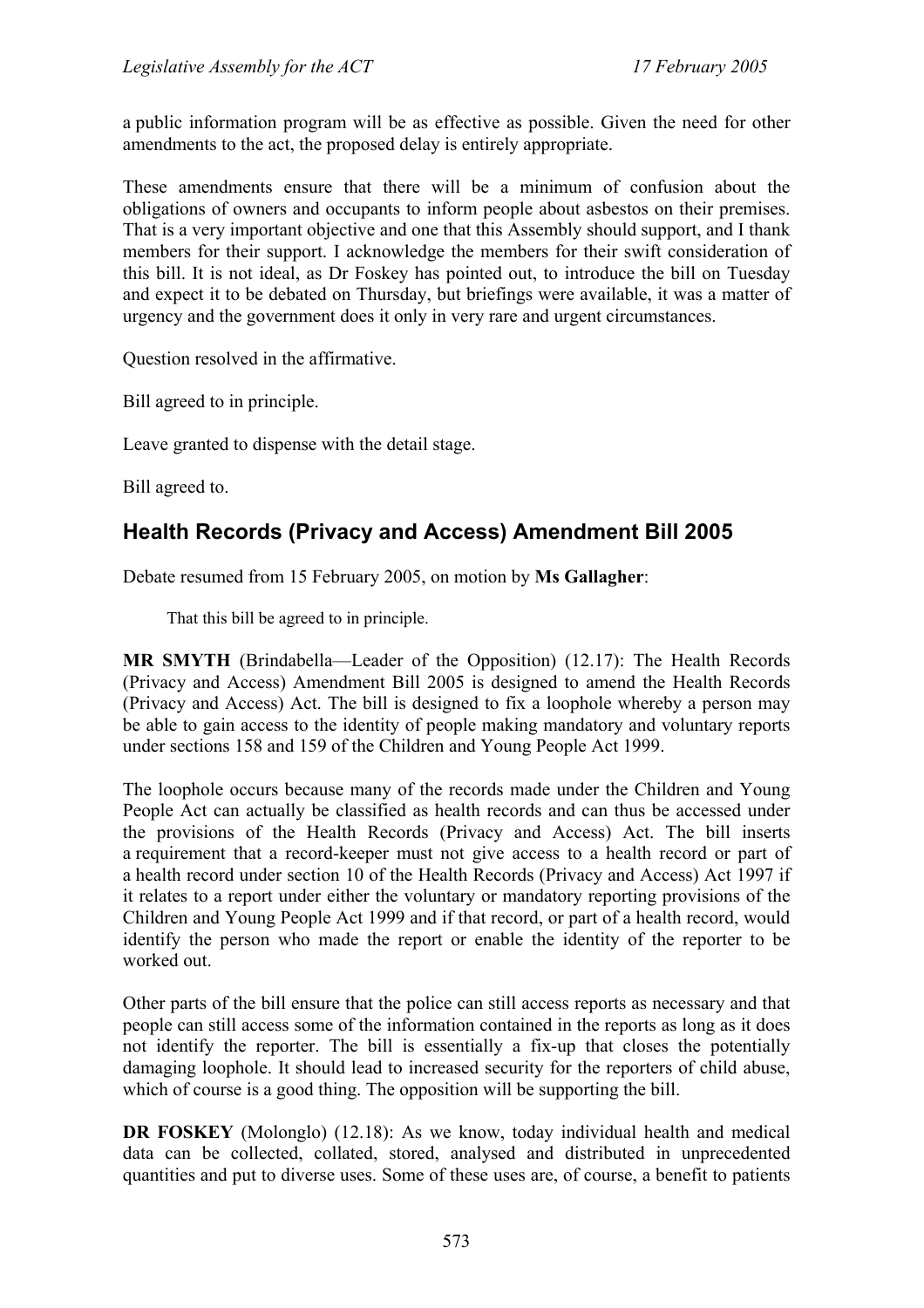a public information program will be as effective as possible. Given the need for other amendments to the act, the proposed delay is entirely appropriate.

These amendments ensure that there will be a minimum of confusion about the obligations of owners and occupants to inform people about asbestos on their premises. That is a very important objective and one that this Assembly should support, and I thank members for their support. I acknowledge the members for their swift consideration of this bill. It is not ideal, as Dr Foskey has pointed out, to introduce the bill on Tuesday and expect it to be debated on Thursday, but briefings were available, it was a matter of urgency and the government does it only in very rare and urgent circumstances.

Question resolved in the affirmative.

Bill agreed to in principle.

Leave granted to dispense with the detail stage.

Bill agreed to.

## Health Records (Privacy and Access) Amendment Bill 2005

Debate resumed from 15 February 2005, on motion by **Ms Gallagher**:

> That this bill be agreed to in principle.

**MR SMYTH** (Brindabella—Leader of the Opposition) (12.17): The Health Records (Privacy and Access) Amendment Bill 2005 is designed to amend the Health Records (Privacy and Access) Act. The bill is designed to fix a loophole whereby a person may be able to gain access to the identity of people making mandatory and voluntary reports under sections 158 and 159 of the Children and Young People Act 1999.

The loophole occurs because many of the records made under the Children and Young People Act can actually be classified as health records and can thus be accessed under the provisions of the Health Records (Privacy and Access) Act. The bill inserts a requirement that a record-keeper must not give access to a health record or part of a health record under section 10 of the Health Records (Privacy and Access) Act 1997 if it relates to a report under either the voluntary or mandatory reporting provisions of the Children and Young People Act 1999 and if that record, or part of a health record, would identify the person who made the report or enable the identity of the reporter to be worked out.

Other parts of the bill ensure that the police can still access reports as necessary and that people can still access some of the information contained in the reports as long as it does not identify the reporter. The bill is essentially a fix-up that closes the potentially damaging loophole. It should lead to increased security for the reporters of child abuse, which of course is a good thing. The opposition will be supporting the bill.

**DR FOSKEY** (Molonglo) (12.18): As we know, today individual health and medical data can be collected, collated, stored, analysed and distributed in unprecedented quantities and put to diverse uses. Some of these uses are, of course, a benefit to patients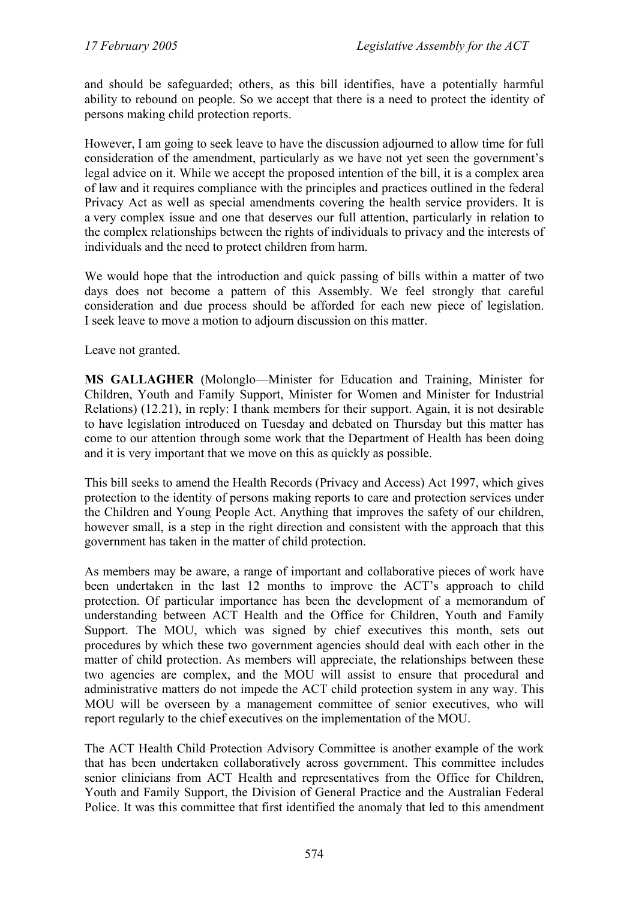and should be safeguarded; others, as this bill identifies, have a potentially harmful ability to rebound on people. So we accept that there is a need to protect the identity of persons making child protection reports.

However, I am going to seek leave to have the discussion adjourned to allow time for full consideration of the amendment, particularly as we have not yet seen the government's legal advice on it. While we accept the proposed intention of the bill, it is a complex area of law and it requires compliance with the principles and practices outlined in the federal Privacy Act as well as special amendments covering the health service providers. It is a very complex issue and one that deserves our full attention, particularly in relation to the complex relationships between the rights of individuals to privacy and the interests of individuals and the need to protect children from harm.

We would hope that the introduction and quick passing of bills within a matter of two days does not become a pattern of this Assembly. We feel strongly that careful consideration and due process should be afforded for each new piece of legislation. I seek leave to move a motion to adjourn discussion on this matter.

Leave not granted.

**MS GALLAGHER** (Molonglo—Minister for Education and Training, Minister for Children, Youth and Family Support, Minister for Women and Minister for Industrial Relations) (12.21), in reply: I thank members for their support. Again, it is not desirable to have legislation introduced on Tuesday and debated on Thursday but this matter has come to our attention through some work that the Department of Health has been doing and it is very important that we move on this as quickly as possible.

This bill seeks to amend the Health Records (Privacy and Access) Act 1997, which gives protection to the identity of persons making reports to care and protection services under the Children and Young People Act. Anything that improves the safety of our children, however small, is a step in the right direction and consistent with the approach that this government has taken in the matter of child protection.

As members may be aware, a range of important and collaborative pieces of work have been undertaken in the last 12 months to improve the ACT's approach to child protection. Of particular importance has been the development of a memorandum of understanding between ACT Health and the Office for Children, Youth and Family Support. The MOU, which was signed by chief executives this month, sets out procedures by which these two government agencies should deal with each other in the matter of child protection. As members will appreciate, the relationships between these two agencies are complex, and the MOU will assist to ensure that procedural and administrative matters do not impede the ACT child protection system in any way. This MOU will be overseen by a management committee of senior executives, who will report regularly to the chief executives on the implementation of the MOU.

The ACT Health Child Protection Advisory Committee is another example of the work that has been undertaken collaboratively across government. This committee includes senior clinicians from ACT Health and representatives from the Office for Children, Youth and Family Support, the Division of General Practice and the Australian Federal Police. It was this committee that first identified the anomaly that led to this amendment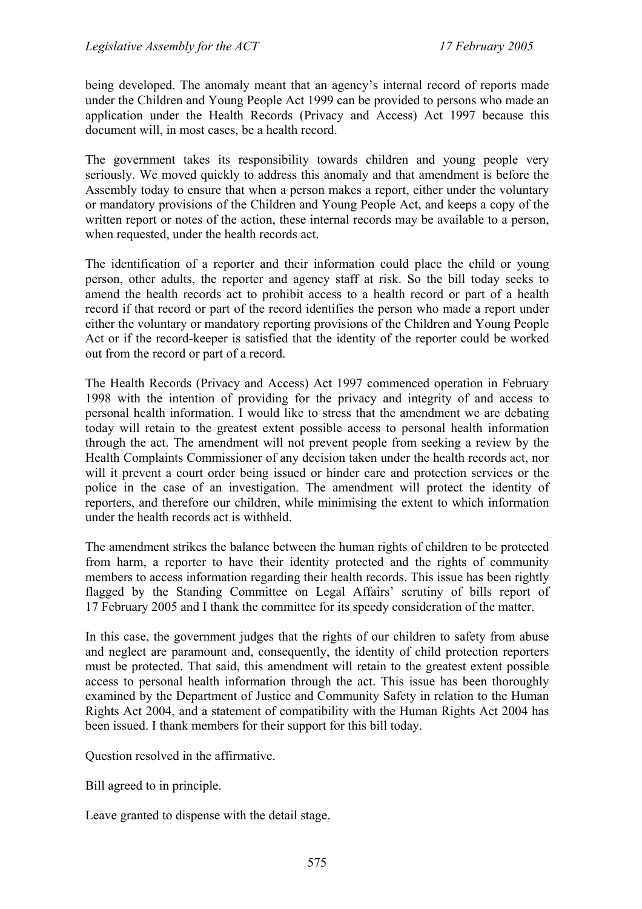being developed. The anomaly meant that an agency's internal record of reports made under the Children and Young People Act 1999 can be provided to persons who made an application under the Health Records (Privacy and Access) Act 1997 because this document will, in most cases, be a health record.

The government takes its responsibility towards children and young people very seriously. We moved quickly to address this anomaly and that amendment is before the Assembly today to ensure that when a person makes a report, either under the voluntary or mandatory provisions of the Children and Young People Act, and keeps a copy of the written report or notes of the action, these internal records may be available to a person, when requested, under the health records act.

The identification of a reporter and their information could place the child or young person, other adults, the reporter and agency staff at risk. So the bill today seeks to amend the health records act to prohibit access to a health record or part of a health record if that record or part of the record identifies the person who made a report under either the voluntary or mandatory reporting provisions of the Children and Young People Act or if the record-keeper is satisfied that the identity of the reporter could be worked out from the record or part of a record.

The Health Records (Privacy and Access) Act 1997 commenced operation in February 1998 with the intention of providing for the privacy and integrity of and access to personal health information. I would like to stress that the amendment we are debating today will retain to the greatest extent possible access to personal health information through the act. The amendment will not prevent people from seeking a review by the Health Complaints Commissioner of any decision taken under the health records act, nor will it prevent a court order being issued or hinder care and protection services or the police in the case of an investigation. The amendment will protect the identity of reporters, and therefore our children, while minimising the extent to which information under the health records act is withheld.

The amendment strikes the balance between the human rights of children to be protected from harm, a reporter to have their identity protected and the rights of community members to access information regarding their health records. This issue has been rightly flagged by the Standing Committee on Legal Affairs' scrutiny of bills report of 17 February 2005 and I thank the committee for its speedy consideration of the matter.

In this case, the government judges that the rights of our children to safety from abuse and neglect are paramount and, consequently, the identity of child protection reporters must be protected. That said, this amendment will retain to the greatest extent possible access to personal health information through the act. This issue has been thoroughly examined by the Department of Justice and Community Safety in relation to the Human Rights Act 2004, and a statement of compatibility with the Human Rights Act 2004 has been issued. I thank members for their support for this bill today.

Question resolved in the affirmative.

Bill agreed to in principle.

Leave granted to dispense with the detail stage.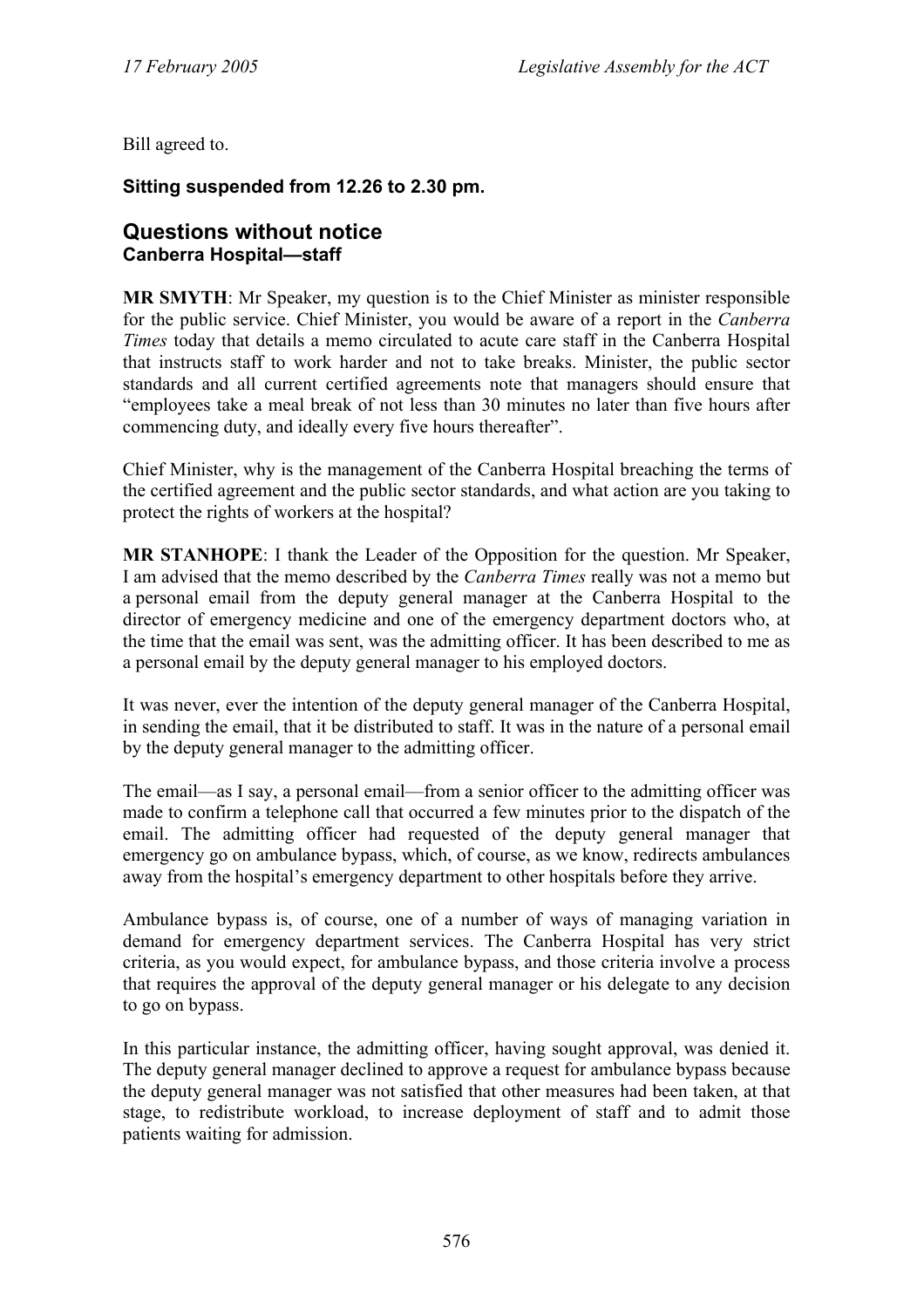Bill agreed to.

**Sitting suspended from 12.26 to 2.30 pm.**

## Questions without notice

### Canberra Hospital—staff

**MR SMYTH**: Mr Speaker, my question is to the Chief Minister as minister responsible for the public service. Chief Minister, you would be aware of a report in the *Canberra Times* today that details a memo circulated to acute care staff in the Canberra Hospital that instructs staff to work harder and not to take breaks. Minister, the public sector standards and all current certified agreements note that managers should ensure that "employees take a meal break of not less than 30 minutes no later than five hours after commencing duty, and ideally every five hours thereafter".

Chief Minister, why is the management of the Canberra Hospital breaching the terms of the certified agreement and the public sector standards, and what action are you taking to protect the rights of workers at the hospital?

**MR STANHOPE**: I thank the Leader of the Opposition for the question. Mr Speaker, I am advised that the memo described by the *Canberra Times* really was not a memo but a personal email from the deputy general manager at the Canberra Hospital to the director of emergency medicine and one of the emergency department doctors who, at the time that the email was sent, was the admitting officer. It has been described to me as a personal email by the deputy general manager to his employed doctors.

It was never, ever the intention of the deputy general manager of the Canberra Hospital, in sending the email, that it be distributed to staff. It was in the nature of a personal email by the deputy general manager to the admitting officer.

The email—as I say, a personal email—from a senior officer to the admitting officer was made to confirm a telephone call that occurred a few minutes prior to the dispatch of the email. The admitting officer had requested of the deputy general manager that emergency go on ambulance bypass, which, of course, as we know, redirects ambulances away from the hospital's emergency department to other hospitals before they arrive.

Ambulance bypass is, of course, one of a number of ways of managing variation in demand for emergency department services. The Canberra Hospital has very strict criteria, as you would expect, for ambulance bypass, and those criteria involve a process that requires the approval of the deputy general manager or his delegate to any decision to go on bypass.

In this particular instance, the admitting officer, having sought approval, was denied it. The deputy general manager declined to approve a request for ambulance bypass because the deputy general manager was not satisfied that other measures had been taken, at that stage, to redistribute workload, to increase deployment of staff and to admit those patients waiting for admission.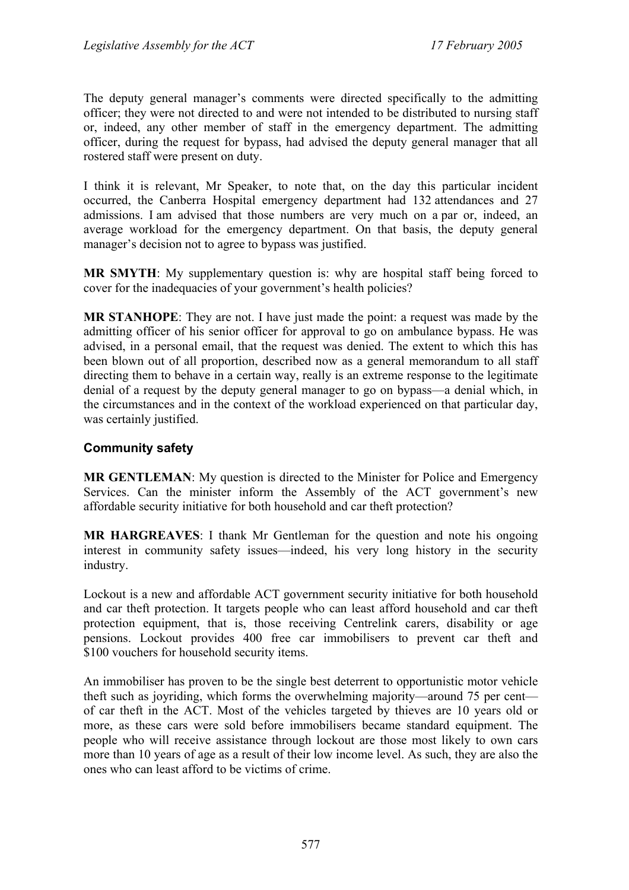The deputy general manager's comments were directed specifically to the admitting officer; they were not directed to and were not intended to be distributed to nursing staff or, indeed, any other member of staff in the emergency department. The admitting officer, during the request for bypass, had advised the deputy general manager that all rostered staff were present on duty.

I think it is relevant, Mr Speaker, to note that, on the day this particular incident occurred, the Canberra Hospital emergency department had 132 attendances and 27 admissions. I am advised that those numbers are very much on a par or, indeed, an average workload for the emergency department. On that basis, the deputy general manager's decision not to agree to bypass was justified.

**MR SMYTH**: My supplementary question is: why are hospital staff being forced to cover for the inadequacies of your government's health policies?

**MR STANHOPE**: They are not. I have just made the point: a request was made by the admitting officer of his senior officer for approval to go on ambulance bypass. He was advised, in a personal email, that the request was denied. The extent to which this has been blown out of all proportion, described now as a general memorandum to all staff directing them to behave in a certain way, really is an extreme response to the legitimate denial of a request by the deputy general manager to go on bypass—a denial which, in the circumstances and in the context of the workload experienced on that particular day, was certainly justified.

### Community safety

**MR GENTLEMAN**: My question is directed to the Minister for Police and Emergency Services. Can the minister inform the Assembly of the ACT government's new affordable security initiative for both household and car theft protection?

**MR HARGREAVES**: I thank Mr Gentleman for the question and note his ongoing interest in community safety issues—indeed, his very long history in the security industry.

Lockout is a new and affordable ACT government security initiative for both household and car theft protection. It targets people who can least afford household and car theft protection equipment, that is, those receiving Centrelink carers, disability or age pensions. Lockout provides 400 free car immobilisers to prevent car theft and $100 vouchers for household security items.

An immobiliser has proven to be the single best deterrent to opportunistic motor vehicle theft such as joyriding, which forms the overwhelming majority—around 75 per cent—of car theft in the ACT. Most of the vehicles targeted by thieves are 10 years old or more, as these cars were sold before immobilisers became standard equipment. The people who will receive assistance through lockout are those most likely to own cars more than 10 years of age as a result of their low income level. As such, they are also the ones who can least afford to be victims of crime.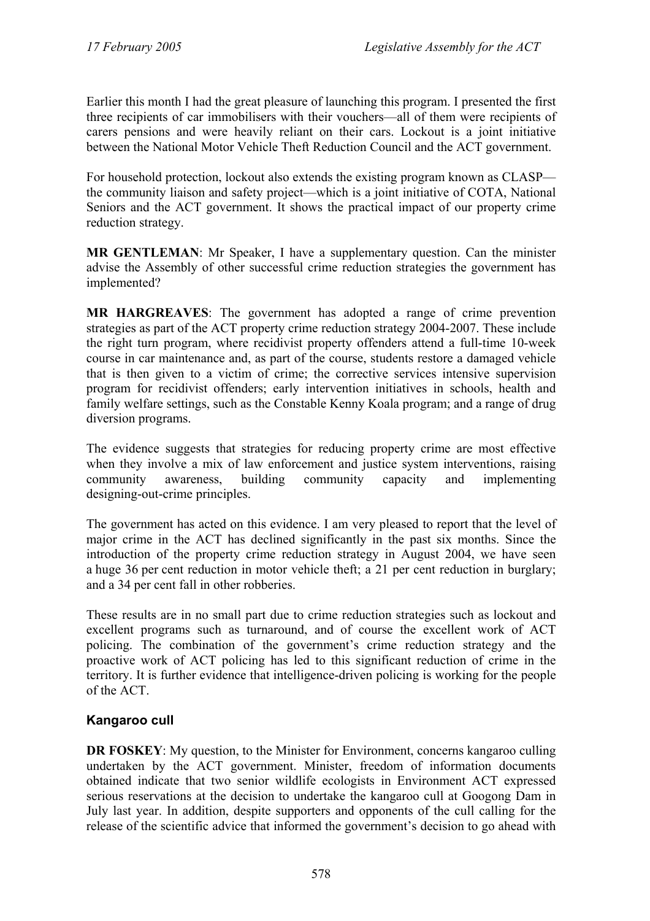Earlier this month I had the great pleasure of launching this program. I presented the first three recipients of car immobilisers with their vouchers—all of them were recipients of carers pensions and were heavily reliant on their cars. Lockout is a joint initiative between the National Motor Vehicle Theft Reduction Council and the ACT government.

For household protection, lockout also extends the existing program known as CLASP—the community liaison and safety project—which is a joint initiative of COTA, National Seniors and the ACT government. It shows the practical impact of our property crime reduction strategy.

**MR GENTLEMAN**: Mr Speaker, I have a supplementary question. Can the minister advise the Assembly of other successful crime reduction strategies the government has implemented?

**MR HARGREAVES**: The government has adopted a range of crime prevention strategies as part of the ACT property crime reduction strategy 2004-2007. These include the right turn program, where recidivist property offenders attend a full-time 10-week course in car maintenance and, as part of the course, students restore a damaged vehicle that is then given to a victim of crime; the corrective services intensive supervision program for recidivist offenders; early intervention initiatives in schools, health and family welfare settings, such as the Constable Kenny Koala program; and a range of drug diversion programs.

The evidence suggests that strategies for reducing property crime are most effective when they involve a mix of law enforcement and justice system interventions, raising community awareness, building community capacity and implementing designing-out-crime principles.

The government has acted on this evidence. I am very pleased to report that the level of major crime in the ACT has declined significantly in the past six months. Since the introduction of the property crime reduction strategy in August 2004, we have seen a huge 36 per cent reduction in motor vehicle theft; a 21 per cent reduction in burglary; and a 34 per cent fall in other robberies.

These results are in no small part due to crime reduction strategies such as lockout and excellent programs such as turnaround, and of course the excellent work of ACT policing. The combination of the government's crime reduction strategy and the proactive work of ACT policing has led to this significant reduction of crime in the territory. It is further evidence that intelligence-driven policing is working for the people of the ACT.

## Kangaroo cull

**DR FOSKEY**: My question, to the Minister for Environment, concerns kangaroo culling undertaken by the ACT government. Minister, freedom of information documents obtained indicate that two senior wildlife ecologists in Environment ACT expressed serious reservations at the decision to undertake the kangaroo cull at Googong Dam in July last year. In addition, despite supporters and opponents of the cull calling for the release of the scientific advice that informed the government's decision to go ahead with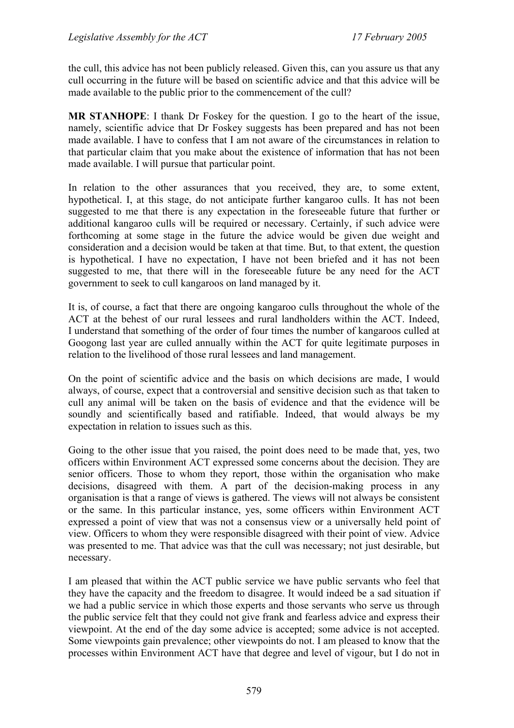the cull, this advice has not been publicly released. Given this, can you assure us that any cull occurring in the future will be based on scientific advice and that this advice will be made available to the public prior to the commencement of the cull?

**MR STANHOPE**: I thank Dr Foskey for the question. I go to the heart of the issue, namely, scientific advice that Dr Foskey suggests has been prepared and has not been made available. I have to confess that I am not aware of the circumstances in relation to that particular claim that you make about the existence of information that has not been made available. I will pursue that particular point.

In relation to the other assurances that you received, they are, to some extent, hypothetical. I, at this stage, do not anticipate further kangaroo culls. It has not been suggested to me that there is any expectation in the foreseeable future that further or additional kangaroo culls will be required or necessary. Certainly, if such advice were forthcoming at some stage in the future the advice would be given due weight and consideration and a decision would be taken at that time. But, to that extent, the question is hypothetical. I have no expectation, I have not been briefed and it has not been suggested to me, that there will in the foreseeable future be any need for the ACT government to seek to cull kangaroos on land managed by it.

It is, of course, a fact that there are ongoing kangaroo culls throughout the whole of the ACT at the behest of our rural lessees and rural landholders within the ACT. Indeed, I understand that something of the order of four times the number of kangaroos culled at Googong last year are culled annually within the ACT for quite legitimate purposes in relation to the livelihood of those rural lessees and land management.

On the point of scientific advice and the basis on which decisions are made, I would always, of course, expect that a controversial and sensitive decision such as that taken to cull any animal will be taken on the basis of evidence and that the evidence will be soundly and scientifically based and ratifiable. Indeed, that would always be my expectation in relation to issues such as this.

Going to the other issue that you raised, the point does need to be made that, yes, two officers within Environment ACT expressed some concerns about the decision. They are senior officers. Those to whom they report, those within the organisation who make decisions, disagreed with them. A part of the decision-making process in any organisation is that a range of views is gathered. The views will not always be consistent or the same. In this particular instance, yes, some officers within Environment ACT expressed a point of view that was not a consensus view or a universally held point of view. Officers to whom they were responsible disagreed with their point of view. Advice was presented to me. That advice was that the cull was necessary; not just desirable, but necessary.

I am pleased that within the ACT public service we have public servants who feel that they have the capacity and the freedom to disagree. It would indeed be a sad situation if we had a public service in which those experts and those servants who serve us through the public service felt that they could not give frank and fearless advice and express their viewpoint. At the end of the day some advice is accepted; some advice is not accepted. Some viewpoints gain prevalence; other viewpoints do not. I am pleased to know that the processes within Environment ACT have that degree and level of vigour, but I do not in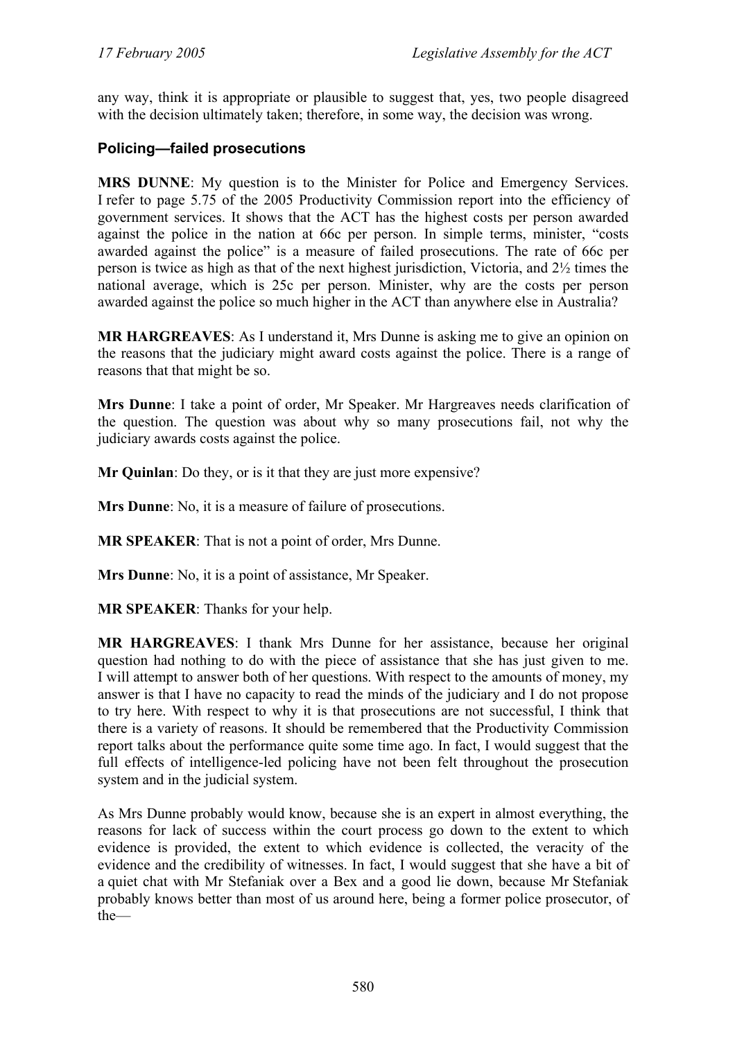any way, think it is appropriate or plausible to suggest that, yes, two people disagreed with the decision ultimately taken; therefore, in some way, the decision was wrong.

### Policing—failed prosecutions

**MRS DUNNE**: My question is to the Minister for Police and Emergency Services. I refer to page 5.75 of the 2005 Productivity Commission report into the efficiency of government services. It shows that the ACT has the highest costs per person awarded against the police in the nation at 66c per person. In simple terms, minister, "costs awarded against the police" is a measure of failed prosecutions. The rate of 66c per person is twice as high as that of the next highest jurisdiction, Victoria, and 2½ times the national average, which is 25c per person. Minister, why are the costs per person awarded against the police so much higher in the ACT than anywhere else in Australia?

**MR HARGREAVES**: As I understand it, Mrs Dunne is asking me to give an opinion on the reasons that the judiciary might award costs against the police. There is a range of reasons that that might be so.

**Mrs Dunne**: I take a point of order, Mr Speaker. Mr Hargreaves needs clarification of the question. The question was about why so many prosecutions fail, not why the judiciary awards costs against the police.

**Mr Quinlan**: Do they, or is it that they are just more expensive?

**Mrs Dunne**: No, it is a measure of failure of prosecutions.

**MR SPEAKER**: That is not a point of order, Mrs Dunne.

**Mrs Dunne**: No, it is a point of assistance, Mr Speaker.

**MR SPEAKER**: Thanks for your help.

**MR HARGREAVES**: I thank Mrs Dunne for her assistance, because her original question had nothing to do with the piece of assistance that she has just given to me. I will attempt to answer both of her questions. With respect to the amounts of money, my answer is that I have no capacity to read the minds of the judiciary and I do not propose to try here. With respect to why it is that prosecutions are not successful, I think that there is a variety of reasons. It should be remembered that the Productivity Commission report talks about the performance quite some time ago. In fact, I would suggest that the full effects of intelligence-led policing have not been felt throughout the prosecution system and in the judicial system.

As Mrs Dunne probably would know, because she is an expert in almost everything, the reasons for lack of success within the court process go down to the extent to which evidence is provided, the extent to which evidence is collected, the veracity of the evidence and the credibility of witnesses. In fact, I would suggest that she have a bit of a quiet chat with Mr Stefaniak over a Bex and a good lie down, because Mr Stefaniak probably knows better than most of us around here, being a former police prosecutor, of the—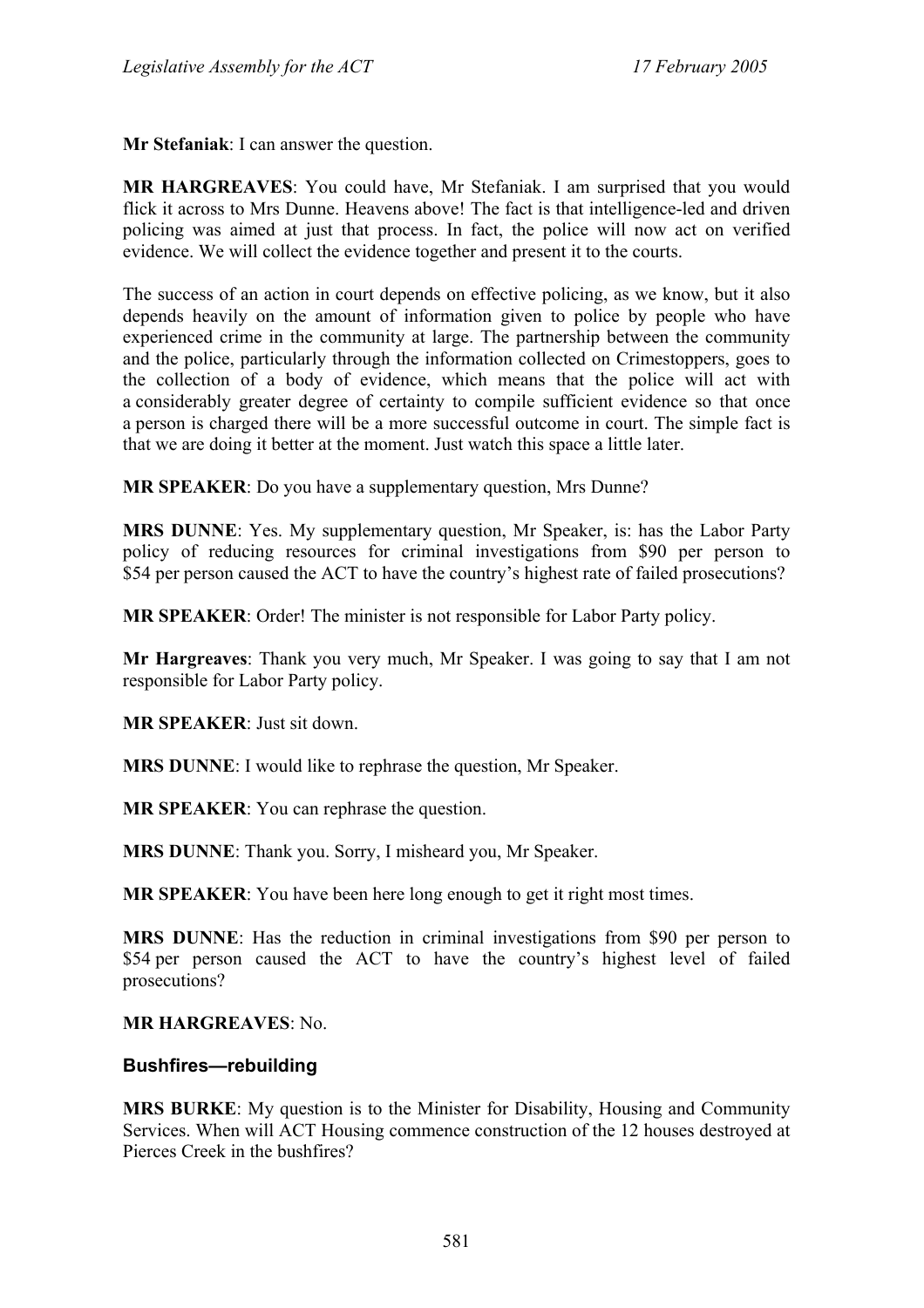**Mr Stefaniak**: I can answer the question.

**MR HARGREAVES**: You could have, Mr Stefaniak. I am surprised that you would flick it across to Mrs Dunne. Heavens above! The fact is that intelligence-led and driven policing was aimed at just that process. In fact, the police will now act on verified evidence. We will collect the evidence together and present it to the courts.

The success of an action in court depends on effective policing, as we know, but it also depends heavily on the amount of information given to police by people who have experienced crime in the community at large. The partnership between the community and the police, particularly through the information collected on Crimestoppers, goes to the collection of a body of evidence, which means that the police will act with a considerably greater degree of certainty to compile sufficient evidence so that once a person is charged there will be a more successful outcome in court. The simple fact is that we are doing it better at the moment. Just watch this space a little later.

**MR SPEAKER**: Do you have a supplementary question, Mrs Dunne?

**MRS DUNNE**: Yes. My supplementary question, Mr Speaker, is: has the Labor Party policy of reducing resources for criminal investigations from $90 per person to $54 per person caused the ACT to have the country's highest rate of failed prosecutions?

**MR SPEAKER**: Order! The minister is not responsible for Labor Party policy.

**Mr Hargreaves**: Thank you very much, Mr Speaker. I was going to say that I am not responsible for Labor Party policy.

**MR SPEAKER**: Just sit down.

**MRS DUNNE**: I would like to rephrase the question, Mr Speaker.

**MR SPEAKER**: You can rephrase the question.

**MRS DUNNE**: Thank you. Sorry, I misheard you, Mr Speaker.

**MR SPEAKER**: You have been here long enough to get it right most times.

**MRS DUNNE**: Has the reduction in criminal investigations from $90 per person to $54 per person caused the ACT to have the country's highest level of failed prosecutions?

**MR HARGREAVES**: No.

### Bushfires—rebuilding

**MRS BURKE**: My question is to the Minister for Disability, Housing and Community Services. When will ACT Housing commence construction of the 12 houses destroyed at Pierces Creek in the bushfires?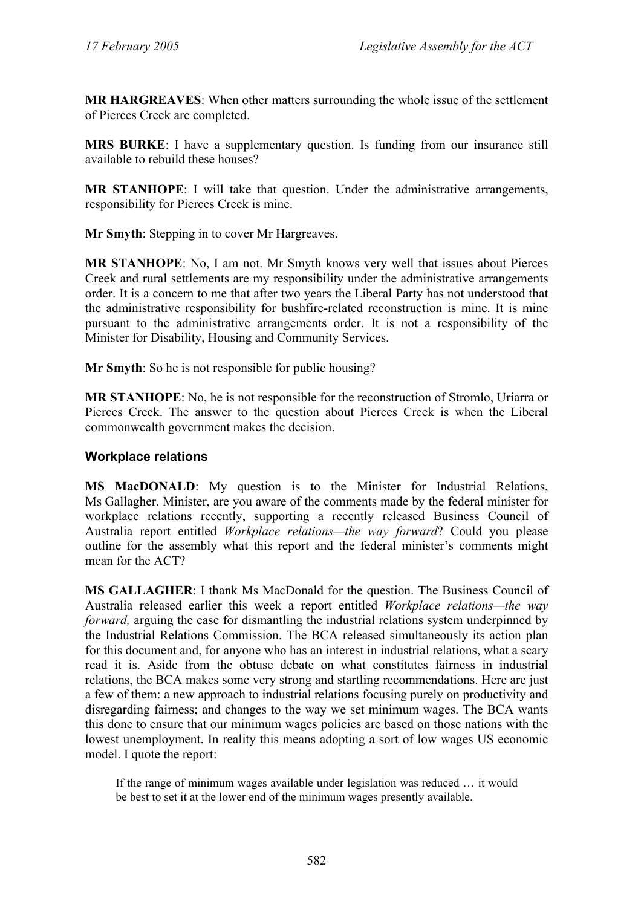**MR HARGREAVES**: When other matters surrounding the whole issue of the settlement of Pierces Creek are completed.

**MRS BURKE**: I have a supplementary question. Is funding from our insurance still available to rebuild these houses?

**MR STANHOPE**: I will take that question. Under the administrative arrangements, responsibility for Pierces Creek is mine.

**Mr Smyth**: Stepping in to cover Mr Hargreaves.

**MR STANHOPE**: No, I am not. Mr Smyth knows very well that issues about Pierces Creek and rural settlements are my responsibility under the administrative arrangements order. It is a concern to me that after two years the Liberal Party has not understood that the administrative responsibility for bushfire-related reconstruction is mine. It is mine pursuant to the administrative arrangements order. It is not a responsibility of the Minister for Disability, Housing and Community Services.

**Mr Smyth**: So he is not responsible for public housing?

**MR STANHOPE**: No, he is not responsible for the reconstruction of Stromlo, Uriarra or Pierces Creek. The answer to the question about Pierces Creek is when the Liberal commonwealth government makes the decision.

### Workplace relations

**MS MacDONALD**: My question is to the Minister for Industrial Relations, Ms Gallagher. Minister, are you aware of the comments made by the federal minister for workplace relations recently, supporting a recently released Business Council of Australia report entitled *Workplace relations—the way forward*? Could you please outline for the assembly what this report and the federal minister's comments might mean for the ACT?

**MS GALLAGHER**: I thank Ms MacDonald for the question. The Business Council of Australia released earlier this week a report entitled *Workplace relations—the way forward,* arguing the case for dismantling the industrial relations system underpinned by the Industrial Relations Commission. The BCA released simultaneously its action plan for this document and, for anyone who has an interest in industrial relations, what a scary read it is. Aside from the obtuse debate on what constitutes fairness in industrial relations, the BCA makes some very strong and startling recommendations. Here are just a few of them: a new approach to industrial relations focusing purely on productivity and disregarding fairness; and changes to the way we set minimum wages. The BCA wants this done to ensure that our minimum wages policies are based on those nations with the lowest unemployment. In reality this means adopting a sort of low wages US economic model. I quote the report:

> If the range of minimum wages available under legislation was reduced … it would be best to set it at the lower end of the minimum wages presently available.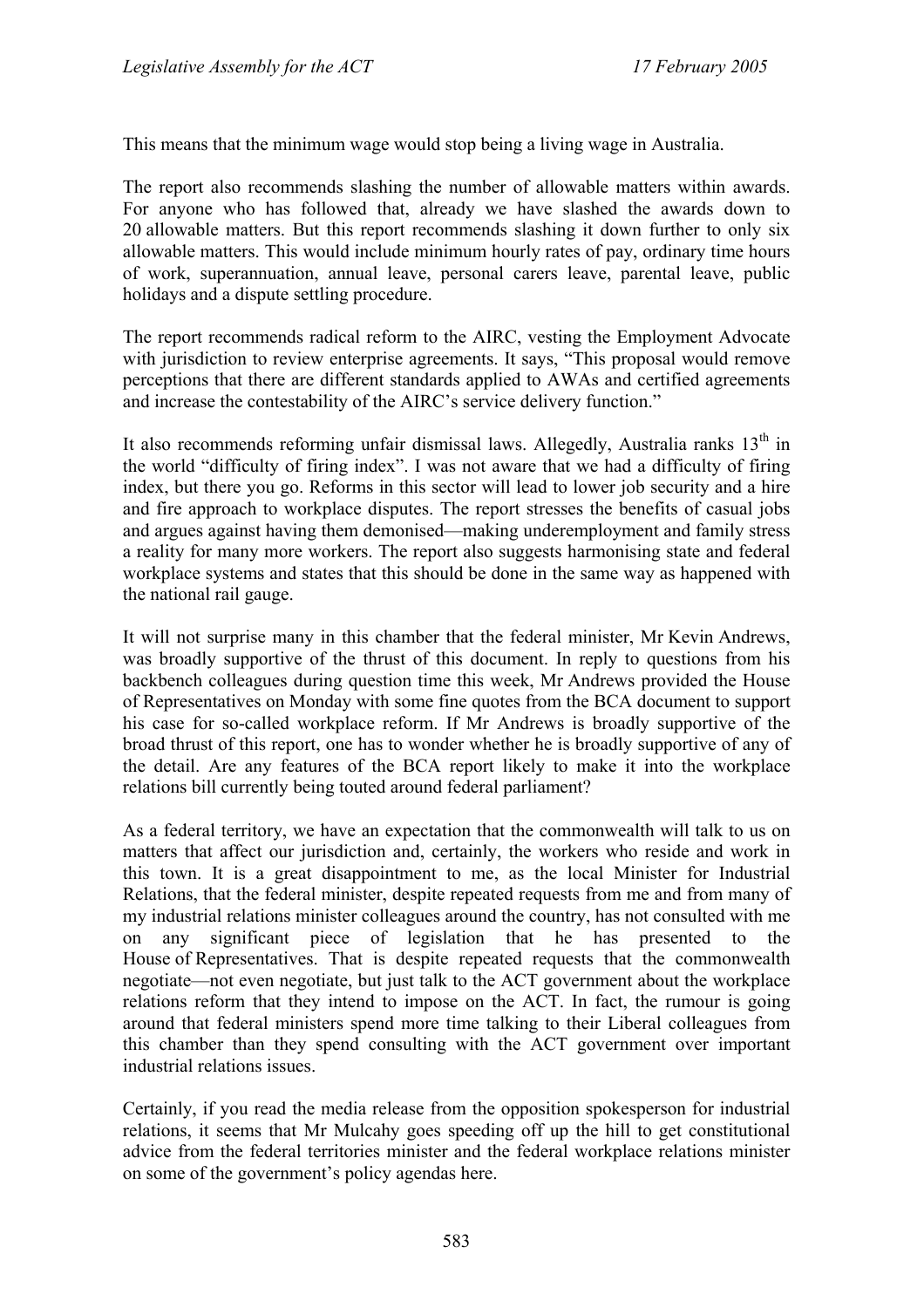This means that the minimum wage would stop being a living wage in Australia.

The report also recommends slashing the number of allowable matters within awards. For anyone who has followed that, already we have slashed the awards down to 20 allowable matters. But this report recommends slashing it down further to only six allowable matters. This would include minimum hourly rates of pay, ordinary time hours of work, superannuation, annual leave, personal carers leave, parental leave, public holidays and a dispute settling procedure.

The report recommends radical reform to the AIRC, vesting the Employment Advocate with jurisdiction to review enterprise agreements. It says, "This proposal would remove perceptions that there are different standards applied to AWAs and certified agreements and increase the contestability of the AIRC's service delivery function."

It also recommends reforming unfair dismissal laws. Allegedly, Australia ranks 13th in the world "difficulty of firing index". I was not aware that we had a difficulty of firing index, but there you go. Reforms in this sector will lead to lower job security and a hire and fire approach to workplace disputes. The report stresses the benefits of casual jobs and argues against having them demonised—making underemployment and family stress a reality for many more workers. The report also suggests harmonising state and federal workplace systems and states that this should be done in the same way as happened with the national rail gauge.

It will not surprise many in this chamber that the federal minister, Mr Kevin Andrews, was broadly supportive of the thrust of this document. In reply to questions from his backbench colleagues during question time this week, Mr Andrews provided the House of Representatives on Monday with some fine quotes from the BCA document to support his case for so-called workplace reform. If Mr Andrews is broadly supportive of the broad thrust of this report, one has to wonder whether he is broadly supportive of any of the detail. Are any features of the BCA report likely to make it into the workplace relations bill currently being touted around federal parliament?

As a federal territory, we have an expectation that the commonwealth will talk to us on matters that affect our jurisdiction and, certainly, the workers who reside and work in this town. It is a great disappointment to me, as the local Minister for Industrial Relations, that the federal minister, despite repeated requests from me and from many of my industrial relations minister colleagues around the country, has not consulted with me on any significant piece of legislation that he has presented to the House of Representatives. That is despite repeated requests that the commonwealth negotiate—not even negotiate, but just talk to the ACT government about the workplace relations reform that they intend to impose on the ACT. In fact, the rumour is going around that federal ministers spend more time talking to their Liberal colleagues from this chamber than they spend consulting with the ACT government over important industrial relations issues.

Certainly, if you read the media release from the opposition spokesperson for industrial relations, it seems that Mr Mulcahy goes speeding off up the hill to get constitutional advice from the federal territories minister and the federal workplace relations minister on some of the government's policy agendas here.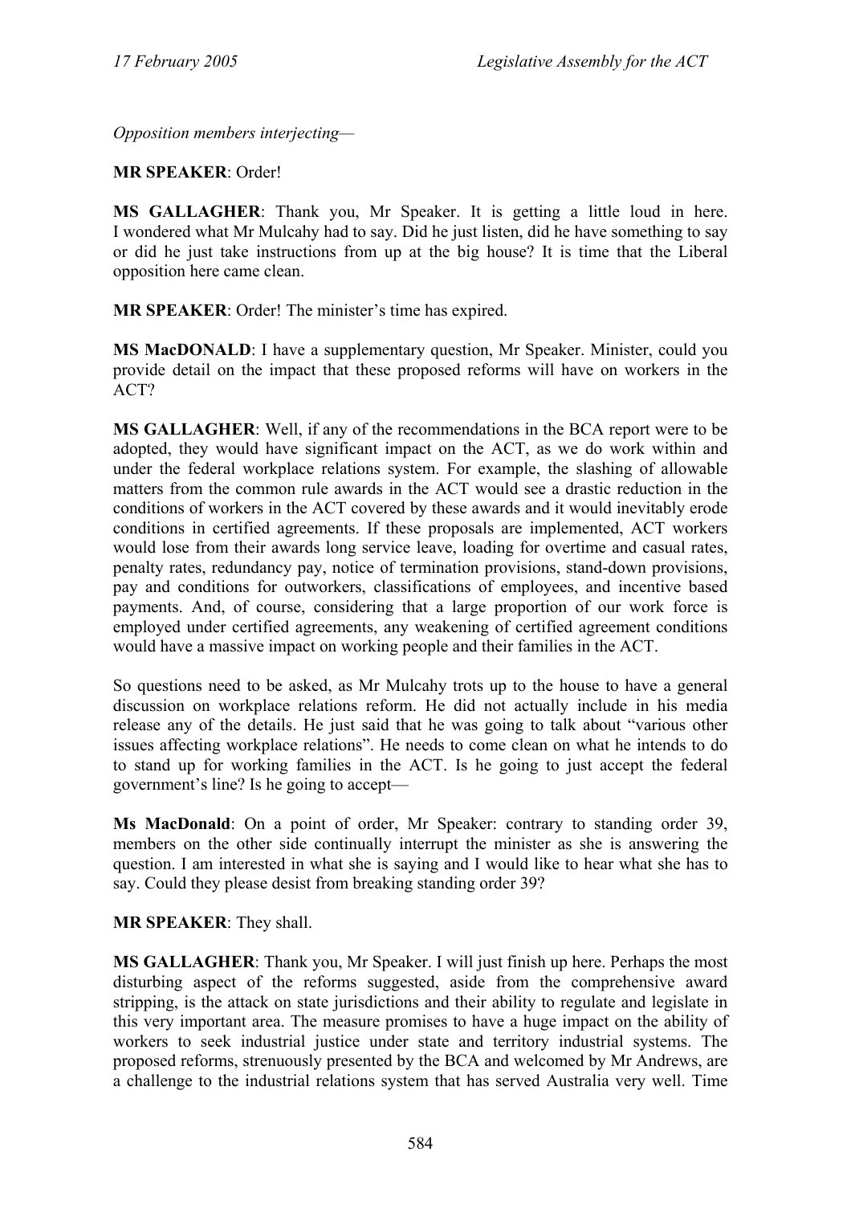*Opposition members interjecting—*

**MR SPEAKER**: Order!

**MS GALLAGHER**: Thank you, Mr Speaker. It is getting a little loud in here. I wondered what Mr Mulcahy had to say. Did he just listen, did he have something to say or did he just take instructions from up at the big house? It is time that the Liberal opposition here came clean.

**MR SPEAKER**: Order! The minister's time has expired.

**MS MacDONALD**: I have a supplementary question, Mr Speaker. Minister, could you provide detail on the impact that these proposed reforms will have on workers in the ACT?

**MS GALLAGHER**: Well, if any of the recommendations in the BCA report were to be adopted, they would have significant impact on the ACT, as we do work within and under the federal workplace relations system. For example, the slashing of allowable matters from the common rule awards in the ACT would see a drastic reduction in the conditions of workers in the ACT covered by these awards and it would inevitably erode conditions in certified agreements. If these proposals are implemented, ACT workers would lose from their awards long service leave, loading for overtime and casual rates, penalty rates, redundancy pay, notice of termination provisions, stand-down provisions, pay and conditions for outworkers, classifications of employees, and incentive based payments. And, of course, considering that a large proportion of our work force is employed under certified agreements, any weakening of certified agreement conditions would have a massive impact on working people and their families in the ACT.

So questions need to be asked, as Mr Mulcahy trots up to the house to have a general discussion on workplace relations reform. He did not actually include in his media release any of the details. He just said that he was going to talk about "various other issues affecting workplace relations". He needs to come clean on what he intends to do to stand up for working families in the ACT. Is he going to just accept the federal government's line? Is he going to accept—

**Ms MacDonald**: On a point of order, Mr Speaker: contrary to standing order 39, members on the other side continually interrupt the minister as she is answering the question. I am interested in what she is saying and I would like to hear what she has to say. Could they please desist from breaking standing order 39?

**MR SPEAKER**: They shall.

**MS GALLAGHER**: Thank you, Mr Speaker. I will just finish up here. Perhaps the most disturbing aspect of the reforms suggested, aside from the comprehensive award stripping, is the attack on state jurisdictions and their ability to regulate and legislate in this very important area. The measure promises to have a huge impact on the ability of workers to seek industrial justice under state and territory industrial systems. The proposed reforms, strenuously presented by the BCA and welcomed by Mr Andrews, are a challenge to the industrial relations system that has served Australia very well. Time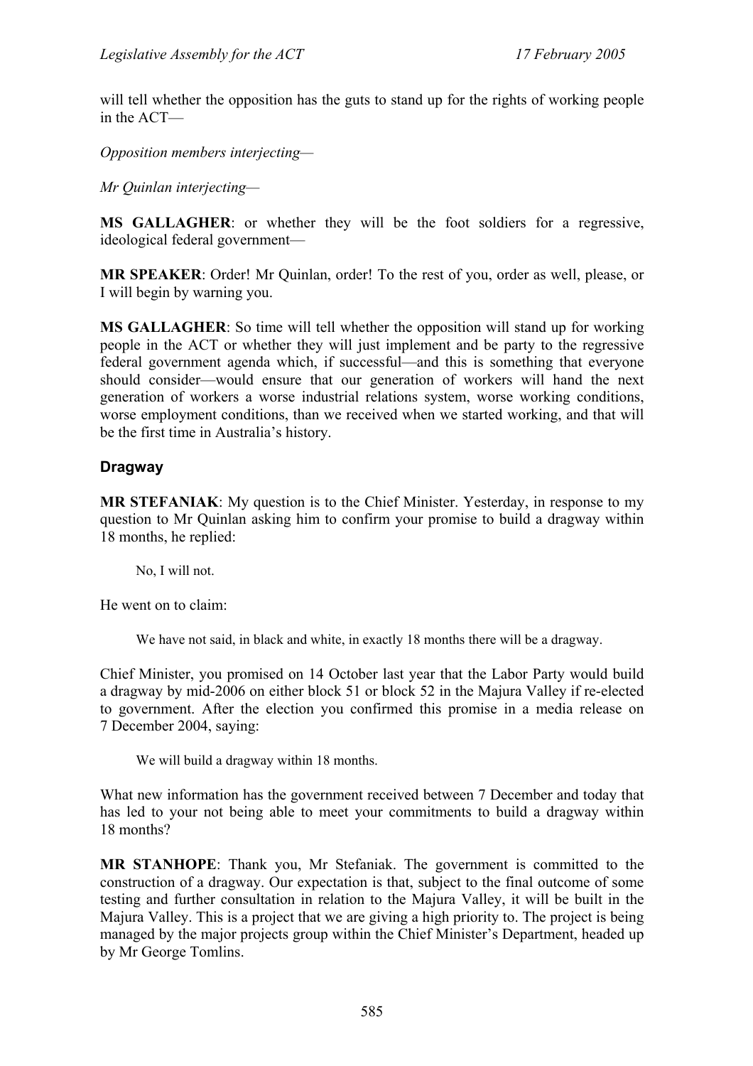will tell whether the opposition has the guts to stand up for the rights of working people in the ACT—

*Opposition members interjecting*—

*Mr Quinlan interjecting*—

**MS GALLAGHER**: or whether they will be the foot soldiers for a regressive, ideological federal government—

**MR SPEAKER**: Order! Mr Quinlan, order! To the rest of you, order as well, please, or I will begin by warning you.

**MS GALLAGHER**: So time will tell whether the opposition will stand up for working people in the ACT or whether they will just implement and be party to the regressive federal government agenda which, if successful—and this is something that everyone should consider—would ensure that our generation of workers will hand the next generation of workers a worse industrial relations system, worse working conditions, worse employment conditions, than we received when we started working, and that will be the first time in Australia's history.

## Dragway

**MR STEFANIAK**: My question is to the Chief Minister. Yesterday, in response to my question to Mr Quinlan asking him to confirm your promise to build a dragway within 18 months, he replied:

> No, I will not.

He went on to claim:

> We have not said, in black and white, in exactly 18 months there will be a dragway.

Chief Minister, you promised on 14 October last year that the Labor Party would build a dragway by mid-2006 on either block 51 or block 52 in the Majura Valley if re-elected to government. After the election you confirmed this promise in a media release on 7 December 2004, saying:

> We will build a dragway within 18 months.

What new information has the government received between 7 December and today that has led to your not being able to meet your commitments to build a dragway within 18 months?

**MR STANHOPE**: Thank you, Mr Stefaniak. The government is committed to the construction of a dragway. Our expectation is that, subject to the final outcome of some testing and further consultation in relation to the Majura Valley, it will be built in the Majura Valley. This is a project that we are giving a high priority to. The project is being managed by the major projects group within the Chief Minister's Department, headed up by Mr George Tomlins.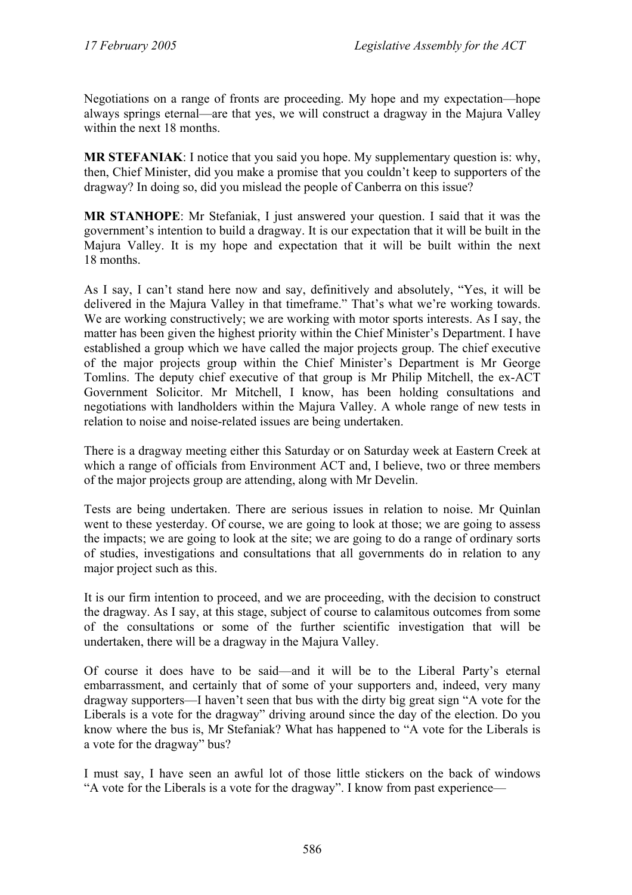Negotiations on a range of fronts are proceeding. My hope and my expectation—hope always springs eternal—are that yes, we will construct a dragway in the Majura Valley within the next 18 months.

**MR STEFANIAK**: I notice that you said you hope. My supplementary question is: why, then, Chief Minister, did you make a promise that you couldn't keep to supporters of the dragway? In doing so, did you mislead the people of Canberra on this issue?

**MR STANHOPE**: Mr Stefaniak, I just answered your question. I said that it was the government's intention to build a dragway. It is our expectation that it will be built in the Majura Valley. It is my hope and expectation that it will be built within the next 18 months.

As I say, I can't stand here now and say, definitively and absolutely, "Yes, it will be delivered in the Majura Valley in that timeframe." That's what we're working towards. We are working constructively; we are working with motor sports interests. As I say, the matter has been given the highest priority within the Chief Minister's Department. I have established a group which we have called the major projects group. The chief executive of the major projects group within the Chief Minister's Department is Mr George Tomlins. The deputy chief executive of that group is Mr Philip Mitchell, the ex-ACT Government Solicitor. Mr Mitchell, I know, has been holding consultations and negotiations with landholders within the Majura Valley. A whole range of new tests in relation to noise and noise-related issues are being undertaken.

There is a dragway meeting either this Saturday or on Saturday week at Eastern Creek at which a range of officials from Environment ACT and, I believe, two or three members of the major projects group are attending, along with Mr Develin.

Tests are being undertaken. There are serious issues in relation to noise. Mr Quinlan went to these yesterday. Of course, we are going to look at those; we are going to assess the impacts; we are going to look at the site; we are going to do a range of ordinary sorts of studies, investigations and consultations that all governments do in relation to any major project such as this.

It is our firm intention to proceed, and we are proceeding, with the decision to construct the dragway. As I say, at this stage, subject of course to calamitous outcomes from some of the consultations or some of the further scientific investigation that will be undertaken, there will be a dragway in the Majura Valley.

Of course it does have to be said—and it will be to the Liberal Party's eternal embarrassment, and certainly that of some of your supporters and, indeed, very many dragway supporters—I haven't seen that bus with the dirty big great sign "A vote for the Liberals is a vote for the dragway" driving around since the day of the election. Do you know where the bus is, Mr Stefaniak? What has happened to "A vote for the Liberals is a vote for the dragway" bus?

I must say, I have seen an awful lot of those little stickers on the back of windows "A vote for the Liberals is a vote for the dragway". I know from past experience—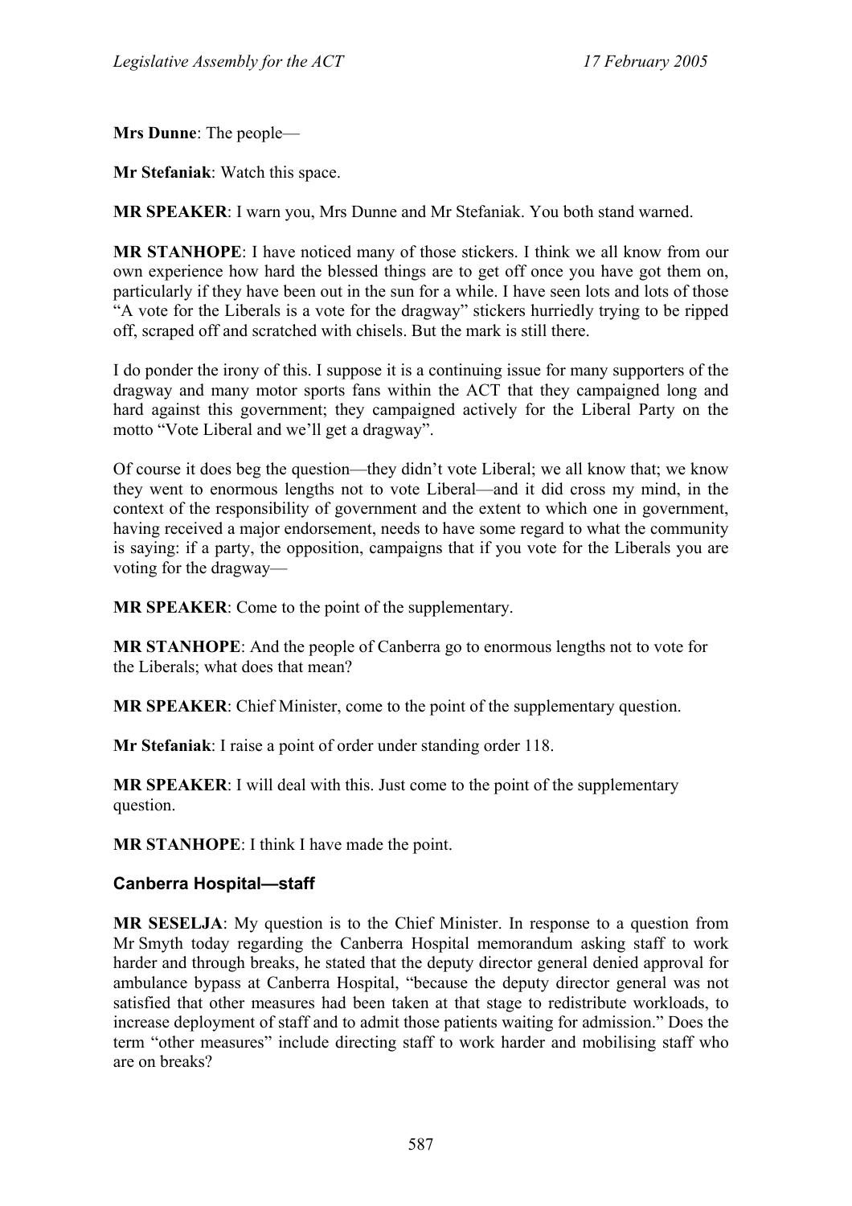**Mrs Dunne**: The people—

**Mr Stefaniak**: Watch this space.

**MR SPEAKER**: I warn you, Mrs Dunne and Mr Stefaniak. You both stand warned.

**MR STANHOPE**: I have noticed many of those stickers. I think we all know from our own experience how hard the blessed things are to get off once you have got them on, particularly if they have been out in the sun for a while. I have seen lots and lots of those "A vote for the Liberals is a vote for the dragway" stickers hurriedly trying to be ripped off, scraped off and scratched with chisels. But the mark is still there.

I do ponder the irony of this. I suppose it is a continuing issue for many supporters of the dragway and many motor sports fans within the ACT that they campaigned long and hard against this government; they campaigned actively for the Liberal Party on the motto "Vote Liberal and we'll get a dragway".

Of course it does beg the question—they didn't vote Liberal; we all know that; we know they went to enormous lengths not to vote Liberal—and it did cross my mind, in the context of the responsibility of government and the extent to which one in government, having received a major endorsement, needs to have some regard to what the community is saying: if a party, the opposition, campaigns that if you vote for the Liberals you are voting for the dragway—

**MR SPEAKER**: Come to the point of the supplementary.

**MR STANHOPE**: And the people of Canberra go to enormous lengths not to vote for the Liberals; what does that mean?

**MR SPEAKER**: Chief Minister, come to the point of the supplementary question.

**Mr Stefaniak**: I raise a point of order under standing order 118.

**MR SPEAKER**: I will deal with this. Just come to the point of the supplementary question.

**MR STANHOPE**: I think I have made the point.

### Canberra Hospital—staff

**MR SESELJA**: My question is to the Chief Minister. In response to a question from Mr Smyth today regarding the Canberra Hospital memorandum asking staff to work harder and through breaks, he stated that the deputy director general denied approval for ambulance bypass at Canberra Hospital, "because the deputy director general was not satisfied that other measures had been taken at that stage to redistribute workloads, to increase deployment of staff and to admit those patients waiting for admission." Does the term "other measures" include directing staff to work harder and mobilising staff who are on breaks?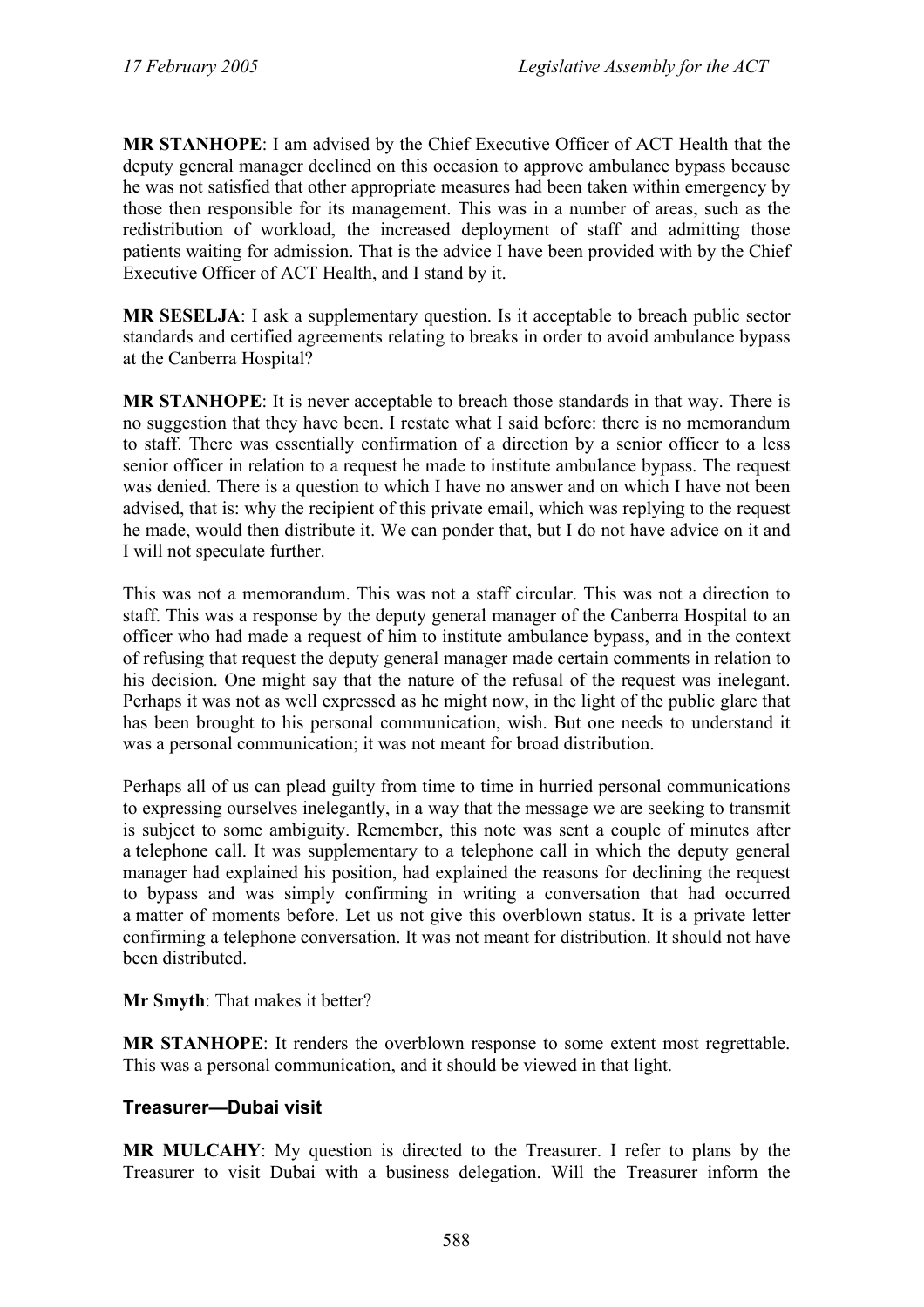**MR STANHOPE**: I am advised by the Chief Executive Officer of ACT Health that the deputy general manager declined on this occasion to approve ambulance bypass because he was not satisfied that other appropriate measures had been taken within emergency by those then responsible for its management. This was in a number of areas, such as the redistribution of workload, the increased deployment of staff and admitting those patients waiting for admission. That is the advice I have been provided with by the Chief Executive Officer of ACT Health, and I stand by it.

**MR SESELJA**: I ask a supplementary question. Is it acceptable to breach public sector standards and certified agreements relating to breaks in order to avoid ambulance bypass at the Canberra Hospital?

**MR STANHOPE**: It is never acceptable to breach those standards in that way. There is no suggestion that they have been. I restate what I said before: there is no memorandum to staff. There was essentially confirmation of a direction by a senior officer to a less senior officer in relation to a request he made to institute ambulance bypass. The request was denied. There is a question to which I have no answer and on which I have not been advised, that is: why the recipient of this private email, which was replying to the request he made, would then distribute it. We can ponder that, but I do not have advice on it and I will not speculate further.

This was not a memorandum. This was not a staff circular. This was not a direction to staff. This was a response by the deputy general manager of the Canberra Hospital to an officer who had made a request of him to institute ambulance bypass, and in the context of refusing that request the deputy general manager made certain comments in relation to his decision. One might say that the nature of the refusal of the request was inelegant. Perhaps it was not as well expressed as he might now, in the light of the public glare that has been brought to his personal communication, wish. But one needs to understand it was a personal communication; it was not meant for broad distribution.

Perhaps all of us can plead guilty from time to time in hurried personal communications to expressing ourselves inelegantly, in a way that the message we are seeking to transmit is subject to some ambiguity. Remember, this note was sent a couple of minutes after a telephone call. It was supplementary to a telephone call in which the deputy general manager had explained his position, had explained the reasons for declining the request to bypass and was simply confirming in writing a conversation that had occurred a matter of moments before. Let us not give this overblown status. It is a private letter confirming a telephone conversation. It was not meant for distribution. It should not have been distributed.

**Mr Smyth**: That makes it better?

**MR STANHOPE**: It renders the overblown response to some extent most regrettable. This was a personal communication, and it should be viewed in that light.

### Treasurer—Dubai visit

**MR MULCAHY**: My question is directed to the Treasurer. I refer to plans by the Treasurer to visit Dubai with a business delegation. Will the Treasurer inform the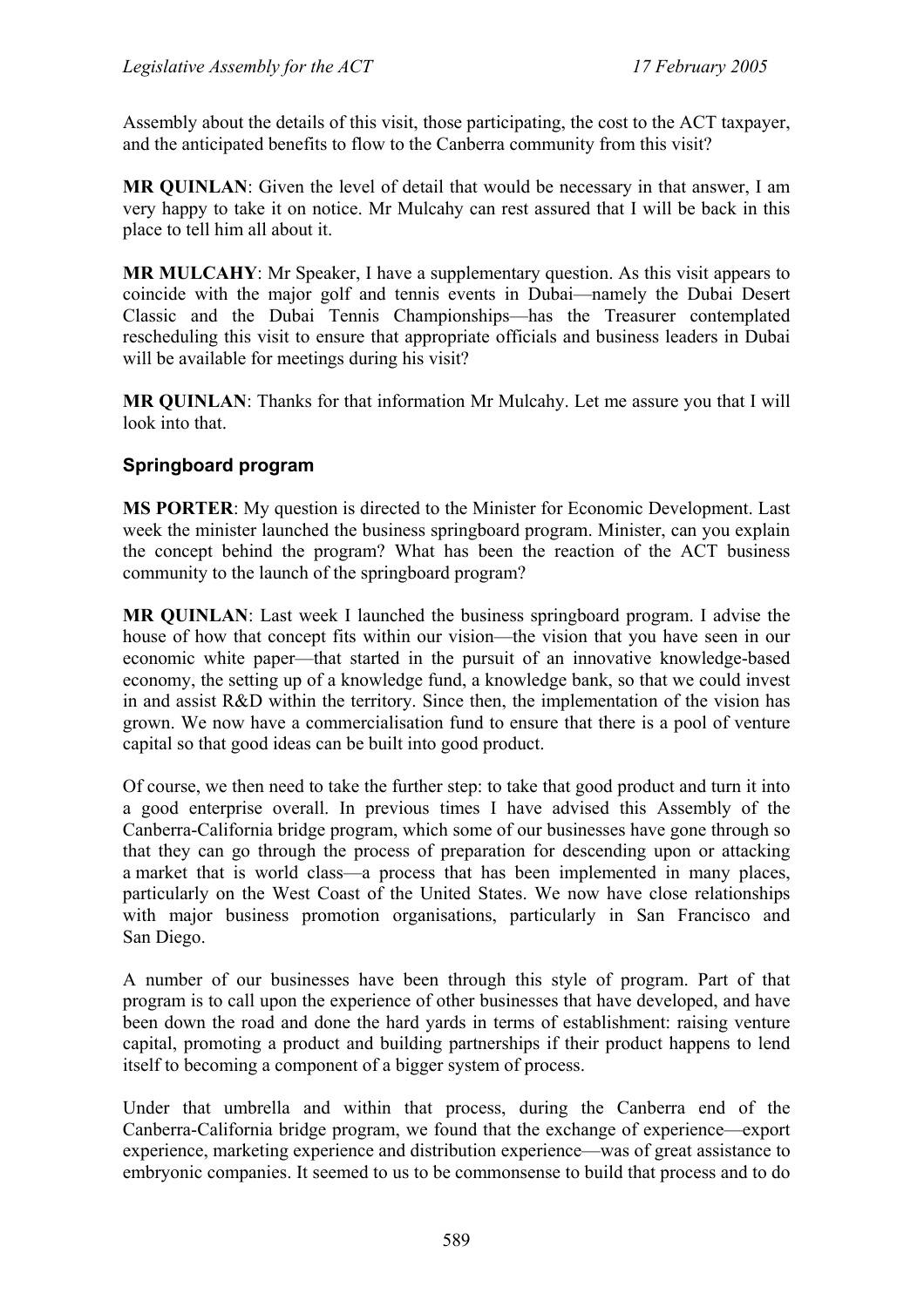Assembly about the details of this visit, those participating, the cost to the ACT taxpayer, and the anticipated benefits to flow to the Canberra community from this visit?

**MR QUINLAN**: Given the level of detail that would be necessary in that answer, I am very happy to take it on notice. Mr Mulcahy can rest assured that I will be back in this place to tell him all about it.

**MR MULCAHY**: Mr Speaker, I have a supplementary question. As this visit appears to coincide with the major golf and tennis events in Dubai—namely the Dubai Desert Classic and the Dubai Tennis Championships—has the Treasurer contemplated rescheduling this visit to ensure that appropriate officials and business leaders in Dubai will be available for meetings during his visit?

**MR QUINLAN**: Thanks for that information Mr Mulcahy. Let me assure you that I will look into that.

### Springboard program

**MS PORTER**: My question is directed to the Minister for Economic Development. Last week the minister launched the business springboard program. Minister, can you explain the concept behind the program? What has been the reaction of the ACT business community to the launch of the springboard program?

**MR QUINLAN**: Last week I launched the business springboard program. I advise the house of how that concept fits within our vision—the vision that you have seen in our economic white paper—that started in the pursuit of an innovative knowledge-based economy, the setting up of a knowledge fund, a knowledge bank, so that we could invest in and assist R&D within the territory. Since then, the implementation of the vision has grown. We now have a commercialisation fund to ensure that there is a pool of venture capital so that good ideas can be built into good product.

Of course, we then need to take the further step: to take that good product and turn it into a good enterprise overall. In previous times I have advised this Assembly of the Canberra-California bridge program, which some of our businesses have gone through so that they can go through the process of preparation for descending upon or attacking a market that is world class—a process that has been implemented in many places, particularly on the West Coast of the United States. We now have close relationships with major business promotion organisations, particularly in San Francisco and San Diego.

A number of our businesses have been through this style of program. Part of that program is to call upon the experience of other businesses that have developed, and have been down the road and done the hard yards in terms of establishment: raising venture capital, promoting a product and building partnerships if their product happens to lend itself to becoming a component of a bigger system of process.

Under that umbrella and within that process, during the Canberra end of the Canberra-California bridge program, we found that the exchange of experience—export experience, marketing experience and distribution experience—was of great assistance to embryonic companies. It seemed to us to be commonsense to build that process and to do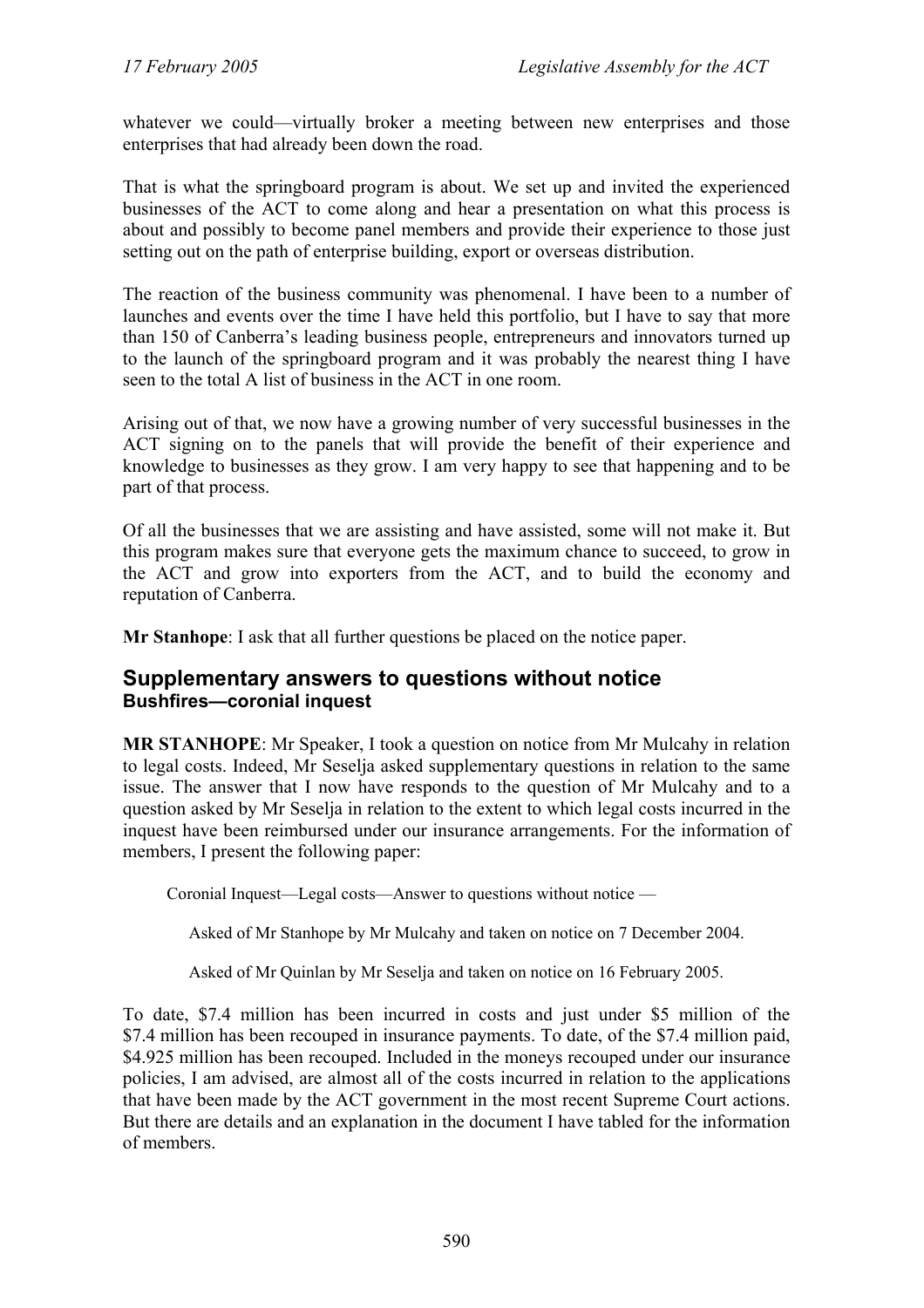whatever we could—virtually broker a meeting between new enterprises and those enterprises that had already been down the road.

That is what the springboard program is about. We set up and invited the experienced businesses of the ACT to come along and hear a presentation on what this process is about and possibly to become panel members and provide their experience to those just setting out on the path of enterprise building, export or overseas distribution.

The reaction of the business community was phenomenal. I have been to a number of launches and events over the time I have held this portfolio, but I have to say that more than 150 of Canberra's leading business people, entrepreneurs and innovators turned up to the launch of the springboard program and it was probably the nearest thing I have seen to the total A list of business in the ACT in one room.

Arising out of that, we now have a growing number of very successful businesses in the ACT signing on to the panels that will provide the benefit of their experience and knowledge to businesses as they grow. I am very happy to see that happening and to be part of that process.

Of all the businesses that we are assisting and have assisted, some will not make it. But this program makes sure that everyone gets the maximum chance to succeed, to grow in the ACT and grow into exporters from the ACT, and to build the economy and reputation of Canberra.

**Mr Stanhope**: I ask that all further questions be placed on the notice paper.

## Supplementary answers to questions without notice

### Bushfires—coronial inquest

**MR STANHOPE**: Mr Speaker, I took a question on notice from Mr Mulcahy in relation to legal costs. Indeed, Mr Seselja asked supplementary questions in relation to the same issue. The answer that I now have responds to the question of Mr Mulcahy and to a question asked by Mr Seselja in relation to the extent to which legal costs incurred in the inquest have been reimbursed under our insurance arrangements. For the information of members, I present the following paper:

> Coronial Inquest—Legal costs—Answer to questions without notice —
>
> > Asked of Mr Stanhope by Mr Mulcahy and taken on notice on 7 December 2004.
> >
> > Asked of Mr Quinlan by Mr Seselja and taken on notice on 16 February 2005.

To date, $7.4 million has been incurred in costs and just under $5 million of the $7.4 million has been recouped in insurance payments. To date, of the $7.4 million paid, $4.925 million has been recouped. Included in the moneys recouped under our insurance policies, I am advised, are almost all of the costs incurred in relation to the applications that have been made by the ACT government in the most recent Supreme Court actions. But there are details and an explanation in the document I have tabled for the information of members.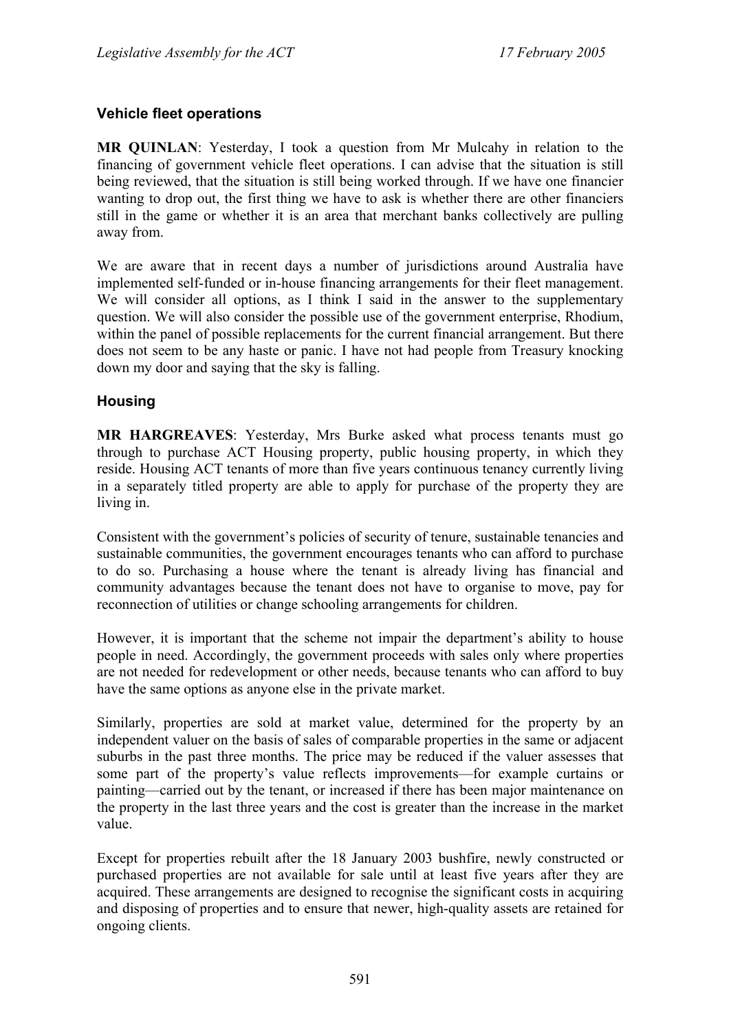### Vehicle fleet operations

**MR QUINLAN**: Yesterday, I took a question from Mr Mulcahy in relation to the financing of government vehicle fleet operations. I can advise that the situation is still being reviewed, that the situation is still being worked through. If we have one financier wanting to drop out, the first thing we have to ask is whether there are other financiers still in the game or whether it is an area that merchant banks collectively are pulling away from.

We are aware that in recent days a number of jurisdictions around Australia have implemented self-funded or in-house financing arrangements for their fleet management. We will consider all options, as I think I said in the answer to the supplementary question. We will also consider the possible use of the government enterprise, Rhodium, within the panel of possible replacements for the current financial arrangement. But there does not seem to be any haste or panic. I have not had people from Treasury knocking down my door and saying that the sky is falling.

### Housing

**MR HARGREAVES**: Yesterday, Mrs Burke asked what process tenants must go through to purchase ACT Housing property, public housing property, in which they reside. Housing ACT tenants of more than five years continuous tenancy currently living in a separately titled property are able to apply for purchase of the property they are living in.

Consistent with the government's policies of security of tenure, sustainable tenancies and sustainable communities, the government encourages tenants who can afford to purchase to do so. Purchasing a house where the tenant is already living has financial and community advantages because the tenant does not have to organise to move, pay for reconnection of utilities or change schooling arrangements for children.

However, it is important that the scheme not impair the department's ability to house people in need. Accordingly, the government proceeds with sales only where properties are not needed for redevelopment or other needs, because tenants who can afford to buy have the same options as anyone else in the private market.

Similarly, properties are sold at market value, determined for the property by an independent valuer on the basis of sales of comparable properties in the same or adjacent suburbs in the past three months. The price may be reduced if the valuer assesses that some part of the property's value reflects improvements—for example curtains or painting—carried out by the tenant, or increased if there has been major maintenance on the property in the last three years and the cost is greater than the increase in the market value.

Except for properties rebuilt after the 18 January 2003 bushfire, newly constructed or purchased properties are not available for sale until at least five years after they are acquired. These arrangements are designed to recognise the significant costs in acquiring and disposing of properties and to ensure that newer, high-quality assets are retained for ongoing clients.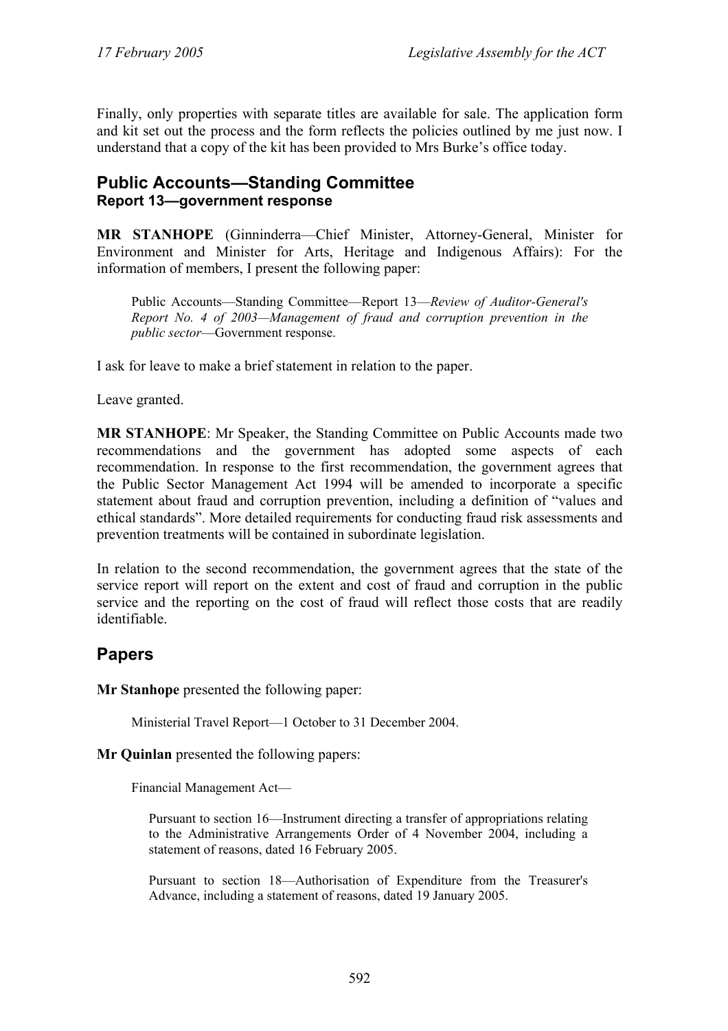Finally, only properties with separate titles are available for sale. The application form and kit set out the process and the form reflects the policies outlined by me just now. I understand that a copy of the kit has been provided to Mrs Burke's office today.

## Public Accounts—Standing Committee

### Report 13—government response

**MR STANHOPE** (Ginninderra—Chief Minister, Attorney-General, Minister for Environment and Minister for Arts, Heritage and Indigenous Affairs): For the information of members, I present the following paper:

> Public Accounts—Standing Committee—Report 13—*Review of Auditor-General's Report No. 4 of 2003—Management of fraud and corruption prevention in the public sector*—Government response.

I ask for leave to make a brief statement in relation to the paper.

Leave granted.

**MR STANHOPE**: Mr Speaker, the Standing Committee on Public Accounts made two recommendations and the government has adopted some aspects of each recommendation. In response to the first recommendation, the government agrees that the Public Sector Management Act 1994 will be amended to incorporate a specific statement about fraud and corruption prevention, including a definition of "values and ethical standards". More detailed requirements for conducting fraud risk assessments and prevention treatments will be contained in subordinate legislation.

In relation to the second recommendation, the government agrees that the state of the service report will report on the extent and cost of fraud and corruption in the public service and the reporting on the cost of fraud will reflect those costs that are readily identifiable.

## Papers

**Mr Stanhope** presented the following paper:

> Ministerial Travel Report—1 October to 31 December 2004.

**Mr Quinlan** presented the following papers:

> Financial Management Act—
>
> > Pursuant to section 16—Instrument directing a transfer of appropriations relating to the Administrative Arrangements Order of 4 November 2004, including a statement of reasons, dated 16 February 2005.
> >
> > Pursuant to section 18—Authorisation of Expenditure from the Treasurer's Advance, including a statement of reasons, dated 19 January 2005.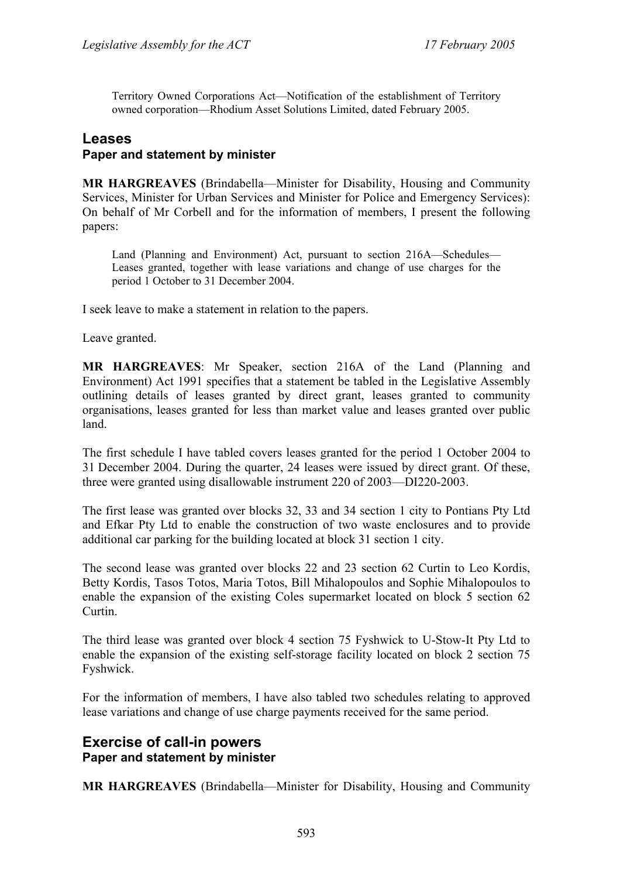Territory Owned Corporations Act—Notification of the establishment of Territory owned corporation—Rhodium Asset Solutions Limited, dated February 2005.

## Leases

### Paper and statement by minister

**MR HARGREAVES** (Brindabella—Minister for Disability, Housing and Community Services, Minister for Urban Services and Minister for Police and Emergency Services): On behalf of Mr Corbell and for the information of members, I present the following papers:

Land (Planning and Environment) Act, pursuant to section 216A—Schedules—Leases granted, together with lease variations and change of use charges for the period 1 October to 31 December 2004.

I seek leave to make a statement in relation to the papers.

Leave granted.

**MR HARGREAVES**: Mr Speaker, section 216A of the Land (Planning and Environment) Act 1991 specifies that a statement be tabled in the Legislative Assembly outlining details of leases granted by direct grant, leases granted to community organisations, leases granted for less than market value and leases granted over public land.

The first schedule I have tabled covers leases granted for the period 1 October 2004 to 31 December 2004. During the quarter, 24 leases were issued by direct grant. Of these, three were granted using disallowable instrument 220 of 2003—DI220-2003.

The first lease was granted over blocks 32, 33 and 34 section 1 city to Pontians Pty Ltd and Efkar Pty Ltd to enable the construction of two waste enclosures and to provide additional car parking for the building located at block 31 section 1 city.

The second lease was granted over blocks 22 and 23 section 62 Curtin to Leo Kordis, Betty Kordis, Tasos Totos, Maria Totos, Bill Mihalopoulos and Sophie Mihalopoulos to enable the expansion of the existing Coles supermarket located on block 5 section 62 Curtin.

The third lease was granted over block 4 section 75 Fyshwick to U-Stow-It Pty Ltd to enable the expansion of the existing self-storage facility located on block 2 section 75 Fyshwick.

For the information of members, I have also tabled two schedules relating to approved lease variations and change of use charge payments received for the same period.

## Exercise of call-in powers

### Paper and statement by minister

**MR HARGREAVES** (Brindabella—Minister for Disability, Housing and Community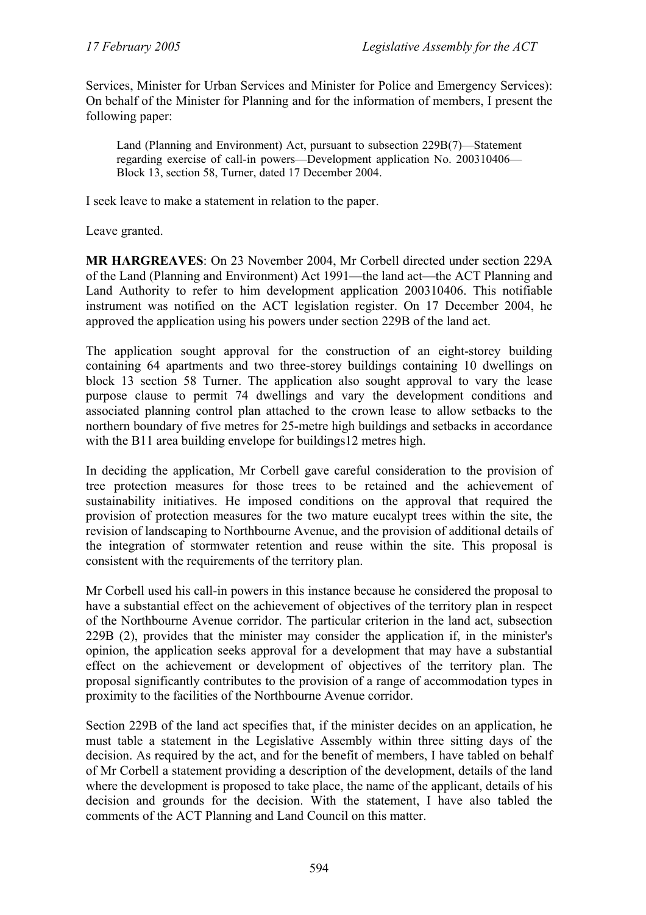Services, Minister for Urban Services and Minister for Police and Emergency Services): On behalf of the Minister for Planning and for the information of members, I present the following paper:

> Land (Planning and Environment) Act, pursuant to subsection 229B(7)—Statement regarding exercise of call-in powers—Development application No. 200310406—Block 13, section 58, Turner, dated 17 December 2004.

I seek leave to make a statement in relation to the paper.

Leave granted.

**MR HARGREAVES**: On 23 November 2004, Mr Corbell directed under section 229A of the Land (Planning and Environment) Act 1991—the land act—the ACT Planning and Land Authority to refer to him development application 200310406. This notifiable instrument was notified on the ACT legislation register. On 17 December 2004, he approved the application using his powers under section 229B of the land act.

The application sought approval for the construction of an eight-storey building containing 64 apartments and two three-storey buildings containing 10 dwellings on block 13 section 58 Turner. The application also sought approval to vary the lease purpose clause to permit 74 dwellings and vary the development conditions and associated planning control plan attached to the crown lease to allow setbacks to the northern boundary of five metres for 25-metre high buildings and setbacks in accordance with the B11 area building envelope for buildings12 metres high.

In deciding the application, Mr Corbell gave careful consideration to the provision of tree protection measures for those trees to be retained and the achievement of sustainability initiatives. He imposed conditions on the approval that required the provision of protection measures for the two mature eucalypt trees within the site, the revision of landscaping to Northbourne Avenue, and the provision of additional details of the integration of stormwater retention and reuse within the site. This proposal is consistent with the requirements of the territory plan.

Mr Corbell used his call-in powers in this instance because he considered the proposal to have a substantial effect on the achievement of objectives of the territory plan in respect of the Northbourne Avenue corridor. The particular criterion in the land act, subsection 229B (2), provides that the minister may consider the application if, in the minister's opinion, the application seeks approval for a development that may have a substantial effect on the achievement or development of objectives of the territory plan. The proposal significantly contributes to the provision of a range of accommodation types in proximity to the facilities of the Northbourne Avenue corridor.

Section 229B of the land act specifies that, if the minister decides on an application, he must table a statement in the Legislative Assembly within three sitting days of the decision. As required by the act, and for the benefit of members, I have tabled on behalf of Mr Corbell a statement providing a description of the development, details of the land where the development is proposed to take place, the name of the applicant, details of his decision and grounds for the decision. With the statement, I have also tabled the comments of the ACT Planning and Land Council on this matter.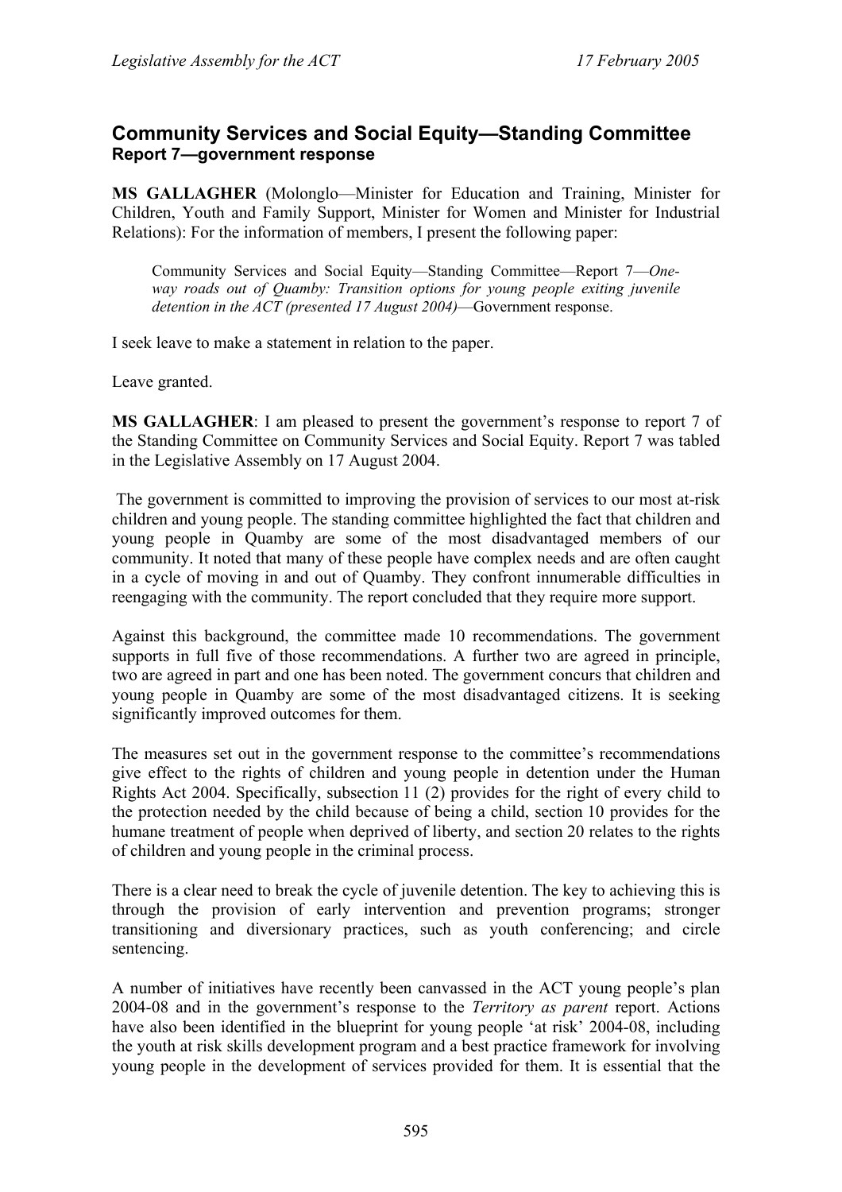## Community Services and Social Equity—Standing Committee
### Report 7—government response

**MS GALLAGHER** (Molonglo—Minister for Education and Training, Minister for Children, Youth and Family Support, Minister for Women and Minister for Industrial Relations): For the information of members, I present the following paper:

> Community Services and Social Equity—Standing Committee—Report 7—*One-way roads out of Quamby: Transition options for young people exiting juvenile detention in the ACT (presented 17 August 2004)*—Government response.

I seek leave to make a statement in relation to the paper.

Leave granted.

**MS GALLAGHER**: I am pleased to present the government's response to report 7 of the Standing Committee on Community Services and Social Equity. Report 7 was tabled in the Legislative Assembly on 17 August 2004.

The government is committed to improving the provision of services to our most at-risk children and young people. The standing committee highlighted the fact that children and young people in Quamby are some of the most disadvantaged members of our community. It noted that many of these people have complex needs and are often caught in a cycle of moving in and out of Quamby. They confront innumerable difficulties in reengaging with the community. The report concluded that they require more support.

Against this background, the committee made 10 recommendations. The government supports in full five of those recommendations. A further two are agreed in principle, two are agreed in part and one has been noted. The government concurs that children and young people in Quamby are some of the most disadvantaged citizens. It is seeking significantly improved outcomes for them.

The measures set out in the government response to the committee's recommendations give effect to the rights of children and young people in detention under the Human Rights Act 2004. Specifically, subsection 11 (2) provides for the right of every child to the protection needed by the child because of being a child, section 10 provides for the humane treatment of people when deprived of liberty, and section 20 relates to the rights of children and young people in the criminal process.

There is a clear need to break the cycle of juvenile detention. The key to achieving this is through the provision of early intervention and prevention programs; stronger transitioning and diversionary practices, such as youth conferencing; and circle sentencing.

A number of initiatives have recently been canvassed in the ACT young people's plan 2004-08 and in the government's response to the *Territory as parent* report. Actions have also been identified in the blueprint for young people 'at risk' 2004-08, including the youth at risk skills development program and a best practice framework for involving young people in the development of services provided for them. It is essential that the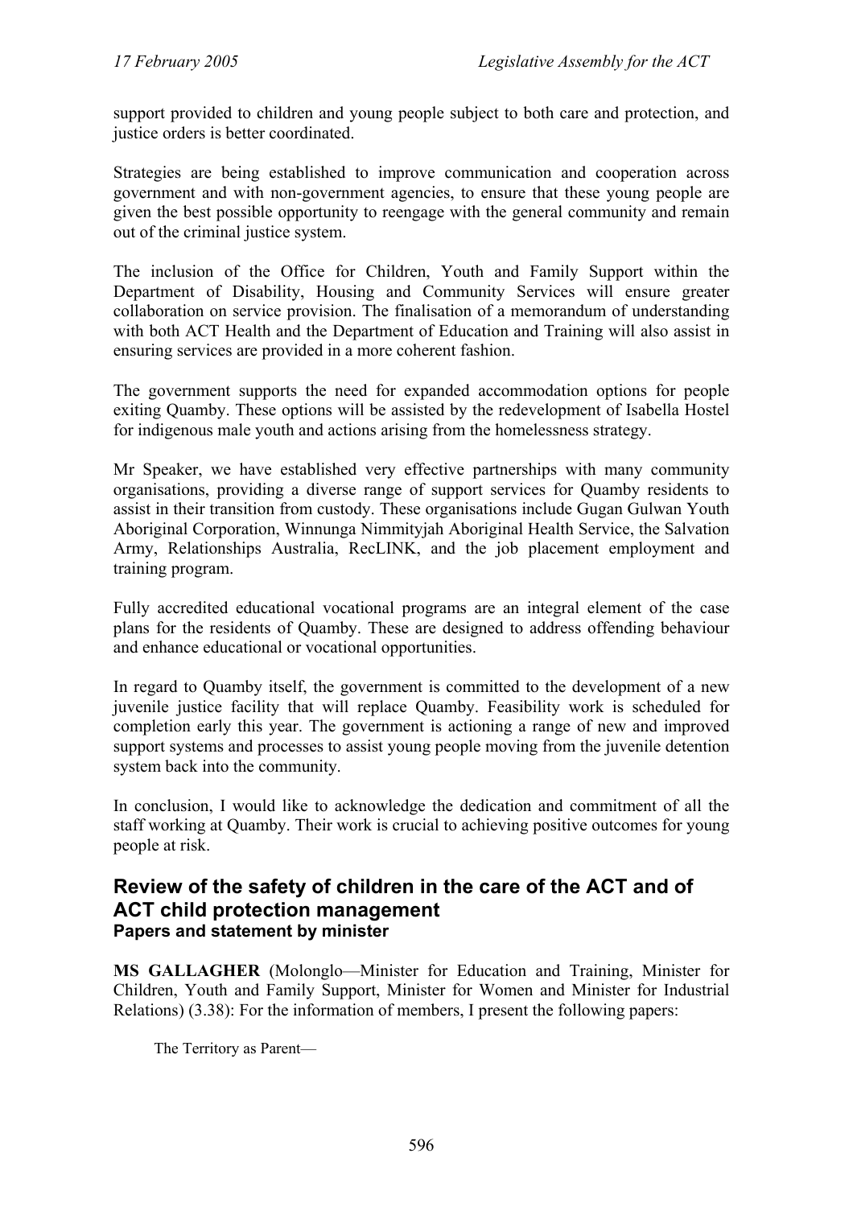support provided to children and young people subject to both care and protection, and justice orders is better coordinated.

Strategies are being established to improve communication and cooperation across government and with non-government agencies, to ensure that these young people are given the best possible opportunity to reengage with the general community and remain out of the criminal justice system.

The inclusion of the Office for Children, Youth and Family Support within the Department of Disability, Housing and Community Services will ensure greater collaboration on service provision. The finalisation of a memorandum of understanding with both ACT Health and the Department of Education and Training will also assist in ensuring services are provided in a more coherent fashion.

The government supports the need for expanded accommodation options for people exiting Quamby. These options will be assisted by the redevelopment of Isabella Hostel for indigenous male youth and actions arising from the homelessness strategy.

Mr Speaker, we have established very effective partnerships with many community organisations, providing a diverse range of support services for Quamby residents to assist in their transition from custody. These organisations include Gugan Gulwan Youth Aboriginal Corporation, Winnunga Nimmityjah Aboriginal Health Service, the Salvation Army, Relationships Australia, RecLINK, and the job placement employment and training program.

Fully accredited educational vocational programs are an integral element of the case plans for the residents of Quamby. These are designed to address offending behaviour and enhance educational or vocational opportunities.

In regard to Quamby itself, the government is committed to the development of a new juvenile justice facility that will replace Quamby. Feasibility work is scheduled for completion early this year. The government is actioning a range of new and improved support systems and processes to assist young people moving from the juvenile detention system back into the community.

In conclusion, I would like to acknowledge the dedication and commitment of all the staff working at Quamby. Their work is crucial to achieving positive outcomes for young people at risk.

## Review of the safety of children in the care of the ACT and of ACT child protection management

### Papers and statement by minister

**MS GALLAGHER** (Molonglo—Minister for Education and Training, Minister for Children, Youth and Family Support, Minister for Women and Minister for Industrial Relations) (3.38): For the information of members, I present the following papers:

> The Territory as Parent—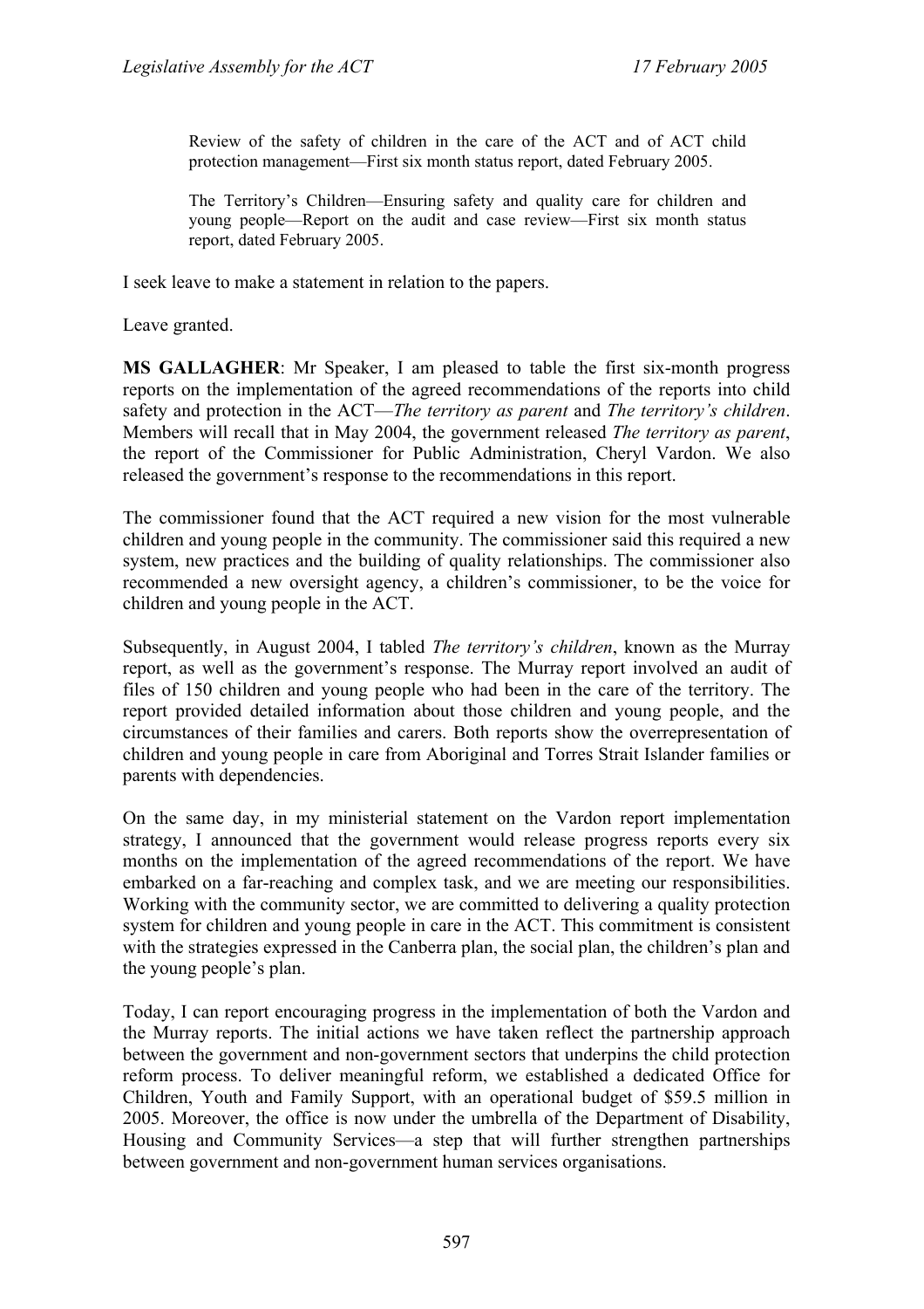> Review of the safety of children in the care of the ACT and of ACT child protection management—First six month status report, dated February 2005.
>
> The Territory's Children—Ensuring safety and quality care for children and young people—Report on the audit and case review—First six month status report, dated February 2005.

I seek leave to make a statement in relation to the papers.

Leave granted.

**MS GALLAGHER**: Mr Speaker, I am pleased to table the first six-month progress reports on the implementation of the agreed recommendations of the reports into child safety and protection in the ACT—*The territory as parent* and *The territory's children*. Members will recall that in May 2004, the government released *The territory as parent*, the report of the Commissioner for Public Administration, Cheryl Vardon. We also released the government's response to the recommendations in this report.

The commissioner found that the ACT required a new vision for the most vulnerable children and young people in the community. The commissioner said this required a new system, new practices and the building of quality relationships. The commissioner also recommended a new oversight agency, a children's commissioner, to be the voice for children and young people in the ACT.

Subsequently, in August 2004, I tabled *The territory's children*, known as the Murray report, as well as the government's response. The Murray report involved an audit of files of 150 children and young people who had been in the care of the territory. The report provided detailed information about those children and young people, and the circumstances of their families and carers. Both reports show the overrepresentation of children and young people in care from Aboriginal and Torres Strait Islander families or parents with dependencies.

On the same day, in my ministerial statement on the Vardon report implementation strategy, I announced that the government would release progress reports every six months on the implementation of the agreed recommendations of the report. We have embarked on a far-reaching and complex task, and we are meeting our responsibilities. Working with the community sector, we are committed to delivering a quality protection system for children and young people in care in the ACT. This commitment is consistent with the strategies expressed in the Canberra plan, the social plan, the children's plan and the young people's plan.

Today, I can report encouraging progress in the implementation of both the Vardon and the Murray reports. The initial actions we have taken reflect the partnership approach between the government and non-government sectors that underpins the child protection reform process. To deliver meaningful reform, we established a dedicated Office for Children, Youth and Family Support, with an operational budget of $59.5 million in 2005. Moreover, the office is now under the umbrella of the Department of Disability, Housing and Community Services—a step that will further strengthen partnerships between government and non-government human services organisations.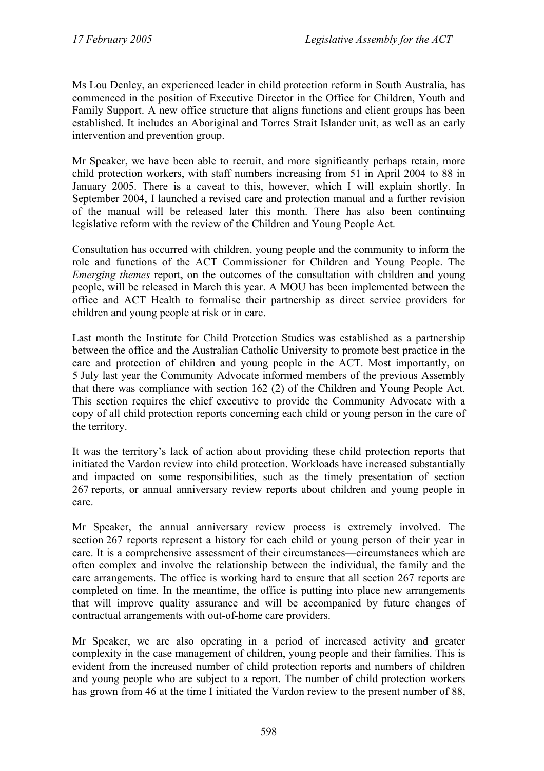Ms Lou Denley, an experienced leader in child protection reform in South Australia, has commenced in the position of Executive Director in the Office for Children, Youth and Family Support. A new office structure that aligns functions and client groups has been established. It includes an Aboriginal and Torres Strait Islander unit, as well as an early intervention and prevention group.

Mr Speaker, we have been able to recruit, and more significantly perhaps retain, more child protection workers, with staff numbers increasing from 51 in April 2004 to 88 in January 2005. There is a caveat to this, however, which I will explain shortly. In September 2004, I launched a revised care and protection manual and a further revision of the manual will be released later this month. There has also been continuing legislative reform with the review of the Children and Young People Act.

Consultation has occurred with children, young people and the community to inform the role and functions of the ACT Commissioner for Children and Young People. The *Emerging themes* report, on the outcomes of the consultation with children and young people, will be released in March this year. A MOU has been implemented between the office and ACT Health to formalise their partnership as direct service providers for children and young people at risk or in care.

Last month the Institute for Child Protection Studies was established as a partnership between the office and the Australian Catholic University to promote best practice in the care and protection of children and young people in the ACT. Most importantly, on 5 July last year the Community Advocate informed members of the previous Assembly that there was compliance with section 162 (2) of the Children and Young People Act. This section requires the chief executive to provide the Community Advocate with a copy of all child protection reports concerning each child or young person in the care of the territory.

It was the territory's lack of action about providing these child protection reports that initiated the Vardon review into child protection. Workloads have increased substantially and impacted on some responsibilities, such as the timely presentation of section 267 reports, or annual anniversary review reports about children and young people in care.

Mr Speaker, the annual anniversary review process is extremely involved. The section 267 reports represent a history for each child or young person of their year in care. It is a comprehensive assessment of their circumstances—circumstances which are often complex and involve the relationship between the individual, the family and the care arrangements. The office is working hard to ensure that all section 267 reports are completed on time. In the meantime, the office is putting into place new arrangements that will improve quality assurance and will be accompanied by future changes of contractual arrangements with out-of-home care providers.

Mr Speaker, we are also operating in a period of increased activity and greater complexity in the case management of children, young people and their families. This is evident from the increased number of child protection reports and numbers of children and young people who are subject to a report. The number of child protection workers has grown from 46 at the time I initiated the Vardon review to the present number of 88,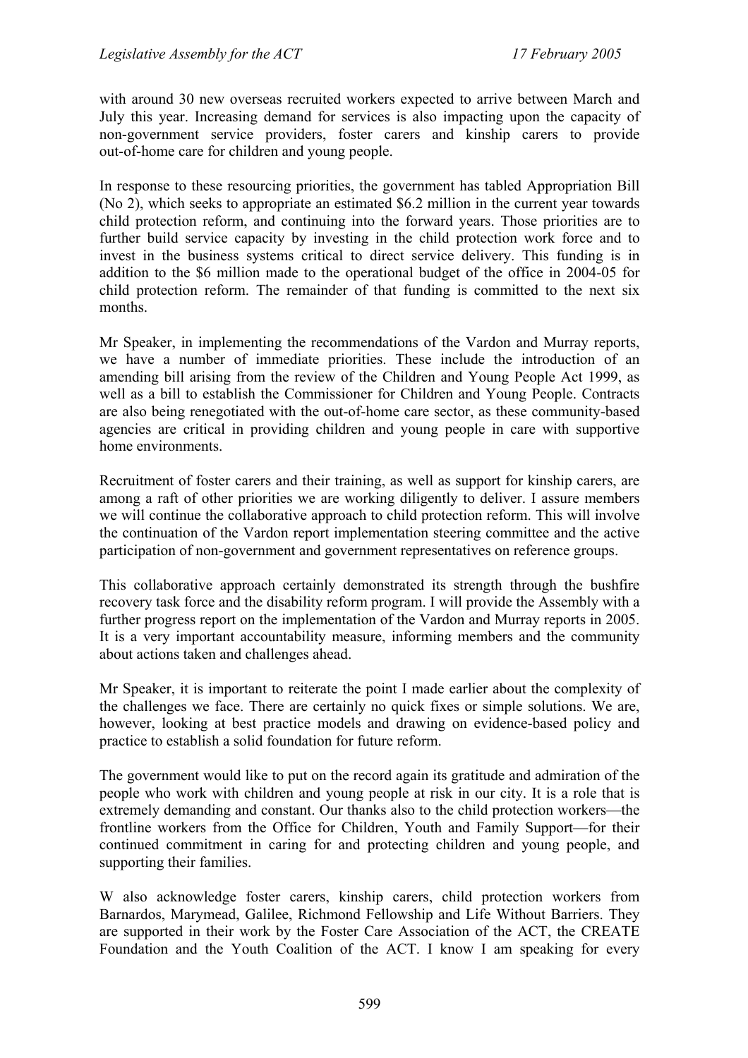with around 30 new overseas recruited workers expected to arrive between March and July this year. Increasing demand for services is also impacting upon the capacity of non-government service providers, foster carers and kinship carers to provide out-of-home care for children and young people.

In response to these resourcing priorities, the government has tabled Appropriation Bill (No 2), which seeks to appropriate an estimated $6.2 million in the current year towards child protection reform, and continuing into the forward years. Those priorities are to further build service capacity by investing in the child protection work force and to invest in the business systems critical to direct service delivery. This funding is in addition to the $6 million made to the operational budget of the office in 2004-05 for child protection reform. The remainder of that funding is committed to the next six months.

Mr Speaker, in implementing the recommendations of the Vardon and Murray reports, we have a number of immediate priorities. These include the introduction of an amending bill arising from the review of the Children and Young People Act 1999, as well as a bill to establish the Commissioner for Children and Young People. Contracts are also being renegotiated with the out-of-home care sector, as these community-based agencies are critical in providing children and young people in care with supportive home environments.

Recruitment of foster carers and their training, as well as support for kinship carers, are among a raft of other priorities we are working diligently to deliver. I assure members we will continue the collaborative approach to child protection reform. This will involve the continuation of the Vardon report implementation steering committee and the active participation of non-government and government representatives on reference groups.

This collaborative approach certainly demonstrated its strength through the bushfire recovery task force and the disability reform program. I will provide the Assembly with a further progress report on the implementation of the Vardon and Murray reports in 2005. It is a very important accountability measure, informing members and the community about actions taken and challenges ahead.

Mr Speaker, it is important to reiterate the point I made earlier about the complexity of the challenges we face. There are certainly no quick fixes or simple solutions. We are, however, looking at best practice models and drawing on evidence-based policy and practice to establish a solid foundation for future reform.

The government would like to put on the record again its gratitude and admiration of the people who work with children and young people at risk in our city. It is a role that is extremely demanding and constant. Our thanks also to the child protection workers—the frontline workers from the Office for Children, Youth and Family Support—for their continued commitment in caring for and protecting children and young people, and supporting their families.

W also acknowledge foster carers, kinship carers, child protection workers from Barnardos, Marymead, Galilee, Richmond Fellowship and Life Without Barriers. They are supported in their work by the Foster Care Association of the ACT, the CREATE Foundation and the Youth Coalition of the ACT. I know I am speaking for every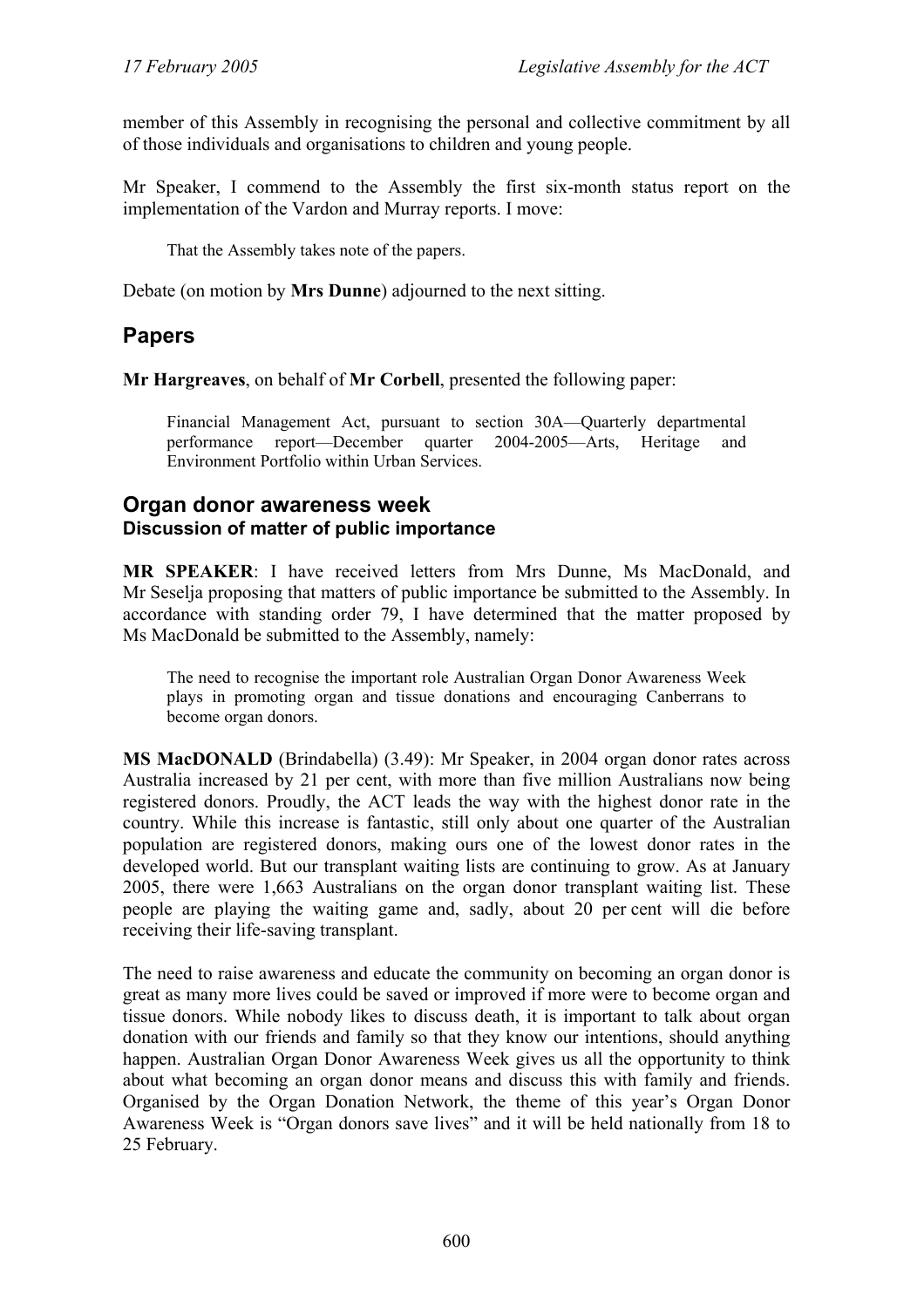member of this Assembly in recognising the personal and collective commitment by all of those individuals and organisations to children and young people.

Mr Speaker, I commend to the Assembly the first six-month status report on the implementation of the Vardon and Murray reports. I move:

> That the Assembly takes note of the papers.

Debate (on motion by **Mrs Dunne**) adjourned to the next sitting.

## Papers

**Mr Hargreaves**, on behalf of **Mr Corbell**, presented the following paper:

> Financial Management Act, pursuant to section 30A—Quarterly departmental performance report—December quarter 2004-2005—Arts, Heritage and Environment Portfolio within Urban Services.

## Organ donor awareness week

### Discussion of matter of public importance

**MR SPEAKER**: I have received letters from Mrs Dunne, Ms MacDonald, and Mr Seselja proposing that matters of public importance be submitted to the Assembly. In accordance with standing order 79, I have determined that the matter proposed by Ms MacDonald be submitted to the Assembly, namely:

> The need to recognise the important role Australian Organ Donor Awareness Week plays in promoting organ and tissue donations and encouraging Canberrans to become organ donors.

**MS MacDONALD** (Brindabella) (3.49): Mr Speaker, in 2004 organ donor rates across Australia increased by 21 per cent, with more than five million Australians now being registered donors. Proudly, the ACT leads the way with the highest donor rate in the country. While this increase is fantastic, still only about one quarter of the Australian population are registered donors, making ours one of the lowest donor rates in the developed world. But our transplant waiting lists are continuing to grow. As at January 2005, there were 1,663 Australians on the organ donor transplant waiting list. These people are playing the waiting game and, sadly, about 20 per cent will die before receiving their life-saving transplant.

The need to raise awareness and educate the community on becoming an organ donor is great as many more lives could be saved or improved if more were to become organ and tissue donors. While nobody likes to discuss death, it is important to talk about organ donation with our friends and family so that they know our intentions, should anything happen. Australian Organ Donor Awareness Week gives us all the opportunity to think about what becoming an organ donor means and discuss this with family and friends. Organised by the Organ Donation Network, the theme of this year's Organ Donor Awareness Week is "Organ donors save lives" and it will be held nationally from 18 to 25 February.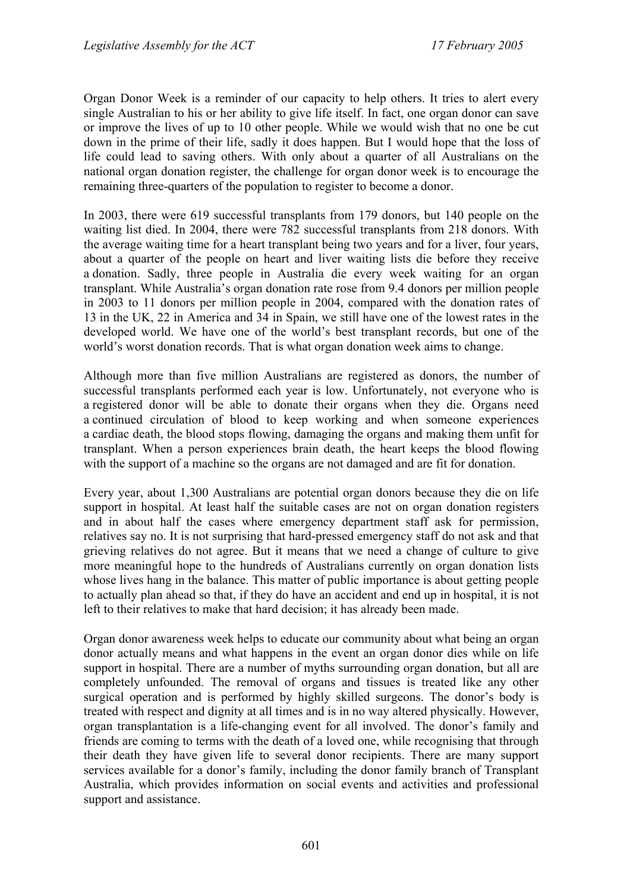Organ Donor Week is a reminder of our capacity to help others. It tries to alert every single Australian to his or her ability to give life itself. In fact, one organ donor can save or improve the lives of up to 10 other people. While we would wish that no one be cut down in the prime of their life, sadly it does happen. But I would hope that the loss of life could lead to saving others. With only about a quarter of all Australians on the national organ donation register, the challenge for organ donor week is to encourage the remaining three-quarters of the population to register to become a donor.

In 2003, there were 619 successful transplants from 179 donors, but 140 people on the waiting list died. In 2004, there were 782 successful transplants from 218 donors. With the average waiting time for a heart transplant being two years and for a liver, four years, about a quarter of the people on heart and liver waiting lists die before they receive a donation. Sadly, three people in Australia die every week waiting for an organ transplant. While Australia's organ donation rate rose from 9.4 donors per million people in 2003 to 11 donors per million people in 2004, compared with the donation rates of 13 in the UK, 22 in America and 34 in Spain, we still have one of the lowest rates in the developed world. We have one of the world's best transplant records, but one of the world's worst donation records. That is what organ donation week aims to change.

Although more than five million Australians are registered as donors, the number of successful transplants performed each year is low. Unfortunately, not everyone who is a registered donor will be able to donate their organs when they die. Organs need a continued circulation of blood to keep working and when someone experiences a cardiac death, the blood stops flowing, damaging the organs and making them unfit for transplant. When a person experiences brain death, the heart keeps the blood flowing with the support of a machine so the organs are not damaged and are fit for donation.

Every year, about 1,300 Australians are potential organ donors because they die on life support in hospital. At least half the suitable cases are not on organ donation registers and in about half the cases where emergency department staff ask for permission, relatives say no. It is not surprising that hard-pressed emergency staff do not ask and that grieving relatives do not agree. But it means that we need a change of culture to give more meaningful hope to the hundreds of Australians currently on organ donation lists whose lives hang in the balance. This matter of public importance is about getting people to actually plan ahead so that, if they do have an accident and end up in hospital, it is not left to their relatives to make that hard decision; it has already been made.

Organ donor awareness week helps to educate our community about what being an organ donor actually means and what happens in the event an organ donor dies while on life support in hospital. There are a number of myths surrounding organ donation, but all are completely unfounded. The removal of organs and tissues is treated like any other surgical operation and is performed by highly skilled surgeons. The donor's body is treated with respect and dignity at all times and is in no way altered physically. However, organ transplantation is a life-changing event for all involved. The donor's family and friends are coming to terms with the death of a loved one, while recognising that through their death they have given life to several donor recipients. There are many support services available for a donor's family, including the donor family branch of Transplant Australia, which provides information on social events and activities and professional support and assistance.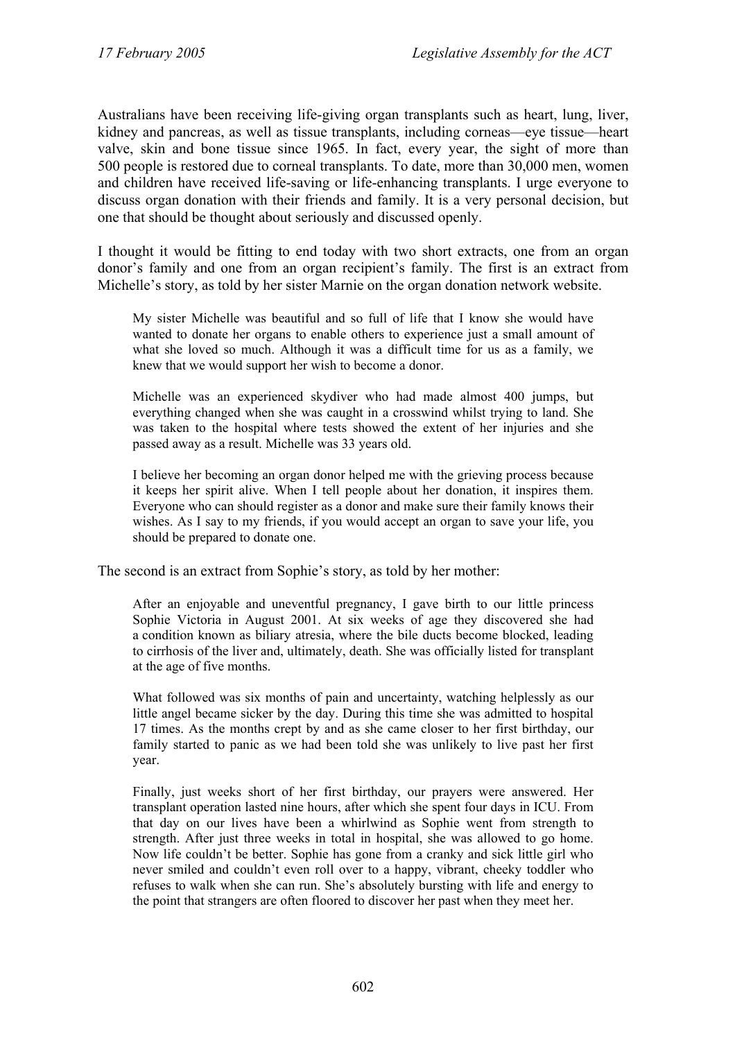Australians have been receiving life-giving organ transplants such as heart, lung, liver, kidney and pancreas, as well as tissue transplants, including corneas—eye tissue—heart valve, skin and bone tissue since 1965. In fact, every year, the sight of more than 500 people is restored due to corneal transplants. To date, more than 30,000 men, women and children have received life-saving or life-enhancing transplants. I urge everyone to discuss organ donation with their friends and family. It is a very personal decision, but one that should be thought about seriously and discussed openly.

I thought it would be fitting to end today with two short extracts, one from an organ donor's family and one from an organ recipient's family. The first is an extract from Michelle's story, as told by her sister Marnie on the organ donation network website.

> My sister Michelle was beautiful and so full of life that I know she would have wanted to donate her organs to enable others to experience just a small amount of what she loved so much. Although it was a difficult time for us as a family, we knew that we would support her wish to become a donor.
>
> Michelle was an experienced skydiver who had made almost 400 jumps, but everything changed when she was caught in a crosswind whilst trying to land. She was taken to the hospital where tests showed the extent of her injuries and she passed away as a result. Michelle was 33 years old.
>
> I believe her becoming an organ donor helped me with the grieving process because it keeps her spirit alive. When I tell people about her donation, it inspires them. Everyone who can should register as a donor and make sure their family knows their wishes. As I say to my friends, if you would accept an organ to save your life, you should be prepared to donate one.

The second is an extract from Sophie's story, as told by her mother:

> After an enjoyable and uneventful pregnancy, I gave birth to our little princess Sophie Victoria in August 2001. At six weeks of age they discovered she had a condition known as biliary atresia, where the bile ducts become blocked, leading to cirrhosis of the liver and, ultimately, death. She was officially listed for transplant at the age of five months.
>
> What followed was six months of pain and uncertainty, watching helplessly as our little angel became sicker by the day. During this time she was admitted to hospital 17 times. As the months crept by and as she came closer to her first birthday, our family started to panic as we had been told she was unlikely to live past her first year.
>
> Finally, just weeks short of her first birthday, our prayers were answered. Her transplant operation lasted nine hours, after which she spent four days in ICU. From that day on our lives have been a whirlwind as Sophie went from strength to strength. After just three weeks in total in hospital, she was allowed to go home. Now life couldn't be better. Sophie has gone from a cranky and sick little girl who never smiled and couldn't even roll over to a happy, vibrant, cheeky toddler who refuses to walk when she can run. She's absolutely bursting with life and energy to the point that strangers are often floored to discover her past when they meet her.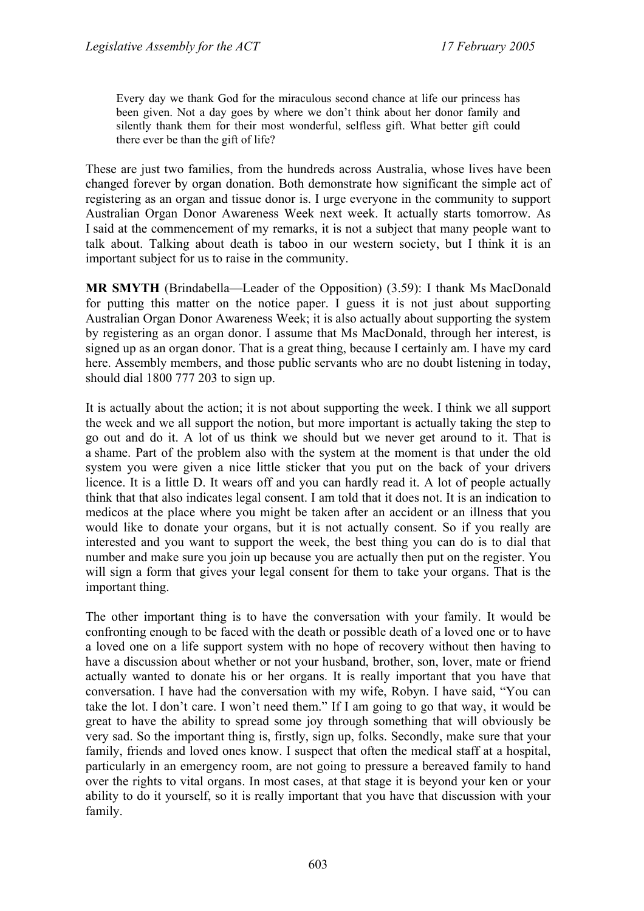> Every day we thank God for the miraculous second chance at life our princess has been given. Not a day goes by where we don't think about her donor family and silently thank them for their most wonderful, selfless gift. What better gift could there ever be than the gift of life?

These are just two families, from the hundreds across Australia, whose lives have been changed forever by organ donation. Both demonstrate how significant the simple act of registering as an organ and tissue donor is. I urge everyone in the community to support Australian Organ Donor Awareness Week next week. It actually starts tomorrow. As I said at the commencement of my remarks, it is not a subject that many people want to talk about. Talking about death is taboo in our western society, but I think it is an important subject for us to raise in the community.

**MR SMYTH** (Brindabella—Leader of the Opposition) (3.59): I thank Ms MacDonald for putting this matter on the notice paper. I guess it is not just about supporting Australian Organ Donor Awareness Week; it is also actually about supporting the system by registering as an organ donor. I assume that Ms MacDonald, through her interest, is signed up as an organ donor. That is a great thing, because I certainly am. I have my card here. Assembly members, and those public servants who are no doubt listening in today, should dial 1800 777 203 to sign up.

It is actually about the action; it is not about supporting the week. I think we all support the week and we all support the notion, but more important is actually taking the step to go out and do it. A lot of us think we should but we never get around to it. That is a shame. Part of the problem also with the system at the moment is that under the old system you were given a nice little sticker that you put on the back of your drivers licence. It is a little D. It wears off and you can hardly read it. A lot of people actually think that that also indicates legal consent. I am told that it does not. It is an indication to medicos at the place where you might be taken after an accident or an illness that you would like to donate your organs, but it is not actually consent. So if you really are interested and you want to support the week, the best thing you can do is to dial that number and make sure you join up because you are actually then put on the register. You will sign a form that gives your legal consent for them to take your organs. That is the important thing.

The other important thing is to have the conversation with your family. It would be confronting enough to be faced with the death or possible death of a loved one or to have a loved one on a life support system with no hope of recovery without then having to have a discussion about whether or not your husband, brother, son, lover, mate or friend actually wanted to donate his or her organs. It is really important that you have that conversation. I have had the conversation with my wife, Robyn. I have said, "You can take the lot. I don't care. I won't need them." If I am going to go that way, it would be great to have the ability to spread some joy through something that will obviously be very sad. So the important thing is, firstly, sign up, folks. Secondly, make sure that your family, friends and loved ones know. I suspect that often the medical staff at a hospital, particularly in an emergency room, are not going to pressure a bereaved family to hand over the rights to vital organs. In most cases, at that stage it is beyond your ken or your ability to do it yourself, so it is really important that you have that discussion with your family.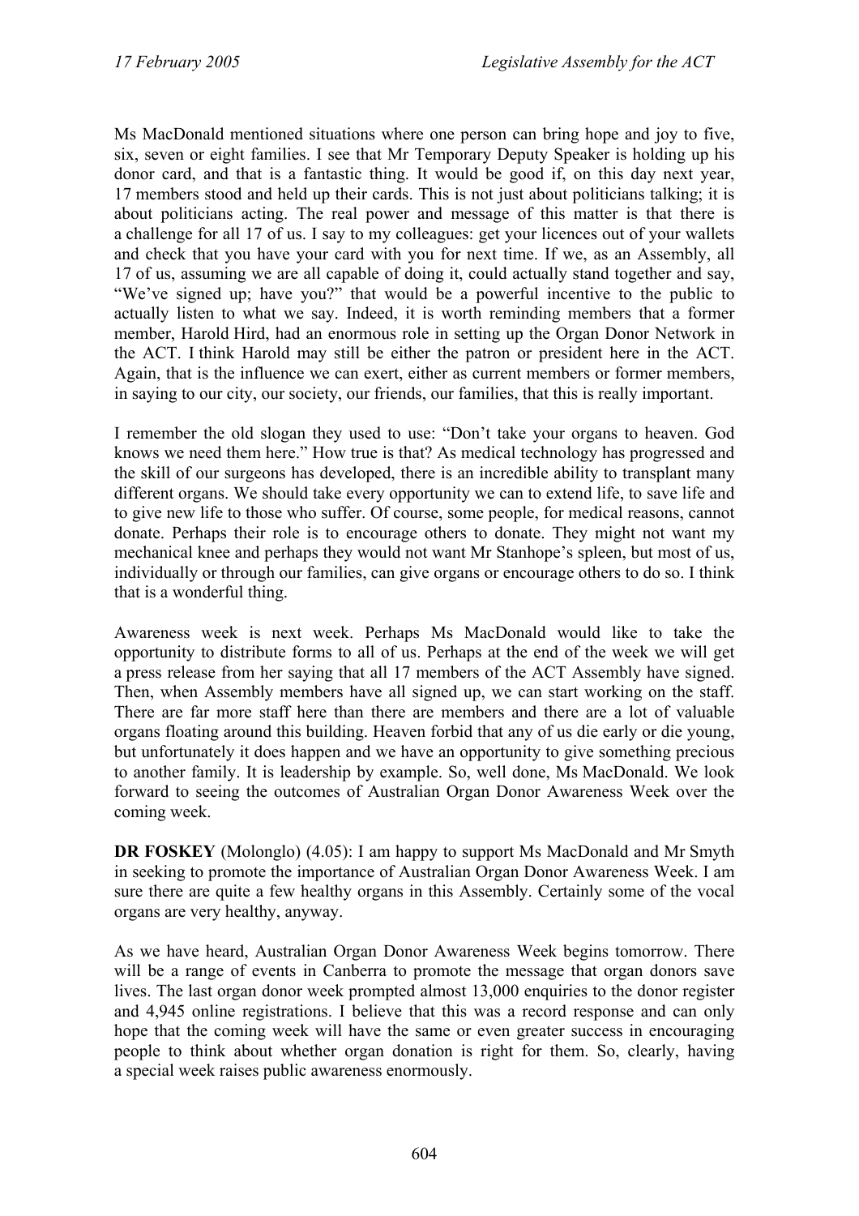Ms MacDonald mentioned situations where one person can bring hope and joy to five, six, seven or eight families. I see that Mr Temporary Deputy Speaker is holding up his donor card, and that is a fantastic thing. It would be good if, on this day next year, 17 members stood and held up their cards. This is not just about politicians talking; it is about politicians acting. The real power and message of this matter is that there is a challenge for all 17 of us. I say to my colleagues: get your licences out of your wallets and check that you have your card with you for next time. If we, as an Assembly, all 17 of us, assuming we are all capable of doing it, could actually stand together and say, "We've signed up; have you?" that would be a powerful incentive to the public to actually listen to what we say. Indeed, it is worth reminding members that a former member, Harold Hird, had an enormous role in setting up the Organ Donor Network in the ACT. I think Harold may still be either the patron or president here in the ACT. Again, that is the influence we can exert, either as current members or former members, in saying to our city, our society, our friends, our families, that this is really important.

I remember the old slogan they used to use: "Don't take your organs to heaven. God knows we need them here." How true is that? As medical technology has progressed and the skill of our surgeons has developed, there is an incredible ability to transplant many different organs. We should take every opportunity we can to extend life, to save life and to give new life to those who suffer. Of course, some people, for medical reasons, cannot donate. Perhaps their role is to encourage others to donate. They might not want my mechanical knee and perhaps they would not want Mr Stanhope's spleen, but most of us, individually or through our families, can give organs or encourage others to do so. I think that is a wonderful thing.

Awareness week is next week. Perhaps Ms MacDonald would like to take the opportunity to distribute forms to all of us. Perhaps at the end of the week we will get a press release from her saying that all 17 members of the ACT Assembly have signed. Then, when Assembly members have all signed up, we can start working on the staff. There are far more staff here than there are members and there are a lot of valuable organs floating around this building. Heaven forbid that any of us die early or die young, but unfortunately it does happen and we have an opportunity to give something precious to another family. It is leadership by example. So, well done, Ms MacDonald. We look forward to seeing the outcomes of Australian Organ Donor Awareness Week over the coming week.

**DR FOSKEY** (Molonglo) (4.05): I am happy to support Ms MacDonald and Mr Smyth in seeking to promote the importance of Australian Organ Donor Awareness Week. I am sure there are quite a few healthy organs in this Assembly. Certainly some of the vocal organs are very healthy, anyway.

As we have heard, Australian Organ Donor Awareness Week begins tomorrow. There will be a range of events in Canberra to promote the message that organ donors save lives. The last organ donor week prompted almost 13,000 enquiries to the donor register and 4,945 online registrations. I believe that this was a record response and can only hope that the coming week will have the same or even greater success in encouraging people to think about whether organ donation is right for them. So, clearly, having a special week raises public awareness enormously.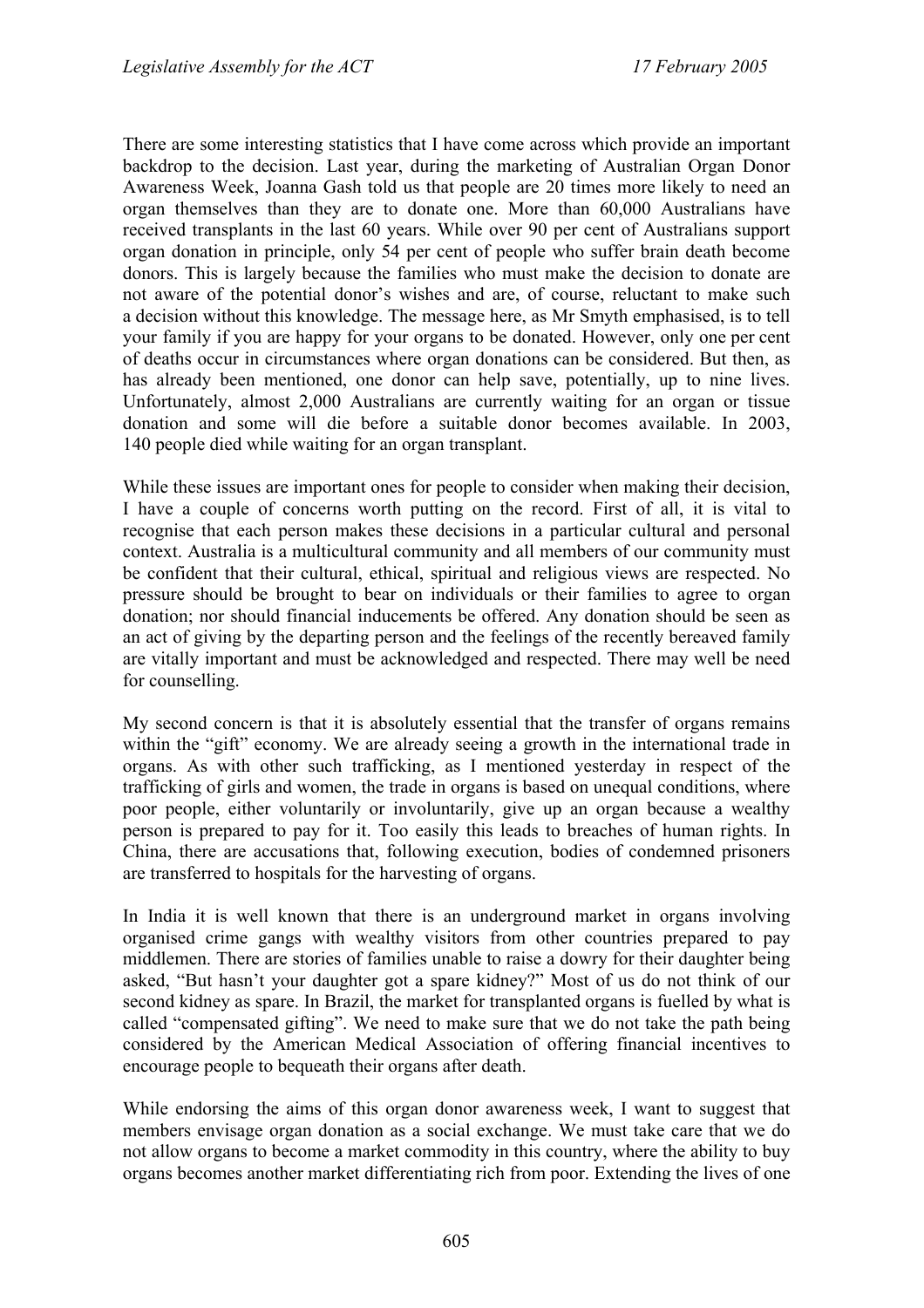There are some interesting statistics that I have come across which provide an important backdrop to the decision. Last year, during the marketing of Australian Organ Donor Awareness Week, Joanna Gash told us that people are 20 times more likely to need an organ themselves than they are to donate one. More than 60,000 Australians have received transplants in the last 60 years. While over 90 per cent of Australians support organ donation in principle, only 54 per cent of people who suffer brain death become donors. This is largely because the families who must make the decision to donate are not aware of the potential donor's wishes and are, of course, reluctant to make such a decision without this knowledge. The message here, as Mr Smyth emphasised, is to tell your family if you are happy for your organs to be donated. However, only one per cent of deaths occur in circumstances where organ donations can be considered. But then, as has already been mentioned, one donor can help save, potentially, up to nine lives. Unfortunately, almost 2,000 Australians are currently waiting for an organ or tissue donation and some will die before a suitable donor becomes available. In 2003, 140 people died while waiting for an organ transplant.

While these issues are important ones for people to consider when making their decision, I have a couple of concerns worth putting on the record. First of all, it is vital to recognise that each person makes these decisions in a particular cultural and personal context. Australia is a multicultural community and all members of our community must be confident that their cultural, ethical, spiritual and religious views are respected. No pressure should be brought to bear on individuals or their families to agree to organ donation; nor should financial inducements be offered. Any donation should be seen as an act of giving by the departing person and the feelings of the recently bereaved family are vitally important and must be acknowledged and respected. There may well be need for counselling.

My second concern is that it is absolutely essential that the transfer of organs remains within the "gift" economy. We are already seeing a growth in the international trade in organs. As with other such trafficking, as I mentioned yesterday in respect of the trafficking of girls and women, the trade in organs is based on unequal conditions, where poor people, either voluntarily or involuntarily, give up an organ because a wealthy person is prepared to pay for it. Too easily this leads to breaches of human rights. In China, there are accusations that, following execution, bodies of condemned prisoners are transferred to hospitals for the harvesting of organs.

In India it is well known that there is an underground market in organs involving organised crime gangs with wealthy visitors from other countries prepared to pay middlemen. There are stories of families unable to raise a dowry for their daughter being asked, "But hasn't your daughter got a spare kidney?" Most of us do not think of our second kidney as spare. In Brazil, the market for transplanted organs is fuelled by what is called "compensated gifting". We need to make sure that we do not take the path being considered by the American Medical Association of offering financial incentives to encourage people to bequeath their organs after death.

While endorsing the aims of this organ donor awareness week, I want to suggest that members envisage organ donation as a social exchange. We must take care that we do not allow organs to become a market commodity in this country, where the ability to buy organs becomes another market differentiating rich from poor. Extending the lives of one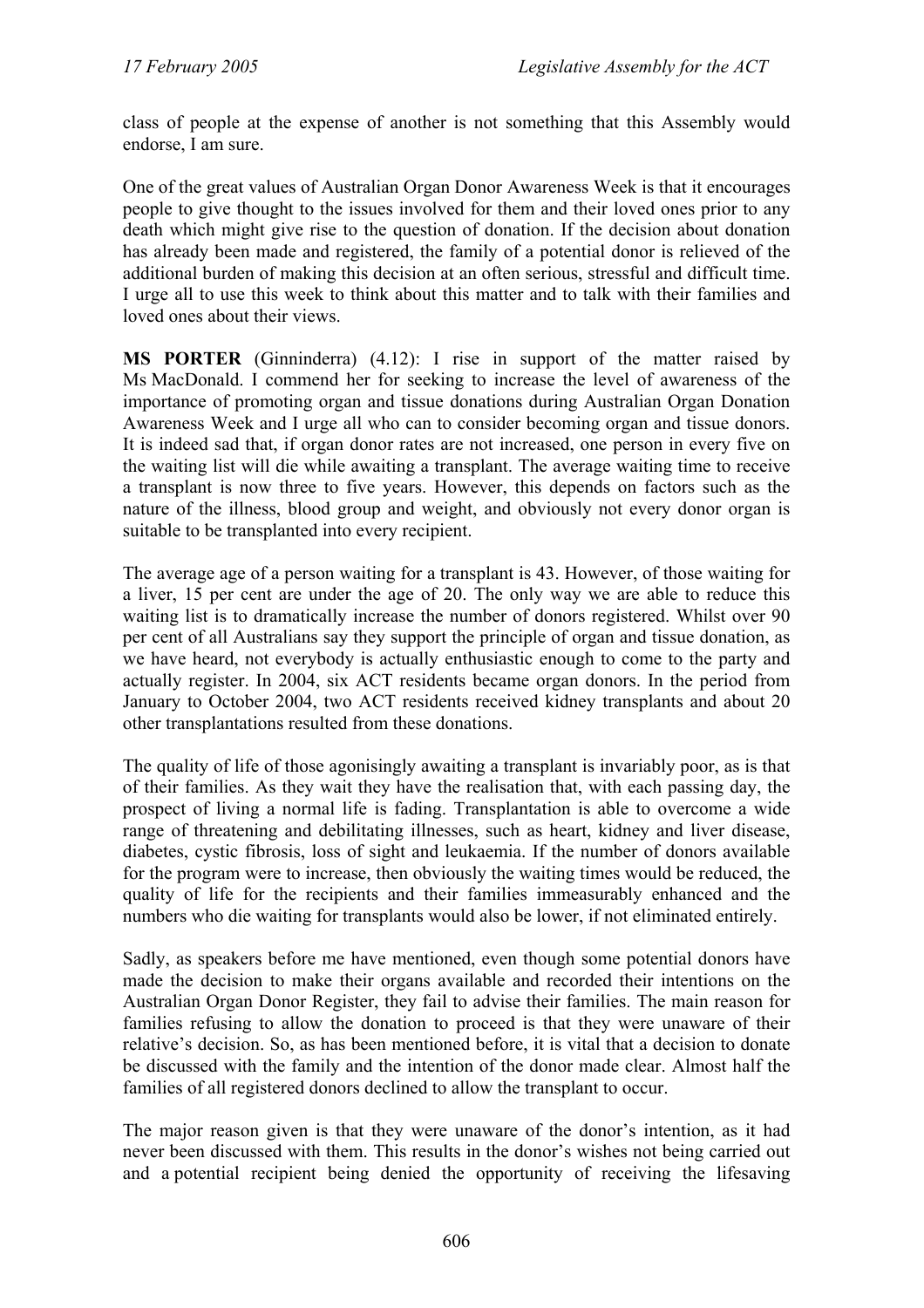class of people at the expense of another is not something that this Assembly would endorse, I am sure.

One of the great values of Australian Organ Donor Awareness Week is that it encourages people to give thought to the issues involved for them and their loved ones prior to any death which might give rise to the question of donation. If the decision about donation has already been made and registered, the family of a potential donor is relieved of the additional burden of making this decision at an often serious, stressful and difficult time. I urge all to use this week to think about this matter and to talk with their families and loved ones about their views.

**MS PORTER** (Ginninderra) (4.12): I rise in support of the matter raised by Ms MacDonald. I commend her for seeking to increase the level of awareness of the importance of promoting organ and tissue donations during Australian Organ Donation Awareness Week and I urge all who can to consider becoming organ and tissue donors. It is indeed sad that, if organ donor rates are not increased, one person in every five on the waiting list will die while awaiting a transplant. The average waiting time to receive a transplant is now three to five years. However, this depends on factors such as the nature of the illness, blood group and weight, and obviously not every donor organ is suitable to be transplanted into every recipient.

The average age of a person waiting for a transplant is 43. However, of those waiting for a liver, 15 per cent are under the age of 20. The only way we are able to reduce this waiting list is to dramatically increase the number of donors registered. Whilst over 90 per cent of all Australians say they support the principle of organ and tissue donation, as we have heard, not everybody is actually enthusiastic enough to come to the party and actually register. In 2004, six ACT residents became organ donors. In the period from January to October 2004, two ACT residents received kidney transplants and about 20 other transplantations resulted from these donations.

The quality of life of those agonisingly awaiting a transplant is invariably poor, as is that of their families. As they wait they have the realisation that, with each passing day, the prospect of living a normal life is fading. Transplantation is able to overcome a wide range of threatening and debilitating illnesses, such as heart, kidney and liver disease, diabetes, cystic fibrosis, loss of sight and leukaemia. If the number of donors available for the program were to increase, then obviously the waiting times would be reduced, the quality of life for the recipients and their families immeasurably enhanced and the numbers who die waiting for transplants would also be lower, if not eliminated entirely.

Sadly, as speakers before me have mentioned, even though some potential donors have made the decision to make their organs available and recorded their intentions on the Australian Organ Donor Register, they fail to advise their families. The main reason for families refusing to allow the donation to proceed is that they were unaware of their relative's decision. So, as has been mentioned before, it is vital that a decision to donate be discussed with the family and the intention of the donor made clear. Almost half the families of all registered donors declined to allow the transplant to occur.

The major reason given is that they were unaware of the donor's intention, as it had never been discussed with them. This results in the donor's wishes not being carried out and a potential recipient being denied the opportunity of receiving the lifesaving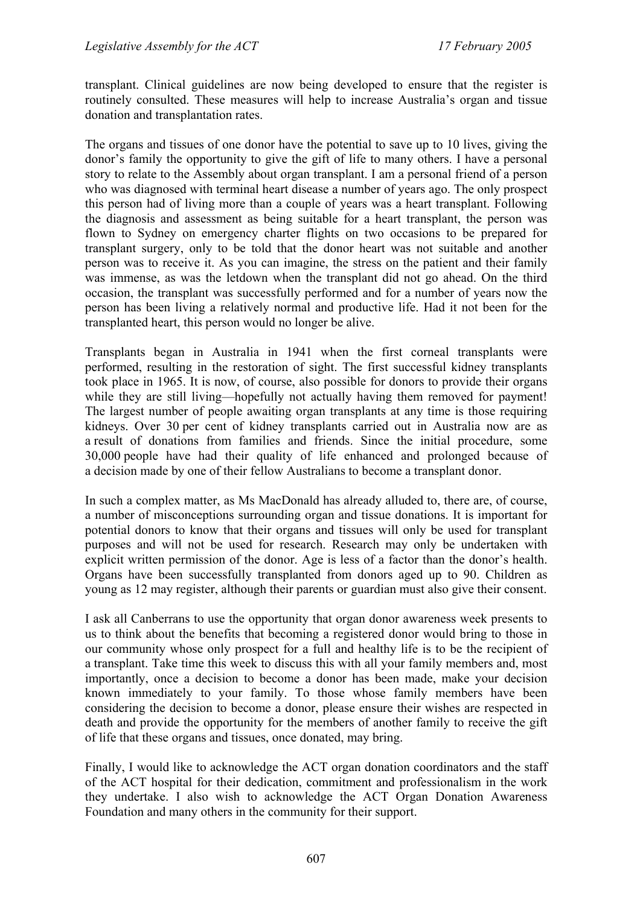transplant. Clinical guidelines are now being developed to ensure that the register is routinely consulted. These measures will help to increase Australia's organ and tissue donation and transplantation rates.

The organs and tissues of one donor have the potential to save up to 10 lives, giving the donor's family the opportunity to give the gift of life to many others. I have a personal story to relate to the Assembly about organ transplant. I am a personal friend of a person who was diagnosed with terminal heart disease a number of years ago. The only prospect this person had of living more than a couple of years was a heart transplant. Following the diagnosis and assessment as being suitable for a heart transplant, the person was flown to Sydney on emergency charter flights on two occasions to be prepared for transplant surgery, only to be told that the donor heart was not suitable and another person was to receive it. As you can imagine, the stress on the patient and their family was immense, as was the letdown when the transplant did not go ahead. On the third occasion, the transplant was successfully performed and for a number of years now the person has been living a relatively normal and productive life. Had it not been for the transplanted heart, this person would no longer be alive.

Transplants began in Australia in 1941 when the first corneal transplants were performed, resulting in the restoration of sight. The first successful kidney transplants took place in 1965. It is now, of course, also possible for donors to provide their organs while they are still living—hopefully not actually having them removed for payment! The largest number of people awaiting organ transplants at any time is those requiring kidneys. Over 30 per cent of kidney transplants carried out in Australia now are as a result of donations from families and friends. Since the initial procedure, some 30,000 people have had their quality of life enhanced and prolonged because of a decision made by one of their fellow Australians to become a transplant donor.

In such a complex matter, as Ms MacDonald has already alluded to, there are, of course, a number of misconceptions surrounding organ and tissue donations. It is important for potential donors to know that their organs and tissues will only be used for transplant purposes and will not be used for research. Research may only be undertaken with explicit written permission of the donor. Age is less of a factor than the donor's health. Organs have been successfully transplanted from donors aged up to 90. Children as young as 12 may register, although their parents or guardian must also give their consent.

I ask all Canberrans to use the opportunity that organ donor awareness week presents to us to think about the benefits that becoming a registered donor would bring to those in our community whose only prospect for a full and healthy life is to be the recipient of a transplant. Take time this week to discuss this with all your family members and, most importantly, once a decision to become a donor has been made, make your decision known immediately to your family. To those whose family members have been considering the decision to become a donor, please ensure their wishes are respected in death and provide the opportunity for the members of another family to receive the gift of life that these organs and tissues, once donated, may bring.

Finally, I would like to acknowledge the ACT organ donation coordinators and the staff of the ACT hospital for their dedication, commitment and professionalism in the work they undertake. I also wish to acknowledge the ACT Organ Donation Awareness Foundation and many others in the community for their support.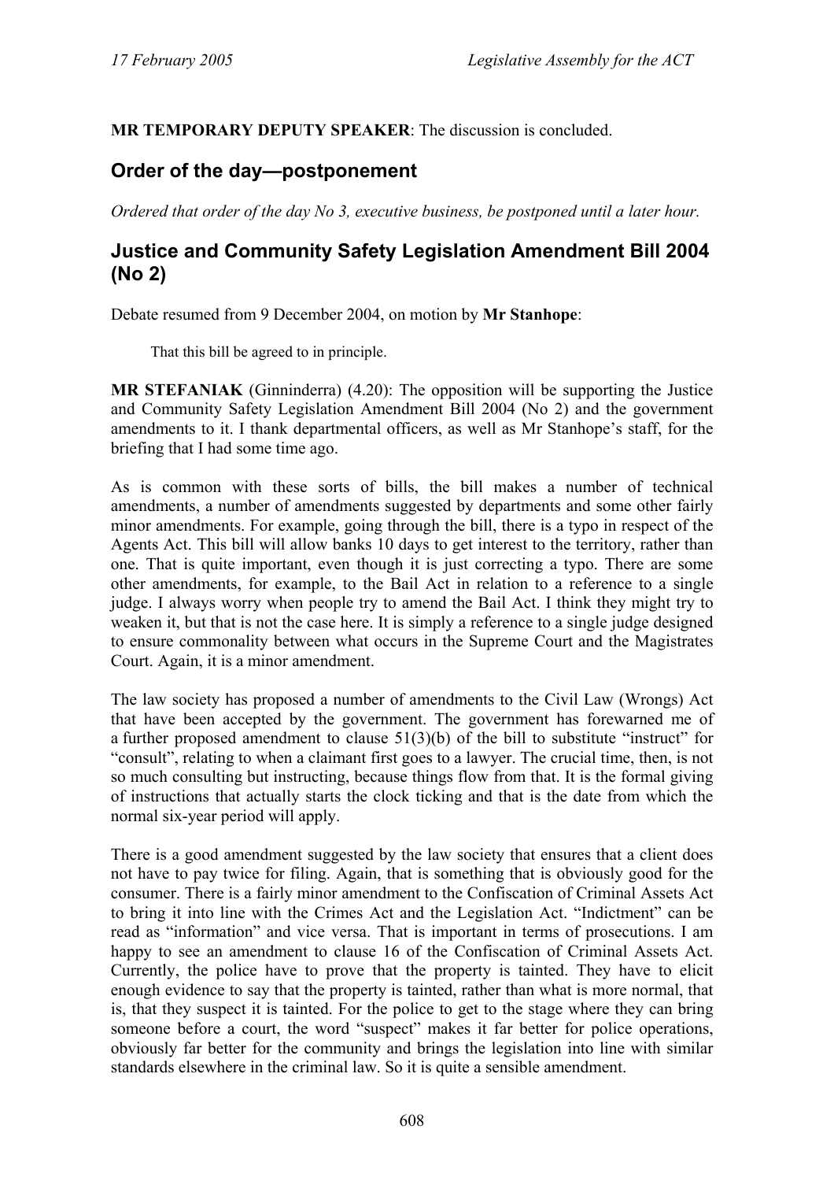**MR TEMPORARY DEPUTY SPEAKER**: The discussion is concluded.

## Order of the day—postponement

*Ordered that order of the day No 3, executive business, be postponed until a later hour.*

## Justice and Community Safety Legislation Amendment Bill 2004 (No 2)

Debate resumed from 9 December 2004, on motion by **Mr Stanhope**:

> That this bill be agreed to in principle.

**MR STEFANIAK** (Ginninderra) (4.20): The opposition will be supporting the Justice and Community Safety Legislation Amendment Bill 2004 (No 2) and the government amendments to it. I thank departmental officers, as well as Mr Stanhope's staff, for the briefing that I had some time ago.

As is common with these sorts of bills, the bill makes a number of technical amendments, a number of amendments suggested by departments and some other fairly minor amendments. For example, going through the bill, there is a typo in respect of the Agents Act. This bill will allow banks 10 days to get interest to the territory, rather than one. That is quite important, even though it is just correcting a typo. There are some other amendments, for example, to the Bail Act in relation to a reference to a single judge. I always worry when people try to amend the Bail Act. I think they might try to weaken it, but that is not the case here. It is simply a reference to a single judge designed to ensure commonality between what occurs in the Supreme Court and the Magistrates Court. Again, it is a minor amendment.

The law society has proposed a number of amendments to the Civil Law (Wrongs) Act that have been accepted by the government. The government has forewarned me of a further proposed amendment to clause 51(3)(b) of the bill to substitute "instruct" for "consult", relating to when a claimant first goes to a lawyer. The crucial time, then, is not so much consulting but instructing, because things flow from that. It is the formal giving of instructions that actually starts the clock ticking and that is the date from which the normal six-year period will apply.

There is a good amendment suggested by the law society that ensures that a client does not have to pay twice for filing. Again, that is something that is obviously good for the consumer. There is a fairly minor amendment to the Confiscation of Criminal Assets Act to bring it into line with the Crimes Act and the Legislation Act. "Indictment" can be read as "information" and vice versa. That is important in terms of prosecutions. I am happy to see an amendment to clause 16 of the Confiscation of Criminal Assets Act. Currently, the police have to prove that the property is tainted. They have to elicit enough evidence to say that the property is tainted, rather than what is more normal, that is, that they suspect it is tainted. For the police to get to the stage where they can bring someone before a court, the word "suspect" makes it far better for police operations, obviously far better for the community and brings the legislation into line with similar standards elsewhere in the criminal law. So it is quite a sensible amendment.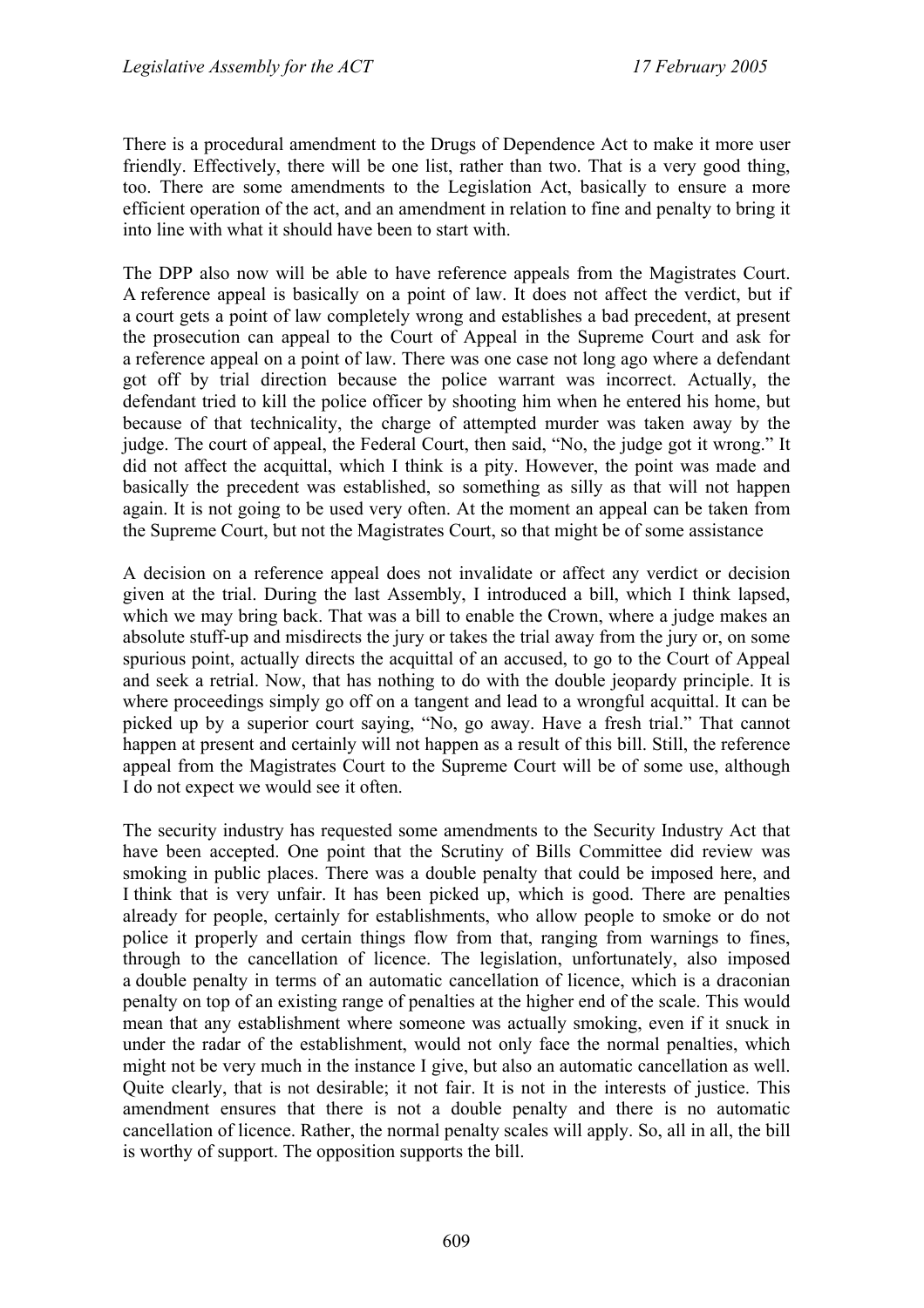There is a procedural amendment to the Drugs of Dependence Act to make it more user friendly. Effectively, there will be one list, rather than two. That is a very good thing, too. There are some amendments to the Legislation Act, basically to ensure a more efficient operation of the act, and an amendment in relation to fine and penalty to bring it into line with what it should have been to start with.

The DPP also now will be able to have reference appeals from the Magistrates Court. A reference appeal is basically on a point of law. It does not affect the verdict, but if a court gets a point of law completely wrong and establishes a bad precedent, at present the prosecution can appeal to the Court of Appeal in the Supreme Court and ask for a reference appeal on a point of law. There was one case not long ago where a defendant got off by trial direction because the police warrant was incorrect. Actually, the defendant tried to kill the police officer by shooting him when he entered his home, but because of that technicality, the charge of attempted murder was taken away by the judge. The court of appeal, the Federal Court, then said, "No, the judge got it wrong." It did not affect the acquittal, which I think is a pity. However, the point was made and basically the precedent was established, so something as silly as that will not happen again. It is not going to be used very often. At the moment an appeal can be taken from the Supreme Court, but not the Magistrates Court, so that might be of some assistance

A decision on a reference appeal does not invalidate or affect any verdict or decision given at the trial. During the last Assembly, I introduced a bill, which I think lapsed, which we may bring back. That was a bill to enable the Crown, where a judge makes an absolute stuff-up and misdirects the jury or takes the trial away from the jury or, on some spurious point, actually directs the acquittal of an accused, to go to the Court of Appeal and seek a retrial. Now, that has nothing to do with the double jeopardy principle. It is where proceedings simply go off on a tangent and lead to a wrongful acquittal. It can be picked up by a superior court saying, "No, go away. Have a fresh trial." That cannot happen at present and certainly will not happen as a result of this bill. Still, the reference appeal from the Magistrates Court to the Supreme Court will be of some use, although I do not expect we would see it often.

The security industry has requested some amendments to the Security Industry Act that have been accepted. One point that the Scrutiny of Bills Committee did review was smoking in public places. There was a double penalty that could be imposed here, and I think that is very unfair. It has been picked up, which is good. There are penalties already for people, certainly for establishments, who allow people to smoke or do not police it properly and certain things flow from that, ranging from warnings to fines, through to the cancellation of licence. The legislation, unfortunately, also imposed a double penalty in terms of an automatic cancellation of licence, which is a draconian penalty on top of an existing range of penalties at the higher end of the scale. This would mean that any establishment where someone was actually smoking, even if it snuck in under the radar of the establishment, would not only face the normal penalties, which might not be very much in the instance I give, but also an automatic cancellation as well. Quite clearly, that is not desirable; it not fair. It is not in the interests of justice. This amendment ensures that there is not a double penalty and there is no automatic cancellation of licence. Rather, the normal penalty scales will apply. So, all in all, the bill is worthy of support. The opposition supports the bill.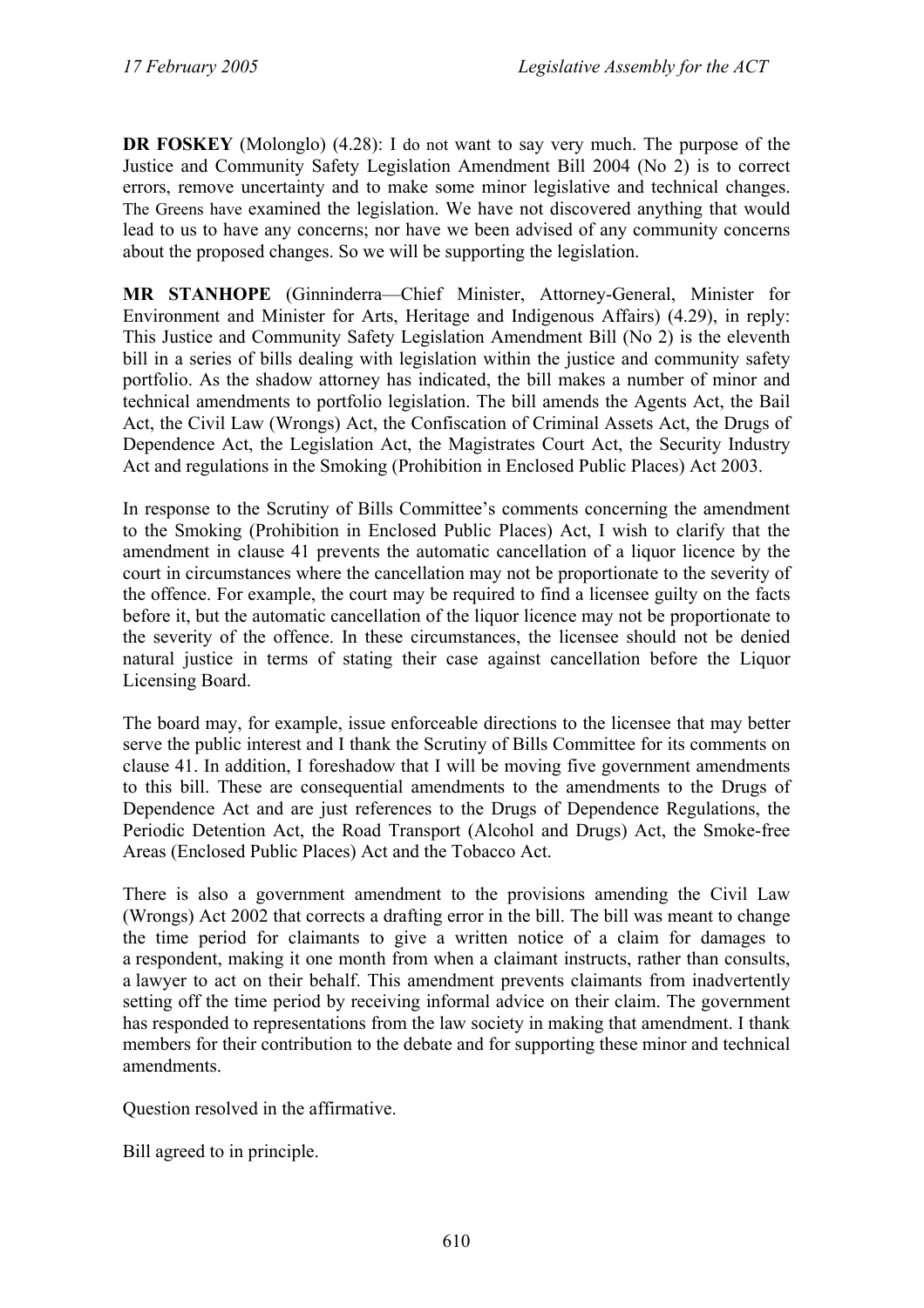**DR FOSKEY** (Molonglo) (4.28): I do not want to say very much. The purpose of the Justice and Community Safety Legislation Amendment Bill 2004 (No 2) is to correct errors, remove uncertainty and to make some minor legislative and technical changes. The Greens have examined the legislation. We have not discovered anything that would lead to us to have any concerns; nor have we been advised of any community concerns about the proposed changes. So we will be supporting the legislation.

**MR STANHOPE** (Ginninderra—Chief Minister, Attorney-General, Minister for Environment and Minister for Arts, Heritage and Indigenous Affairs) (4.29), in reply: This Justice and Community Safety Legislation Amendment Bill (No 2) is the eleventh bill in a series of bills dealing with legislation within the justice and community safety portfolio. As the shadow attorney has indicated, the bill makes a number of minor and technical amendments to portfolio legislation. The bill amends the Agents Act, the Bail Act, the Civil Law (Wrongs) Act, the Confiscation of Criminal Assets Act, the Drugs of Dependence Act, the Legislation Act, the Magistrates Court Act, the Security Industry Act and regulations in the Smoking (Prohibition in Enclosed Public Places) Act 2003.

In response to the Scrutiny of Bills Committee's comments concerning the amendment to the Smoking (Prohibition in Enclosed Public Places) Act, I wish to clarify that the amendment in clause 41 prevents the automatic cancellation of a liquor licence by the court in circumstances where the cancellation may not be proportionate to the severity of the offence. For example, the court may be required to find a licensee guilty on the facts before it, but the automatic cancellation of the liquor licence may not be proportionate to the severity of the offence. In these circumstances, the licensee should not be denied natural justice in terms of stating their case against cancellation before the Liquor Licensing Board.

The board may, for example, issue enforceable directions to the licensee that may better serve the public interest and I thank the Scrutiny of Bills Committee for its comments on clause 41. In addition, I foreshadow that I will be moving five government amendments to this bill. These are consequential amendments to the amendments to the Drugs of Dependence Act and are just references to the Drugs of Dependence Regulations, the Periodic Detention Act, the Road Transport (Alcohol and Drugs) Act, the Smoke-free Areas (Enclosed Public Places) Act and the Tobacco Act.

There is also a government amendment to the provisions amending the Civil Law (Wrongs) Act 2002 that corrects a drafting error in the bill. The bill was meant to change the time period for claimants to give a written notice of a claim for damages to a respondent, making it one month from when a claimant instructs, rather than consults, a lawyer to act on their behalf. This amendment prevents claimants from inadvertently setting off the time period by receiving informal advice on their claim. The government has responded to representations from the law society in making that amendment. I thank members for their contribution to the debate and for supporting these minor and technical amendments.

Question resolved in the affirmative.

Bill agreed to in principle.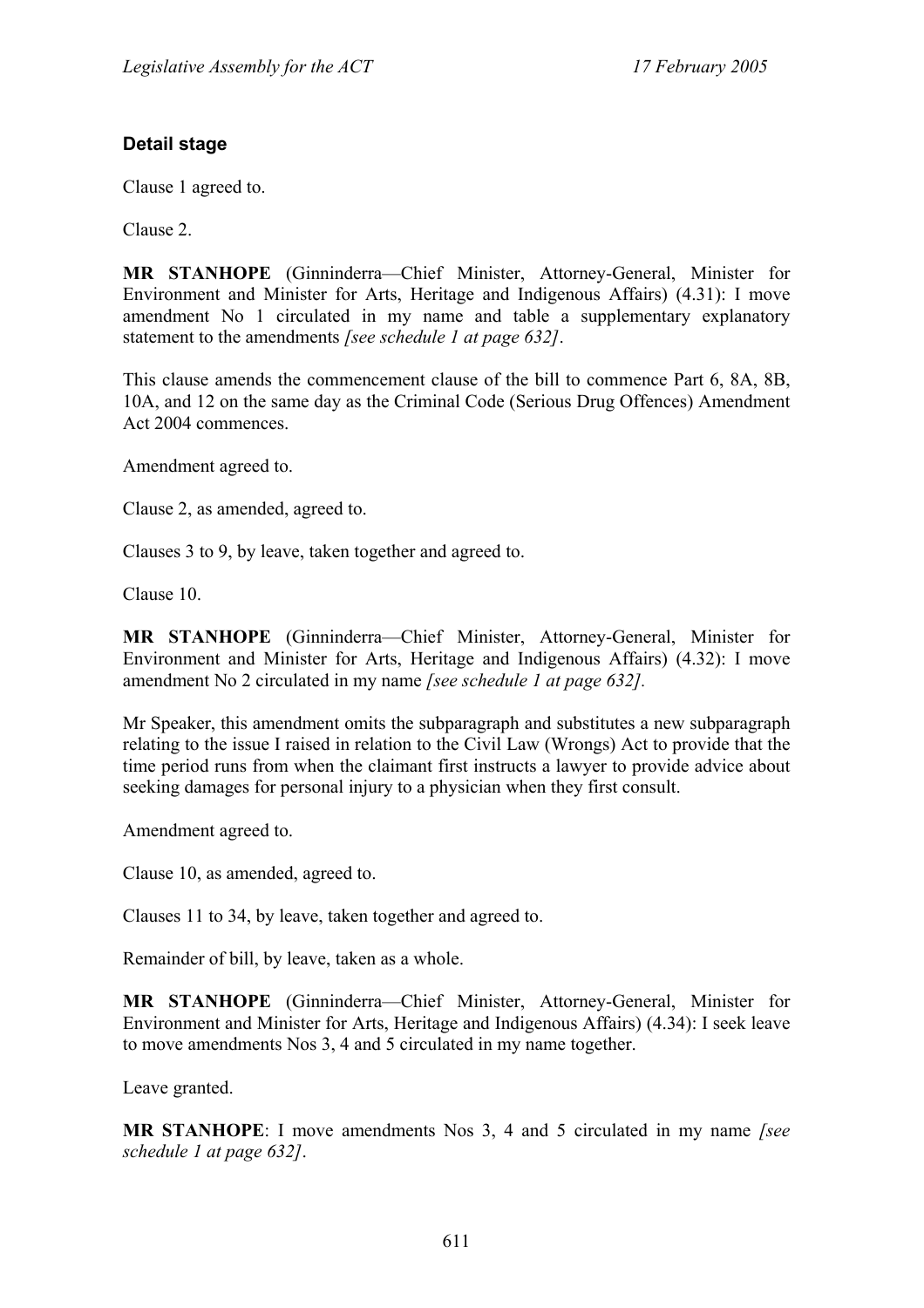### Detail stage

Clause 1 agreed to.

Clause 2.

**MR STANHOPE** (Ginninderra—Chief Minister, Attorney-General, Minister for Environment and Minister for Arts, Heritage and Indigenous Affairs) (4.31): I move amendment No 1 circulated in my name and table a supplementary explanatory statement to the amendments *[see schedule 1 at page 632]*.

This clause amends the commencement clause of the bill to commence Part 6, 8A, 8B, 10A, and 12 on the same day as the Criminal Code (Serious Drug Offences) Amendment Act 2004 commences.

Amendment agreed to.

Clause 2, as amended, agreed to.

Clauses 3 to 9, by leave, taken together and agreed to.

Clause 10.

**MR STANHOPE** (Ginninderra—Chief Minister, Attorney-General, Minister for Environment and Minister for Arts, Heritage and Indigenous Affairs) (4.32): I move amendment No 2 circulated in my name *[see schedule 1 at page 632].*

Mr Speaker, this amendment omits the subparagraph and substitutes a new subparagraph relating to the issue I raised in relation to the Civil Law (Wrongs) Act to provide that the time period runs from when the claimant first instructs a lawyer to provide advice about seeking damages for personal injury to a physician when they first consult.

Amendment agreed to.

Clause 10, as amended, agreed to.

Clauses 11 to 34, by leave, taken together and agreed to.

Remainder of bill, by leave, taken as a whole.

**MR STANHOPE** (Ginninderra—Chief Minister, Attorney-General, Minister for Environment and Minister for Arts, Heritage and Indigenous Affairs) (4.34): I seek leave to move amendments Nos 3, 4 and 5 circulated in my name together.

Leave granted.

**MR STANHOPE**: I move amendments Nos 3, 4 and 5 circulated in my name *[see schedule 1 at page 632]*.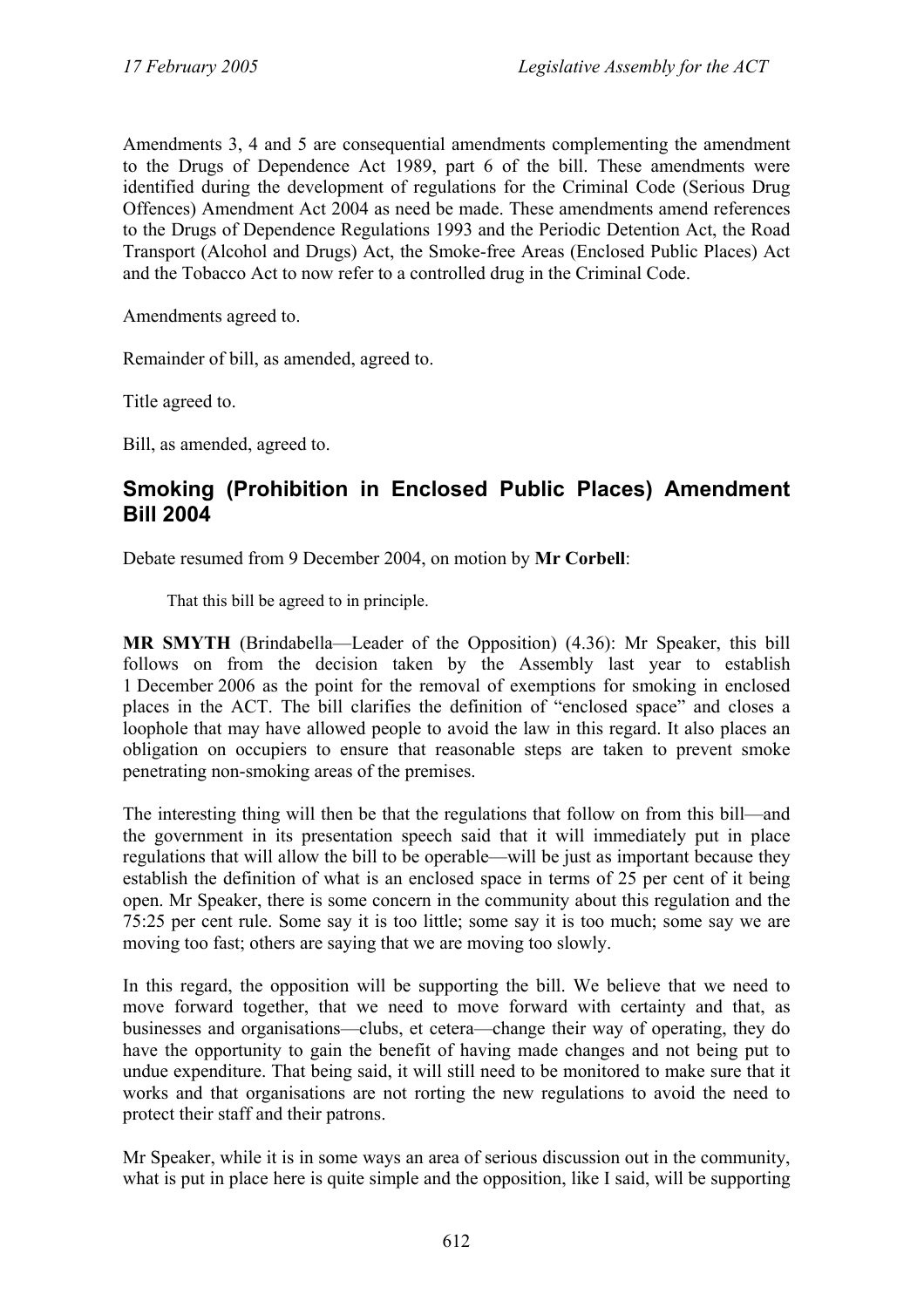Amendments 3, 4 and 5 are consequential amendments complementing the amendment to the Drugs of Dependence Act 1989, part 6 of the bill. These amendments were identified during the development of regulations for the Criminal Code (Serious Drug Offences) Amendment Act 2004 as need be made. These amendments amend references to the Drugs of Dependence Regulations 1993 and the Periodic Detention Act, the Road Transport (Alcohol and Drugs) Act, the Smoke-free Areas (Enclosed Public Places) Act and the Tobacco Act to now refer to a controlled drug in the Criminal Code.

Amendments agreed to.

Remainder of bill, as amended, agreed to.

Title agreed to.

Bill, as amended, agreed to.

## Smoking (Prohibition in Enclosed Public Places) Amendment Bill 2004

Debate resumed from 9 December 2004, on motion by **Mr Corbell**:

> That this bill be agreed to in principle.

**MR SMYTH** (Brindabella—Leader of the Opposition) (4.36): Mr Speaker, this bill follows on from the decision taken by the Assembly last year to establish 1 December 2006 as the point for the removal of exemptions for smoking in enclosed places in the ACT. The bill clarifies the definition of "enclosed space" and closes a loophole that may have allowed people to avoid the law in this regard. It also places an obligation on occupiers to ensure that reasonable steps are taken to prevent smoke penetrating non-smoking areas of the premises.

The interesting thing will then be that the regulations that follow on from this bill—and the government in its presentation speech said that it will immediately put in place regulations that will allow the bill to be operable—will be just as important because they establish the definition of what is an enclosed space in terms of 25 per cent of it being open. Mr Speaker, there is some concern in the community about this regulation and the 75:25 per cent rule. Some say it is too little; some say it is too much; some say we are moving too fast; others are saying that we are moving too slowly.

In this regard, the opposition will be supporting the bill. We believe that we need to move forward together, that we need to move forward with certainty and that, as businesses and organisations—clubs, et cetera—change their way of operating, they do have the opportunity to gain the benefit of having made changes and not being put to undue expenditure. That being said, it will still need to be monitored to make sure that it works and that organisations are not rorting the new regulations to avoid the need to protect their staff and their patrons.

Mr Speaker, while it is in some ways an area of serious discussion out in the community, what is put in place here is quite simple and the opposition, like I said, will be supporting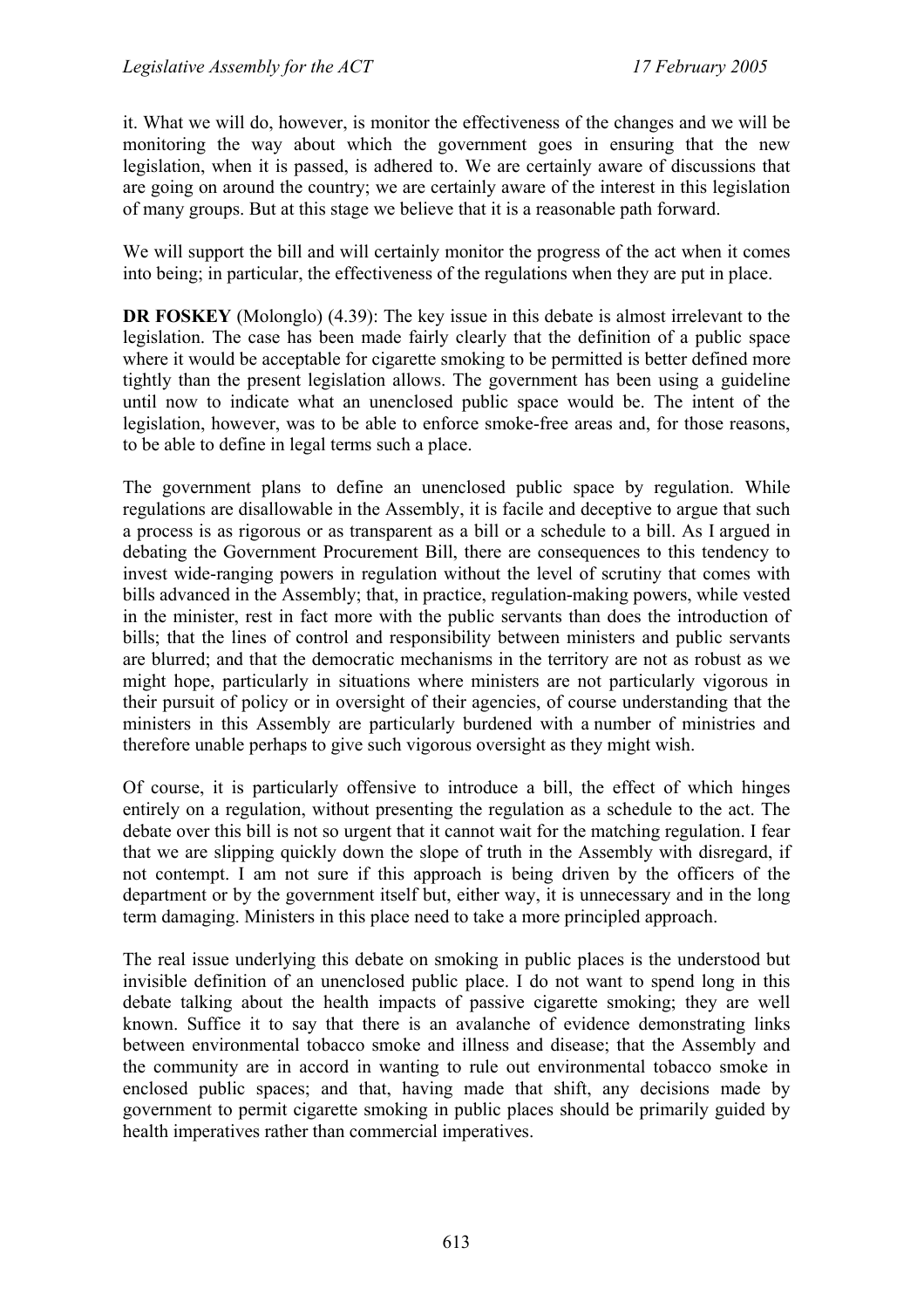it. What we will do, however, is monitor the effectiveness of the changes and we will be monitoring the way about which the government goes in ensuring that the new legislation, when it is passed, is adhered to. We are certainly aware of discussions that are going on around the country; we are certainly aware of the interest in this legislation of many groups. But at this stage we believe that it is a reasonable path forward.

We will support the bill and will certainly monitor the progress of the act when it comes into being; in particular, the effectiveness of the regulations when they are put in place.

**DR FOSKEY** (Molonglo) (4.39): The key issue in this debate is almost irrelevant to the legislation. The case has been made fairly clearly that the definition of a public space where it would be acceptable for cigarette smoking to be permitted is better defined more tightly than the present legislation allows. The government has been using a guideline until now to indicate what an unenclosed public space would be. The intent of the legislation, however, was to be able to enforce smoke-free areas and, for those reasons, to be able to define in legal terms such a place.

The government plans to define an unenclosed public space by regulation. While regulations are disallowable in the Assembly, it is facile and deceptive to argue that such a process is as rigorous or as transparent as a bill or a schedule to a bill. As I argued in debating the Government Procurement Bill, there are consequences to this tendency to invest wide-ranging powers in regulation without the level of scrutiny that comes with bills advanced in the Assembly; that, in practice, regulation-making powers, while vested in the minister, rest in fact more with the public servants than does the introduction of bills; that the lines of control and responsibility between ministers and public servants are blurred; and that the democratic mechanisms in the territory are not as robust as we might hope, particularly in situations where ministers are not particularly vigorous in their pursuit of policy or in oversight of their agencies, of course understanding that the ministers in this Assembly are particularly burdened with a number of ministries and therefore unable perhaps to give such vigorous oversight as they might wish.

Of course, it is particularly offensive to introduce a bill, the effect of which hinges entirely on a regulation, without presenting the regulation as a schedule to the act. The debate over this bill is not so urgent that it cannot wait for the matching regulation. I fear that we are slipping quickly down the slope of truth in the Assembly with disregard, if not contempt. I am not sure if this approach is being driven by the officers of the department or by the government itself but, either way, it is unnecessary and in the long term damaging. Ministers in this place need to take a more principled approach.

The real issue underlying this debate on smoking in public places is the understood but invisible definition of an unenclosed public place. I do not want to spend long in this debate talking about the health impacts of passive cigarette smoking; they are well known. Suffice it to say that there is an avalanche of evidence demonstrating links between environmental tobacco smoke and illness and disease; that the Assembly and the community are in accord in wanting to rule out environmental tobacco smoke in enclosed public spaces; and that, having made that shift, any decisions made by government to permit cigarette smoking in public places should be primarily guided by health imperatives rather than commercial imperatives.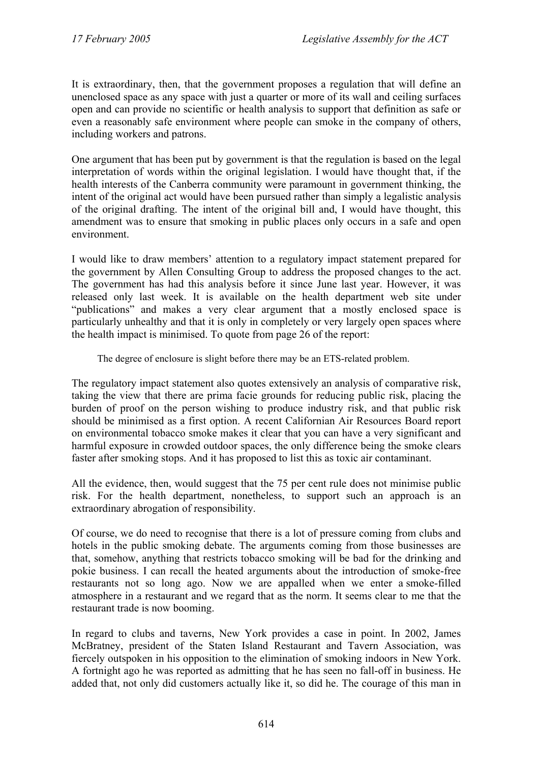It is extraordinary, then, that the government proposes a regulation that will define an unenclosed space as any space with just a quarter or more of its wall and ceiling surfaces open and can provide no scientific or health analysis to support that definition as safe or even a reasonably safe environment where people can smoke in the company of others, including workers and patrons.

One argument that has been put by government is that the regulation is based on the legal interpretation of words within the original legislation. I would have thought that, if the health interests of the Canberra community were paramount in government thinking, the intent of the original act would have been pursued rather than simply a legalistic analysis of the original drafting. The intent of the original bill and, I would have thought, this amendment was to ensure that smoking in public places only occurs in a safe and open environment.

I would like to draw members' attention to a regulatory impact statement prepared for the government by Allen Consulting Group to address the proposed changes to the act. The government has had this analysis before it since June last year. However, it was released only last week. It is available on the health department web site under "publications" and makes a very clear argument that a mostly enclosed space is particularly unhealthy and that it is only in completely or very largely open spaces where the health impact is minimised. To quote from page 26 of the report:

> The degree of enclosure is slight before there may be an ETS-related problem.

The regulatory impact statement also quotes extensively an analysis of comparative risk, taking the view that there are prima facie grounds for reducing public risk, placing the burden of proof on the person wishing to produce industry risk, and that public risk should be minimised as a first option. A recent Californian Air Resources Board report on environmental tobacco smoke makes it clear that you can have a very significant and harmful exposure in crowded outdoor spaces, the only difference being the smoke clears faster after smoking stops. And it has proposed to list this as toxic air contaminant.

All the evidence, then, would suggest that the 75 per cent rule does not minimise public risk. For the health department, nonetheless, to support such an approach is an extraordinary abrogation of responsibility.

Of course, we do need to recognise that there is a lot of pressure coming from clubs and hotels in the public smoking debate. The arguments coming from those businesses are that, somehow, anything that restricts tobacco smoking will be bad for the drinking and pokie business. I can recall the heated arguments about the introduction of smoke-free restaurants not so long ago. Now we are appalled when we enter a smoke-filled atmosphere in a restaurant and we regard that as the norm. It seems clear to me that the restaurant trade is now booming.

In regard to clubs and taverns, New York provides a case in point. In 2002, James McBratney, president of the Staten Island Restaurant and Tavern Association, was fiercely outspoken in his opposition to the elimination of smoking indoors in New York. A fortnight ago he was reported as admitting that he has seen no fall-off in business. He added that, not only did customers actually like it, so did he. The courage of this man in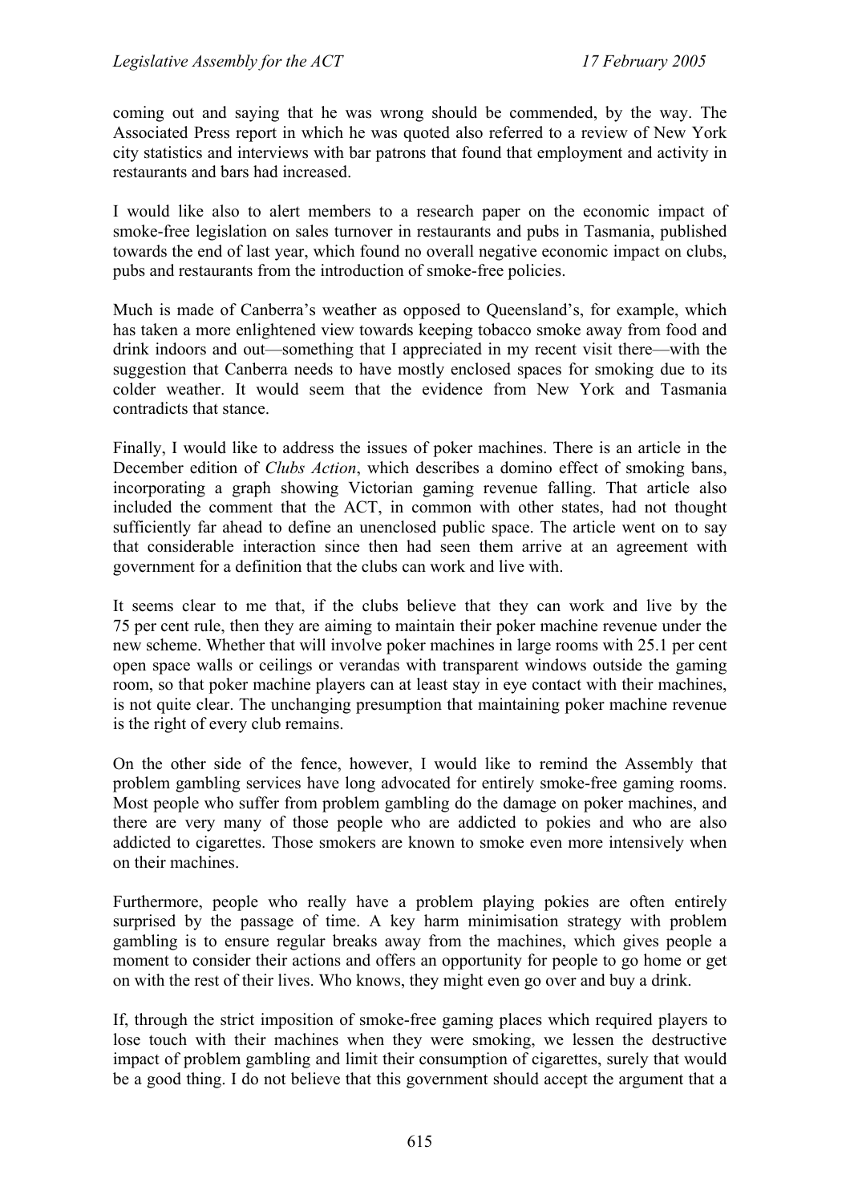coming out and saying that he was wrong should be commended, by the way. The Associated Press report in which he was quoted also referred to a review of New York city statistics and interviews with bar patrons that found that employment and activity in restaurants and bars had increased.

I would like also to alert members to a research paper on the economic impact of smoke-free legislation on sales turnover in restaurants and pubs in Tasmania, published towards the end of last year, which found no overall negative economic impact on clubs, pubs and restaurants from the introduction of smoke-free policies.

Much is made of Canberra's weather as opposed to Queensland's, for example, which has taken a more enlightened view towards keeping tobacco smoke away from food and drink indoors and out—something that I appreciated in my recent visit there—with the suggestion that Canberra needs to have mostly enclosed spaces for smoking due to its colder weather. It would seem that the evidence from New York and Tasmania contradicts that stance.

Finally, I would like to address the issues of poker machines. There is an article in the December edition of *Clubs Action*, which describes a domino effect of smoking bans, incorporating a graph showing Victorian gaming revenue falling. That article also included the comment that the ACT, in common with other states, had not thought sufficiently far ahead to define an unenclosed public space. The article went on to say that considerable interaction since then had seen them arrive at an agreement with government for a definition that the clubs can work and live with.

It seems clear to me that, if the clubs believe that they can work and live by the 75 per cent rule, then they are aiming to maintain their poker machine revenue under the new scheme. Whether that will involve poker machines in large rooms with 25.1 per cent open space walls or ceilings or verandas with transparent windows outside the gaming room, so that poker machine players can at least stay in eye contact with their machines, is not quite clear. The unchanging presumption that maintaining poker machine revenue is the right of every club remains.

On the other side of the fence, however, I would like to remind the Assembly that problem gambling services have long advocated for entirely smoke-free gaming rooms. Most people who suffer from problem gambling do the damage on poker machines, and there are very many of those people who are addicted to pokies and who are also addicted to cigarettes. Those smokers are known to smoke even more intensively when on their machines.

Furthermore, people who really have a problem playing pokies are often entirely surprised by the passage of time. A key harm minimisation strategy with problem gambling is to ensure regular breaks away from the machines, which gives people a moment to consider their actions and offers an opportunity for people to go home or get on with the rest of their lives. Who knows, they might even go over and buy a drink.

If, through the strict imposition of smoke-free gaming places which required players to lose touch with their machines when they were smoking, we lessen the destructive impact of problem gambling and limit their consumption of cigarettes, surely that would be a good thing. I do not believe that this government should accept the argument that a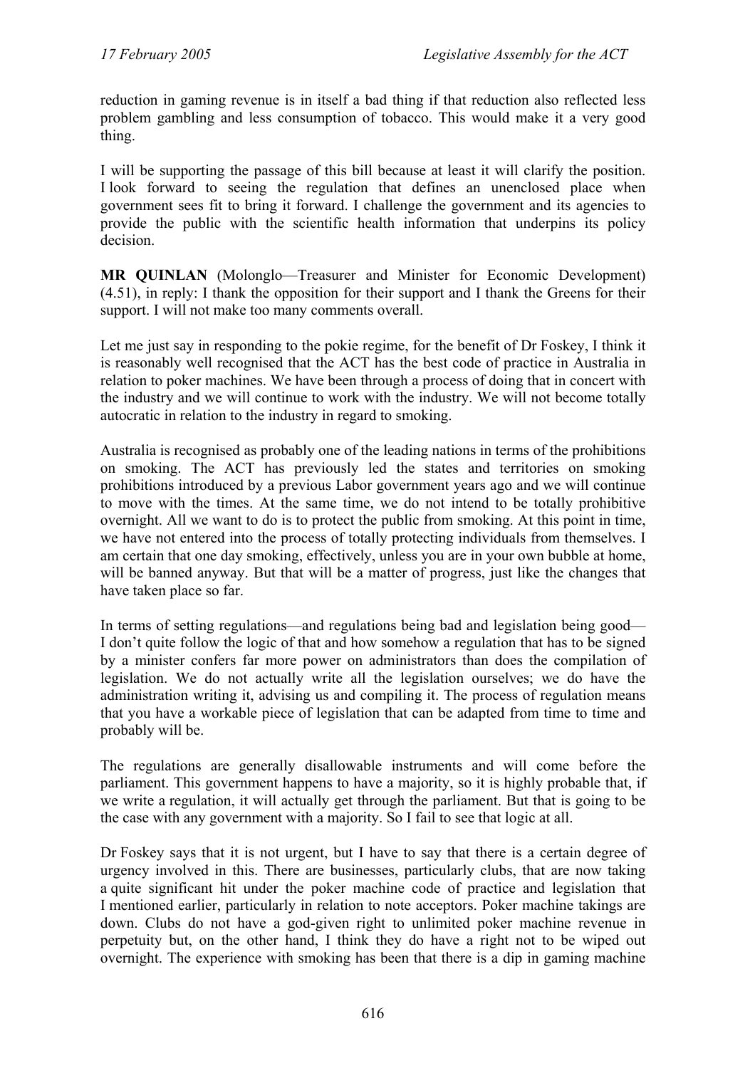reduction in gaming revenue is in itself a bad thing if that reduction also reflected less problem gambling and less consumption of tobacco. This would make it a very good thing.

I will be supporting the passage of this bill because at least it will clarify the position. I look forward to seeing the regulation that defines an unenclosed place when government sees fit to bring it forward. I challenge the government and its agencies to provide the public with the scientific health information that underpins its policy decision.

**MR QUINLAN** (Molonglo—Treasurer and Minister for Economic Development) (4.51), in reply: I thank the opposition for their support and I thank the Greens for their support. I will not make too many comments overall.

Let me just say in responding to the pokie regime, for the benefit of Dr Foskey, I think it is reasonably well recognised that the ACT has the best code of practice in Australia in relation to poker machines. We have been through a process of doing that in concert with the industry and we will continue to work with the industry. We will not become totally autocratic in relation to the industry in regard to smoking.

Australia is recognised as probably one of the leading nations in terms of the prohibitions on smoking. The ACT has previously led the states and territories on smoking prohibitions introduced by a previous Labor government years ago and we will continue to move with the times. At the same time, we do not intend to be totally prohibitive overnight. All we want to do is to protect the public from smoking. At this point in time, we have not entered into the process of totally protecting individuals from themselves. I am certain that one day smoking, effectively, unless you are in your own bubble at home, will be banned anyway. But that will be a matter of progress, just like the changes that have taken place so far.

In terms of setting regulations—and regulations being bad and legislation being good—I don't quite follow the logic of that and how somehow a regulation that has to be signed by a minister confers far more power on administrators than does the compilation of legislation. We do not actually write all the legislation ourselves; we do have the administration writing it, advising us and compiling it. The process of regulation means that you have a workable piece of legislation that can be adapted from time to time and probably will be.

The regulations are generally disallowable instruments and will come before the parliament. This government happens to have a majority, so it is highly probable that, if we write a regulation, it will actually get through the parliament. But that is going to be the case with any government with a majority. So I fail to see that logic at all.

Dr Foskey says that it is not urgent, but I have to say that there is a certain degree of urgency involved in this. There are businesses, particularly clubs, that are now taking a quite significant hit under the poker machine code of practice and legislation that I mentioned earlier, particularly in relation to note acceptors. Poker machine takings are down. Clubs do not have a god-given right to unlimited poker machine revenue in perpetuity but, on the other hand, I think they do have a right not to be wiped out overnight. The experience with smoking has been that there is a dip in gaming machine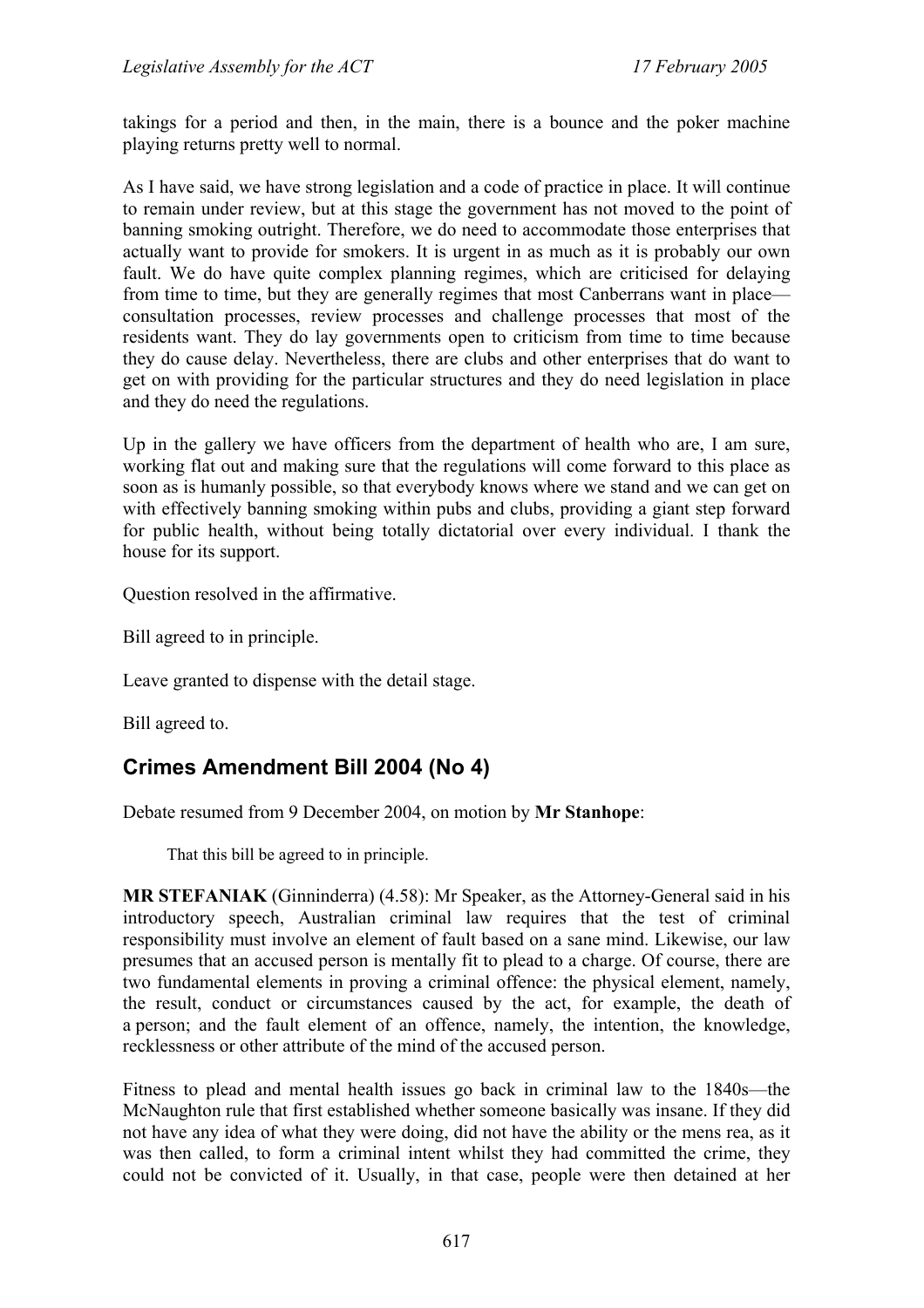takings for a period and then, in the main, there is a bounce and the poker machine playing returns pretty well to normal.

As I have said, we have strong legislation and a code of practice in place. It will continue to remain under review, but at this stage the government has not moved to the point of banning smoking outright. Therefore, we do need to accommodate those enterprises that actually want to provide for smokers. It is urgent in as much as it is probably our own fault. We do have quite complex planning regimes, which are criticised for delaying from time to time, but they are generally regimes that most Canberrans want in place—consultation processes, review processes and challenge processes that most of the residents want. They do lay governments open to criticism from time to time because they do cause delay. Nevertheless, there are clubs and other enterprises that do want to get on with providing for the particular structures and they do need legislation in place and they do need the regulations.

Up in the gallery we have officers from the department of health who are, I am sure, working flat out and making sure that the regulations will come forward to this place as soon as is humanly possible, so that everybody knows where we stand and we can get on with effectively banning smoking within pubs and clubs, providing a giant step forward for public health, without being totally dictatorial over every individual. I thank the house for its support.

Question resolved in the affirmative.

Bill agreed to in principle.

Leave granted to dispense with the detail stage.

Bill agreed to.

## Crimes Amendment Bill 2004 (No 4)

Debate resumed from 9 December 2004, on motion by **Mr Stanhope**:

> That this bill be agreed to in principle.

**MR STEFANIAK** (Ginninderra) (4.58): Mr Speaker, as the Attorney-General said in his introductory speech, Australian criminal law requires that the test of criminal responsibility must involve an element of fault based on a sane mind. Likewise, our law presumes that an accused person is mentally fit to plead to a charge. Of course, there are two fundamental elements in proving a criminal offence: the physical element, namely, the result, conduct or circumstances caused by the act, for example, the death of a person; and the fault element of an offence, namely, the intention, the knowledge, recklessness or other attribute of the mind of the accused person.

Fitness to plead and mental health issues go back in criminal law to the 1840s—the McNaughton rule that first established whether someone basically was insane. If they did not have any idea of what they were doing, did not have the ability or the mens rea, as it was then called, to form a criminal intent whilst they had committed the crime, they could not be convicted of it. Usually, in that case, people were then detained at her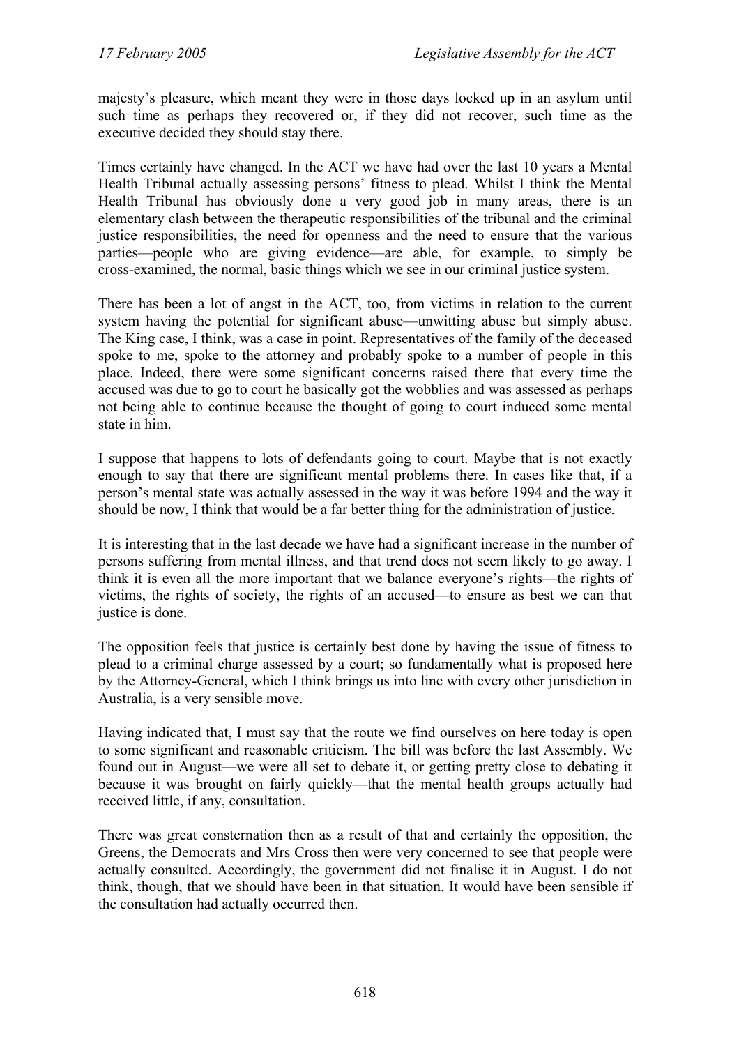majesty's pleasure, which meant they were in those days locked up in an asylum until such time as perhaps they recovered or, if they did not recover, such time as the executive decided they should stay there.

Times certainly have changed. In the ACT we have had over the last 10 years a Mental Health Tribunal actually assessing persons' fitness to plead. Whilst I think the Mental Health Tribunal has obviously done a very good job in many areas, there is an elementary clash between the therapeutic responsibilities of the tribunal and the criminal justice responsibilities, the need for openness and the need to ensure that the various parties—people who are giving evidence—are able, for example, to simply be cross-examined, the normal, basic things which we see in our criminal justice system.

There has been a lot of angst in the ACT, too, from victims in relation to the current system having the potential for significant abuse—unwitting abuse but simply abuse. The King case, I think, was a case in point. Representatives of the family of the deceased spoke to me, spoke to the attorney and probably spoke to a number of people in this place. Indeed, there were some significant concerns raised there that every time the accused was due to go to court he basically got the wobblies and was assessed as perhaps not being able to continue because the thought of going to court induced some mental state in him.

I suppose that happens to lots of defendants going to court. Maybe that is not exactly enough to say that there are significant mental problems there. In cases like that, if a person's mental state was actually assessed in the way it was before 1994 and the way it should be now, I think that would be a far better thing for the administration of justice.

It is interesting that in the last decade we have had a significant increase in the number of persons suffering from mental illness, and that trend does not seem likely to go away. I think it is even all the more important that we balance everyone's rights—the rights of victims, the rights of society, the rights of an accused—to ensure as best we can that justice is done.

The opposition feels that justice is certainly best done by having the issue of fitness to plead to a criminal charge assessed by a court; so fundamentally what is proposed here by the Attorney-General, which I think brings us into line with every other jurisdiction in Australia, is a very sensible move.

Having indicated that, I must say that the route we find ourselves on here today is open to some significant and reasonable criticism. The bill was before the last Assembly. We found out in August—we were all set to debate it, or getting pretty close to debating it because it was brought on fairly quickly—that the mental health groups actually had received little, if any, consultation.

There was great consternation then as a result of that and certainly the opposition, the Greens, the Democrats and Mrs Cross then were very concerned to see that people were actually consulted. Accordingly, the government did not finalise it in August. I do not think, though, that we should have been in that situation. It would have been sensible if the consultation had actually occurred then.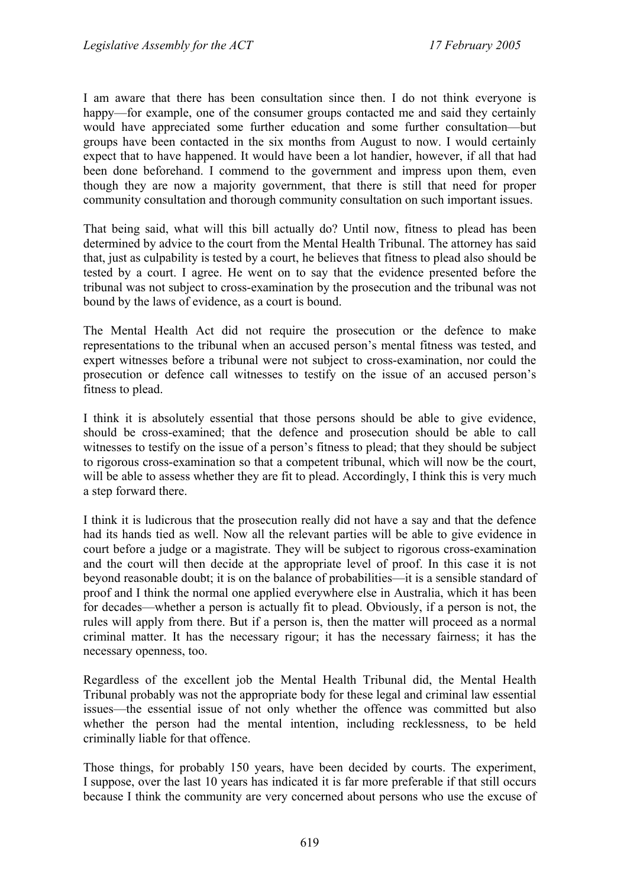I am aware that there has been consultation since then. I do not think everyone is happy—for example, one of the consumer groups contacted me and said they certainly would have appreciated some further education and some further consultation—but groups have been contacted in the six months from August to now. I would certainly expect that to have happened. It would have been a lot handier, however, if all that had been done beforehand. I commend to the government and impress upon them, even though they are now a majority government, that there is still that need for proper community consultation and thorough community consultation on such important issues.

That being said, what will this bill actually do? Until now, fitness to plead has been determined by advice to the court from the Mental Health Tribunal. The attorney has said that, just as culpability is tested by a court, he believes that fitness to plead also should be tested by a court. I agree. He went on to say that the evidence presented before the tribunal was not subject to cross-examination by the prosecution and the tribunal was not bound by the laws of evidence, as a court is bound.

The Mental Health Act did not require the prosecution or the defence to make representations to the tribunal when an accused person's mental fitness was tested, and expert witnesses before a tribunal were not subject to cross-examination, nor could the prosecution or defence call witnesses to testify on the issue of an accused person's fitness to plead.

I think it is absolutely essential that those persons should be able to give evidence, should be cross-examined; that the defence and prosecution should be able to call witnesses to testify on the issue of a person's fitness to plead; that they should be subject to rigorous cross-examination so that a competent tribunal, which will now be the court, will be able to assess whether they are fit to plead. Accordingly, I think this is very much a step forward there.

I think it is ludicrous that the prosecution really did not have a say and that the defence had its hands tied as well. Now all the relevant parties will be able to give evidence in court before a judge or a magistrate. They will be subject to rigorous cross-examination and the court will then decide at the appropriate level of proof. In this case it is not beyond reasonable doubt; it is on the balance of probabilities—it is a sensible standard of proof and I think the normal one applied everywhere else in Australia, which it has been for decades—whether a person is actually fit to plead. Obviously, if a person is not, the rules will apply from there. But if a person is, then the matter will proceed as a normal criminal matter. It has the necessary rigour; it has the necessary fairness; it has the necessary openness, too.

Regardless of the excellent job the Mental Health Tribunal did, the Mental Health Tribunal probably was not the appropriate body for these legal and criminal law essential issues—the essential issue of not only whether the offence was committed but also whether the person had the mental intention, including recklessness, to be held criminally liable for that offence.

Those things, for probably 150 years, have been decided by courts. The experiment, I suppose, over the last 10 years has indicated it is far more preferable if that still occurs because I think the community are very concerned about persons who use the excuse of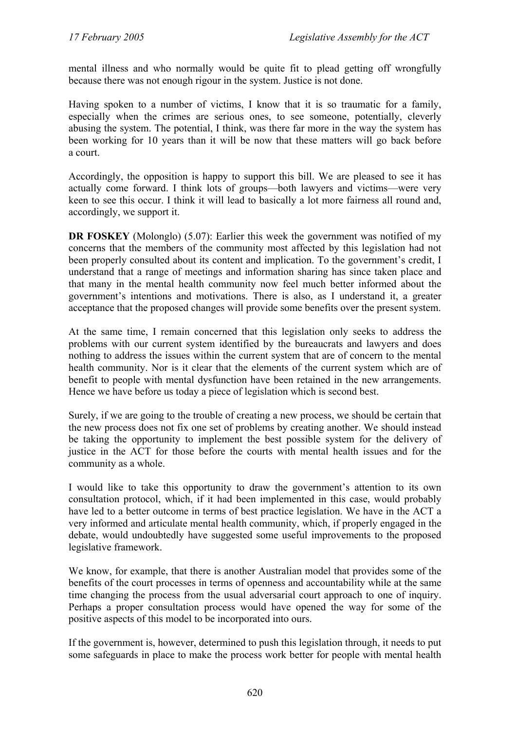mental illness and who normally would be quite fit to plead getting off wrongfully because there was not enough rigour in the system. Justice is not done.

Having spoken to a number of victims, I know that it is so traumatic for a family, especially when the crimes are serious ones, to see someone, potentially, cleverly abusing the system. The potential, I think, was there far more in the way the system has been working for 10 years than it will be now that these matters will go back before a court.

Accordingly, the opposition is happy to support this bill. We are pleased to see it has actually come forward. I think lots of groups—both lawyers and victims—were very keen to see this occur. I think it will lead to basically a lot more fairness all round and, accordingly, we support it.

**DR FOSKEY** (Molonglo) (5.07): Earlier this week the government was notified of my concerns that the members of the community most affected by this legislation had not been properly consulted about its content and implication. To the government's credit, I understand that a range of meetings and information sharing has since taken place and that many in the mental health community now feel much better informed about the government's intentions and motivations. There is also, as I understand it, a greater acceptance that the proposed changes will provide some benefits over the present system.

At the same time, I remain concerned that this legislation only seeks to address the problems with our current system identified by the bureaucrats and lawyers and does nothing to address the issues within the current system that are of concern to the mental health community. Nor is it clear that the elements of the current system which are of benefit to people with mental dysfunction have been retained in the new arrangements. Hence we have before us today a piece of legislation which is second best.

Surely, if we are going to the trouble of creating a new process, we should be certain that the new process does not fix one set of problems by creating another. We should instead be taking the opportunity to implement the best possible system for the delivery of justice in the ACT for those before the courts with mental health issues and for the community as a whole.

I would like to take this opportunity to draw the government's attention to its own consultation protocol, which, if it had been implemented in this case, would probably have led to a better outcome in terms of best practice legislation. We have in the ACT a very informed and articulate mental health community, which, if properly engaged in the debate, would undoubtedly have suggested some useful improvements to the proposed legislative framework.

We know, for example, that there is another Australian model that provides some of the benefits of the court processes in terms of openness and accountability while at the same time changing the process from the usual adversarial court approach to one of inquiry. Perhaps a proper consultation process would have opened the way for some of the positive aspects of this model to be incorporated into ours.

If the government is, however, determined to push this legislation through, it needs to put some safeguards in place to make the process work better for people with mental health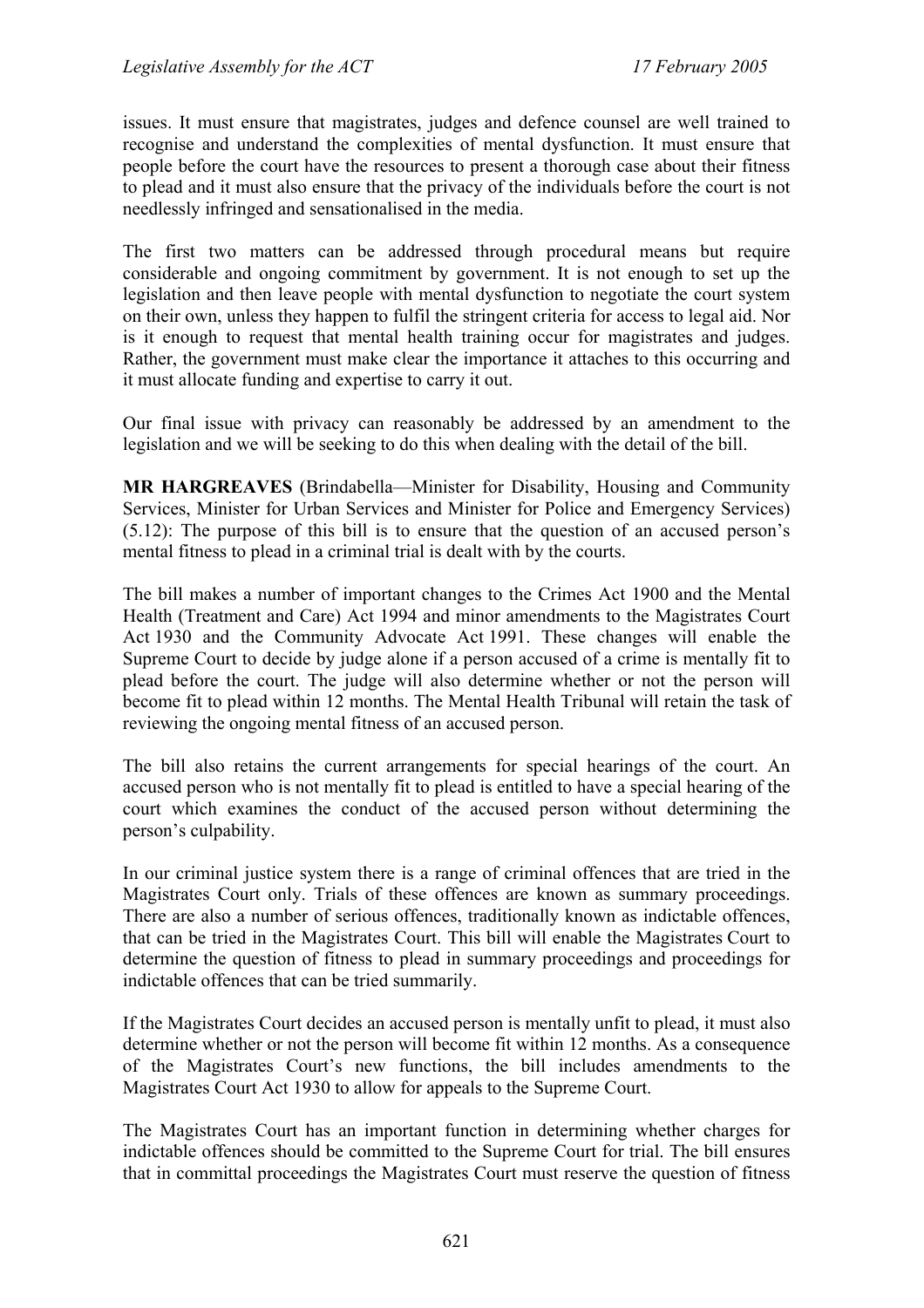issues. It must ensure that magistrates, judges and defence counsel are well trained to recognise and understand the complexities of mental dysfunction. It must ensure that people before the court have the resources to present a thorough case about their fitness to plead and it must also ensure that the privacy of the individuals before the court is not needlessly infringed and sensationalised in the media.

The first two matters can be addressed through procedural means but require considerable and ongoing commitment by government. It is not enough to set up the legislation and then leave people with mental dysfunction to negotiate the court system on their own, unless they happen to fulfil the stringent criteria for access to legal aid. Nor is it enough to request that mental health training occur for magistrates and judges. Rather, the government must make clear the importance it attaches to this occurring and it must allocate funding and expertise to carry it out.

Our final issue with privacy can reasonably be addressed by an amendment to the legislation and we will be seeking to do this when dealing with the detail of the bill.

**MR HARGREAVES** (Brindabella—Minister for Disability, Housing and Community Services, Minister for Urban Services and Minister for Police and Emergency Services) (5.12): The purpose of this bill is to ensure that the question of an accused person's mental fitness to plead in a criminal trial is dealt with by the courts.

The bill makes a number of important changes to the Crimes Act 1900 and the Mental Health (Treatment and Care) Act 1994 and minor amendments to the Magistrates Court Act 1930 and the Community Advocate Act 1991. These changes will enable the Supreme Court to decide by judge alone if a person accused of a crime is mentally fit to plead before the court. The judge will also determine whether or not the person will become fit to plead within 12 months. The Mental Health Tribunal will retain the task of reviewing the ongoing mental fitness of an accused person.

The bill also retains the current arrangements for special hearings of the court. An accused person who is not mentally fit to plead is entitled to have a special hearing of the court which examines the conduct of the accused person without determining the person's culpability.

In our criminal justice system there is a range of criminal offences that are tried in the Magistrates Court only. Trials of these offences are known as summary proceedings. There are also a number of serious offences, traditionally known as indictable offences, that can be tried in the Magistrates Court. This bill will enable the Magistrates Court to determine the question of fitness to plead in summary proceedings and proceedings for indictable offences that can be tried summarily.

If the Magistrates Court decides an accused person is mentally unfit to plead, it must also determine whether or not the person will become fit within 12 months. As a consequence of the Magistrates Court's new functions, the bill includes amendments to the Magistrates Court Act 1930 to allow for appeals to the Supreme Court.

The Magistrates Court has an important function in determining whether charges for indictable offences should be committed to the Supreme Court for trial. The bill ensures that in committal proceedings the Magistrates Court must reserve the question of fitness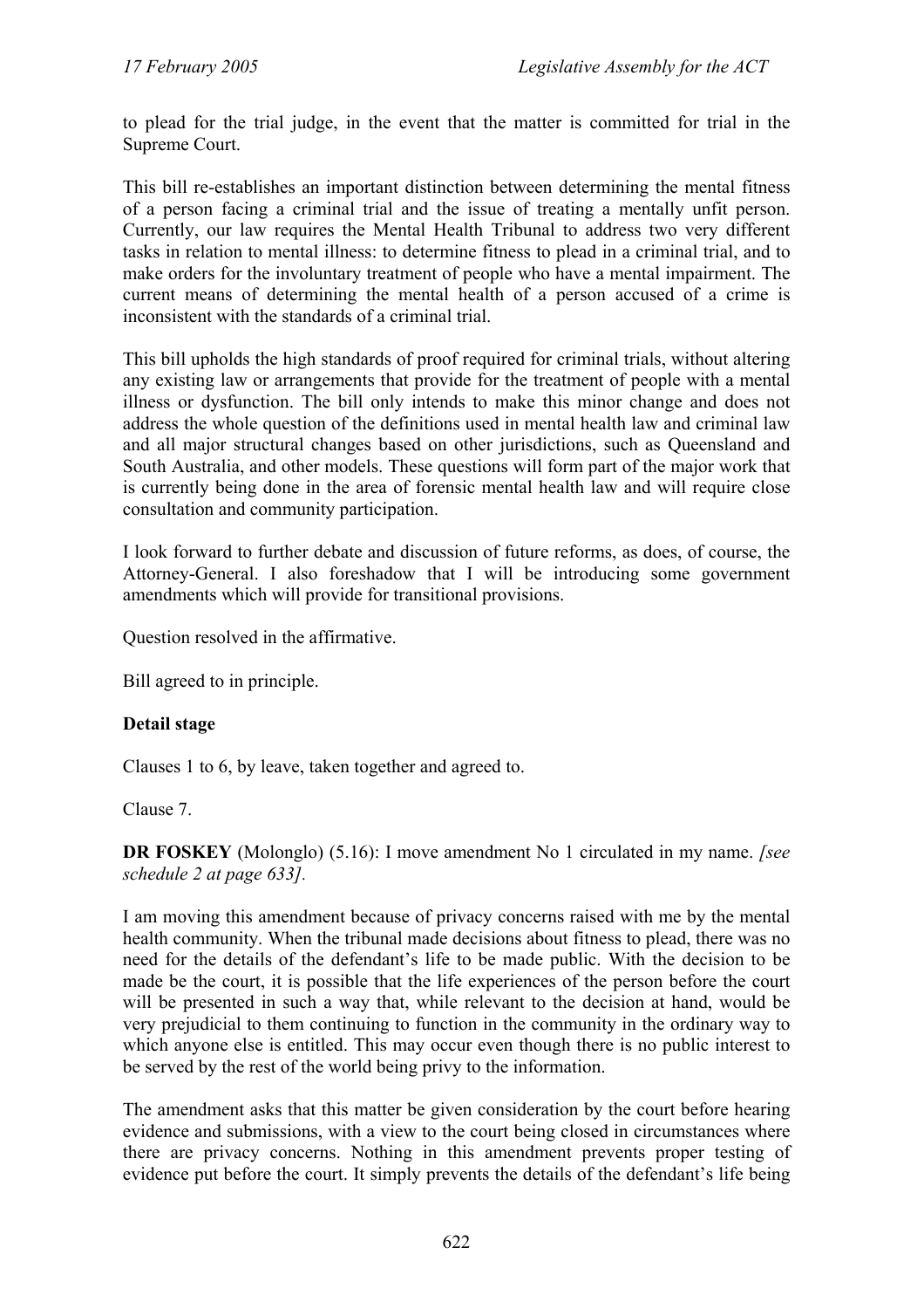to plead for the trial judge, in the event that the matter is committed for trial in the Supreme Court.

This bill re-establishes an important distinction between determining the mental fitness of a person facing a criminal trial and the issue of treating a mentally unfit person. Currently, our law requires the Mental Health Tribunal to address two very different tasks in relation to mental illness: to determine fitness to plead in a criminal trial, and to make orders for the involuntary treatment of people who have a mental impairment. The current means of determining the mental health of a person accused of a crime is inconsistent with the standards of a criminal trial.

This bill upholds the high standards of proof required for criminal trials, without altering any existing law or arrangements that provide for the treatment of people with a mental illness or dysfunction. The bill only intends to make this minor change and does not address the whole question of the definitions used in mental health law and criminal law and all major structural changes based on other jurisdictions, such as Queensland and South Australia, and other models. These questions will form part of the major work that is currently being done in the area of forensic mental health law and will require close consultation and community participation.

I look forward to further debate and discussion of future reforms, as does, of course, the Attorney-General. I also foreshadow that I will be introducing some government amendments which will provide for transitional provisions.

Question resolved in the affirmative.

Bill agreed to in principle.

**Detail stage**

Clauses 1 to 6, by leave, taken together and agreed to.

Clause 7.

**DR FOSKEY** (Molonglo) (5.16): I move amendment No 1 circulated in my name. *[see schedule 2 at page 633]*.

I am moving this amendment because of privacy concerns raised with me by the mental health community. When the tribunal made decisions about fitness to plead, there was no need for the details of the defendant's life to be made public. With the decision to be made be the court, it is possible that the life experiences of the person before the court will be presented in such a way that, while relevant to the decision at hand, would be very prejudicial to them continuing to function in the community in the ordinary way to which anyone else is entitled. This may occur even though there is no public interest to be served by the rest of the world being privy to the information.

The amendment asks that this matter be given consideration by the court before hearing evidence and submissions, with a view to the court being closed in circumstances where there are privacy concerns. Nothing in this amendment prevents proper testing of evidence put before the court. It simply prevents the details of the defendant's life being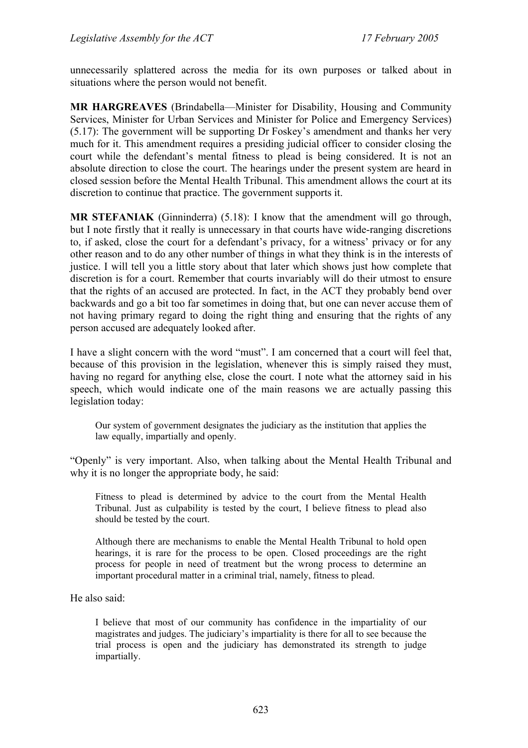unnecessarily splattered across the media for its own purposes or talked about in situations where the person would not benefit.

**MR HARGREAVES** (Brindabella—Minister for Disability, Housing and Community Services, Minister for Urban Services and Minister for Police and Emergency Services) (5.17): The government will be supporting Dr Foskey's amendment and thanks her very much for it. This amendment requires a presiding judicial officer to consider closing the court while the defendant's mental fitness to plead is being considered. It is not an absolute direction to close the court. The hearings under the present system are heard in closed session before the Mental Health Tribunal. This amendment allows the court at its discretion to continue that practice. The government supports it.

**MR STEFANIAK** (Ginninderra) (5.18): I know that the amendment will go through, but I note firstly that it really is unnecessary in that courts have wide-ranging discretions to, if asked, close the court for a defendant's privacy, for a witness' privacy or for any other reason and to do any other number of things in what they think is in the interests of justice. I will tell you a little story about that later which shows just how complete that discretion is for a court. Remember that courts invariably will do their utmost to ensure that the rights of an accused are protected. In fact, in the ACT they probably bend over backwards and go a bit too far sometimes in doing that, but one can never accuse them of not having primary regard to doing the right thing and ensuring that the rights of any person accused are adequately looked after.

I have a slight concern with the word "must". I am concerned that a court will feel that, because of this provision in the legislation, whenever this is simply raised they must, having no regard for anything else, close the court. I note what the attorney said in his speech, which would indicate one of the main reasons we are actually passing this legislation today:

> Our system of government designates the judiciary as the institution that applies the law equally, impartially and openly.

"Openly" is very important. Also, when talking about the Mental Health Tribunal and why it is no longer the appropriate body, he said:

> Fitness to plead is determined by advice to the court from the Mental Health Tribunal. Just as culpability is tested by the court, I believe fitness to plead also should be tested by the court.
>
> Although there are mechanisms to enable the Mental Health Tribunal to hold open hearings, it is rare for the process to be open. Closed proceedings are the right process for people in need of treatment but the wrong process to determine an important procedural matter in a criminal trial, namely, fitness to plead.

He also said:

> I believe that most of our community has confidence in the impartiality of our magistrates and judges. The judiciary's impartiality is there for all to see because the trial process is open and the judiciary has demonstrated its strength to judge impartially.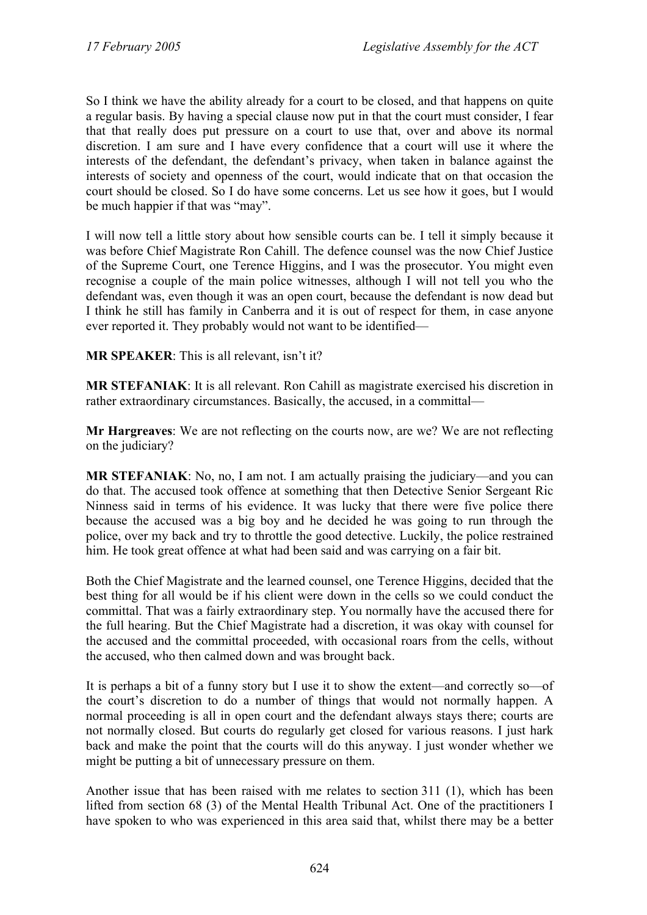So I think we have the ability already for a court to be closed, and that happens on quite a regular basis. By having a special clause now put in that the court must consider, I fear that that really does put pressure on a court to use that, over and above its normal discretion. I am sure and I have every confidence that a court will use it where the interests of the defendant, the defendant's privacy, when taken in balance against the interests of society and openness of the court, would indicate that on that occasion the court should be closed. So I do have some concerns. Let us see how it goes, but I would be much happier if that was "may".

I will now tell a little story about how sensible courts can be. I tell it simply because it was before Chief Magistrate Ron Cahill. The defence counsel was the now Chief Justice of the Supreme Court, one Terence Higgins, and I was the prosecutor. You might even recognise a couple of the main police witnesses, although I will not tell you who the defendant was, even though it was an open court, because the defendant is now dead but I think he still has family in Canberra and it is out of respect for them, in case anyone ever reported it. They probably would not want to be identified—

**MR SPEAKER**: This is all relevant, isn't it?

**MR STEFANIAK**: It is all relevant. Ron Cahill as magistrate exercised his discretion in rather extraordinary circumstances. Basically, the accused, in a committal—

**Mr Hargreaves**: We are not reflecting on the courts now, are we? We are not reflecting on the judiciary?

**MR STEFANIAK**: No, no, I am not. I am actually praising the judiciary—and you can do that. The accused took offence at something that then Detective Senior Sergeant Ric Ninness said in terms of his evidence. It was lucky that there were five police there because the accused was a big boy and he decided he was going to run through the police, over my back and try to throttle the good detective. Luckily, the police restrained him. He took great offence at what had been said and was carrying on a fair bit.

Both the Chief Magistrate and the learned counsel, one Terence Higgins, decided that the best thing for all would be if his client were down in the cells so we could conduct the committal. That was a fairly extraordinary step. You normally have the accused there for the full hearing. But the Chief Magistrate had a discretion, it was okay with counsel for the accused and the committal proceeded, with occasional roars from the cells, without the accused, who then calmed down and was brought back.

It is perhaps a bit of a funny story but I use it to show the extent—and correctly so—of the court's discretion to do a number of things that would not normally happen. A normal proceeding is all in open court and the defendant always stays there; courts are not normally closed. But courts do regularly get closed for various reasons. I just hark back and make the point that the courts will do this anyway. I just wonder whether we might be putting a bit of unnecessary pressure on them.

Another issue that has been raised with me relates to section 311 (1), which has been lifted from section 68 (3) of the Mental Health Tribunal Act. One of the practitioners I have spoken to who was experienced in this area said that, whilst there may be a better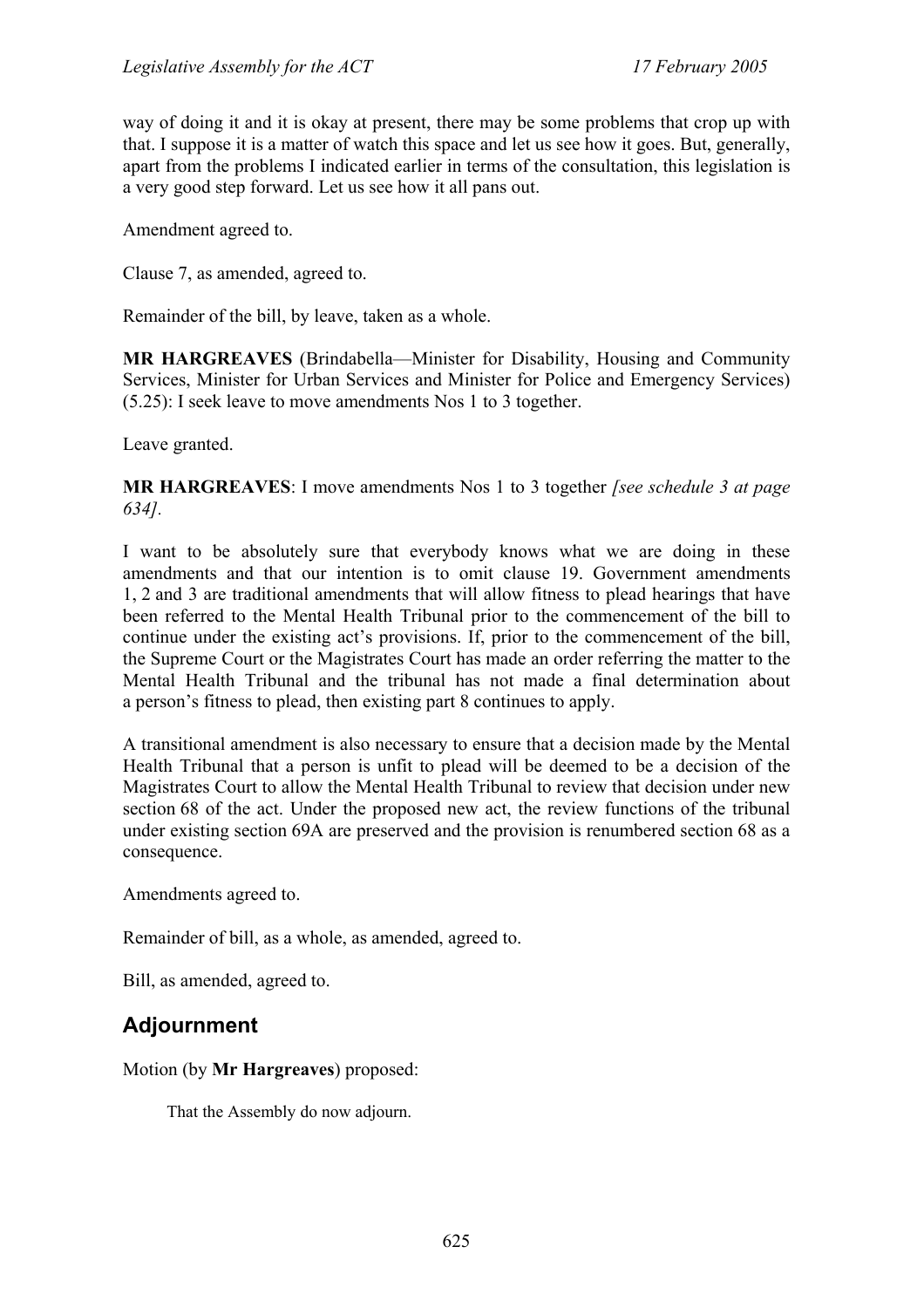way of doing it and it is okay at present, there may be some problems that crop up with that. I suppose it is a matter of watch this space and let us see how it goes. But, generally, apart from the problems I indicated earlier in terms of the consultation, this legislation is a very good step forward. Let us see how it all pans out.

Amendment agreed to.

Clause 7, as amended, agreed to.

Remainder of the bill, by leave, taken as a whole.

**MR HARGREAVES** (Brindabella—Minister for Disability, Housing and Community Services, Minister for Urban Services and Minister for Police and Emergency Services) (5.25): I seek leave to move amendments Nos 1 to 3 together.

Leave granted.

**MR HARGREAVES**: I move amendments Nos 1 to 3 together *[see schedule 3 at page 634]*.

I want to be absolutely sure that everybody knows what we are doing in these amendments and that our intention is to omit clause 19. Government amendments 1, 2 and 3 are traditional amendments that will allow fitness to plead hearings that have been referred to the Mental Health Tribunal prior to the commencement of the bill to continue under the existing act's provisions. If, prior to the commencement of the bill, the Supreme Court or the Magistrates Court has made an order referring the matter to the Mental Health Tribunal and the tribunal has not made a final determination about a person's fitness to plead, then existing part 8 continues to apply.

A transitional amendment is also necessary to ensure that a decision made by the Mental Health Tribunal that a person is unfit to plead will be deemed to be a decision of the Magistrates Court to allow the Mental Health Tribunal to review that decision under new section 68 of the act. Under the proposed new act, the review functions of the tribunal under existing section 69A are preserved and the provision is renumbered section 68 as a consequence.

Amendments agreed to.

Remainder of bill, as a whole, as amended, agreed to.

Bill, as amended, agreed to.

## Adjournment

Motion (by **Mr Hargreaves**) proposed:

> That the Assembly do now adjourn.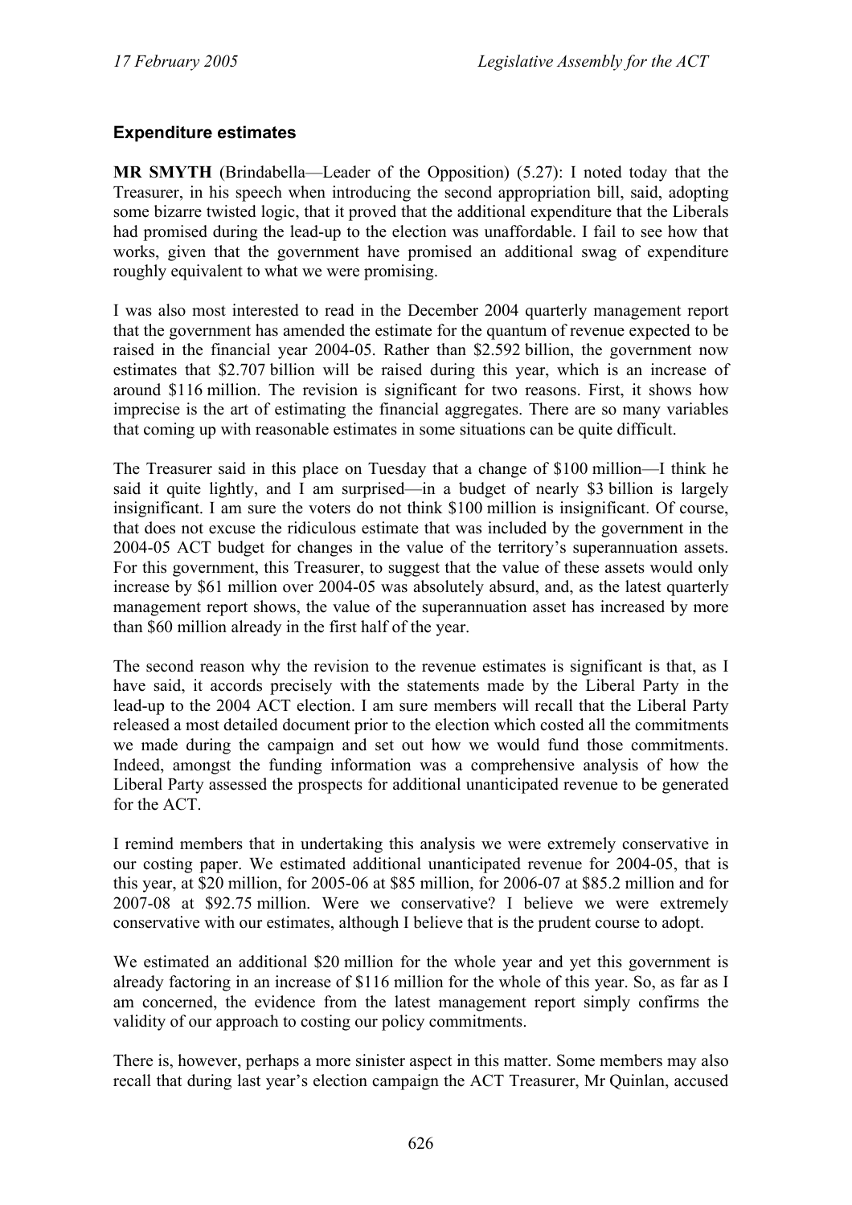### Expenditure estimates

**MR SMYTH** (Brindabella—Leader of the Opposition) (5.27): I noted today that the Treasurer, in his speech when introducing the second appropriation bill, said, adopting some bizarre twisted logic, that it proved that the additional expenditure that the Liberals had promised during the lead-up to the election was unaffordable. I fail to see how that works, given that the government have promised an additional swag of expenditure roughly equivalent to what we were promising.

I was also most interested to read in the December 2004 quarterly management report that the government has amended the estimate for the quantum of revenue expected to be raised in the financial year 2004-05. Rather than $2.592 billion, the government now estimates that $2.707 billion will be raised during this year, which is an increase of around $116 million. The revision is significant for two reasons. First, it shows how imprecise is the art of estimating the financial aggregates. There are so many variables that coming up with reasonable estimates in some situations can be quite difficult.

The Treasurer said in this place on Tuesday that a change of $100 million—I think he said it quite lightly, and I am surprised—in a budget of nearly $3 billion is largely insignificant. I am sure the voters do not think $100 million is insignificant. Of course, that does not excuse the ridiculous estimate that was included by the government in the 2004-05 ACT budget for changes in the value of the territory's superannuation assets. For this government, this Treasurer, to suggest that the value of these assets would only increase by $61 million over 2004-05 was absolutely absurd, and, as the latest quarterly management report shows, the value of the superannuation asset has increased by more than $60 million already in the first half of the year.

The second reason why the revision to the revenue estimates is significant is that, as I have said, it accords precisely with the statements made by the Liberal Party in the lead-up to the 2004 ACT election. I am sure members will recall that the Liberal Party released a most detailed document prior to the election which costed all the commitments we made during the campaign and set out how we would fund those commitments. Indeed, amongst the funding information was a comprehensive analysis of how the Liberal Party assessed the prospects for additional unanticipated revenue to be generated for the ACT.

I remind members that in undertaking this analysis we were extremely conservative in our costing paper. We estimated additional unanticipated revenue for 2004-05, that is this year, at $20 million, for 2005-06 at $85 million, for 2006-07 at $85.2 million and for 2007-08 at $92.75 million. Were we conservative? I believe we were extremely conservative with our estimates, although I believe that is the prudent course to adopt.

We estimated an additional $20 million for the whole year and yet this government is already factoring in an increase of $116 million for the whole of this year. So, as far as I am concerned, the evidence from the latest management report simply confirms the validity of our approach to costing our policy commitments.

There is, however, perhaps a more sinister aspect in this matter. Some members may also recall that during last year's election campaign the ACT Treasurer, Mr Quinlan, accused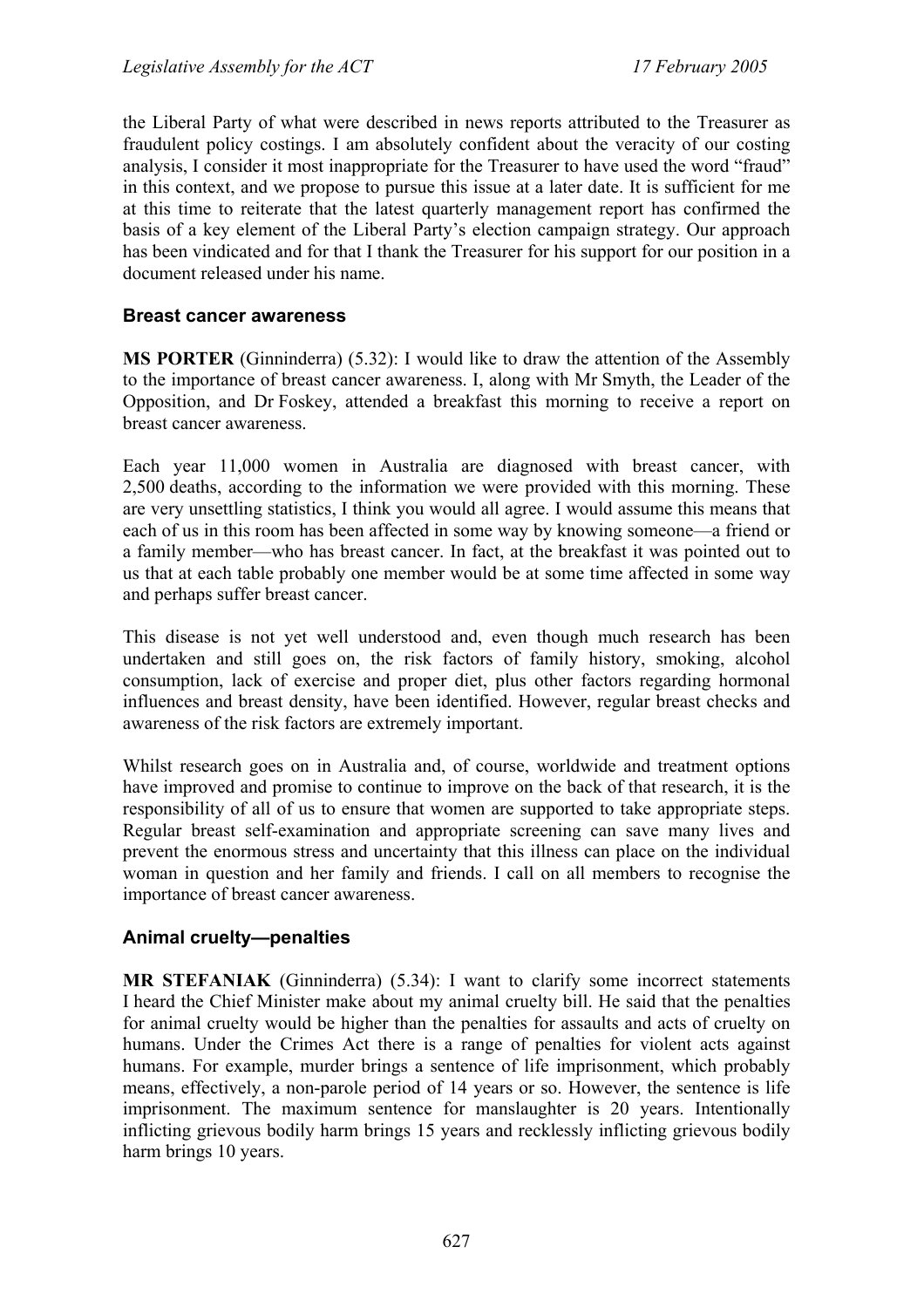the Liberal Party of what were described in news reports attributed to the Treasurer as fraudulent policy costings. I am absolutely confident about the veracity of our costing analysis, I consider it most inappropriate for the Treasurer to have used the word "fraud" in this context, and we propose to pursue this issue at a later date. It is sufficient for me at this time to reiterate that the latest quarterly management report has confirmed the basis of a key element of the Liberal Party's election campaign strategy. Our approach has been vindicated and for that I thank the Treasurer for his support for our position in a document released under his name.

### Breast cancer awareness

**MS PORTER** (Ginninderra) (5.32): I would like to draw the attention of the Assembly to the importance of breast cancer awareness. I, along with Mr Smyth, the Leader of the Opposition, and Dr Foskey, attended a breakfast this morning to receive a report on breast cancer awareness.

Each year 11,000 women in Australia are diagnosed with breast cancer, with 2,500 deaths, according to the information we were provided with this morning. These are very unsettling statistics, I think you would all agree. I would assume this means that each of us in this room has been affected in some way by knowing someone—a friend or a family member—who has breast cancer. In fact, at the breakfast it was pointed out to us that at each table probably one member would be at some time affected in some way and perhaps suffer breast cancer.

This disease is not yet well understood and, even though much research has been undertaken and still goes on, the risk factors of family history, smoking, alcohol consumption, lack of exercise and proper diet, plus other factors regarding hormonal influences and breast density, have been identified. However, regular breast checks and awareness of the risk factors are extremely important.

Whilst research goes on in Australia and, of course, worldwide and treatment options have improved and promise to continue to improve on the back of that research, it is the responsibility of all of us to ensure that women are supported to take appropriate steps. Regular breast self-examination and appropriate screening can save many lives and prevent the enormous stress and uncertainty that this illness can place on the individual woman in question and her family and friends. I call on all members to recognise the importance of breast cancer awareness.

### Animal cruelty—penalties

**MR STEFANIAK** (Ginninderra) (5.34): I want to clarify some incorrect statements I heard the Chief Minister make about my animal cruelty bill. He said that the penalties for animal cruelty would be higher than the penalties for assaults and acts of cruelty on humans. Under the Crimes Act there is a range of penalties for violent acts against humans. For example, murder brings a sentence of life imprisonment, which probably means, effectively, a non-parole period of 14 years or so. However, the sentence is life imprisonment. The maximum sentence for manslaughter is 20 years. Intentionally inflicting grievous bodily harm brings 15 years and recklessly inflicting grievous bodily harm brings 10 years.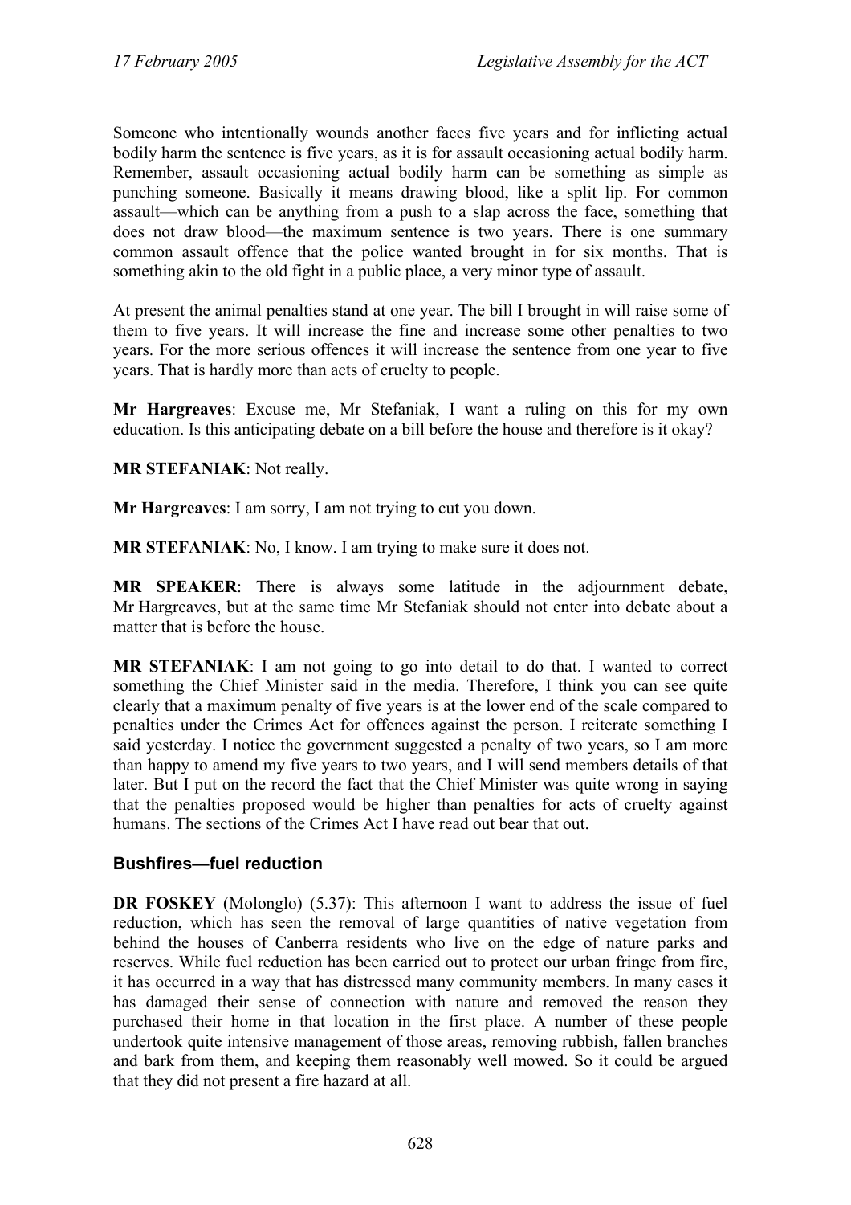Someone who intentionally wounds another faces five years and for inflicting actual bodily harm the sentence is five years, as it is for assault occasioning actual bodily harm. Remember, assault occasioning actual bodily harm can be something as simple as punching someone. Basically it means drawing blood, like a split lip. For common assault—which can be anything from a push to a slap across the face, something that does not draw blood—the maximum sentence is two years. There is one summary common assault offence that the police wanted brought in for six months. That is something akin to the old fight in a public place, a very minor type of assault.

At present the animal penalties stand at one year. The bill I brought in will raise some of them to five years. It will increase the fine and increase some other penalties to two years. For the more serious offences it will increase the sentence from one year to five years. That is hardly more than acts of cruelty to people.

**Mr Hargreaves**: Excuse me, Mr Stefaniak, I want a ruling on this for my own education. Is this anticipating debate on a bill before the house and therefore is it okay?

**MR STEFANIAK**: Not really.

**Mr Hargreaves**: I am sorry, I am not trying to cut you down.

**MR STEFANIAK**: No, I know. I am trying to make sure it does not.

**MR SPEAKER**: There is always some latitude in the adjournment debate, Mr Hargreaves, but at the same time Mr Stefaniak should not enter into debate about a matter that is before the house.

**MR STEFANIAK**: I am not going to go into detail to do that. I wanted to correct something the Chief Minister said in the media. Therefore, I think you can see quite clearly that a maximum penalty of five years is at the lower end of the scale compared to penalties under the Crimes Act for offences against the person. I reiterate something I said yesterday. I notice the government suggested a penalty of two years, so I am more than happy to amend my five years to two years, and I will send members details of that later. But I put on the record the fact that the Chief Minister was quite wrong in saying that the penalties proposed would be higher than penalties for acts of cruelty against humans. The sections of the Crimes Act I have read out bear that out.

### Bushfires—fuel reduction

**DR FOSKEY** (Molonglo) (5.37): This afternoon I want to address the issue of fuel reduction, which has seen the removal of large quantities of native vegetation from behind the houses of Canberra residents who live on the edge of nature parks and reserves. While fuel reduction has been carried out to protect our urban fringe from fire, it has occurred in a way that has distressed many community members. In many cases it has damaged their sense of connection with nature and removed the reason they purchased their home in that location in the first place. A number of these people undertook quite intensive management of those areas, removing rubbish, fallen branches and bark from them, and keeping them reasonably well mowed. So it could be argued that they did not present a fire hazard at all.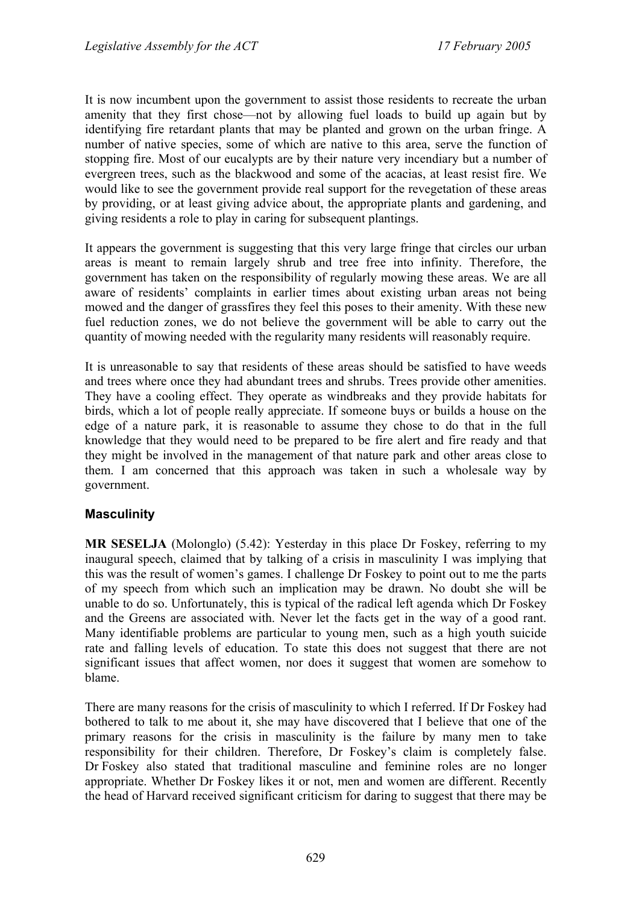It is now incumbent upon the government to assist those residents to recreate the urban amenity that they first chose—not by allowing fuel loads to build up again but by identifying fire retardant plants that may be planted and grown on the urban fringe. A number of native species, some of which are native to this area, serve the function of stopping fire. Most of our eucalypts are by their nature very incendiary but a number of evergreen trees, such as the blackwood and some of the acacias, at least resist fire. We would like to see the government provide real support for the revegetation of these areas by providing, or at least giving advice about, the appropriate plants and gardening, and giving residents a role to play in caring for subsequent plantings.

It appears the government is suggesting that this very large fringe that circles our urban areas is meant to remain largely shrub and tree free into infinity. Therefore, the government has taken on the responsibility of regularly mowing these areas. We are all aware of residents' complaints in earlier times about existing urban areas not being mowed and the danger of grassfires they feel this poses to their amenity. With these new fuel reduction zones, we do not believe the government will be able to carry out the quantity of mowing needed with the regularity many residents will reasonably require.

It is unreasonable to say that residents of these areas should be satisfied to have weeds and trees where once they had abundant trees and shrubs. Trees provide other amenities. They have a cooling effect. They operate as windbreaks and they provide habitats for birds, which a lot of people really appreciate. If someone buys or builds a house on the edge of a nature park, it is reasonable to assume they chose to do that in the full knowledge that they would need to be prepared to be fire alert and fire ready and that they might be involved in the management of that nature park and other areas close to them. I am concerned that this approach was taken in such a wholesale way by government.

## Masculinity

**MR SESELJA** (Molonglo) (5.42): Yesterday in this place Dr Foskey, referring to my inaugural speech, claimed that by talking of a crisis in masculinity I was implying that this was the result of women's games. I challenge Dr Foskey to point out to me the parts of my speech from which such an implication may be drawn. No doubt she will be unable to do so. Unfortunately, this is typical of the radical left agenda which Dr Foskey and the Greens are associated with. Never let the facts get in the way of a good rant. Many identifiable problems are particular to young men, such as a high youth suicide rate and falling levels of education. To state this does not suggest that there are not significant issues that affect women, nor does it suggest that women are somehow to blame.

There are many reasons for the crisis of masculinity to which I referred. If Dr Foskey had bothered to talk to me about it, she may have discovered that I believe that one of the primary reasons for the crisis in masculinity is the failure by many men to take responsibility for their children. Therefore, Dr Foskey's claim is completely false. Dr Foskey also stated that traditional masculine and feminine roles are no longer appropriate. Whether Dr Foskey likes it or not, men and women are different. Recently the head of Harvard received significant criticism for daring to suggest that there may be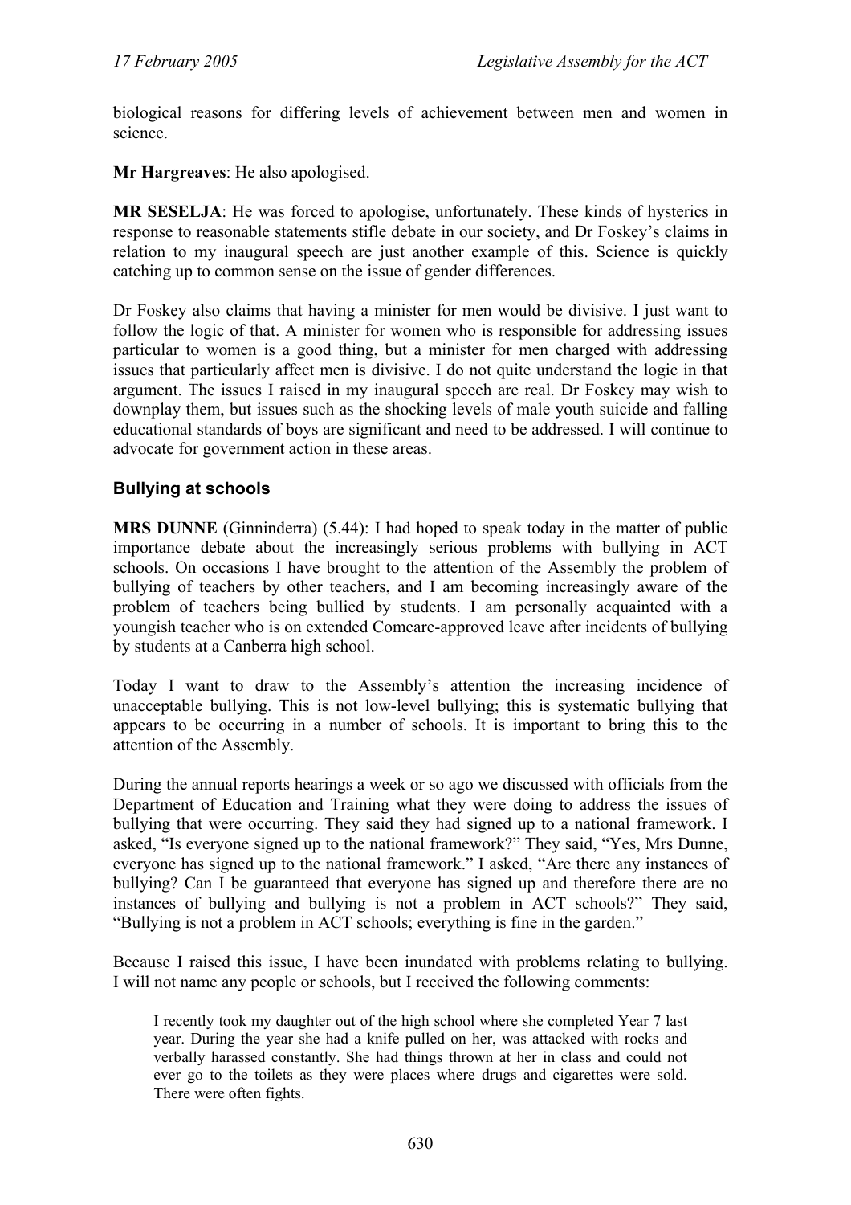biological reasons for differing levels of achievement between men and women in science.

**Mr Hargreaves**: He also apologised.

**MR SESELJA**: He was forced to apologise, unfortunately. These kinds of hysterics in response to reasonable statements stifle debate in our society, and Dr Foskey's claims in relation to my inaugural speech are just another example of this. Science is quickly catching up to common sense on the issue of gender differences.

Dr Foskey also claims that having a minister for men would be divisive. I just want to follow the logic of that. A minister for women who is responsible for addressing issues particular to women is a good thing, but a minister for men charged with addressing issues that particularly affect men is divisive. I do not quite understand the logic in that argument. The issues I raised in my inaugural speech are real. Dr Foskey may wish to downplay them, but issues such as the shocking levels of male youth suicide and falling educational standards of boys are significant and need to be addressed. I will continue to advocate for government action in these areas.

## Bullying at schools

**MRS DUNNE** (Ginninderra) (5.44): I had hoped to speak today in the matter of public importance debate about the increasingly serious problems with bullying in ACT schools. On occasions I have brought to the attention of the Assembly the problem of bullying of teachers by other teachers, and I am becoming increasingly aware of the problem of teachers being bullied by students. I am personally acquainted with a youngish teacher who is on extended Comcare-approved leave after incidents of bullying by students at a Canberra high school.

Today I want to draw to the Assembly's attention the increasing incidence of unacceptable bullying. This is not low-level bullying; this is systematic bullying that appears to be occurring in a number of schools. It is important to bring this to the attention of the Assembly.

During the annual reports hearings a week or so ago we discussed with officials from the Department of Education and Training what they were doing to address the issues of bullying that were occurring. They said they had signed up to a national framework. I asked, "Is everyone signed up to the national framework?" They said, "Yes, Mrs Dunne, everyone has signed up to the national framework." I asked, "Are there any instances of bullying? Can I be guaranteed that everyone has signed up and therefore there are no instances of bullying and bullying is not a problem in ACT schools?" They said, "Bullying is not a problem in ACT schools; everything is fine in the garden."

Because I raised this issue, I have been inundated with problems relating to bullying. I will not name any people or schools, but I received the following comments:

> I recently took my daughter out of the high school where she completed Year 7 last year. During the year she had a knife pulled on her, was attacked with rocks and verbally harassed constantly. She had things thrown at her in class and could not ever go to the toilets as they were places where drugs and cigarettes were sold. There were often fights.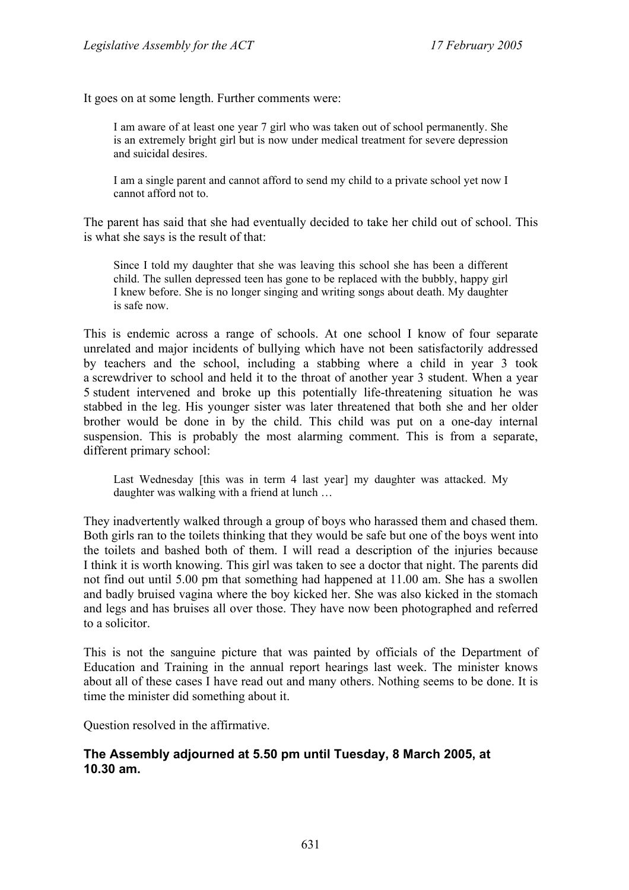It goes on at some length. Further comments were:

> I am aware of at least one year 7 girl who was taken out of school permanently. She is an extremely bright girl but is now under medical treatment for severe depression and suicidal desires.
>
> I am a single parent and cannot afford to send my child to a private school yet now I cannot afford not to.

The parent has said that she had eventually decided to take her child out of school. This is what she says is the result of that:

> Since I told my daughter that she was leaving this school she has been a different child. The sullen depressed teen has gone to be replaced with the bubbly, happy girl I knew before. She is no longer singing and writing songs about death. My daughter is safe now.

This is endemic across a range of schools. At one school I know of four separate unrelated and major incidents of bullying which have not been satisfactorily addressed by teachers and the school, including a stabbing where a child in year 3 took a screwdriver to school and held it to the throat of another year 3 student. When a year 5 student intervened and broke up this potentially life-threatening situation he was stabbed in the leg. His younger sister was later threatened that both she and her older brother would be done in by the child. This child was put on a one-day internal suspension. This is probably the most alarming comment. This is from a separate, different primary school:

> Last Wednesday [this was in term 4 last year] my daughter was attacked. My daughter was walking with a friend at lunch …

They inadvertently walked through a group of boys who harassed them and chased them. Both girls ran to the toilets thinking that they would be safe but one of the boys went into the toilets and bashed both of them. I will read a description of the injuries because I think it is worth knowing. This girl was taken to see a doctor that night. The parents did not find out until 5.00 pm that something had happened at 11.00 am. She has a swollen and badly bruised vagina where the boy kicked her. She was also kicked in the stomach and legs and has bruises all over those. They have now been photographed and referred to a solicitor.

This is not the sanguine picture that was painted by officials of the Department of Education and Training in the annual report hearings last week. The minister knows about all of these cases I have read out and many others. Nothing seems to be done. It is time the minister did something about it.

Question resolved in the affirmative.

**The Assembly adjourned at 5.50 pm until Tuesday, 8 March 2005, at 10.30 am.**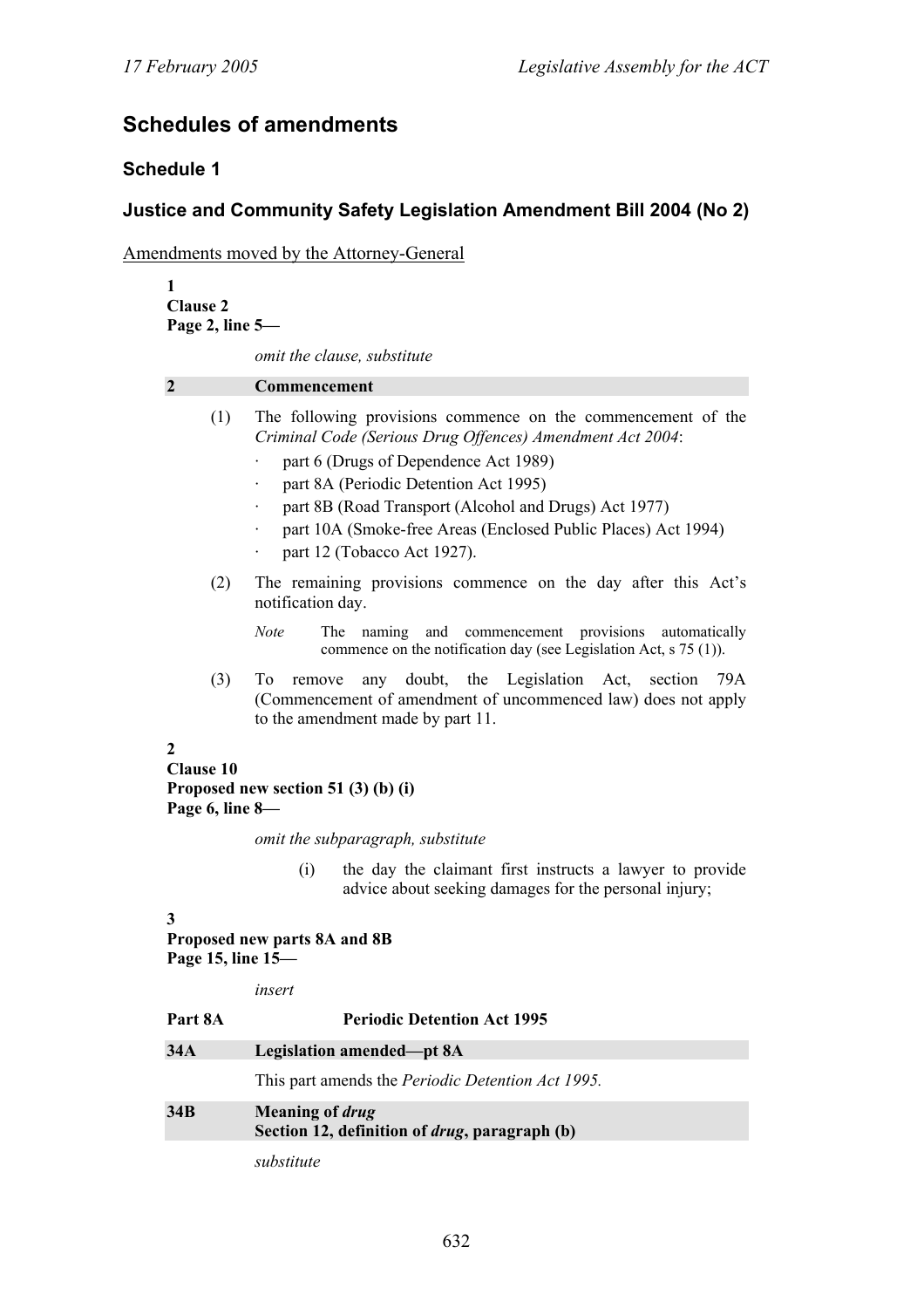## Schedules of amendments

### Schedule 1

### Justice and Community Safety Legislation Amendment Bill 2004 (No 2)

Amendments moved by the Attorney-General

**1**
**Clause 2**
**Page 2, line 5—**

*omit the clause, substitute*

**2 Commencement**

(1) The following provisions commence on the commencement of the *Criminal Code (Serious Drug Offences) Amendment Act 2004*:

- part 6 (Drugs of Dependence Act 1989)
- part 8A (Periodic Detention Act 1995)
- part 8B (Road Transport (Alcohol and Drugs) Act 1977)
- part 10A (Smoke-free Areas (Enclosed Public Places) Act 1994)
- part 12 (Tobacco Act 1927).

(2) The remaining provisions commence on the day after this Act's notification day.

*Note* The naming and commencement provisions automatically commence on the notification day (see Legislation Act, s 75 (1)).

(3) To remove any doubt, the Legislation Act, section 79A (Commencement of amendment of uncommenced law) does not apply to the amendment made by part 11.

**2**
**Clause 10**
**Proposed new section 51 (3) (b) (i)**
**Page 6, line 8—**

*omit the subparagraph, substitute*

(i) the day the claimant first instructs a lawyer to provide advice about seeking damages for the personal injury;

**3**
**Proposed new parts 8A and 8B**
**Page 15, line 15—**

*insert*

**Part 8A Periodic Detention Act 1995**

**34A Legislation amended—pt 8A**

This part amends the *Periodic Detention Act 1995.*

**34B Meaning of *drug***
**Section 12, definition of *drug*, paragraph (b)**

*substitute*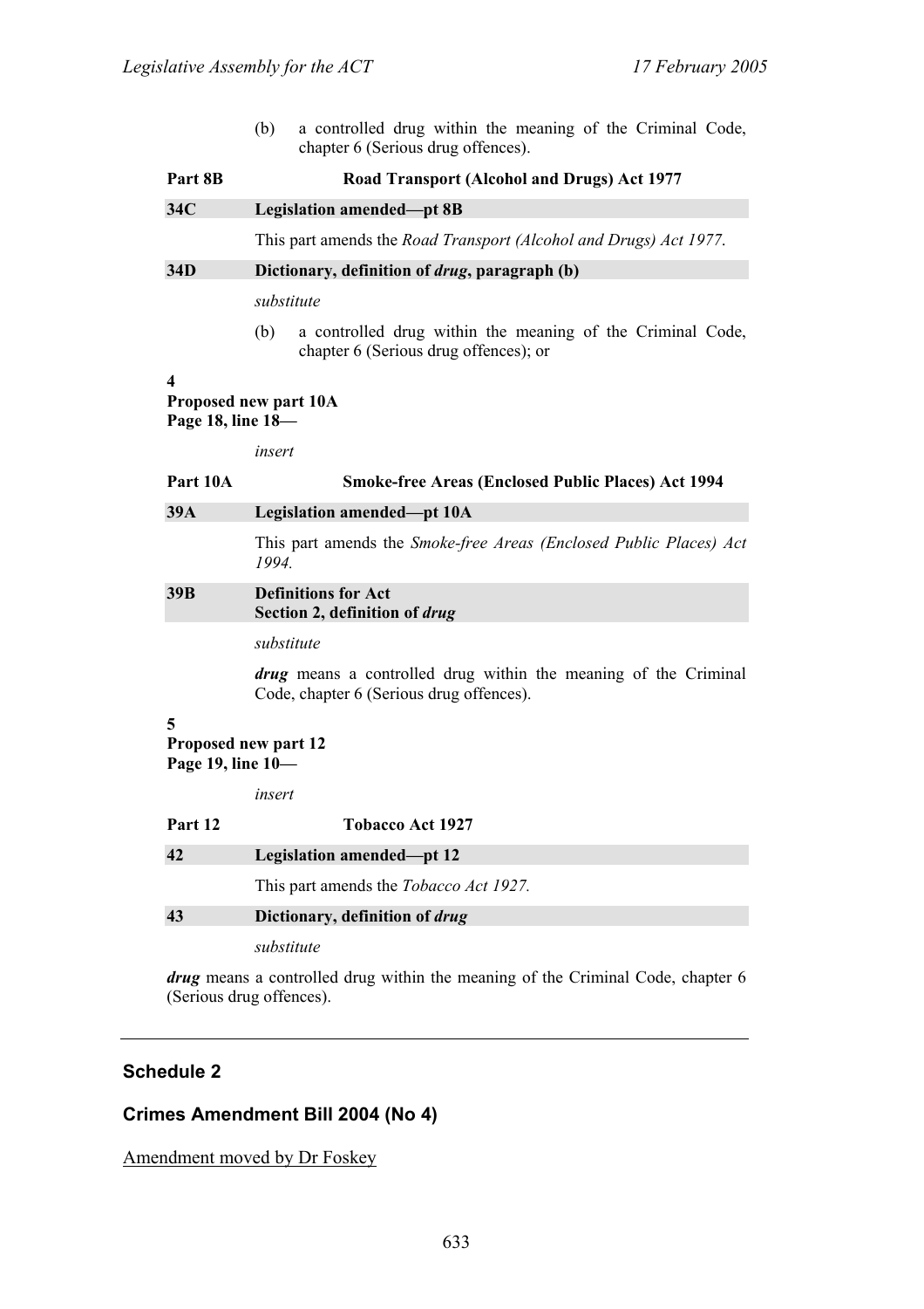(b) a controlled drug within the meaning of the Criminal Code, chapter 6 (Serious drug offences).

**Part 8B Road Transport (Alcohol and Drugs) Act 1977**

**34C Legislation amended—pt 8B**

This part amends the *Road Transport (Alcohol and Drugs) Act 1977*.

**34D Dictionary, definition of *drug*, paragraph (b)**

*substitute*

(b) a controlled drug within the meaning of the Criminal Code, chapter 6 (Serious drug offences); or

**4**
**Proposed new part 10A**
**Page 18, line 18—**

*insert*

**Part 10A Smoke-free Areas (Enclosed Public Places) Act 1994**

**39A Legislation amended—pt 10A**

This part amends the *Smoke-free Areas (Enclosed Public Places) Act 1994.*

**39B Definitions for Act**
**Section 2, definition of *drug***

*substitute*

***drug*** means a controlled drug within the meaning of the Criminal Code, chapter 6 (Serious drug offences).

**5**
**Proposed new part 12**
**Page 19, line 10—**

*insert*

**Part 12 Tobacco Act 1927**

**42 Legislation amended—pt 12**

This part amends the *Tobacco Act 1927.*

**43 Dictionary, definition of *drug***

*substitute*

***drug*** means a controlled drug within the meaning of the Criminal Code, chapter 6 (Serious drug offences).

---

## Schedule 2

## Crimes Amendment Bill 2004 (No 4)

Amendment moved by Dr Foskey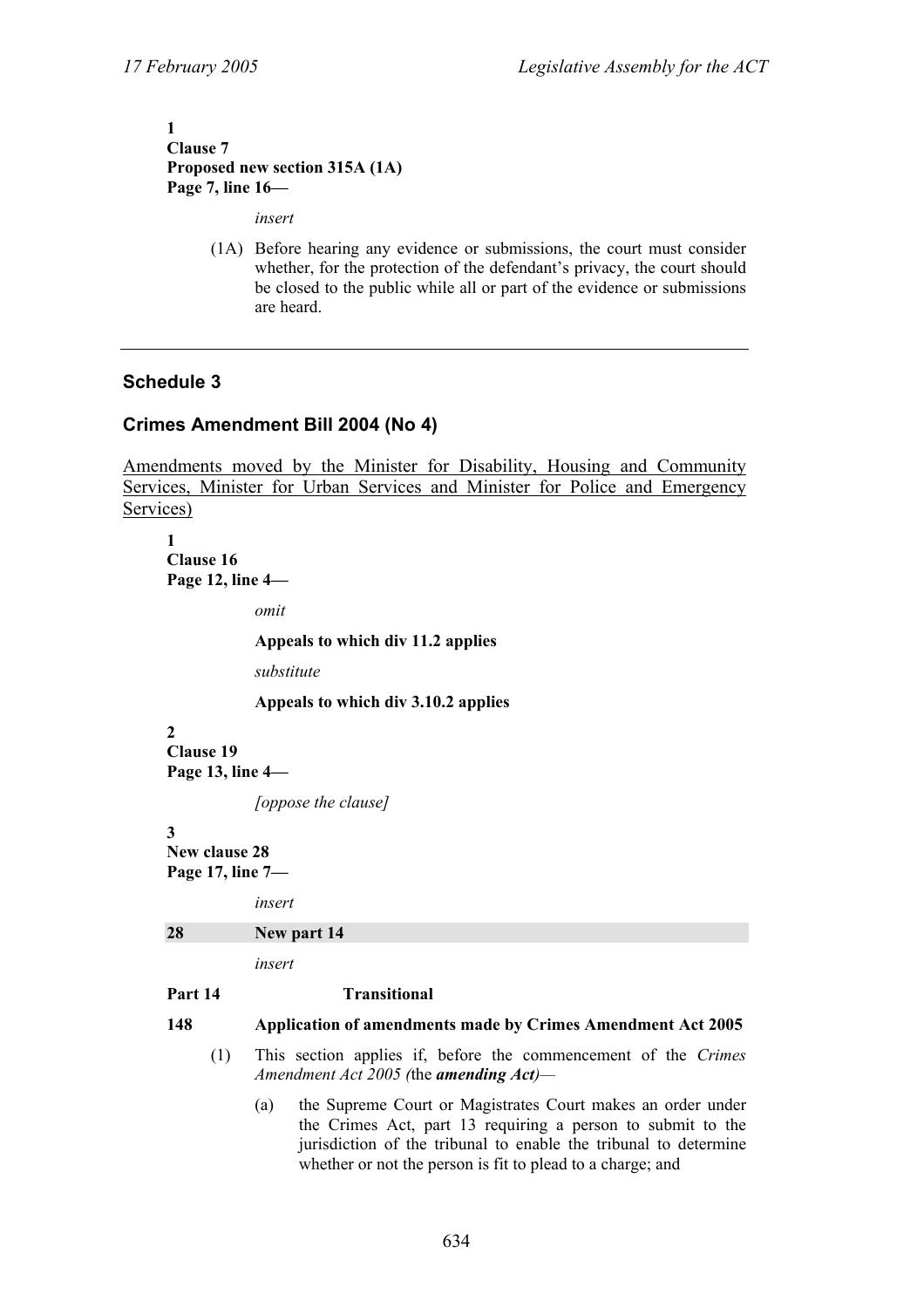**1**
**Clause 7**
**Proposed new section 315A (1A)**
**Page 7, line 16—**

*insert*

(1A) Before hearing any evidence or submissions, the court must consider whether, for the protection of the defendant's privacy, the court should be closed to the public while all or part of the evidence or submissions are heard.

---

## Schedule 3

## Crimes Amendment Bill 2004 (No 4)

Amendments moved by the Minister for Disability, Housing and Community Services, Minister for Urban Services and Minister for Police and Emergency Services)

**1**
**Clause 16**
**Page 12, line 4—**

*omit*

**Appeals to which div 11.2 applies**

*substitute*

**Appeals to which div 3.10.2 applies**

**2**
**Clause 19**
**Page 13, line 4—**

*[oppose the clause]*

**3**
**New clause 28**
**Page 17, line 7—**

*insert*

**28 New part 14**

*insert*

**Part 14 Transitional**

**148 Application of amendments made by Crimes Amendment Act 2005**

(1) This section applies if, before the commencement of the *Crimes Amendment Act 2005 (*the ***amending Act)****—*

(a) the Supreme Court or Magistrates Court makes an order under the Crimes Act, part 13 requiring a person to submit to the jurisdiction of the tribunal to enable the tribunal to determine whether or not the person is fit to plead to a charge; and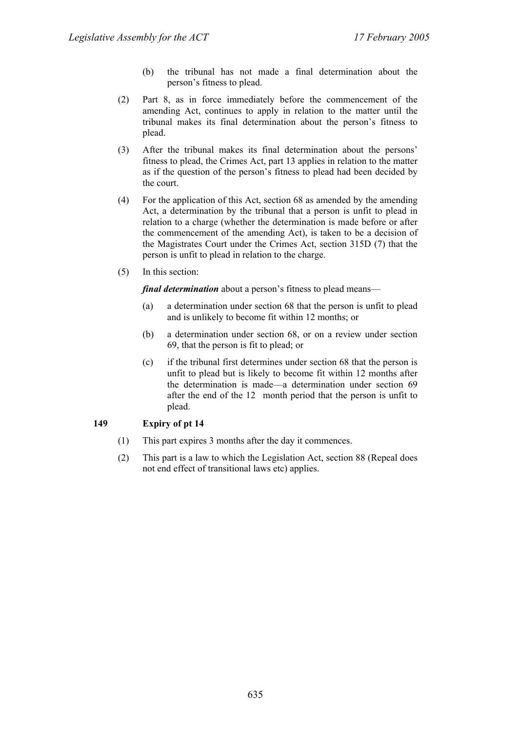(b) the tribunal has not made a final determination about the person's fitness to plead.

(2) Part 8, as in force immediately before the commencement of the amending Act, continues to apply in relation to the matter until the tribunal makes its final determination about the person's fitness to plead.

(3) After the tribunal makes its final determination about the persons' fitness to plead, the Crimes Act, part 13 applies in relation to the matter as if the question of the person's fitness to plead had been decided by the court.

(4) For the application of this Act, section 68 as amended by the amending Act, a determination by the tribunal that a person is unfit to plead in relation to a charge (whether the determination is made before or after the commencement of the amending Act), is taken to be a decision of the Magistrates Court under the Crimes Act, section 315D (7) that the person is unfit to plead in relation to the charge.

(5) In this section:

***final determination*** about a person's fitness to plead means—

(a) a determination under section 68 that the person is unfit to plead and is unlikely to become fit within 12 months; or

(b) a determination under section 68, or on a review under section 69, that the person is fit to plead; or

(c) if the tribunal first determines under section 68 that the person is unfit to plead but is likely to become fit within 12 months after the determination is made—a determination under section 69 after the end of the 12 month period that the person is unfit to plead.

**149 Expiry of pt 14**

(1) This part expires 3 months after the day it commences.

(2) This part is a law to which the Legislation Act, section 88 (Repeal does not end effect of transitional laws etc) applies.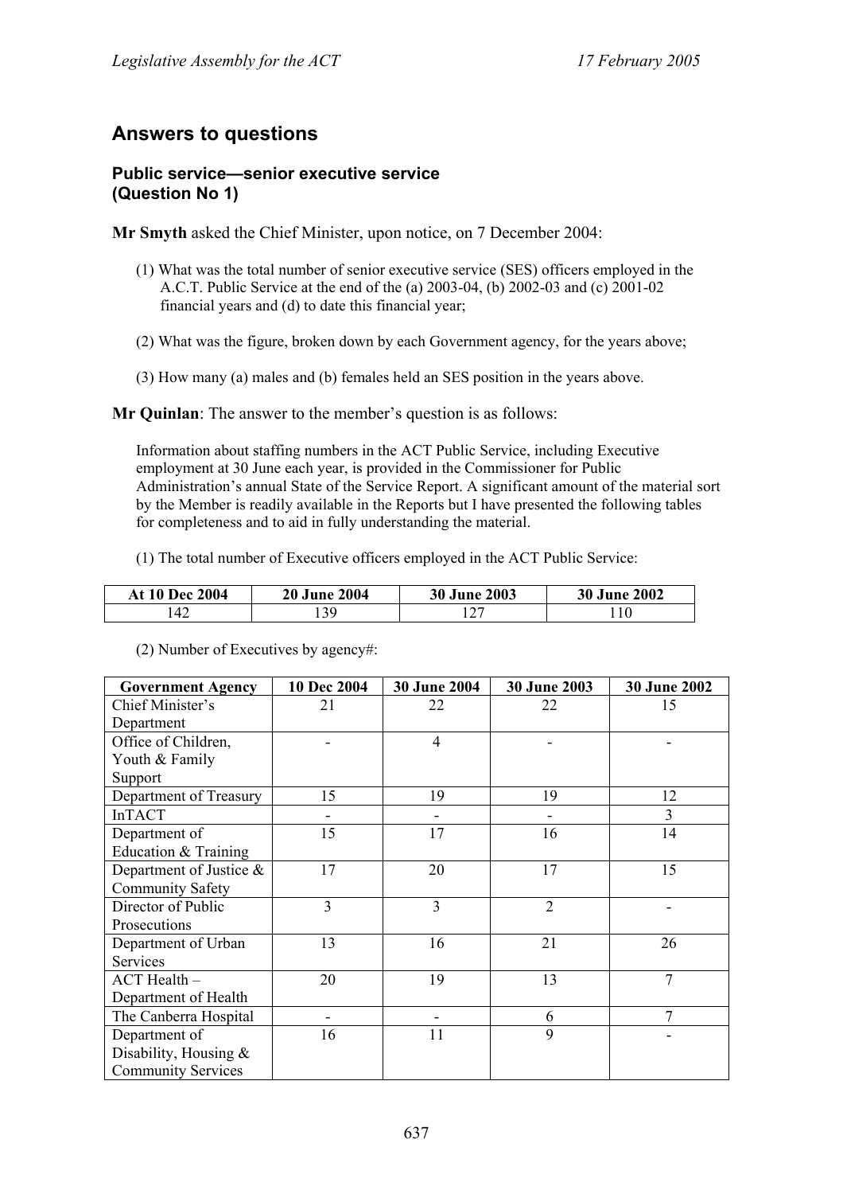## Answers to questions

### Public service—senior executive service (Question No 1)

**Mr Smyth** asked the Chief Minister, upon notice, on 7 December 2004:

(1) What was the total number of senior executive service (SES) officers employed in the A.C.T. Public Service at the end of the (a) 2003-04, (b) 2002-03 and (c) 2001-02 financial years and (d) to date this financial year;

(2) What was the figure, broken down by each Government agency, for the years above;

(3) How many (a) males and (b) females held an SES position in the years above.

**Mr Quinlan**: The answer to the member's question is as follows:

Information about staffing numbers in the ACT Public Service, including Executive employment at 30 June each year, is provided in the Commissioner for Public Administration's annual State of the Service Report. A significant amount of the material sort by the Member is readily available in the Reports but I have presented the following tables for completeness and to aid in fully understanding the material.

(1) The total number of Executive officers employed in the ACT Public Service:

| At 10 Dec 2004 | 20 June 2004 | 30 June 2003 | 30 June 2002 |
|---|---|---|---|
| 142 | 139 | 127 | 110 |

(2) Number of Executives by agency#:

| Government Agency | 10 Dec 2004 | 30 June 2004 | 30 June 2003 | 30 June 2002 |
|---|---|---|---|---|
| Chief Minister's Department | 21 | 22 | 22 | 15 |
| Office of Children, Youth & Family Support | - | 4 | - | - |
| Department of Treasury | 15 | 19 | 19 | 12 |
| InTACT | - | - | - | 3 |
| Department of Education & Training | 15 | 17 | 16 | 14 |
| Department of Justice & Community Safety | 17 | 20 | 17 | 15 |
| Director of Public Prosecutions | 3 | 3 | 2 | - |
| Department of Urban Services | 13 | 16 | 21 | 26 |
| ACT Health – Department of Health | 20 | 19 | 13 | 7 |
| The Canberra Hospital | - | - | 6 | 7 |
| Department of Disability, Housing & Community Services | 16 | 11 | 9 | - |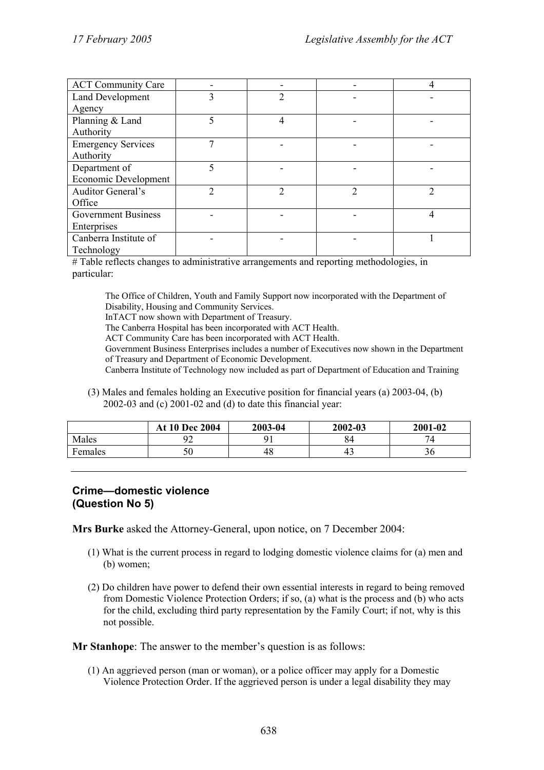| ACT Community Care | - | - | - | 4 |
|---|---|---|---|---|
| Land Development Agency | 3 | 2 | - | - |
| Planning & Land Authority | 5 | 4 | - | - |
| Emergency Services Authority | 7 | - | - | - |
| Department of Economic Development | 5 | - | - | - |
| Auditor General's Office | 2 | 2 | 2 | 2 |
| Government Business Enterprises | - | - | - | 4 |
| Canberra Institute of Technology | - | - | - | 1 |

# Table reflects changes to administrative arrangements and reporting methodologies, in particular:

> The Office of Children, Youth and Family Support now incorporated with the Department of Disability, Housing and Community Services.
> InTACT now shown with Department of Treasury.
> The Canberra Hospital has been incorporated with ACT Health.
> ACT Community Care has been incorporated with ACT Health.
> Government Business Enterprises includes a number of Executives now shown in the Department of Treasury and Department of Economic Development.
> Canberra Institute of Technology now included as part of Department of Education and Training

(3) Males and females holding an Executive position for financial years (a) 2003-04, (b) 2002-03 and (c) 2001-02 and (d) to date this financial year:

| | At 10 Dec 2004 | 2003-04 | 2002-03 | 2001-02 |
|---|---|---|---|---|
| Males | 92 | 91 | 84 | 74 |
| Females | 50 | 48 | 43 | 36 |

---

## Crime—domestic violence (Question No 5)

**Mrs Burke** asked the Attorney-General, upon notice, on 7 December 2004:

(1) What is the current process in regard to lodging domestic violence claims for (a) men and (b) women;

(2) Do children have power to defend their own essential interests in regard to being removed from Domestic Violence Protection Orders; if so, (a) what is the process and (b) who acts for the child, excluding third party representation by the Family Court; if not, why is this not possible.

**Mr Stanhope**: The answer to the member's question is as follows:

(1) An aggrieved person (man or woman), or a police officer may apply for a Domestic Violence Protection Order. If the aggrieved person is under a legal disability they may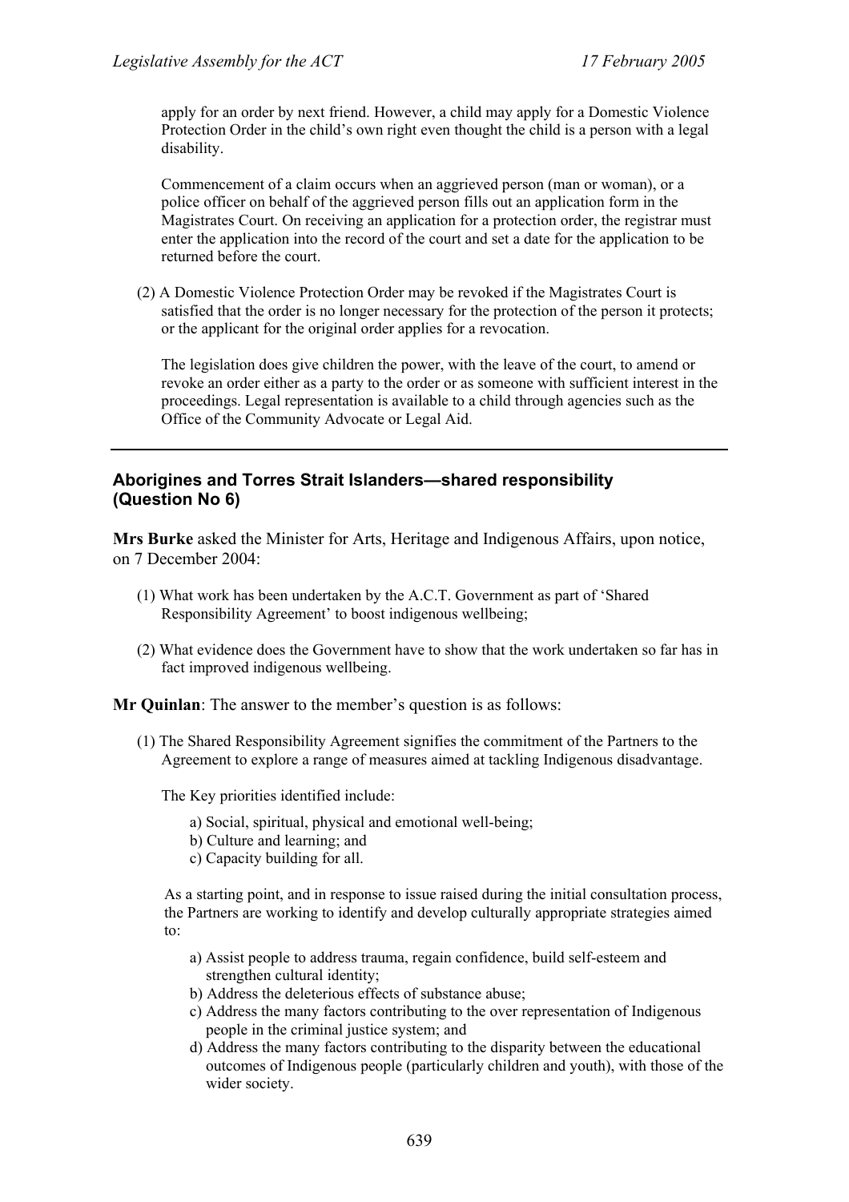apply for an order by next friend. However, a child may apply for a Domestic Violence Protection Order in the child's own right even thought the child is a person with a legal disability.

Commencement of a claim occurs when an aggrieved person (man or woman), or a police officer on behalf of the aggrieved person fills out an application form in the Magistrates Court. On receiving an application for a protection order, the registrar must enter the application into the record of the court and set a date for the application to be returned before the court.

(2) A Domestic Violence Protection Order may be revoked if the Magistrates Court is satisfied that the order is no longer necessary for the protection of the person it protects; or the applicant for the original order applies for a revocation.

The legislation does give children the power, with the leave of the court, to amend or revoke an order either as a party to the order or as someone with sufficient interest in the proceedings. Legal representation is available to a child through agencies such as the Office of the Community Advocate or Legal Aid.

---

### Aborigines and Torres Strait Islanders—shared responsibility (Question No 6)

**Mrs Burke** asked the Minister for Arts, Heritage and Indigenous Affairs, upon notice, on 7 December 2004:

(1) What work has been undertaken by the A.C.T. Government as part of 'Shared Responsibility Agreement' to boost indigenous wellbeing;

(2) What evidence does the Government have to show that the work undertaken so far has in fact improved indigenous wellbeing.

**Mr Quinlan**: The answer to the member's question is as follows:

(1) The Shared Responsibility Agreement signifies the commitment of the Partners to the Agreement to explore a range of measures aimed at tackling Indigenous disadvantage.

The Key priorities identified include:

a) Social, spiritual, physical and emotional well-being;
b) Culture and learning; and
c) Capacity building for all.

As a starting point, and in response to issue raised during the initial consultation process, the Partners are working to identify and develop culturally appropriate strategies aimed to:

a) Assist people to address trauma, regain confidence, build self-esteem and strengthen cultural identity;
b) Address the deleterious effects of substance abuse;
c) Address the many factors contributing to the over representation of Indigenous people in the criminal justice system; and
d) Address the many factors contributing to the disparity between the educational outcomes of Indigenous people (particularly children and youth), with those of the wider society.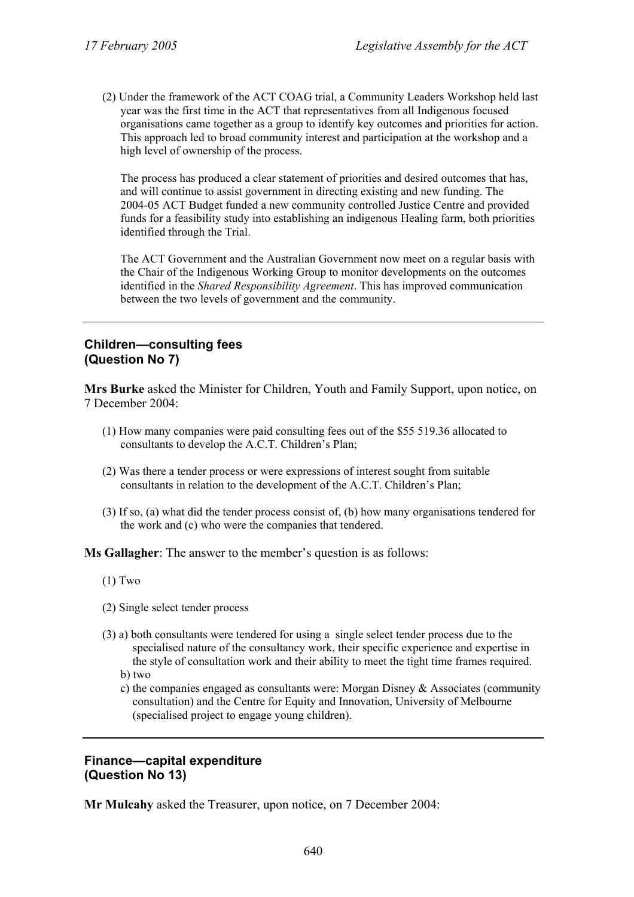(2) Under the framework of the ACT COAG trial, a Community Leaders Workshop held last year was the first time in the ACT that representatives from all Indigenous focused organisations came together as a group to identify key outcomes and priorities for action. This approach led to broad community interest and participation at the workshop and a high level of ownership of the process.

The process has produced a clear statement of priorities and desired outcomes that has, and will continue to assist government in directing existing and new funding. The 2004-05 ACT Budget funded a new community controlled Justice Centre and provided funds for a feasibility study into establishing an indigenous Healing farm, both priorities identified through the Trial.

The ACT Government and the Australian Government now meet on a regular basis with the Chair of the Indigenous Working Group to monitor developments on the outcomes identified in the *Shared Responsibility Agreement*. This has improved communication between the two levels of government and the community.

---

### Children—consulting fees (Question No 7)

**Mrs Burke** asked the Minister for Children, Youth and Family Support, upon notice, on 7 December 2004:

(1) How many companies were paid consulting fees out of the $55 519.36 allocated to consultants to develop the A.C.T. Children's Plan;

(2) Was there a tender process or were expressions of interest sought from suitable consultants in relation to the development of the A.C.T. Children's Plan;

(3) If so, (a) what did the tender process consist of, (b) how many organisations tendered for the work and (c) who were the companies that tendered.

**Ms Gallagher**: The answer to the member's question is as follows:

(1) Two

(2) Single select tender process

(3) a) both consultants were tendered for using a single select tender process due to the specialised nature of the consultancy work, their specific experience and expertise in the style of consultation work and their ability to meet the tight time frames required.
b) two
c) the companies engaged as consultants were: Morgan Disney & Associates (community consultation) and the Centre for Equity and Innovation, University of Melbourne (specialised project to engage young children).

---

### Finance—capital expenditure (Question No 13)

**Mr Mulcahy** asked the Treasurer, upon notice, on 7 December 2004: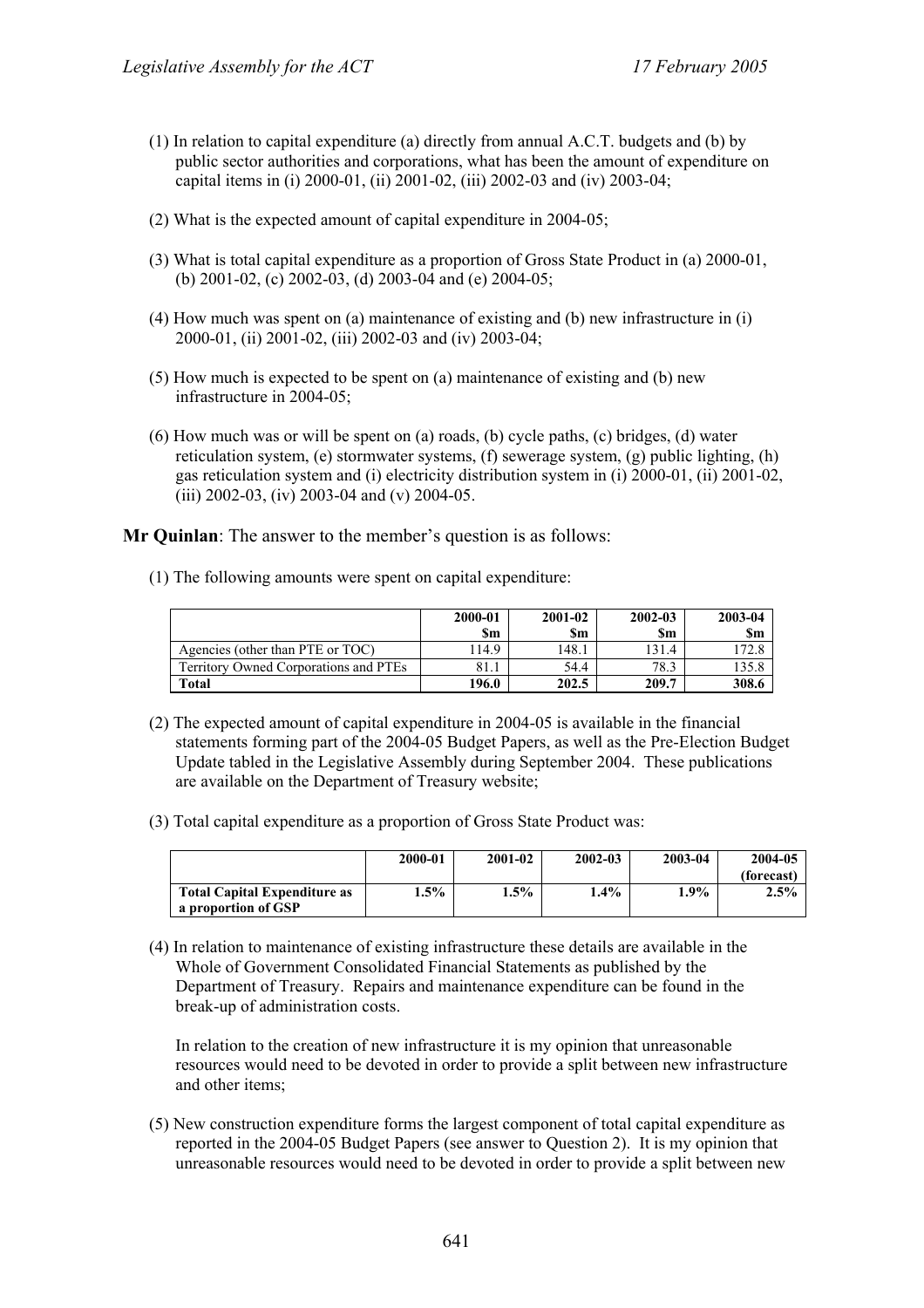(1) In relation to capital expenditure (a) directly from annual A.C.T. budgets and (b) by public sector authorities and corporations, what has been the amount of expenditure on capital items in (i) 2000-01, (ii) 2001-02, (iii) 2002-03 and (iv) 2003-04;

(2) What is the expected amount of capital expenditure in 2004-05;

(3) What is total capital expenditure as a proportion of Gross State Product in (a) 2000-01, (b) 2001-02, (c) 2002-03, (d) 2003-04 and (e) 2004-05;

(4) How much was spent on (a) maintenance of existing and (b) new infrastructure in (i) 2000-01, (ii) 2001-02, (iii) 2002-03 and (iv) 2003-04;

(5) How much is expected to be spent on (a) maintenance of existing and (b) new infrastructure in 2004-05;

(6) How much was or will be spent on (a) roads, (b) cycle paths, (c) bridges, (d) water reticulation system, (e) stormwater systems, (f) sewerage system, (g) public lighting, (h) gas reticulation system and (i) electricity distribution system in (i) 2000-01, (ii) 2001-02, (iii) 2002-03, (iv) 2003-04 and (v) 2004-05.

**Mr Quinlan**: The answer to the member's question is as follows:

(1) The following amounts were spent on capital expenditure:

| | 2000-01 $m | 2001-02 $m | 2002-03 $m | 2003-04 $m |
|---|---|---|---|---|
| Agencies (other than PTE or TOC) | 114.9 | 148.1 | 131.4 | 172.8 |
| Territory Owned Corporations and PTEs | 81.1 | 54.4 | 78.3 | 135.8 |
| **Total** | **196.0** | **202.5** | **209.7** | **308.6** |

(2) The expected amount of capital expenditure in 2004-05 is available in the financial statements forming part of the 2004-05 Budget Papers, as well as the Pre-Election Budget Update tabled in the Legislative Assembly during September 2004. These publications are available on the Department of Treasury website;

(3) Total capital expenditure as a proportion of Gross State Product was:

| | 2000-01 | 2001-02 | 2002-03 | 2003-04 | 2004-05 (forecast) |
|---|---|---|---|---|---|
| **Total Capital Expenditure as a proportion of GSP** | **1.5%** | **1.5%** | **1.4%** | **1.9%** | **2.5%** |

(4) In relation to maintenance of existing infrastructure these details are available in the Whole of Government Consolidated Financial Statements as published by the Department of Treasury. Repairs and maintenance expenditure can be found in the break-up of administration costs.

In relation to the creation of new infrastructure it is my opinion that unreasonable resources would need to be devoted in order to provide a split between new infrastructure and other items;

(5) New construction expenditure forms the largest component of total capital expenditure as reported in the 2004-05 Budget Papers (see answer to Question 2). It is my opinion that unreasonable resources would need to be devoted in order to provide a split between new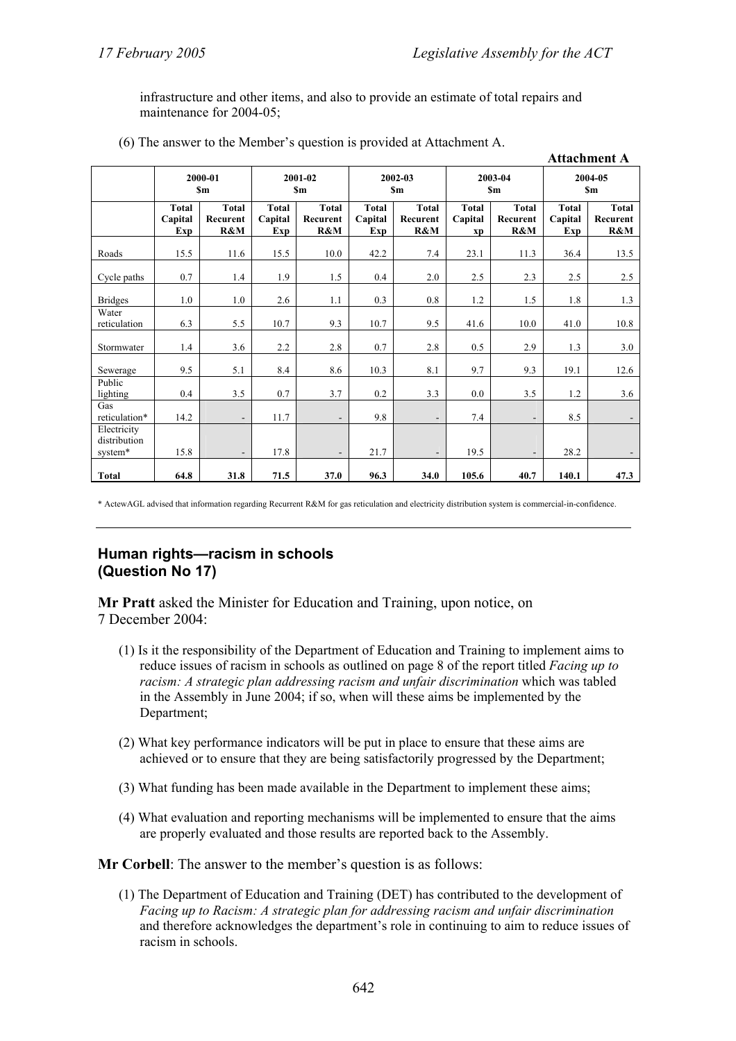infrastructure and other items, and also to provide an estimate of total repairs and maintenance for 2004-05;

(6) The answer to the Member's question is provided at Attachment A.

**Attachment A**

| | 2000-01 $m | | 2001-02 $m | | 2002-03 $m | | 2003-04 $m | | 2004-05 $m | |
|---|---|---|---|---|---|---|---|---|---|---|
| | Total Capital Exp | Total Recurent R&M | Total Capital Exp | Total Recurent R&M | Total Capital Exp | Total Recurent R&M | Total Capital xp | Total Recurent R&M | Total Capital Exp | Total Recurent R&M |
| Roads | 15.5 | 11.6 | 15.5 | 10.0 | 42.2 | 7.4 | 23.1 | 11.3 | 36.4 | 13.5 |
| Cycle paths | 0.7 | 1.4 | 1.9 | 1.5 | 0.4 | 2.0 | 2.5 | 2.3 | 2.5 | 2.5 |
| Bridges | 1.0 | 1.0 | 2.6 | 1.1 | 0.3 | 0.8 | 1.2 | 1.5 | 1.8 | 1.3 |
| Water reticulation | 6.3 | 5.5 | 10.7 | 9.3 | 10.7 | 9.5 | 41.6 | 10.0 | 41.0 | 10.8 |
| Stormwater | 1.4 | 3.6 | 2.2 | 2.8 | 0.7 | 2.8 | 0.5 | 2.9 | 1.3 | 3.0 |
| Sewerage | 9.5 | 5.1 | 8.4 | 8.6 | 10.3 | 8.1 | 9.7 | 9.3 | 19.1 | 12.6 |
| Public lighting | 0.4 | 3.5 | 0.7 | 3.7 | 0.2 | 3.3 | 0.0 | 3.5 | 1.2 | 3.6 |
| Gas reticulation* | 14.2 | - | 11.7 | - | 9.8 | - | 7.4 | - | 8.5 | - |
| Electricity distribution system* | 15.8 | - | 17.8 | - | 21.7 | - | 19.5 | - | 28.2 | - |
| **Total** | **64.8** | **31.8** | **71.5** | **37.0** | **96.3** | **34.0** | **105.6** | **40.7** | **140.1** | **47.3** |

* ActewAGL advised that information regarding Recurrent R&M for gas reticulation and electricity distribution system is commercial-in-confidence.

---

## Human rights—racism in schools (Question No 17)

**Mr Pratt** asked the Minister for Education and Training, upon notice, on 7 December 2004:

(1) Is it the responsibility of the Department of Education and Training to implement aims to reduce issues of racism in schools as outlined on page 8 of the report titled *Facing up to racism: A strategic plan addressing racism and unfair discrimination* which was tabled in the Assembly in June 2004; if so, when will these aims be implemented by the Department;

(2) What key performance indicators will be put in place to ensure that these aims are achieved or to ensure that they are being satisfactorily progressed by the Department;

(3) What funding has been made available in the Department to implement these aims;

(4) What evaluation and reporting mechanisms will be implemented to ensure that the aims are properly evaluated and those results are reported back to the Assembly.

**Mr Corbell**: The answer to the member's question is as follows:

(1) The Department of Education and Training (DET) has contributed to the development of *Facing up to Racism: A strategic plan for addressing racism and unfair discrimination* and therefore acknowledges the department's role in continuing to aim to reduce issues of racism in schools.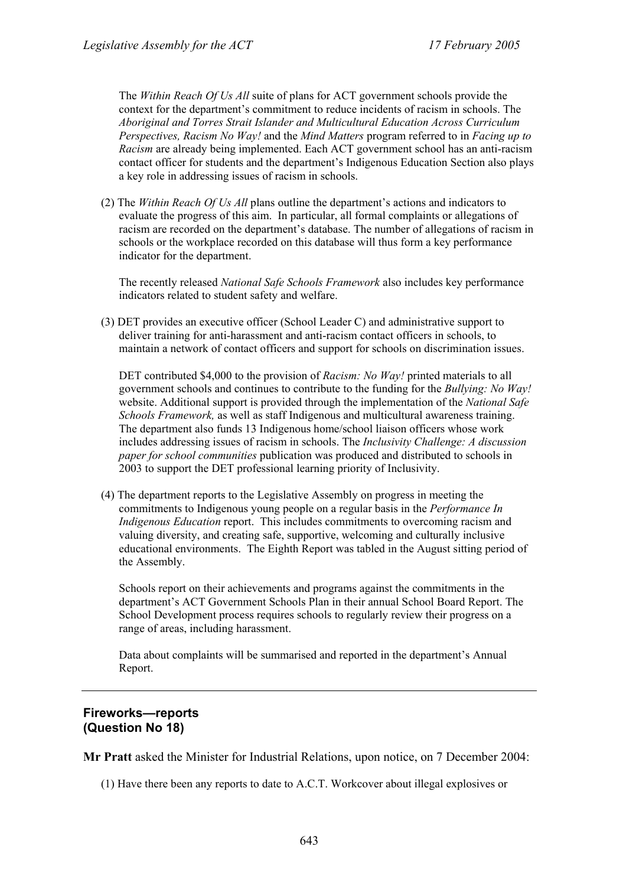The *Within Reach Of Us All* suite of plans for ACT government schools provide the context for the department's commitment to reduce incidents of racism in schools. The *Aboriginal and Torres Strait Islander and Multicultural Education Across Curriculum Perspectives, Racism No Way!* and the *Mind Matters* program referred to in *Facing up to Racism* are already being implemented. Each ACT government school has an anti-racism contact officer for students and the department's Indigenous Education Section also plays a key role in addressing issues of racism in schools.

(2) The *Within Reach Of Us All* plans outline the department's actions and indicators to evaluate the progress of this aim. In particular, all formal complaints or allegations of racism are recorded on the department's database. The number of allegations of racism in schools or the workplace recorded on this database will thus form a key performance indicator for the department.

The recently released *National Safe Schools Framework* also includes key performance indicators related to student safety and welfare.

(3) DET provides an executive officer (School Leader C) and administrative support to deliver training for anti-harassment and anti-racism contact officers in schools, to maintain a network of contact officers and support for schools on discrimination issues.

DET contributed $4,000 to the provision of *Racism: No Way!* printed materials to all government schools and continues to contribute to the funding for the *Bullying: No Way!* website. Additional support is provided through the implementation of the *National Safe Schools Framework,* as well as staff Indigenous and multicultural awareness training. The department also funds 13 Indigenous home/school liaison officers whose work includes addressing issues of racism in schools. The *Inclusivity Challenge: A discussion paper for school communities* publication was produced and distributed to schools in 2003 to support the DET professional learning priority of Inclusivity.

(4) The department reports to the Legislative Assembly on progress in meeting the commitments to Indigenous young people on a regular basis in the *Performance In Indigenous Education* report. This includes commitments to overcoming racism and valuing diversity, and creating safe, supportive, welcoming and culturally inclusive educational environments. The Eighth Report was tabled in the August sitting period of the Assembly.

Schools report on their achievements and programs against the commitments in the department's ACT Government Schools Plan in their annual School Board Report. The School Development process requires schools to regularly review their progress on a range of areas, including harassment.

Data about complaints will be summarised and reported in the department's Annual Report.

---

### Fireworks—reports
### (Question No 18)

**Mr Pratt** asked the Minister for Industrial Relations, upon notice, on 7 December 2004:

(1) Have there been any reports to date to A.C.T. Workcover about illegal explosives or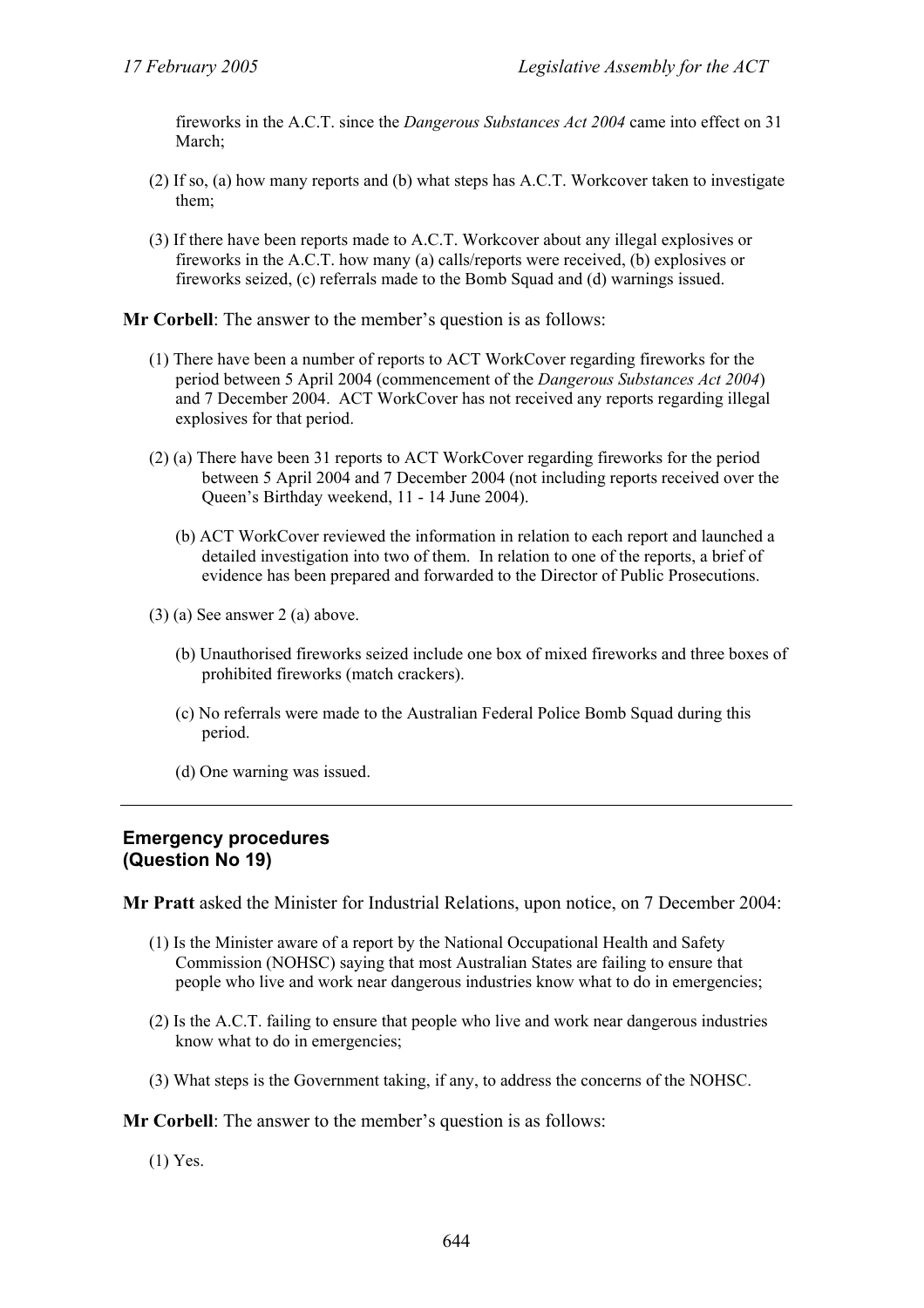fireworks in the A.C.T. since the *Dangerous Substances Act 2004* came into effect on 31 March;

(2) If so, (a) how many reports and (b) what steps has A.C.T. Workcover taken to investigate them;

(3) If there have been reports made to A.C.T. Workcover about any illegal explosives or fireworks in the A.C.T. how many (a) calls/reports were received, (b) explosives or fireworks seized, (c) referrals made to the Bomb Squad and (d) warnings issued.

**Mr Corbell**: The answer to the member's question is as follows:

(1) There have been a number of reports to ACT WorkCover regarding fireworks for the period between 5 April 2004 (commencement of the *Dangerous Substances Act 2004*) and 7 December 2004. ACT WorkCover has not received any reports regarding illegal explosives for that period.

(2) (a) There have been 31 reports to ACT WorkCover regarding fireworks for the period between 5 April 2004 and 7 December 2004 (not including reports received over the Queen's Birthday weekend, 11 - 14 June 2004).

(b) ACT WorkCover reviewed the information in relation to each report and launched a detailed investigation into two of them. In relation to one of the reports, a brief of evidence has been prepared and forwarded to the Director of Public Prosecutions.

(3) (a) See answer 2 (a) above.

(b) Unauthorised fireworks seized include one box of mixed fireworks and three boxes of prohibited fireworks (match crackers).

(c) No referrals were made to the Australian Federal Police Bomb Squad during this period.

(d) One warning was issued.

---

### Emergency procedures (Question No 19)

**Mr Pratt** asked the Minister for Industrial Relations, upon notice, on 7 December 2004:

(1) Is the Minister aware of a report by the National Occupational Health and Safety Commission (NOHSC) saying that most Australian States are failing to ensure that people who live and work near dangerous industries know what to do in emergencies;

(2) Is the A.C.T. failing to ensure that people who live and work near dangerous industries know what to do in emergencies;

(3) What steps is the Government taking, if any, to address the concerns of the NOHSC.

**Mr Corbell**: The answer to the member's question is as follows:

(1) Yes.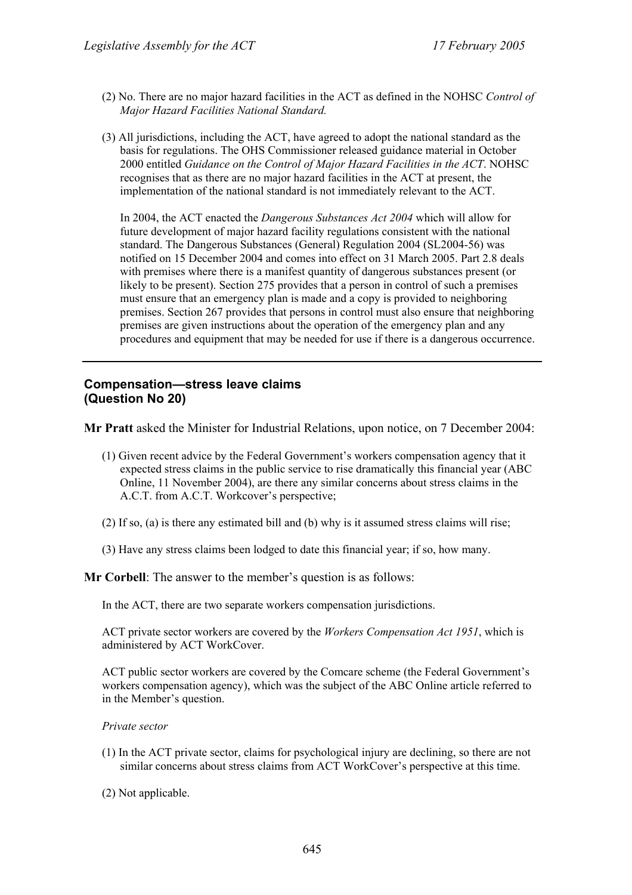(2) No. There are no major hazard facilities in the ACT as defined in the NOHSC *Control of Major Hazard Facilities National Standard.*

(3) All jurisdictions, including the ACT, have agreed to adopt the national standard as the basis for regulations. The OHS Commissioner released guidance material in October 2000 entitled *Guidance on the Control of Major Hazard Facilities in the ACT*. NOHSC recognises that as there are no major hazard facilities in the ACT at present, the implementation of the national standard is not immediately relevant to the ACT.

In 2004, the ACT enacted the *Dangerous Substances Act 2004* which will allow for future development of major hazard facility regulations consistent with the national standard. The Dangerous Substances (General) Regulation 2004 (SL2004-56) was notified on 15 December 2004 and comes into effect on 31 March 2005. Part 2.8 deals with premises where there is a manifest quantity of dangerous substances present (or likely to be present). Section 275 provides that a person in control of such a premises must ensure that an emergency plan is made and a copy is provided to neighboring premises. Section 267 provides that persons in control must also ensure that neighboring premises are given instructions about the operation of the emergency plan and any procedures and equipment that may be needed for use if there is a dangerous occurrence.

---

## Compensation—stress leave claims (Question No 20)

**Mr Pratt** asked the Minister for Industrial Relations, upon notice, on 7 December 2004:

(1) Given recent advice by the Federal Government's workers compensation agency that it expected stress claims in the public service to rise dramatically this financial year (ABC Online, 11 November 2004), are there any similar concerns about stress claims in the A.C.T. from A.C.T. Workcover's perspective;

(2) If so, (a) is there any estimated bill and (b) why is it assumed stress claims will rise;

(3) Have any stress claims been lodged to date this financial year; if so, how many.

**Mr Corbell**: The answer to the member's question is as follows:

In the ACT, there are two separate workers compensation jurisdictions.

ACT private sector workers are covered by the *Workers Compensation Act 1951*, which is administered by ACT WorkCover.

ACT public sector workers are covered by the Comcare scheme (the Federal Government's workers compensation agency), which was the subject of the ABC Online article referred to in the Member's question.

*Private sector*

(1) In the ACT private sector, claims for psychological injury are declining, so there are not similar concerns about stress claims from ACT WorkCover's perspective at this time.

(2) Not applicable.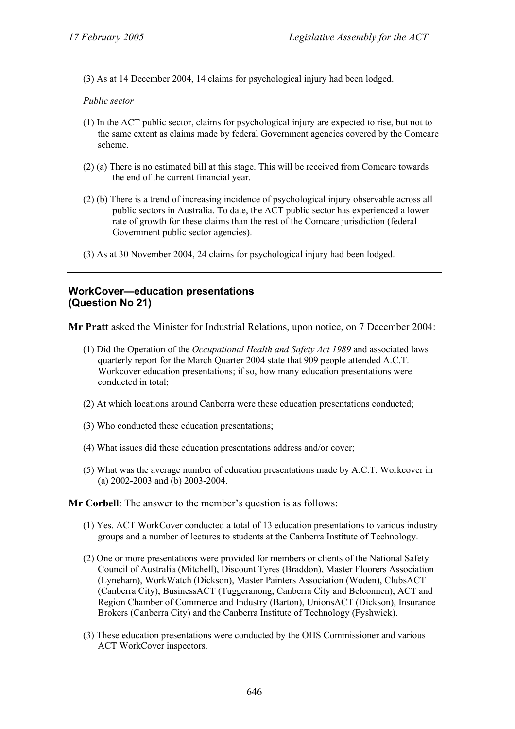(3) As at 14 December 2004, 14 claims for psychological injury had been lodged.

*Public sector*

(1) In the ACT public sector, claims for psychological injury are expected to rise, but not to the same extent as claims made by federal Government agencies covered by the Comcare scheme.

(2) (a) There is no estimated bill at this stage. This will be received from Comcare towards the end of the current financial year.

(2) (b) There is a trend of increasing incidence of psychological injury observable across all public sectors in Australia. To date, the ACT public sector has experienced a lower rate of growth for these claims than the rest of the Comcare jurisdiction (federal Government public sector agencies).

(3) As at 30 November 2004, 24 claims for psychological injury had been lodged.

---

## WorkCover—education presentations (Question No 21)

**Mr Pratt** asked the Minister for Industrial Relations, upon notice, on 7 December 2004:

(1) Did the Operation of the *Occupational Health and Safety Act 1989* and associated laws quarterly report for the March Quarter 2004 state that 909 people attended A.C.T. Workcover education presentations; if so, how many education presentations were conducted in total;

(2) At which locations around Canberra were these education presentations conducted;

(3) Who conducted these education presentations;

(4) What issues did these education presentations address and/or cover;

(5) What was the average number of education presentations made by A.C.T. Workcover in (a) 2002-2003 and (b) 2003-2004.

**Mr Corbell**: The answer to the member's question is as follows:

(1) Yes. ACT WorkCover conducted a total of 13 education presentations to various industry groups and a number of lectures to students at the Canberra Institute of Technology.

(2) One or more presentations were provided for members or clients of the National Safety Council of Australia (Mitchell), Discount Tyres (Braddon), Master Floorers Association (Lyneham), WorkWatch (Dickson), Master Painters Association (Woden), ClubsACT (Canberra City), BusinessACT (Tuggeranong, Canberra City and Belconnen), ACT and Region Chamber of Commerce and Industry (Barton), UnionsACT (Dickson), Insurance Brokers (Canberra City) and the Canberra Institute of Technology (Fyshwick).

(3) These education presentations were conducted by the OHS Commissioner and various ACT WorkCover inspectors.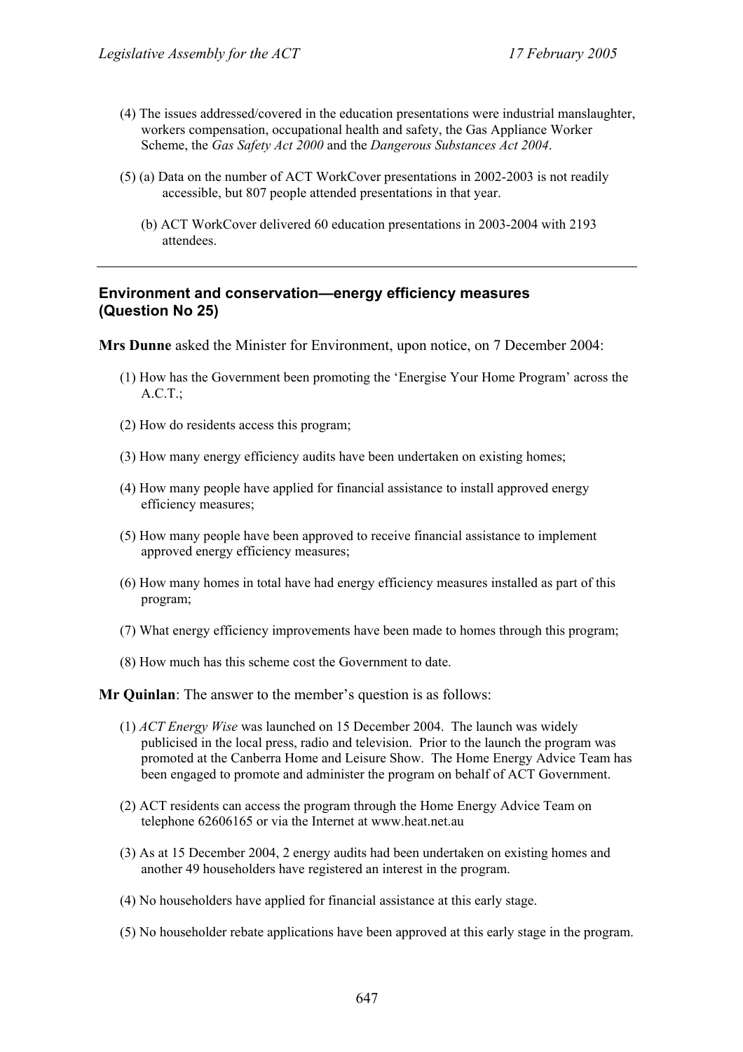(4) The issues addressed/covered in the education presentations were industrial manslaughter, workers compensation, occupational health and safety, the Gas Appliance Worker Scheme, the *Gas Safety Act 2000* and the *Dangerous Substances Act 2004*.

(5) (a) Data on the number of ACT WorkCover presentations in 2002-2003 is not readily accessible, but 807 people attended presentations in that year.

(b) ACT WorkCover delivered 60 education presentations in 2003-2004 with 2193 attendees.

---

### Environment and conservation—energy efficiency measures (Question No 25)

**Mrs Dunne** asked the Minister for Environment, upon notice, on 7 December 2004:

(1) How has the Government been promoting the 'Energise Your Home Program' across the A.C.T.;

(2) How do residents access this program;

(3) How many energy efficiency audits have been undertaken on existing homes;

(4) How many people have applied for financial assistance to install approved energy efficiency measures;

(5) How many people have been approved to receive financial assistance to implement approved energy efficiency measures;

(6) How many homes in total have had energy efficiency measures installed as part of this program;

(7) What energy efficiency improvements have been made to homes through this program;

(8) How much has this scheme cost the Government to date.

**Mr Quinlan**: The answer to the member's question is as follows:

(1) *ACT Energy Wise* was launched on 15 December 2004. The launch was widely publicised in the local press, radio and television. Prior to the launch the program was promoted at the Canberra Home and Leisure Show. The Home Energy Advice Team has been engaged to promote and administer the program on behalf of ACT Government.

(2) ACT residents can access the program through the Home Energy Advice Team on telephone 62606165 or via the Internet at www.heat.net.au

(3) As at 15 December 2004, 2 energy audits had been undertaken on existing homes and another 49 householders have registered an interest in the program.

(4) No householders have applied for financial assistance at this early stage.

(5) No householder rebate applications have been approved at this early stage in the program.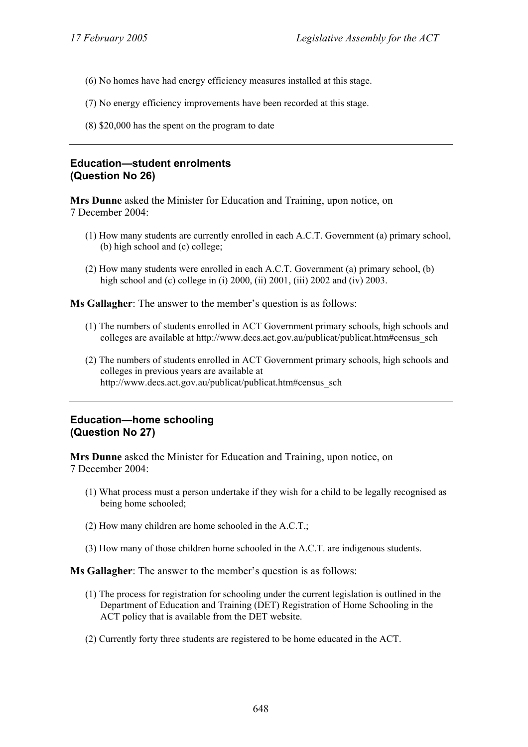(6) No homes have had energy efficiency measures installed at this stage.

(7) No energy efficiency improvements have been recorded at this stage.

(8) $20,000 has the spent on the program to date

---

### Education—student enrolments (Question No 26)

**Mrs Dunne** asked the Minister for Education and Training, upon notice, on 7 December 2004:

(1) How many students are currently enrolled in each A.C.T. Government (a) primary school, (b) high school and (c) college;

(2) How many students were enrolled in each A.C.T. Government (a) primary school, (b) high school and (c) college in (i) 2000, (ii) 2001, (iii) 2002 and (iv) 2003.

**Ms Gallagher**: The answer to the member's question is as follows:

(1) The numbers of students enrolled in ACT Government primary schools, high schools and colleges are available at http://www.decs.act.gov.au/publicat/publicat.htm#census_sch

(2) The numbers of students enrolled in ACT Government primary schools, high schools and colleges in previous years are available at http://www.decs.act.gov.au/publicat/publicat.htm#census_sch

---

### Education—home schooling (Question No 27)

**Mrs Dunne** asked the Minister for Education and Training, upon notice, on 7 December 2004:

(1) What process must a person undertake if they wish for a child to be legally recognised as being home schooled;

(2) How many children are home schooled in the A.C.T.;

(3) How many of those children home schooled in the A.C.T. are indigenous students.

**Ms Gallagher**: The answer to the member's question is as follows:

(1) The process for registration for schooling under the current legislation is outlined in the Department of Education and Training (DET) Registration of Home Schooling in the ACT policy that is available from the DET website.

(2) Currently forty three students are registered to be home educated in the ACT.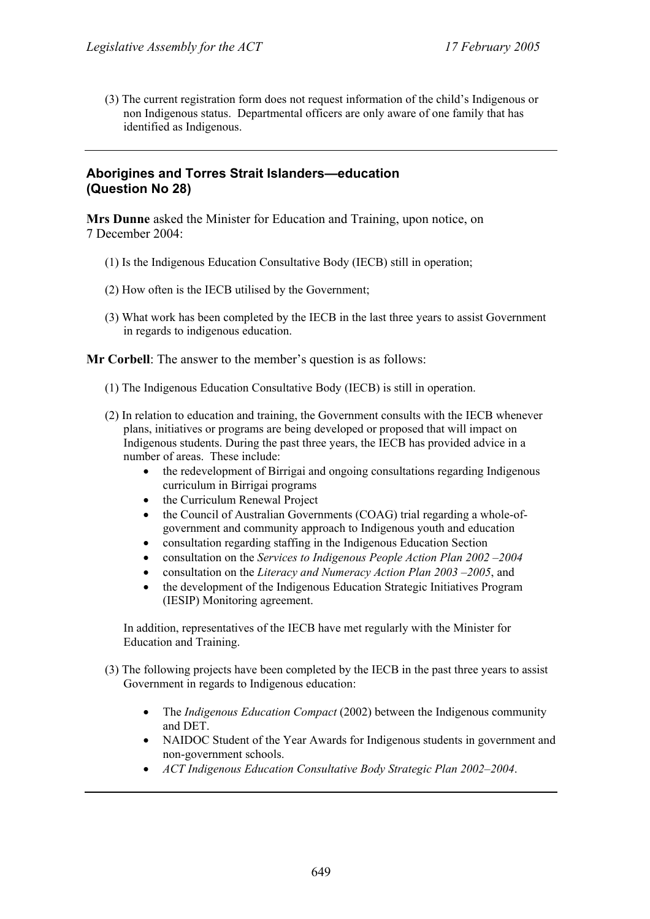(3) The current registration form does not request information of the child's Indigenous or non Indigenous status. Departmental officers are only aware of one family that has identified as Indigenous.

---

### Aborigines and Torres Strait Islanders—education (Question No 28)

**Mrs Dunne** asked the Minister for Education and Training, upon notice, on 7 December 2004:

(1) Is the Indigenous Education Consultative Body (IECB) still in operation;

(2) How often is the IECB utilised by the Government;

(3) What work has been completed by the IECB in the last three years to assist Government in regards to indigenous education.

**Mr Corbell**: The answer to the member's question is as follows:

(1) The Indigenous Education Consultative Body (IECB) is still in operation.

(2) In relation to education and training, the Government consults with the IECB whenever plans, initiatives or programs are being developed or proposed that will impact on Indigenous students. During the past three years, the IECB has provided advice in a number of areas. These include:

- the redevelopment of Birrigai and ongoing consultations regarding Indigenous curriculum in Birrigai programs
- the Curriculum Renewal Project
- the Council of Australian Governments (COAG) trial regarding a whole-of-government and community approach to Indigenous youth and education
- consultation regarding staffing in the Indigenous Education Section
- consultation on the *Services to Indigenous People Action Plan 2002 –2004*
- consultation on the *Literacy and Numeracy Action Plan 2003 –2005*, and
- the development of the Indigenous Education Strategic Initiatives Program (IESIP) Monitoring agreement.

In addition, representatives of the IECB have met regularly with the Minister for Education and Training.

(3) The following projects have been completed by the IECB in the past three years to assist Government in regards to Indigenous education:

- The *Indigenous Education Compact* (2002) between the Indigenous community and DET.
- NAIDOC Student of the Year Awards for Indigenous students in government and non-government schools.
- *ACT Indigenous Education Consultative Body Strategic Plan 2002–2004*.

---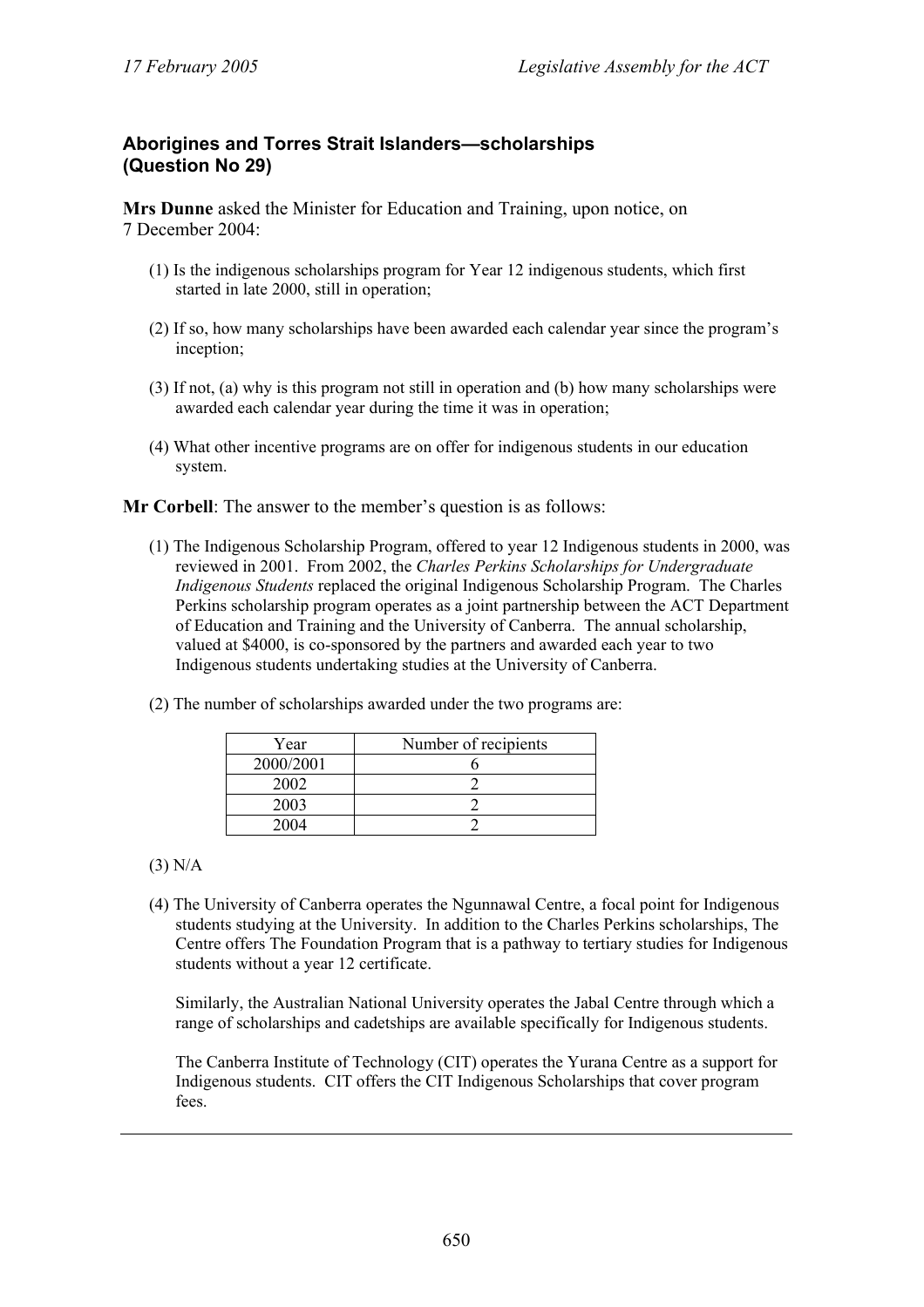### Aborigines and Torres Strait Islanders—scholarships (Question No 29)

**Mrs Dunne** asked the Minister for Education and Training, upon notice, on 7 December 2004:

(1) Is the indigenous scholarships program for Year 12 indigenous students, which first started in late 2000, still in operation;

(2) If so, how many scholarships have been awarded each calendar year since the program's inception;

(3) If not, (a) why is this program not still in operation and (b) how many scholarships were awarded each calendar year during the time it was in operation;

(4) What other incentive programs are on offer for indigenous students in our education system.

**Mr Corbell**: The answer to the member's question is as follows:

(1) The Indigenous Scholarship Program, offered to year 12 Indigenous students in 2000, was reviewed in 2001. From 2002, the *Charles Perkins Scholarships for Undergraduate Indigenous Students* replaced the original Indigenous Scholarship Program. The Charles Perkins scholarship program operates as a joint partnership between the ACT Department of Education and Training and the University of Canberra. The annual scholarship, valued at $4000, is co-sponsored by the partners and awarded each year to two Indigenous students undertaking studies at the University of Canberra.

(2) The number of scholarships awarded under the two programs are:

| Year | Number of recipients |
|---|---|
| 2000/2001 | 6 |
| 2002 | 2 |
| 2003 | 2 |
| 2004 | 2 |

(3) N/A

(4) The University of Canberra operates the Ngunnawal Centre, a focal point for Indigenous students studying at the University. In addition to the Charles Perkins scholarships, The Centre offers The Foundation Program that is a pathway to tertiary studies for Indigenous students without a year 12 certificate.

Similarly, the Australian National University operates the Jabal Centre through which a range of scholarships and cadetships are available specifically for Indigenous students.

The Canberra Institute of Technology (CIT) operates the Yurana Centre as a support for Indigenous students. CIT offers the CIT Indigenous Scholarships that cover program fees.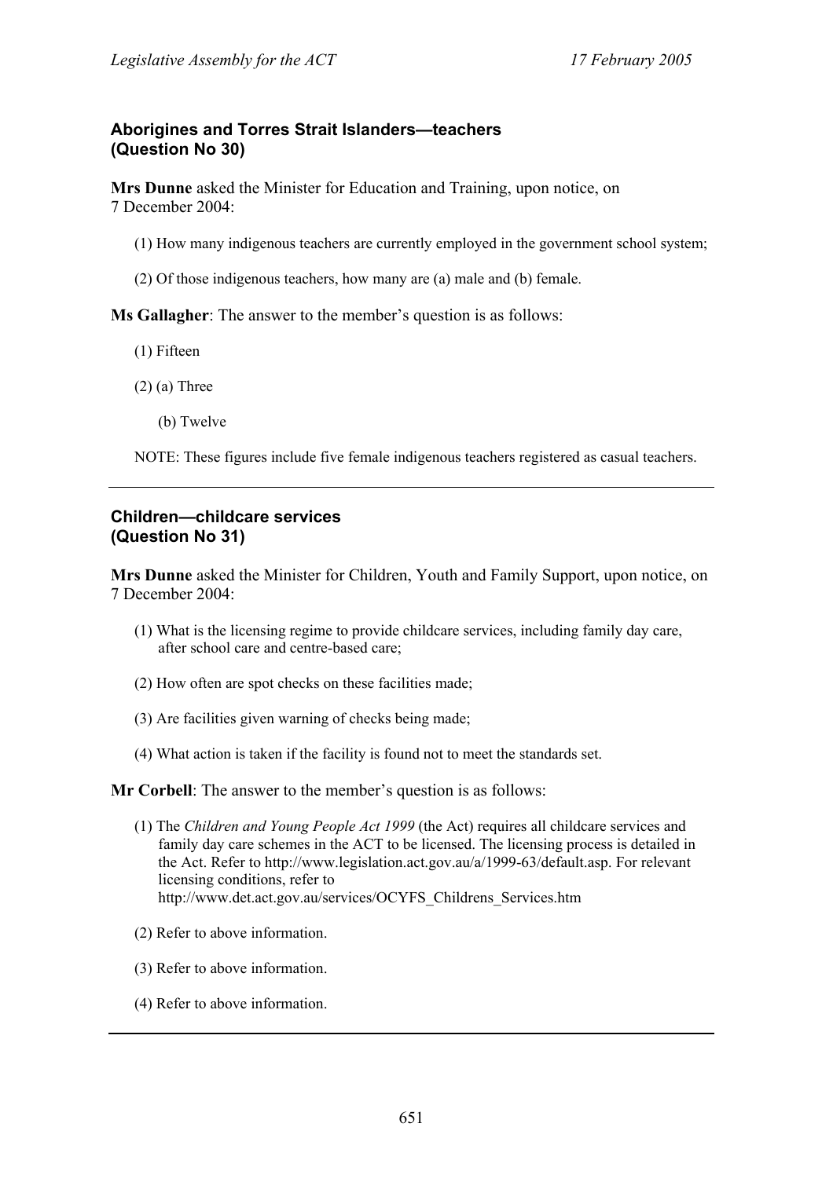### Aborigines and Torres Strait Islanders—teachers
### (Question No 30)

**Mrs Dunne** asked the Minister for Education and Training, upon notice, on 7 December 2004:

(1) How many indigenous teachers are currently employed in the government school system;

(2) Of those indigenous teachers, how many are (a) male and (b) female.

**Ms Gallagher**: The answer to the member's question is as follows:

(1) Fifteen

(2) (a) Three

(b) Twelve

NOTE: These figures include five female indigenous teachers registered as casual teachers.

---

### Children—childcare services
### (Question No 31)

**Mrs Dunne** asked the Minister for Children, Youth and Family Support, upon notice, on 7 December 2004:

(1) What is the licensing regime to provide childcare services, including family day care, after school care and centre-based care;

(2) How often are spot checks on these facilities made;

(3) Are facilities given warning of checks being made;

(4) What action is taken if the facility is found not to meet the standards set.

**Mr Corbell**: The answer to the member's question is as follows:

(1) The *Children and Young People Act 1999* (the Act) requires all childcare services and family day care schemes in the ACT to be licensed. The licensing process is detailed in the Act. Refer to http://www.legislation.act.gov.au/a/1999-63/default.asp. For relevant licensing conditions, refer to http://www.det.act.gov.au/services/OCYFS_Childrens_Services.htm

(2) Refer to above information.

(3) Refer to above information.

(4) Refer to above information.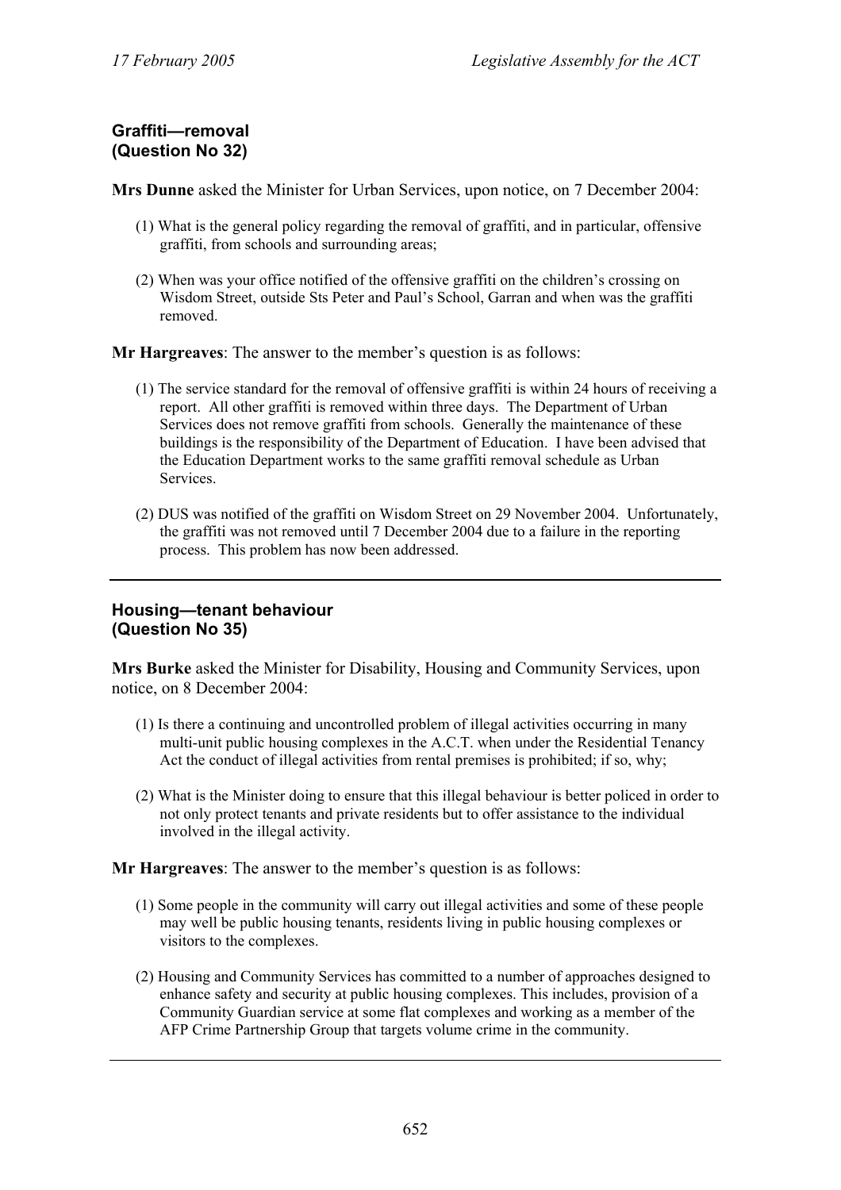## Graffiti—removal (Question No 32)

**Mrs Dunne** asked the Minister for Urban Services, upon notice, on 7 December 2004:

(1) What is the general policy regarding the removal of graffiti, and in particular, offensive graffiti, from schools and surrounding areas;

(2) When was your office notified of the offensive graffiti on the children's crossing on Wisdom Street, outside Sts Peter and Paul's School, Garran and when was the graffiti removed.

**Mr Hargreaves**: The answer to the member's question is as follows:

(1) The service standard for the removal of offensive graffiti is within 24 hours of receiving a report. All other graffiti is removed within three days. The Department of Urban Services does not remove graffiti from schools. Generally the maintenance of these buildings is the responsibility of the Department of Education. I have been advised that the Education Department works to the same graffiti removal schedule as Urban Services.

(2) DUS was notified of the graffiti on Wisdom Street on 29 November 2004. Unfortunately, the graffiti was not removed until 7 December 2004 due to a failure in the reporting process. This problem has now been addressed.

---

## Housing—tenant behaviour (Question No 35)

**Mrs Burke** asked the Minister for Disability, Housing and Community Services, upon notice, on 8 December 2004:

(1) Is there a continuing and uncontrolled problem of illegal activities occurring in many multi-unit public housing complexes in the A.C.T. when under the Residential Tenancy Act the conduct of illegal activities from rental premises is prohibited; if so, why;

(2) What is the Minister doing to ensure that this illegal behaviour is better policed in order to not only protect tenants and private residents but to offer assistance to the individual involved in the illegal activity.

**Mr Hargreaves**: The answer to the member's question is as follows:

(1) Some people in the community will carry out illegal activities and some of these people may well be public housing tenants, residents living in public housing complexes or visitors to the complexes.

(2) Housing and Community Services has committed to a number of approaches designed to enhance safety and security at public housing complexes. This includes, provision of a Community Guardian service at some flat complexes and working as a member of the AFP Crime Partnership Group that targets volume crime in the community.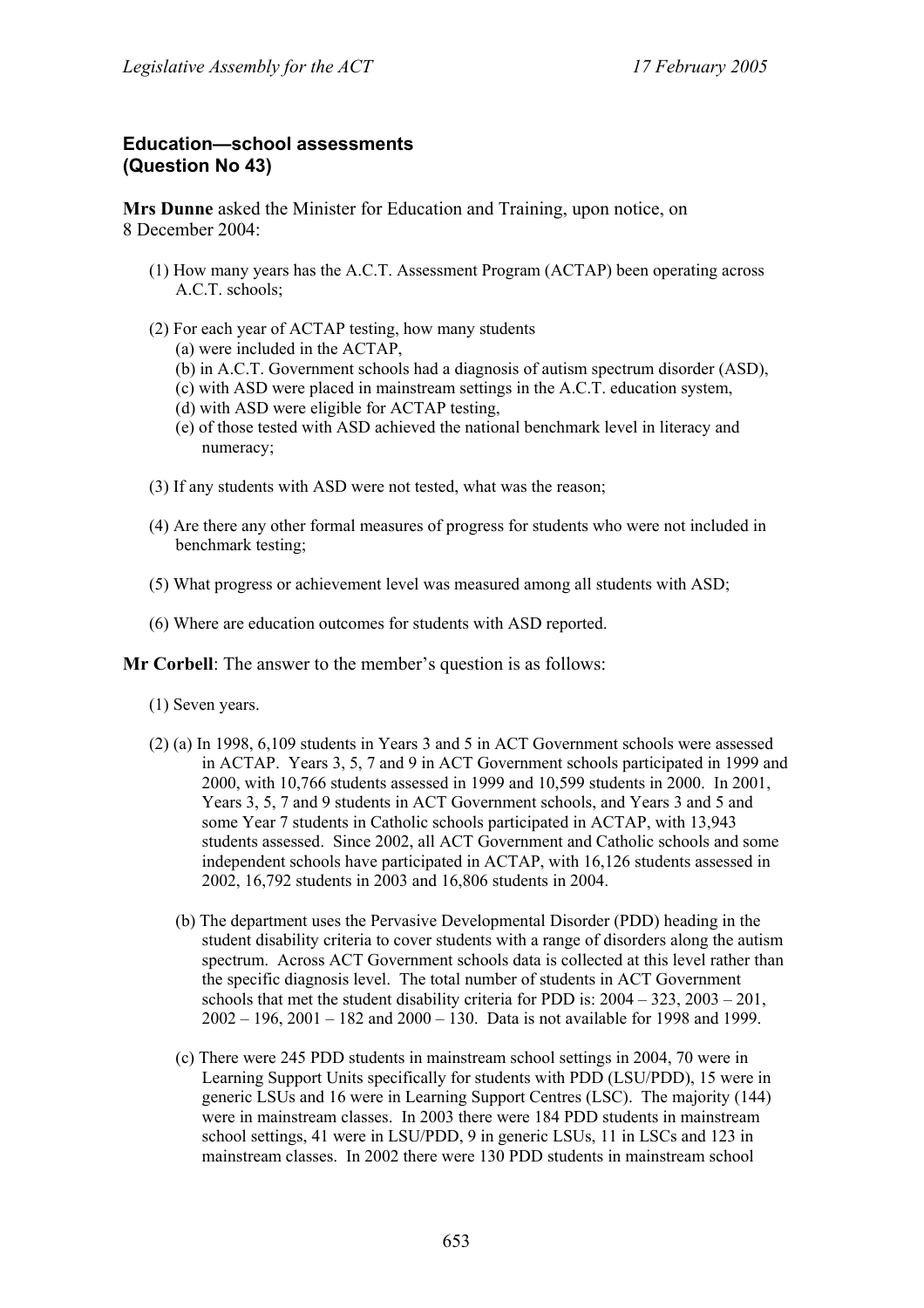### Education—school assessments (Question No 43)

**Mrs Dunne** asked the Minister for Education and Training, upon notice, on 8 December 2004:

(1) How many years has the A.C.T. Assessment Program (ACTAP) been operating across A.C.T. schools;

(2) For each year of ACTAP testing, how many students
  - (a) were included in the ACTAP,
  - (b) in A.C.T. Government schools had a diagnosis of autism spectrum disorder (ASD),
  - (c) with ASD were placed in mainstream settings in the A.C.T. education system,
  - (d) with ASD were eligible for ACTAP testing,
  - (e) of those tested with ASD achieved the national benchmark level in literacy and numeracy;

(3) If any students with ASD were not tested, what was the reason;

(4) Are there any other formal measures of progress for students who were not included in benchmark testing;

(5) What progress or achievement level was measured among all students with ASD;

(6) Where are education outcomes for students with ASD reported.

**Mr Corbell**: The answer to the member's question is as follows:

(1) Seven years.

(2) (a) In 1998, 6,109 students in Years 3 and 5 in ACT Government schools were assessed in ACTAP. Years 3, 5, 7 and 9 in ACT Government schools participated in 1999 and 2000, with 10,766 students assessed in 1999 and 10,599 students in 2000. In 2001, Years 3, 5, 7 and 9 students in ACT Government schools, and Years 3 and 5 and some Year 7 students in Catholic schools participated in ACTAP, with 13,943 students assessed. Since 2002, all ACT Government and Catholic schools and some independent schools have participated in ACTAP, with 16,126 students assessed in 2002, 16,792 students in 2003 and 16,806 students in 2004.

(b) The department uses the Pervasive Developmental Disorder (PDD) heading in the student disability criteria to cover students with a range of disorders along the autism spectrum. Across ACT Government schools data is collected at this level rather than the specific diagnosis level. The total number of students in ACT Government schools that met the student disability criteria for PDD is: 2004 – 323, 2003 – 201, 2002 – 196, 2001 – 182 and 2000 – 130. Data is not available for 1998 and 1999.

(c) There were 245 PDD students in mainstream school settings in 2004, 70 were in Learning Support Units specifically for students with PDD (LSU/PDD), 15 were in generic LSUs and 16 were in Learning Support Centres (LSC). The majority (144) were in mainstream classes. In 2003 there were 184 PDD students in mainstream school settings, 41 were in LSU/PDD, 9 in generic LSUs, 11 in LSCs and 123 in mainstream classes. In 2002 there were 130 PDD students in mainstream school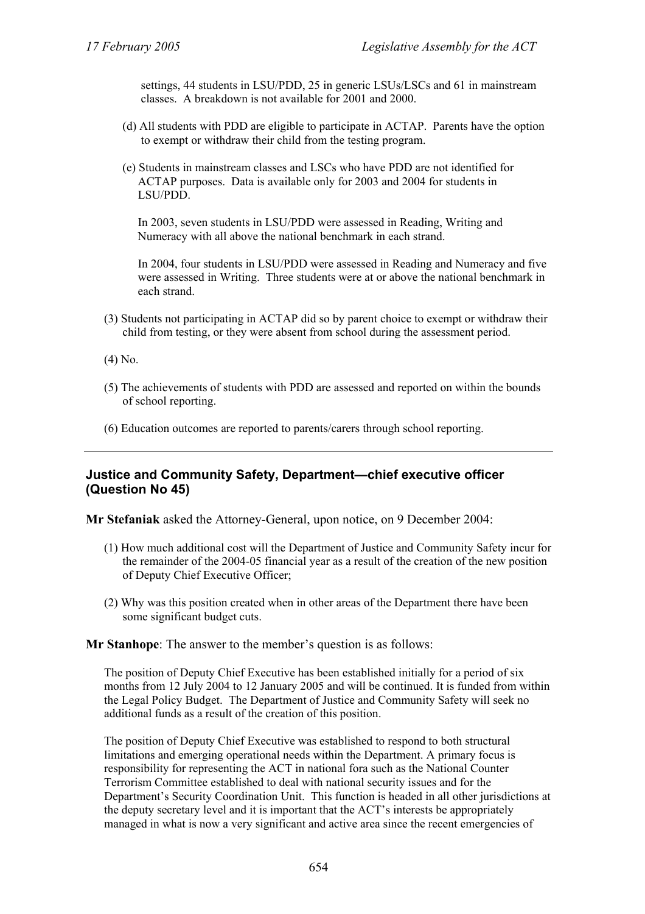settings, 44 students in LSU/PDD, 25 in generic LSUs/LSCs and 61 in mainstream classes. A breakdown is not available for 2001 and 2000.

(d) All students with PDD are eligible to participate in ACTAP. Parents have the option to exempt or withdraw their child from the testing program.

(e) Students in mainstream classes and LSCs who have PDD are not identified for ACTAP purposes. Data is available only for 2003 and 2004 for students in LSU/PDD.

In 2003, seven students in LSU/PDD were assessed in Reading, Writing and Numeracy with all above the national benchmark in each strand.

In 2004, four students in LSU/PDD were assessed in Reading and Numeracy and five were assessed in Writing. Three students were at or above the national benchmark in each strand.

(3) Students not participating in ACTAP did so by parent choice to exempt or withdraw their child from testing, or they were absent from school during the assessment period.

(4) No.

(5) The achievements of students with PDD are assessed and reported on within the bounds of school reporting.

(6) Education outcomes are reported to parents/carers through school reporting.

---

## Justice and Community Safety, Department—chief executive officer (Question No 45)

**Mr Stefaniak** asked the Attorney-General, upon notice, on 9 December 2004:

(1) How much additional cost will the Department of Justice and Community Safety incur for the remainder of the 2004-05 financial year as a result of the creation of the new position of Deputy Chief Executive Officer;

(2) Why was this position created when in other areas of the Department there have been some significant budget cuts.

**Mr Stanhope**: The answer to the member's question is as follows:

The position of Deputy Chief Executive has been established initially for a period of six months from 12 July 2004 to 12 January 2005 and will be continued. It is funded from within the Legal Policy Budget. The Department of Justice and Community Safety will seek no additional funds as a result of the creation of this position.

The position of Deputy Chief Executive was established to respond to both structural limitations and emerging operational needs within the Department. A primary focus is responsibility for representing the ACT in national fora such as the National Counter Terrorism Committee established to deal with national security issues and for the Department's Security Coordination Unit. This function is headed in all other jurisdictions at the deputy secretary level and it is important that the ACT's interests be appropriately managed in what is now a very significant and active area since the recent emergencies of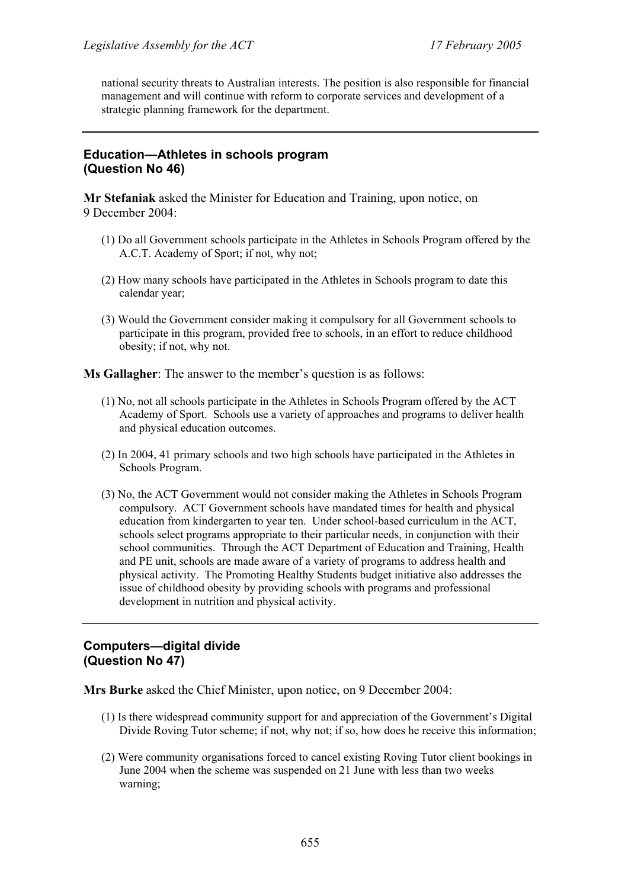national security threats to Australian interests. The position is also responsible for financial management and will continue with reform to corporate services and development of a strategic planning framework for the department.

---

### Education—Athletes in schools program (Question No 46)

**Mr Stefaniak** asked the Minister for Education and Training, upon notice, on 9 December 2004:

(1) Do all Government schools participate in the Athletes in Schools Program offered by the A.C.T. Academy of Sport; if not, why not;

(2) How many schools have participated in the Athletes in Schools program to date this calendar year;

(3) Would the Government consider making it compulsory for all Government schools to participate in this program, provided free to schools, in an effort to reduce childhood obesity; if not, why not.

**Ms Gallagher**: The answer to the member's question is as follows:

(1) No, not all schools participate in the Athletes in Schools Program offered by the ACT Academy of Sport. Schools use a variety of approaches and programs to deliver health and physical education outcomes.

(2) In 2004, 41 primary schools and two high schools have participated in the Athletes in Schools Program.

(3) No, the ACT Government would not consider making the Athletes in Schools Program compulsory. ACT Government schools have mandated times for health and physical education from kindergarten to year ten. Under school-based curriculum in the ACT, schools select programs appropriate to their particular needs, in conjunction with their school communities. Through the ACT Department of Education and Training, Health and PE unit, schools are made aware of a variety of programs to address health and physical activity. The Promoting Healthy Students budget initiative also addresses the issue of childhood obesity by providing schools with programs and professional development in nutrition and physical activity.

---

### Computers—digital divide (Question No 47)

**Mrs Burke** asked the Chief Minister, upon notice, on 9 December 2004:

(1) Is there widespread community support for and appreciation of the Government's Digital Divide Roving Tutor scheme; if not, why not; if so, how does he receive this information;

(2) Were community organisations forced to cancel existing Roving Tutor client bookings in June 2004 when the scheme was suspended on 21 June with less than two weeks warning;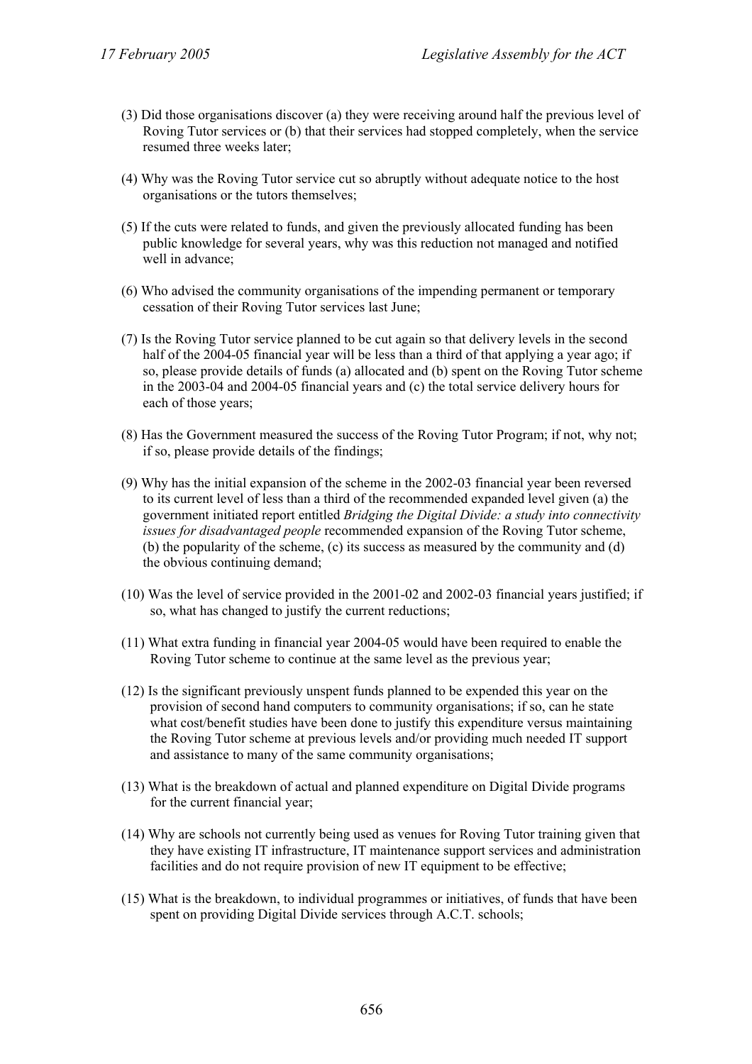(3) Did those organisations discover (a) they were receiving around half the previous level of Roving Tutor services or (b) that their services had stopped completely, when the service resumed three weeks later;

(4) Why was the Roving Tutor service cut so abruptly without adequate notice to the host organisations or the tutors themselves;

(5) If the cuts were related to funds, and given the previously allocated funding has been public knowledge for several years, why was this reduction not managed and notified well in advance;

(6) Who advised the community organisations of the impending permanent or temporary cessation of their Roving Tutor services last June;

(7) Is the Roving Tutor service planned to be cut again so that delivery levels in the second half of the 2004-05 financial year will be less than a third of that applying a year ago; if so, please provide details of funds (a) allocated and (b) spent on the Roving Tutor scheme in the 2003-04 and 2004-05 financial years and (c) the total service delivery hours for each of those years;

(8) Has the Government measured the success of the Roving Tutor Program; if not, why not; if so, please provide details of the findings;

(9) Why has the initial expansion of the scheme in the 2002-03 financial year been reversed to its current level of less than a third of the recommended expanded level given (a) the government initiated report entitled *Bridging the Digital Divide: a study into connectivity issues for disadvantaged people* recommended expansion of the Roving Tutor scheme, (b) the popularity of the scheme, (c) its success as measured by the community and (d) the obvious continuing demand;

(10) Was the level of service provided in the 2001-02 and 2002-03 financial years justified; if so, what has changed to justify the current reductions;

(11) What extra funding in financial year 2004-05 would have been required to enable the Roving Tutor scheme to continue at the same level as the previous year;

(12) Is the significant previously unspent funds planned to be expended this year on the provision of second hand computers to community organisations; if so, can he state what cost/benefit studies have been done to justify this expenditure versus maintaining the Roving Tutor scheme at previous levels and/or providing much needed IT support and assistance to many of the same community organisations;

(13) What is the breakdown of actual and planned expenditure on Digital Divide programs for the current financial year;

(14) Why are schools not currently being used as venues for Roving Tutor training given that they have existing IT infrastructure, IT maintenance support services and administration facilities and do not require provision of new IT equipment to be effective;

(15) What is the breakdown, to individual programmes or initiatives, of funds that have been spent on providing Digital Divide services through A.C.T. schools;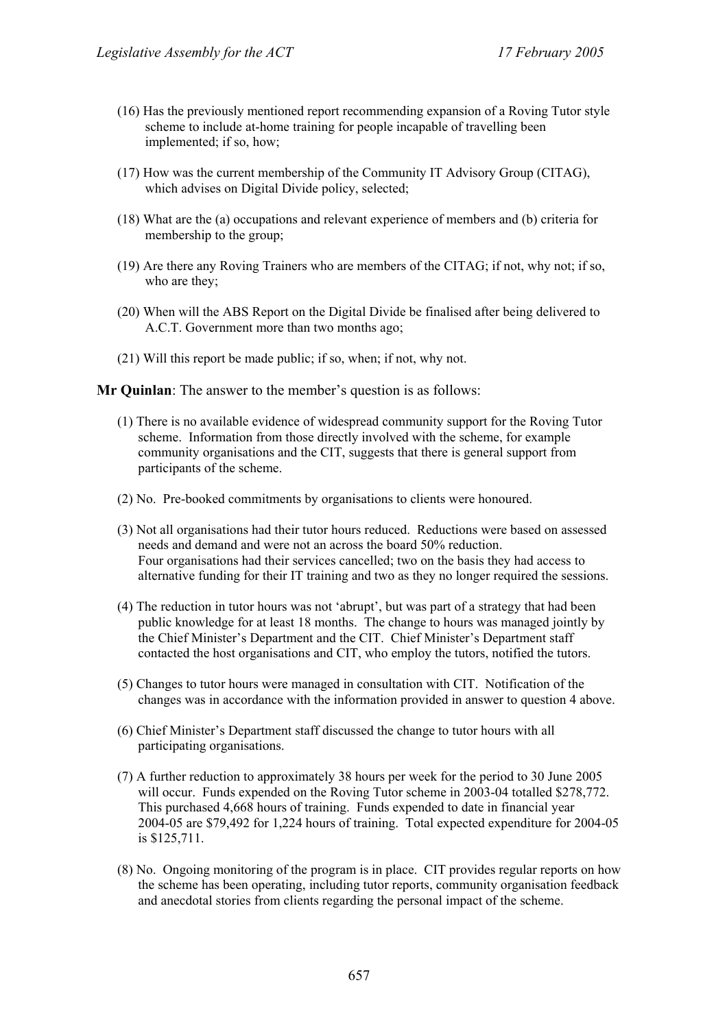(16) Has the previously mentioned report recommending expansion of a Roving Tutor style scheme to include at-home training for people incapable of travelling been implemented; if so, how;

(17) How was the current membership of the Community IT Advisory Group (CITAG), which advises on Digital Divide policy, selected;

(18) What are the (a) occupations and relevant experience of members and (b) criteria for membership to the group;

(19) Are there any Roving Trainers who are members of the CITAG; if not, why not; if so, who are they;

(20) When will the ABS Report on the Digital Divide be finalised after being delivered to A.C.T. Government more than two months ago;

(21) Will this report be made public; if so, when; if not, why not.

**Mr Quinlan**: The answer to the member's question is as follows:

(1) There is no available evidence of widespread community support for the Roving Tutor scheme. Information from those directly involved with the scheme, for example community organisations and the CIT, suggests that there is general support from participants of the scheme.

(2) No. Pre-booked commitments by organisations to clients were honoured.

(3) Not all organisations had their tutor hours reduced. Reductions were based on assessed needs and demand and were not an across the board 50% reduction. Four organisations had their services cancelled; two on the basis they had access to alternative funding for their IT training and two as they no longer required the sessions.

(4) The reduction in tutor hours was not 'abrupt', but was part of a strategy that had been public knowledge for at least 18 months. The change to hours was managed jointly by the Chief Minister's Department and the CIT. Chief Minister's Department staff contacted the host organisations and CIT, who employ the tutors, notified the tutors.

(5) Changes to tutor hours were managed in consultation with CIT. Notification of the changes was in accordance with the information provided in answer to question 4 above.

(6) Chief Minister's Department staff discussed the change to tutor hours with all participating organisations.

(7) A further reduction to approximately 38 hours per week for the period to 30 June 2005 will occur. Funds expended on the Roving Tutor scheme in 2003-04 totalled $278,772. This purchased 4,668 hours of training. Funds expended to date in financial year 2004-05 are $79,492 for 1,224 hours of training. Total expected expenditure for 2004-05 is $125,711.

(8) No. Ongoing monitoring of the program is in place. CIT provides regular reports on how the scheme has been operating, including tutor reports, community organisation feedback and anecdotal stories from clients regarding the personal impact of the scheme.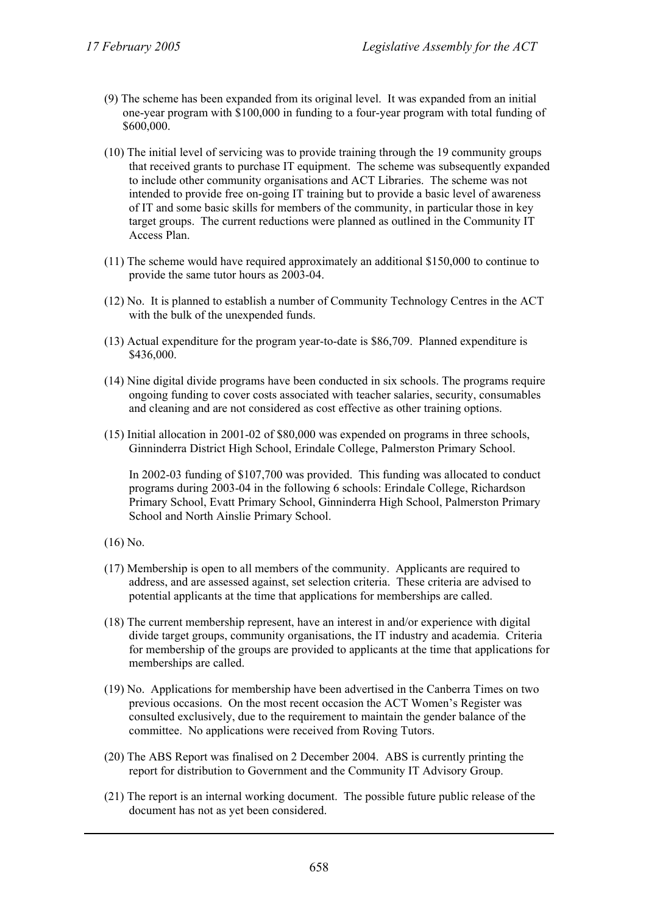(9) The scheme has been expanded from its original level. It was expanded from an initial one-year program with $100,000 in funding to a four-year program with total funding of $600,000.

(10) The initial level of servicing was to provide training through the 19 community groups that received grants to purchase IT equipment. The scheme was subsequently expanded to include other community organisations and ACT Libraries. The scheme was not intended to provide free on-going IT training but to provide a basic level of awareness of IT and some basic skills for members of the community, in particular those in key target groups. The current reductions were planned as outlined in the Community IT Access Plan.

(11) The scheme would have required approximately an additional $150,000 to continue to provide the same tutor hours as 2003-04.

(12) No. It is planned to establish a number of Community Technology Centres in the ACT with the bulk of the unexpended funds.

(13) Actual expenditure for the program year-to-date is $86,709. Planned expenditure is $436,000.

(14) Nine digital divide programs have been conducted in six schools. The programs require ongoing funding to cover costs associated with teacher salaries, security, consumables and cleaning and are not considered as cost effective as other training options.

(15) Initial allocation in 2001-02 of $80,000 was expended on programs in three schools, Ginninderra District High School, Erindale College, Palmerston Primary School.

In 2002-03 funding of $107,700 was provided. This funding was allocated to conduct programs during 2003-04 in the following 6 schools: Erindale College, Richardson Primary School, Evatt Primary School, Ginninderra High School, Palmerston Primary School and North Ainslie Primary School.

(16) No.

(17) Membership is open to all members of the community. Applicants are required to address, and are assessed against, set selection criteria. These criteria are advised to potential applicants at the time that applications for memberships are called.

(18) The current membership represent, have an interest in and/or experience with digital divide target groups, community organisations, the IT industry and academia. Criteria for membership of the groups are provided to applicants at the time that applications for memberships are called.

(19) No. Applications for membership have been advertised in the Canberra Times on two previous occasions. On the most recent occasion the ACT Women's Register was consulted exclusively, due to the requirement to maintain the gender balance of the committee. No applications were received from Roving Tutors.

(20) The ABS Report was finalised on 2 December 2004. ABS is currently printing the report for distribution to Government and the Community IT Advisory Group.

(21) The report is an internal working document. The possible future public release of the document has not as yet been considered.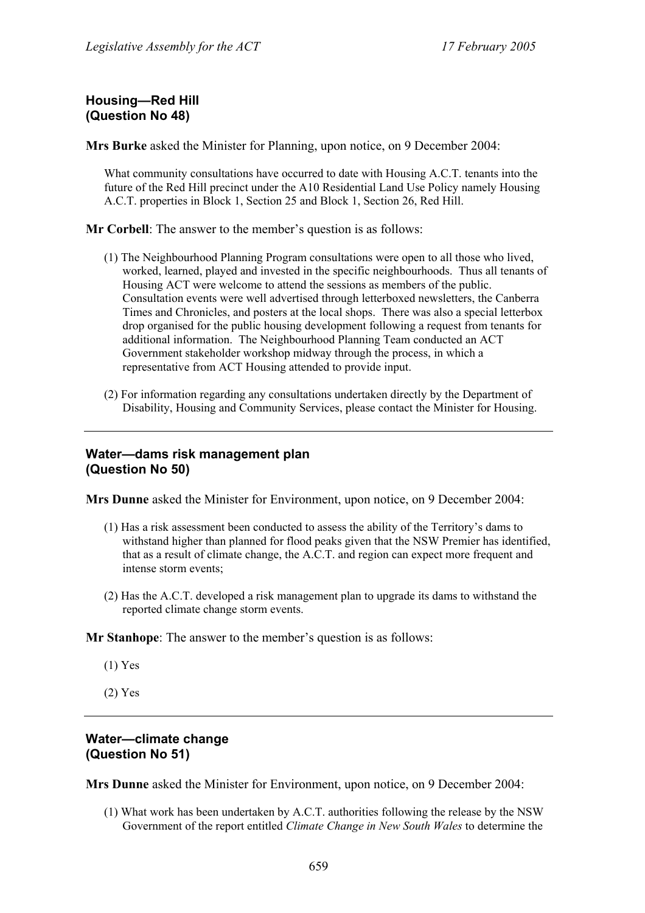### Housing—Red Hill
### (Question No 48)

**Mrs Burke** asked the Minister for Planning, upon notice, on 9 December 2004:

> What community consultations have occurred to date with Housing A.C.T. tenants into the future of the Red Hill precinct under the A10 Residential Land Use Policy namely Housing A.C.T. properties in Block 1, Section 25 and Block 1, Section 26, Red Hill.

**Mr Corbell**: The answer to the member's question is as follows:

(1) The Neighbourhood Planning Program consultations were open to all those who lived, worked, learned, played and invested in the specific neighbourhoods. Thus all tenants of Housing ACT were welcome to attend the sessions as members of the public. Consultation events were well advertised through letterboxed newsletters, the Canberra Times and Chronicles, and posters at the local shops. There was also a special letterbox drop organised for the public housing development following a request from tenants for additional information. The Neighbourhood Planning Team conducted an ACT Government stakeholder workshop midway through the process, in which a representative from ACT Housing attended to provide input.

(2) For information regarding any consultations undertaken directly by the Department of Disability, Housing and Community Services, please contact the Minister for Housing.

---

### Water—dams risk management plan
### (Question No 50)

**Mrs Dunne** asked the Minister for Environment, upon notice, on 9 December 2004:

(1) Has a risk assessment been conducted to assess the ability of the Territory's dams to withstand higher than planned for flood peaks given that the NSW Premier has identified, that as a result of climate change, the A.C.T. and region can expect more frequent and intense storm events;

(2) Has the A.C.T. developed a risk management plan to upgrade its dams to withstand the reported climate change storm events.

**Mr Stanhope**: The answer to the member's question is as follows:

(1) Yes

(2) Yes

---

### Water—climate change
### (Question No 51)

**Mrs Dunne** asked the Minister for Environment, upon notice, on 9 December 2004:

(1) What work has been undertaken by A.C.T. authorities following the release by the NSW Government of the report entitled *Climate Change in New South Wales* to determine the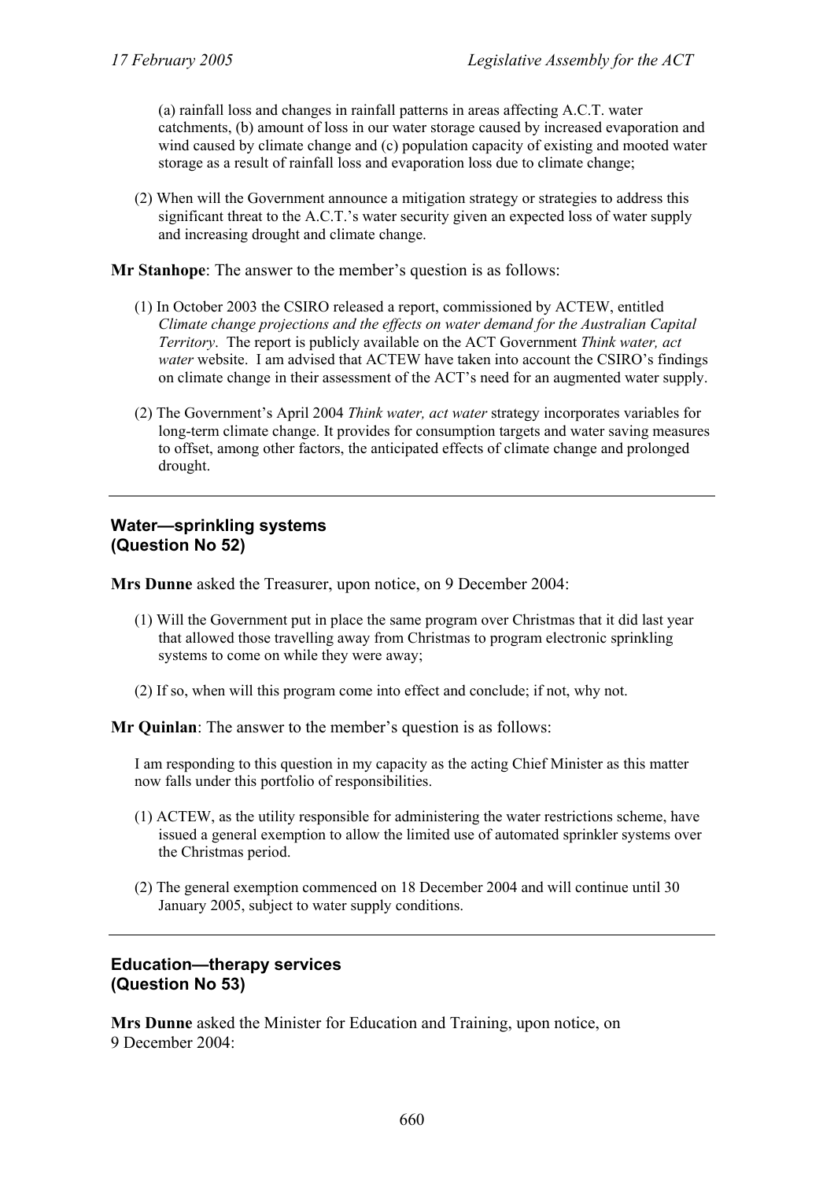(a) rainfall loss and changes in rainfall patterns in areas affecting A.C.T. water catchments, (b) amount of loss in our water storage caused by increased evaporation and wind caused by climate change and (c) population capacity of existing and mooted water storage as a result of rainfall loss and evaporation loss due to climate change;

(2) When will the Government announce a mitigation strategy or strategies to address this significant threat to the A.C.T.'s water security given an expected loss of water supply and increasing drought and climate change.

**Mr Stanhope**: The answer to the member's question is as follows:

(1) In October 2003 the CSIRO released a report, commissioned by ACTEW, entitled *Climate change projections and the effects on water demand for the Australian Capital Territory*. The report is publicly available on the ACT Government *Think water, act water* website. I am advised that ACTEW have taken into account the CSIRO's findings on climate change in their assessment of the ACT's need for an augmented water supply.

(2) The Government's April 2004 *Think water, act water* strategy incorporates variables for long-term climate change. It provides for consumption targets and water saving measures to offset, among other factors, the anticipated effects of climate change and prolonged drought.

---

### Water—sprinkling systems
### (Question No 52)

**Mrs Dunne** asked the Treasurer, upon notice, on 9 December 2004:

(1) Will the Government put in place the same program over Christmas that it did last year that allowed those travelling away from Christmas to program electronic sprinkling systems to come on while they were away;

(2) If so, when will this program come into effect and conclude; if not, why not.

**Mr Quinlan**: The answer to the member's question is as follows:

I am responding to this question in my capacity as the acting Chief Minister as this matter now falls under this portfolio of responsibilities.

(1) ACTEW, as the utility responsible for administering the water restrictions scheme, have issued a general exemption to allow the limited use of automated sprinkler systems over the Christmas period.

(2) The general exemption commenced on 18 December 2004 and will continue until 30 January 2005, subject to water supply conditions.

---

### Education—therapy services
### (Question No 53)

**Mrs Dunne** asked the Minister for Education and Training, upon notice, on 9 December 2004: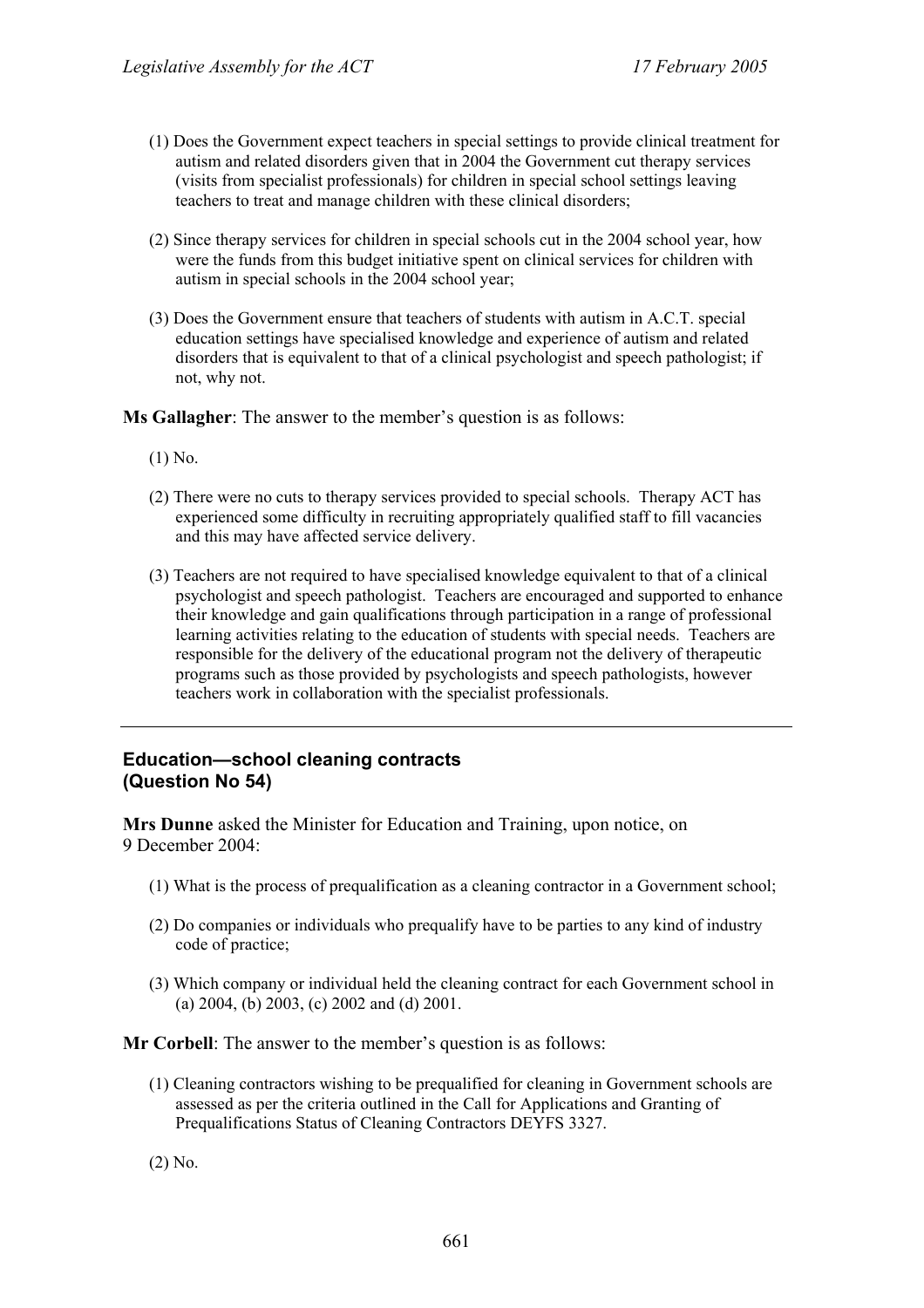(1) Does the Government expect teachers in special settings to provide clinical treatment for autism and related disorders given that in 2004 the Government cut therapy services (visits from specialist professionals) for children in special school settings leaving teachers to treat and manage children with these clinical disorders;

(2) Since therapy services for children in special schools cut in the 2004 school year, how were the funds from this budget initiative spent on clinical services for children with autism in special schools in the 2004 school year;

(3) Does the Government ensure that teachers of students with autism in A.C.T. special education settings have specialised knowledge and experience of autism and related disorders that is equivalent to that of a clinical psychologist and speech pathologist; if not, why not.

**Ms Gallagher**: The answer to the member's question is as follows:

(1) No.

(2) There were no cuts to therapy services provided to special schools. Therapy ACT has experienced some difficulty in recruiting appropriately qualified staff to fill vacancies and this may have affected service delivery.

(3) Teachers are not required to have specialised knowledge equivalent to that of a clinical psychologist and speech pathologist. Teachers are encouraged and supported to enhance their knowledge and gain qualifications through participation in a range of professional learning activities relating to the education of students with special needs. Teachers are responsible for the delivery of the educational program not the delivery of therapeutic programs such as those provided by psychologists and speech pathologists, however teachers work in collaboration with the specialist professionals.

---

### Education—school cleaning contracts (Question No 54)

**Mrs Dunne** asked the Minister for Education and Training, upon notice, on 9 December 2004:

(1) What is the process of prequalification as a cleaning contractor in a Government school;

(2) Do companies or individuals who prequalify have to be parties to any kind of industry code of practice;

(3) Which company or individual held the cleaning contract for each Government school in (a) 2004, (b) 2003, (c) 2002 and (d) 2001.

**Mr Corbell**: The answer to the member's question is as follows:

(1) Cleaning contractors wishing to be prequalified for cleaning in Government schools are assessed as per the criteria outlined in the Call for Applications and Granting of Prequalifications Status of Cleaning Contractors DEYFS 3327.

(2) No.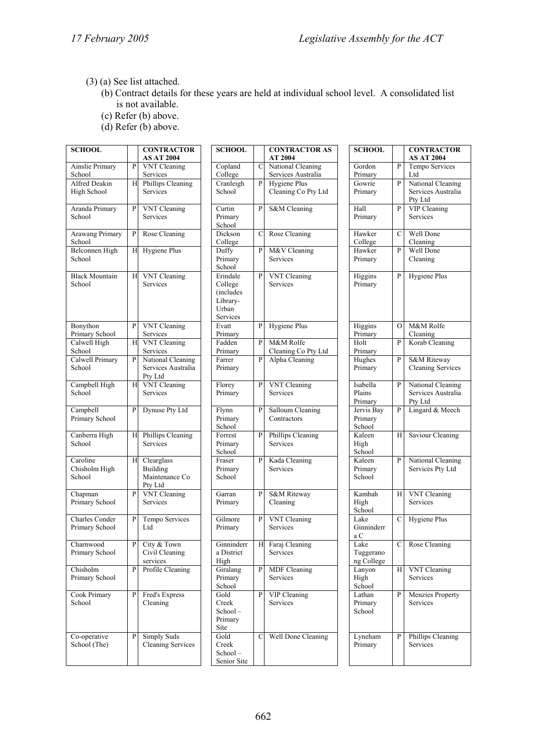(3) (a) See list attached.

(b) Contract details for these years are held at individual school level. A consolidated list is not available.

(c) Refer (b) above.

(d) Refer (b) above.

| SCHOOL | | CONTRACTOR AS AT 2004 |
|---|---|---|
| Ainslie Primary School | P | VNT Cleaning Services |
| Alfred Deakin High School | H | Phillips Cleaning Services |
| Aranda Primary School | P | VNT Cleaning Services |
| Arawang Primary School | P | Rose Cleaning |
| Belconnen High School | H | Hygiene Plus |
| Black Mountain School | H | VNT Cleaning Services |
| Bonython Primary School | P | VNT Cleaning Services |
| Calwell High School | H | VNT Cleaning Services |
| Calwell Primary School | P | National Cleaning Services Australia Pty Ltd |
| Campbell High School | H | VNT Cleaning Services |
| Campbell Primary School | P | Dynuse Pty Ltd |
| Canberra High School | H | Phillips Cleaning Services |
| Caroline Chisholm High School | H | Clearglass Building Maintenance Co Pty Ltd |
| Chapman Primary School | P | VNT Cleaning Services |
| Charles Conder Primary School | P | Tempo Services Ltd |
| Charnwood Primary School | P | City & Town Civil Cleaning services |
| Chisholm Primary School | P | Profile Cleaning |
| Cook Primary School | P | Fred's Express Cleaning |
| Co-operative School (The) | P | Simply Suds Cleaning Services |
| Copland College | C | National Cleaning Services Australia |
| Cranleigh School | P | Hygiene Plus Cleaning Co Pty Ltd |
| Curtin Primary School | P | S&M Cleaning |
| Dickson College | C | Rose Cleaning |
| Duffy Primary School | P | M&V Cleaning Services |
| Erindale College (includes Library-Urban Services | P | VNT Cleaning Services |
| Evatt Primary | P | Hygiene Plus |
| Fadden Primary | P | M&M Rolfe Cleaning Co Pty Ltd |
| Farrer Primary | P | Alpha Cleaning |
| Florey Primary | P | VNT Cleaning Services |
| Flynn Primary School | P | Salloum Cleaning Contractors |
| Forrest Primary School | P | Phillips Cleaning Services |
| Fraser Primary School | P | Kada Cleaning Services |
| Garran Primary | P | S&M Riteway Cleaning |
| Gilmore Primary | P | VNT Cleaning Services |
| Ginninderra District High | H | Faraj Cleaning Services |
| Giralang Primary School | P | MDF Cleaning Services |
| Gold Creek School – Primary Site | P | VIP Cleaning Services |
| Gold Creek School – Senior Site | C | Well Done Cleaning |
| Gordon Primary | P | Tempo Services Ltd |
| Gowrie Primary | P | National Cleaning Services Australia Pty Ltd |
| Hall Primary | P | VIP Cleaning Services |
| Hawker College | C | Well Done Cleaning |
| Hawker Primary | P | Well Done Cleaning |
| Higgins Primary | P | Hygiene Plus |
| Higgins Primary | O | M&M Rolfe Cleaning |
| Holt Primary | P | Korab Cleaning |
| Hughes Primary | P | S&M Riteway Cleaning Services |
| Isabella Plains Primary | P | National Cleaning Services Australia Pty Ltd |
| Jervis Bay Primary School | P | Lingard & Meech |
| Kaleen High School | H | Saviour Cleaning |
| Kaleen Primary School | P | National Cleaning Services Pty Ltd |
| Kambah High School | H | VNT Cleaning Services |
| Lake Ginninderra C | C | Hygiene Plus |
| Lake Tuggeranong College | C | Rose Cleaning |
| Lanyon High School | H | VNT Cleaning Services |
| Lathan Primary School | P | Menzies Property Services |
| Lyneham Primary | P | Phillips Cleaning Services |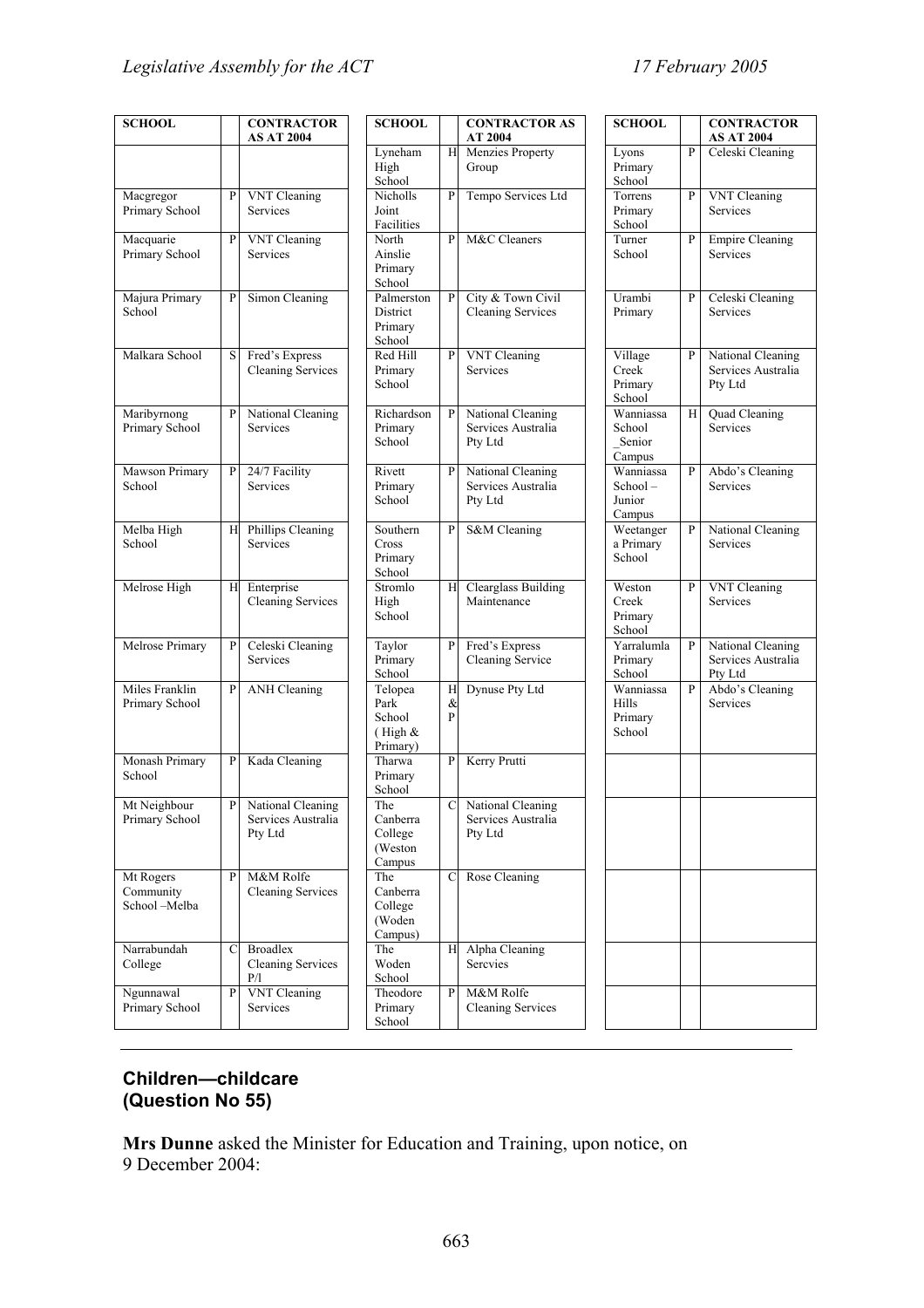| SCHOOL | | CONTRACTOR AS AT 2004 | SCHOOL | | CONTRACTOR AS AT 2004 | SCHOOL | | CONTRACTOR AS AT 2004 |
|---|---|---|---|---|---|---|---|---|
| | | | Lyneham High School | H | Menzies Property Group | Lyons Primary School | P | Celeski Cleaning |
| Macgregor Primary School | P | VNT Cleaning Services | Nicholls Joint Facilities | P | Tempo Services Ltd | Torrens Primary School | P | VNT Cleaning Services |
| Macquarie Primary School | P | VNT Cleaning Services | North Ainslie Primary School | P | M&C Cleaners | Turner School | P | Empire Cleaning Services |
| Majura Primary School | P | Simon Cleaning | Palmerston District Primary School | P | City & Town Civil Cleaning Services | Urambi Primary | P | Celeski Cleaning Services |
| Malkara School | S | Fred's Express Cleaning Services | Red Hill Primary School | P | VNT Cleaning Services | Village Creek Primary School | P | National Cleaning Services Australia Pty Ltd |
| Maribyrnong Primary School | P | National Cleaning Services | Richardson Primary School | P | National Cleaning Services Australia Pty Ltd | Wanniassa School _Senior Campus | H | Quad Cleaning Services |
| Mawson Primary School | P | 24/7 Facility Services | Rivett Primary School | P | National Cleaning Services Australia Pty Ltd | Wanniassa School – Junior Campus | P | Abdo's Cleaning Services |
| Melba High School | H | Phillips Cleaning Services | Southern Cross Primary School | P | S&M Cleaning | Weetanger a Primary School | P | National Cleaning Services |
| Melrose High | H | Enterprise Cleaning Services | Stromlo High School | H | Clearglass Building Maintenance | Weston Creek Primary School | P | VNT Cleaning Services |
| Melrose Primary | P | Celeski Cleaning Services | Taylor Primary School | P | Fred's Express Cleaning Service | Yarralumla Primary School | P | National Cleaning Services Australia Pty Ltd |
| Miles Franklin Primary School | P | ANH Cleaning | Telopea Park School ( High & Primary) | H & P | Dynuse Pty Ltd | Wanniassa Hills Primary School | P | Abdo's Cleaning Services |
| Monash Primary School | P | Kada Cleaning | Tharwa Primary School | P | Kerry Prutti | | | |
| Mt Neighbour Primary School | P | National Cleaning Services Australia Pty Ltd | The Canberra College (Weston Campus | C | National Cleaning Services Australia Pty Ltd | | | |
| Mt Rogers Community School –Melba | P | M&M Rolfe Cleaning Services | The Canberra College (Woden Campus) | C | Rose Cleaning | | | |
| Narrabundah College | C | Broadlex Cleaning Services P/l | The Woden School | H | Alpha Cleaning Sercvies | | | |
| Ngunnawal Primary School | P | VNT Cleaning Services | Theodore Primary School | P | M&M Rolfe Cleaning Services | | | |

## Children—childcare (Question No 55)

**Mrs Dunne** asked the Minister for Education and Training, upon notice, on 9 December 2004: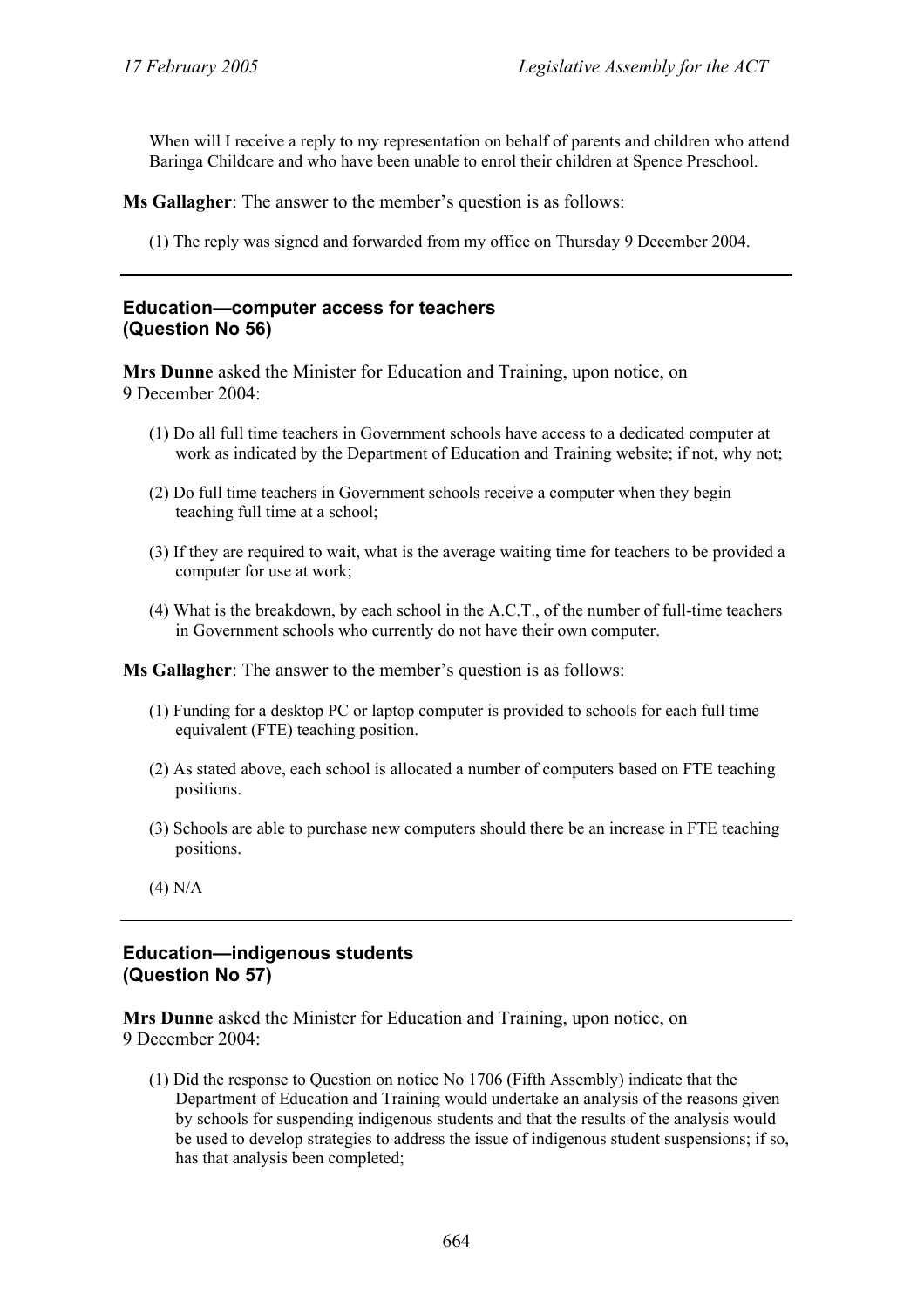When will I receive a reply to my representation on behalf of parents and children who attend Baringa Childcare and who have been unable to enrol their children at Spence Preschool.

**Ms Gallagher**: The answer to the member's question is as follows:

(1) The reply was signed and forwarded from my office on Thursday 9 December 2004.

---

### Education—computer access for teachers (Question No 56)

**Mrs Dunne** asked the Minister for Education and Training, upon notice, on 9 December 2004:

(1) Do all full time teachers in Government schools have access to a dedicated computer at work as indicated by the Department of Education and Training website; if not, why not;

(2) Do full time teachers in Government schools receive a computer when they begin teaching full time at a school;

(3) If they are required to wait, what is the average waiting time for teachers to be provided a computer for use at work;

(4) What is the breakdown, by each school in the A.C.T., of the number of full-time teachers in Government schools who currently do not have their own computer.

**Ms Gallagher**: The answer to the member's question is as follows:

(1) Funding for a desktop PC or laptop computer is provided to schools for each full time equivalent (FTE) teaching position.

(2) As stated above, each school is allocated a number of computers based on FTE teaching positions.

(3) Schools are able to purchase new computers should there be an increase in FTE teaching positions.

(4) N/A

---

### Education—indigenous students (Question No 57)

**Mrs Dunne** asked the Minister for Education and Training, upon notice, on 9 December 2004:

(1) Did the response to Question on notice No 1706 (Fifth Assembly) indicate that the Department of Education and Training would undertake an analysis of the reasons given by schools for suspending indigenous students and that the results of the analysis would be used to develop strategies to address the issue of indigenous student suspensions; if so, has that analysis been completed;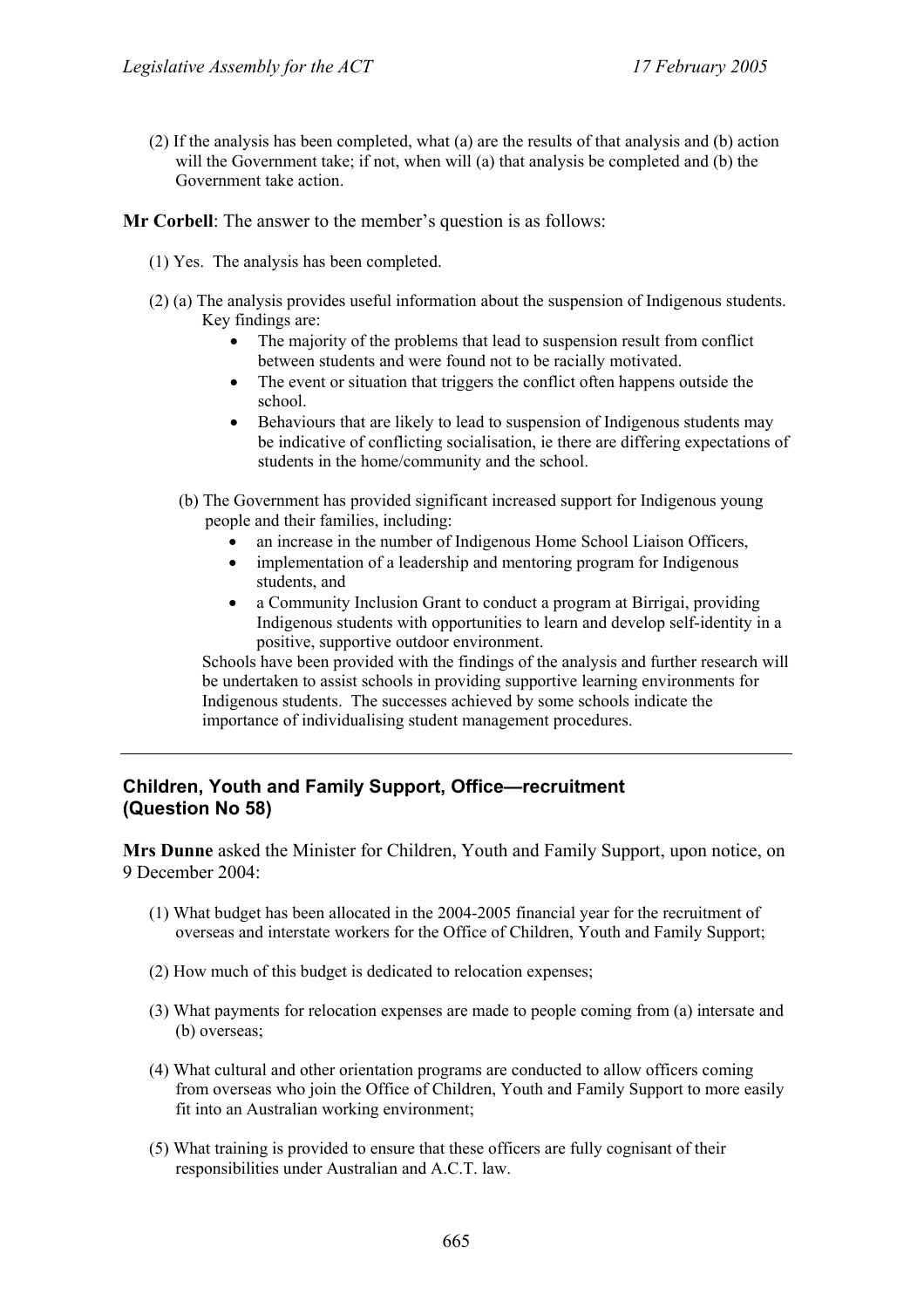(2) If the analysis has been completed, what (a) are the results of that analysis and (b) action will the Government take; if not, when will (a) that analysis be completed and (b) the Government take action.

**Mr Corbell**: The answer to the member's question is as follows:

(1) Yes. The analysis has been completed.

(2) (a) The analysis provides useful information about the suspension of Indigenous students. Key findings are:

- The majority of the problems that lead to suspension result from conflict between students and were found not to be racially motivated.
- The event or situation that triggers the conflict often happens outside the school.
- Behaviours that are likely to lead to suspension of Indigenous students may be indicative of conflicting socialisation, ie there are differing expectations of students in the home/community and the school.

(b) The Government has provided significant increased support for Indigenous young people and their families, including:

- an increase in the number of Indigenous Home School Liaison Officers,
- implementation of a leadership and mentoring program for Indigenous students, and
- a Community Inclusion Grant to conduct a program at Birrigai, providing Indigenous students with opportunities to learn and develop self-identity in a positive, supportive outdoor environment.

Schools have been provided with the findings of the analysis and further research will be undertaken to assist schools in providing supportive learning environments for Indigenous students. The successes achieved by some schools indicate the importance of individualising student management procedures.

---

### Children, Youth and Family Support, Office—recruitment (Question No 58)

**Mrs Dunne** asked the Minister for Children, Youth and Family Support, upon notice, on 9 December 2004:

(1) What budget has been allocated in the 2004-2005 financial year for the recruitment of overseas and interstate workers for the Office of Children, Youth and Family Support;

(2) How much of this budget is dedicated to relocation expenses;

(3) What payments for relocation expenses are made to people coming from (a) intersate and (b) overseas;

(4) What cultural and other orientation programs are conducted to allow officers coming from overseas who join the Office of Children, Youth and Family Support to more easily fit into an Australian working environment;

(5) What training is provided to ensure that these officers are fully cognisant of their responsibilities under Australian and A.C.T. law.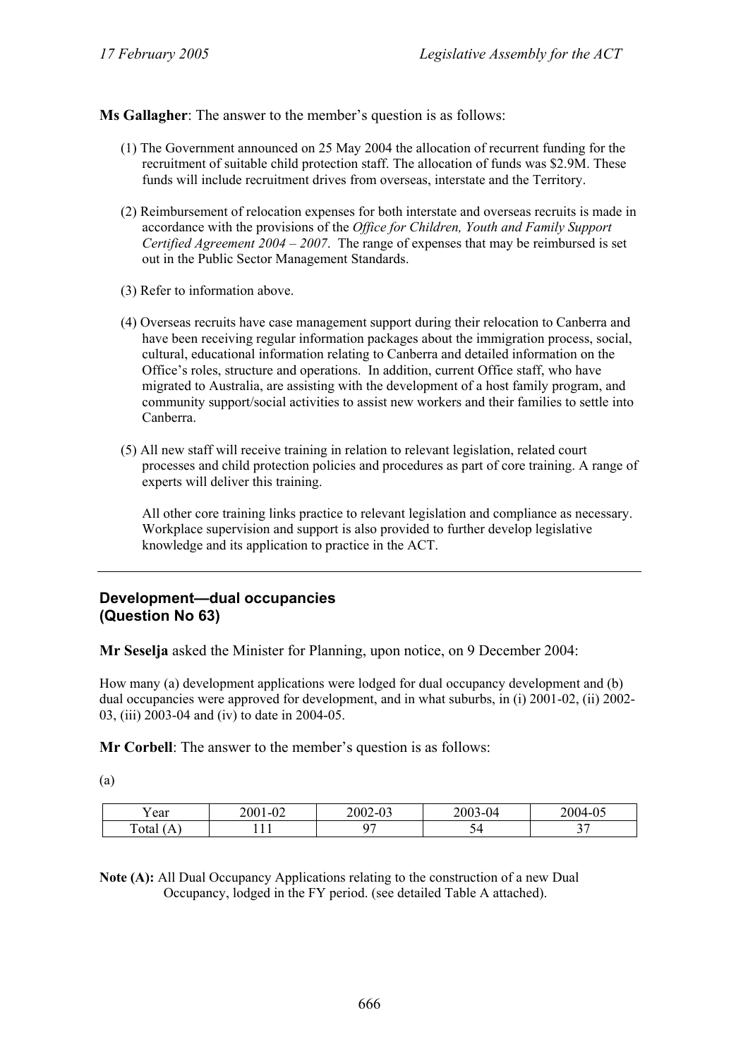**Ms Gallagher**: The answer to the member's question is as follows:

(1) The Government announced on 25 May 2004 the allocation of recurrent funding for the recruitment of suitable child protection staff. The allocation of funds was $2.9M. These funds will include recruitment drives from overseas, interstate and the Territory.

(2) Reimbursement of relocation expenses for both interstate and overseas recruits is made in accordance with the provisions of the *Office for Children, Youth and Family Support Certified Agreement 2004 – 2007*. The range of expenses that may be reimbursed is set out in the Public Sector Management Standards.

(3) Refer to information above.

(4) Overseas recruits have case management support during their relocation to Canberra and have been receiving regular information packages about the immigration process, social, cultural, educational information relating to Canberra and detailed information on the Office's roles, structure and operations. In addition, current Office staff, who have migrated to Australia, are assisting with the development of a host family program, and community support/social activities to assist new workers and their families to settle into Canberra.

(5) All new staff will receive training in relation to relevant legislation, related court processes and child protection policies and procedures as part of core training. A range of experts will deliver this training.

All other core training links practice to relevant legislation and compliance as necessary. Workplace supervision and support is also provided to further develop legislative knowledge and its application to practice in the ACT.

---

## Development—dual occupancies (Question No 63)

**Mr Seselja** asked the Minister for Planning, upon notice, on 9 December 2004:

How many (a) development applications were lodged for dual occupancy development and (b) dual occupancies were approved for development, and in what suburbs, in (i) 2001-02, (ii) 2002-03, (iii) 2003-04 and (iv) to date in 2004-05.

**Mr Corbell**: The answer to the member's question is as follows:

(a)

| Year | 2001-02 | 2002-03 | 2003-04 | 2004-05 |
|---|---|---|---|---|
| Total (A) | 111 | 97 | 54 | 37 |

**Note (A):** All Dual Occupancy Applications relating to the construction of a new Dual Occupancy, lodged in the FY period. (see detailed Table A attached).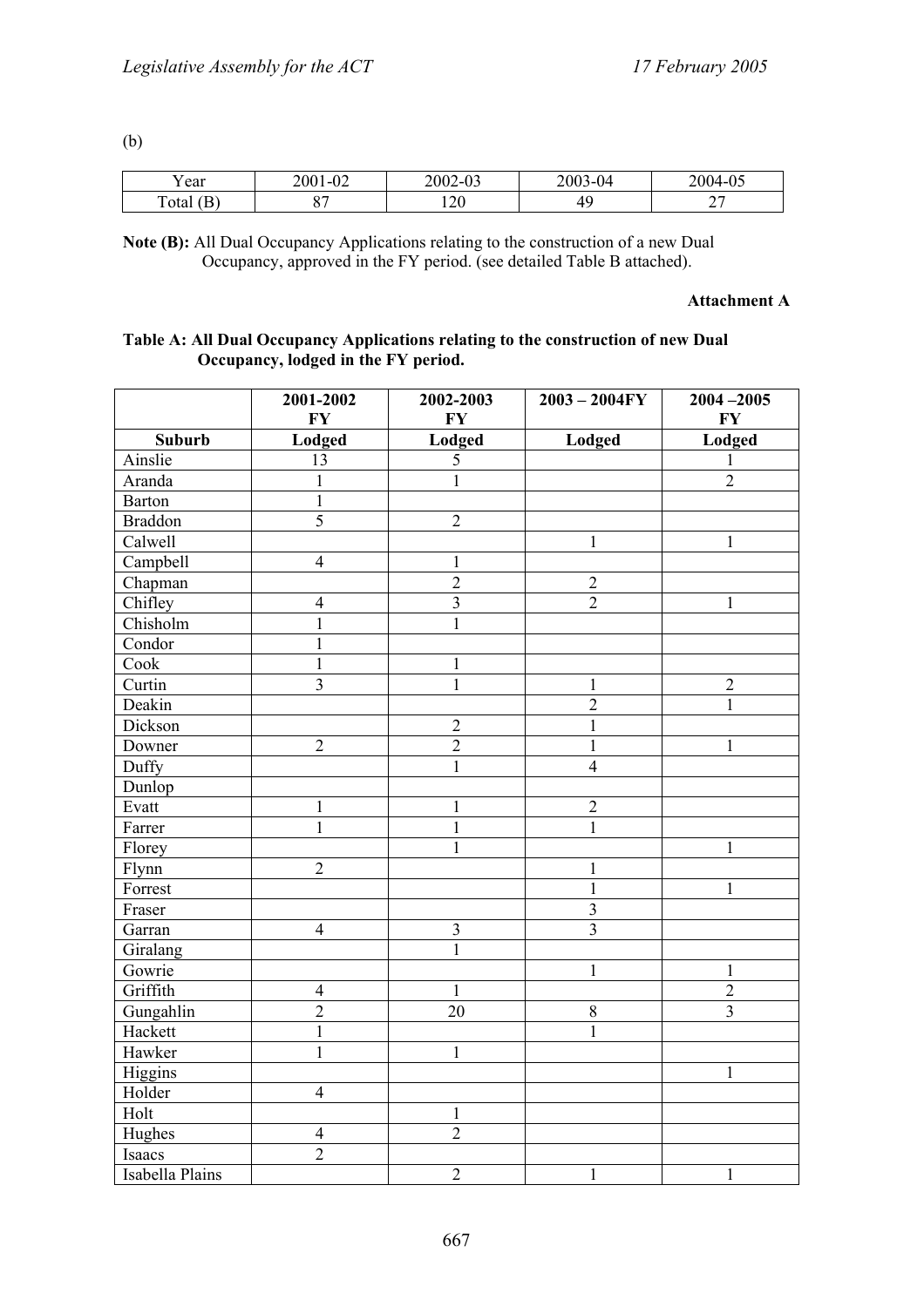(b)

| Year | 2001-02 | 2002-03 | 2003-04 | 2004-05 |
|---|---|---|---|---|
| Total (B) | 87 | 120 | 49 | 27 |

**Note (B):** All Dual Occupancy Applications relating to the construction of a new Dual Occupancy, approved in the FY period. (see detailed Table B attached).

**Attachment A**

**Table A: All Dual Occupancy Applications relating to the construction of new Dual Occupancy, lodged in the FY period.**

| | 2001-2002 FY | 2002-2003 FY | 2003 – 2004FY | 2004 –2005 FY |
|---|---|---|---|---|
| **Suburb** | **Lodged** | **Lodged** | **Lodged** | **Lodged** |
| Ainslie | 13 | 5 | | 1 |
| Aranda | 1 | 1 | | 2 |
| Barton | 1 | | | |
| Braddon | 5 | 2 | | |
| Calwell | | | 1 | 1 |
| Campbell | 4 | 1 | | |
| Chapman | | 2 | 2 | |
| Chifley | 4 | 3 | 2 | 1 |
| Chisholm | 1 | 1 | | |
| Condor | 1 | | | |
| Cook | 1 | 1 | | |
| Curtin | 3 | 1 | 1 | 2 |
| Deakin | | | 2 | 1 |
| Dickson | | 2 | 1 | |
| Downer | 2 | 2 | 1 | 1 |
| Duffy | | 1 | 4 | |
| Dunlop | | | | |
| Evatt | 1 | 1 | 2 | |
| Farrer | 1 | 1 | 1 | |
| Florey | | 1 | | 1 |
| Flynn | 2 | | 1 | |
| Forrest | | | 1 | 1 |
| Fraser | | | 3 | |
| Garran | 4 | 3 | 3 | |
| Giralang | | 1 | | |
| Gowrie | | | 1 | 1 |
| Griffith | 4 | 1 | | 2 |
| Gungahlin | 2 | 20 | 8 | 3 |
| Hackett | 1 | | 1 | |
| Hawker | 1 | 1 | | |
| Higgins | | | | 1 |
| Holder | 4 | | | |
| Holt | | 1 | | |
| Hughes | 4 | 2 | | |
| Isaacs | 2 | | | |
| Isabella Plains | | 2 | 1 | 1 |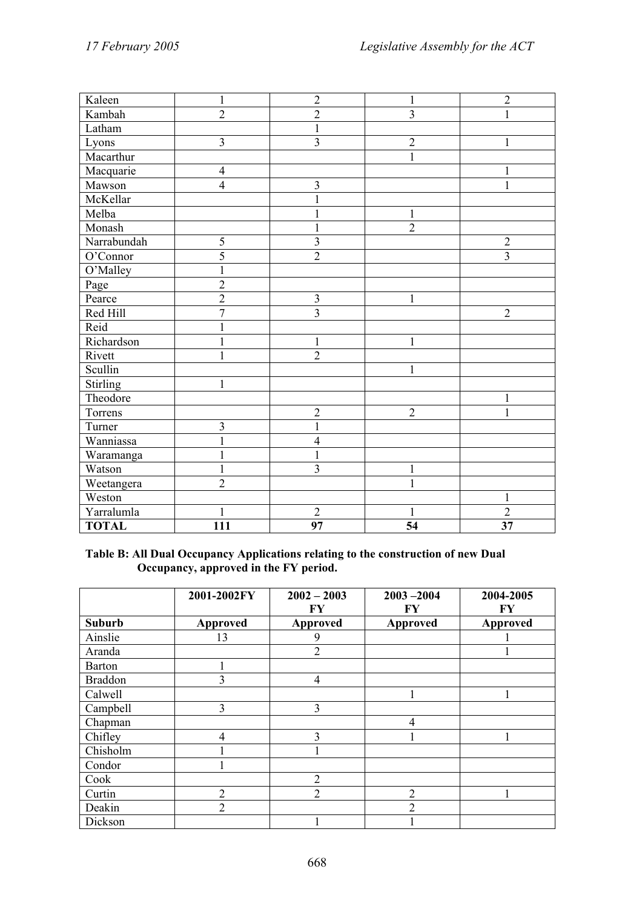| | | | | |
|---|---|---|---|---|
| Kaleen | 1 | 2 | 1 | 2 |
| Kambah | 2 | 2 | 3 | 1 |
| Latham | | 1 | | |
| Lyons | 3 | 3 | 2 | 1 |
| Macarthur | | | 1 | |
| Macquarie | 4 | | | 1 |
| Mawson | 4 | 3 | | 1 |
| McKellar | | 1 | | |
| Melba | | 1 | 1 | |
| Monash | | 1 | 2 | |
| Narrabundah | 5 | 3 | | 2 |
| O'Connor | 5 | 2 | | 3 |
| O'Malley | 1 | | | |
| Page | 2 | | | |
| Pearce | 2 | 3 | 1 | |
| Red Hill | 7 | 3 | | 2 |
| Reid | 1 | | | |
| Richardson | 1 | 1 | 1 | |
| Rivett | 1 | 2 | | |
| Scullin | | | 1 | |
| Stirling | 1 | | | |
| Theodore | | | | 1 |
| Torrens | | 2 | 2 | 1 |
| Turner | 3 | 1 | | |
| Wanniassa | 1 | 4 | | |
| Waramanga | 1 | 1 | | |
| Watson | 1 | 3 | 1 | |
| Weetangera | 2 | | 1 | |
| Weston | | | | 1 |
| Yarralumla | 1 | 2 | 1 | 2 |
| **TOTAL** | **111** | **97** | **54** | **37** |

**Table B: All Dual Occupancy Applications relating to the construction of new Dual Occupancy, approved in the FY period.**

| | 2001-2002FY | 2002 – 2003 FY | 2003 –2004 FY | 2004-2005 FY |
|---|---|---|---|---|
| **Suburb** | **Approved** | **Approved** | **Approved** | **Approved** |
| Ainslie | 13 | 9 | | 1 |
| Aranda | | 2 | | 1 |
| Barton | 1 | | | |
| Braddon | 3 | 4 | | |
| Calwell | | | 1 | 1 |
| Campbell | 3 | 3 | | |
| Chapman | | | 4 | |
| Chifley | 4 | 3 | 1 | 1 |
| Chisholm | 1 | 1 | | |
| Condor | 1 | | | |
| Cook | | 2 | | |
| Curtin | 2 | 2 | 2 | 1 |
| Deakin | 2 | | 2 | |
| Dickson | | 1 | 1 | |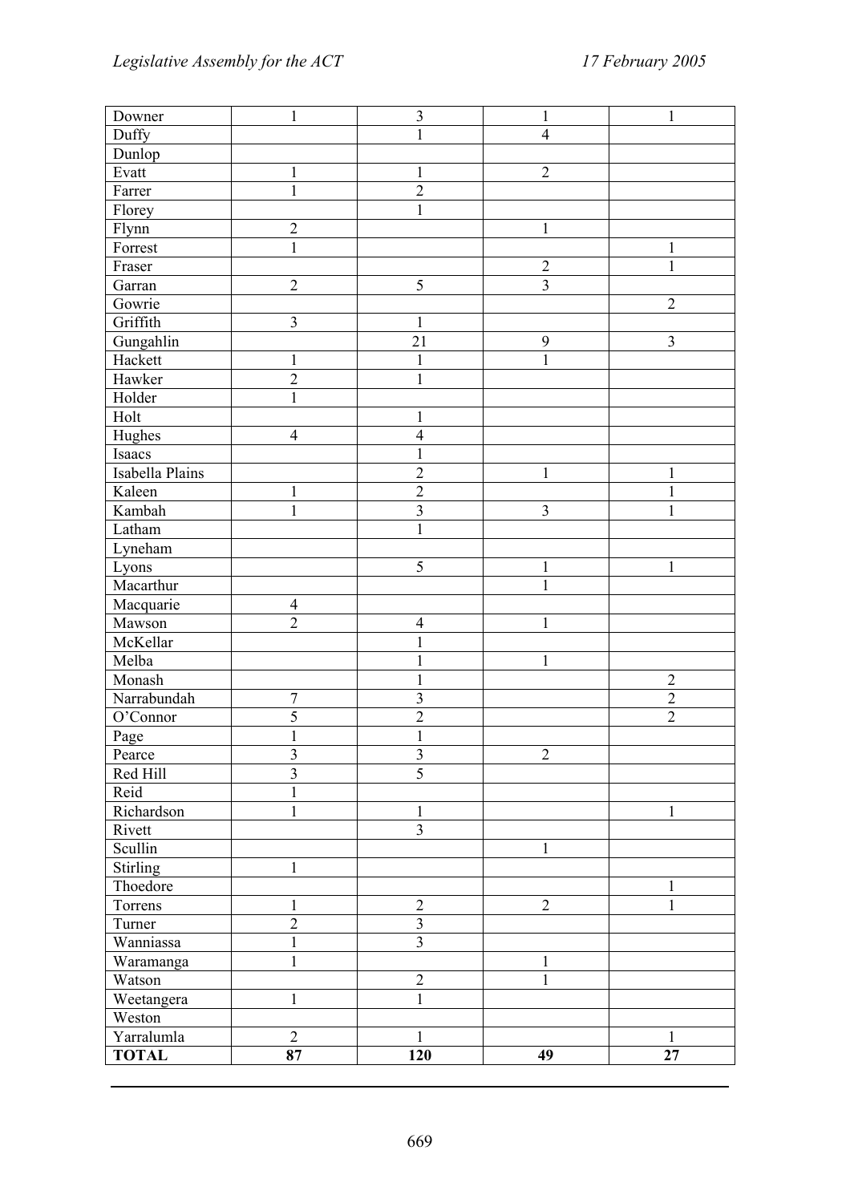| | | | | |
|---|---|---|---|---|
| Downner | 1 | 3 | 1 | 1 |
| Duffy | | 1 | 4 | |
| Dunlop | | | | |
| Evatt | 1 | 1 | 2 | |
| Farrer | 1 | 2 | | |
| Florey | | 1 | | |
| Flynn | 2 | | 1 | |
| Forrest | 1 | | | 1 |
| Fraser | | | 2 | 1 |
| Garran | 2 | 5 | 3 | |
| Gowrie | | | | 2 |
| Griffith | 3 | 1 | | |
| Gungahlin | | 21 | 9 | 3 |
| Hackett | 1 | 1 | 1 | |
| Hawker | 2 | 1 | | |
| Holder | 1 | | | |
| Holt | | 1 | | |
| Hughes | 4 | 4 | | |
| Isaacs | | 1 | | |
| Isabella Plains | | 2 | 1 | 1 |
| Kaleen | 1 | 2 | | 1 |
| Kambah | 1 | 3 | 3 | 1 |
| Latham | | 1 | | |
| Lyneham | | | | |
| Lyons | | 5 | 1 | 1 |
| Macarthur | | | 1 | |
| Macquarie | 4 | | | |
| Mawson | 2 | 4 | 1 | |
| McKellar | | 1 | | |
| Melba | | 1 | 1 | |
| Monash | | 1 | | 2 |
| Narrabundah | 7 | 3 | | 2 |
| O'Connor | 5 | 2 | | 2 |
| Page | 1 | 1 | | |
| Pearce | 3 | 3 | 2 | |
| Red Hill | 3 | 5 | | |
| Reid | 1 | | | |
| Richardson | 1 | 1 | | 1 |
| Rivett | | 3 | | |
| Scullin | | | 1 | |
| Stirling | 1 | | | |
| Thoedore | | | | 1 |
| Torrens | 1 | 2 | 2 | 1 |
| Turner | 2 | 3 | | |
| Wanniassa | 1 | 3 | | |
| Waramanga | 1 | | 1 | |
| Watson | | 2 | 1 | |
| Weetangera | 1 | 1 | | |
| Weston | | | | |
| Yarralumla | 2 | 1 | | 1 |
| **TOTAL** | **87** | **120** | **49** | **27** |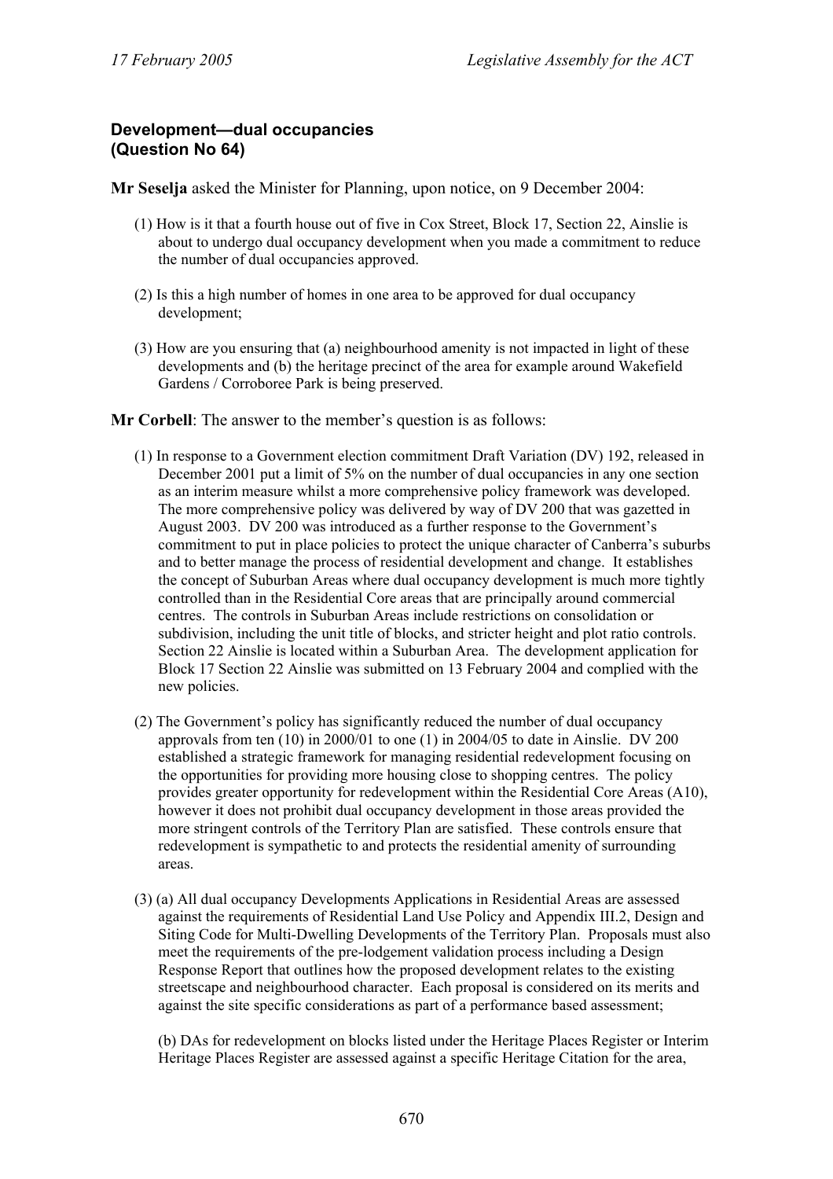### Development—dual occupancies (Question No 64)

**Mr Seselja** asked the Minister for Planning, upon notice, on 9 December 2004:

(1) How is it that a fourth house out of five in Cox Street, Block 17, Section 22, Ainslie is about to undergo dual occupancy development when you made a commitment to reduce the number of dual occupancies approved.

(2) Is this a high number of homes in one area to be approved for dual occupancy development;

(3) How are you ensuring that (a) neighbourhood amenity is not impacted in light of these developments and (b) the heritage precinct of the area for example around Wakefield Gardens / Corroboree Park is being preserved.

**Mr Corbell**: The answer to the member's question is as follows:

(1) In response to a Government election commitment Draft Variation (DV) 192, released in December 2001 put a limit of 5% on the number of dual occupancies in any one section as an interim measure whilst a more comprehensive policy framework was developed. The more comprehensive policy was delivered by way of DV 200 that was gazetted in August 2003. DV 200 was introduced as a further response to the Government's commitment to put in place policies to protect the unique character of Canberra's suburbs and to better manage the process of residential development and change. It establishes the concept of Suburban Areas where dual occupancy development is much more tightly controlled than in the Residential Core areas that are principally around commercial centres. The controls in Suburban Areas include restrictions on consolidation or subdivision, including the unit title of blocks, and stricter height and plot ratio controls. Section 22 Ainslie is located within a Suburban Area. The development application for Block 17 Section 22 Ainslie was submitted on 13 February 2004 and complied with the new policies.

(2) The Government's policy has significantly reduced the number of dual occupancy approvals from ten (10) in 2000/01 to one (1) in 2004/05 to date in Ainslie. DV 200 established a strategic framework for managing residential redevelopment focusing on the opportunities for providing more housing close to shopping centres. The policy provides greater opportunity for redevelopment within the Residential Core Areas (A10), however it does not prohibit dual occupancy development in those areas provided the more stringent controls of the Territory Plan are satisfied. These controls ensure that redevelopment is sympathetic to and protects the residential amenity of surrounding areas.

(3) (a) All dual occupancy Developments Applications in Residential Areas are assessed against the requirements of Residential Land Use Policy and Appendix III.2, Design and Siting Code for Multi-Dwelling Developments of the Territory Plan. Proposals must also meet the requirements of the pre-lodgement validation process including a Design Response Report that outlines how the proposed development relates to the existing streetscape and neighbourhood character. Each proposal is considered on its merits and against the site specific considerations as part of a performance based assessment;

(b) DAs for redevelopment on blocks listed under the Heritage Places Register or Interim Heritage Places Register are assessed against a specific Heritage Citation for the area,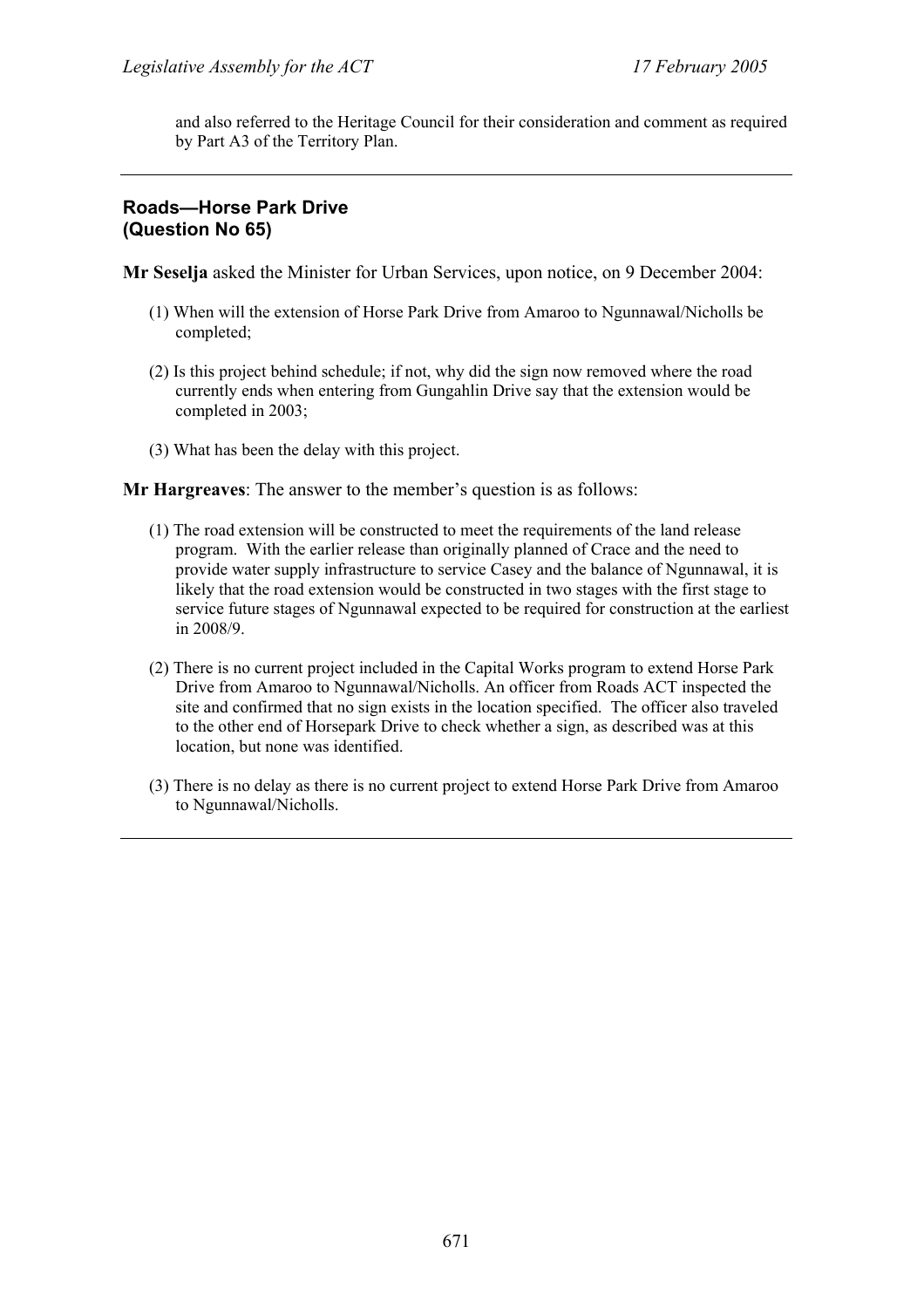and also referred to the Heritage Council for their consideration and comment as required by Part A3 of the Territory Plan.

---

### Roads—Horse Park Drive
### (Question No 65)

**Mr Seselja** asked the Minister for Urban Services, upon notice, on 9 December 2004:

(1) When will the extension of Horse Park Drive from Amaroo to Ngunnawal/Nicholls be completed;

(2) Is this project behind schedule; if not, why did the sign now removed where the road currently ends when entering from Gungahlin Drive say that the extension would be completed in 2003;

(3) What has been the delay with this project.

**Mr Hargreaves**: The answer to the member's question is as follows:

(1) The road extension will be constructed to meet the requirements of the land release program. With the earlier release than originally planned of Crace and the need to provide water supply infrastructure to service Casey and the balance of Ngunnawal, it is likely that the road extension would be constructed in two stages with the first stage to service future stages of Ngunnawal expected to be required for construction at the earliest in 2008/9.

(2) There is no current project included in the Capital Works program to extend Horse Park Drive from Amaroo to Ngunnawal/Nicholls. An officer from Roads ACT inspected the site and confirmed that no sign exists in the location specified. The officer also traveled to the other end of Horsepark Drive to check whether a sign, as described was at this location, but none was identified.

(3) There is no delay as there is no current project to extend Horse Park Drive from Amaroo to Ngunnawal/Nicholls.

---